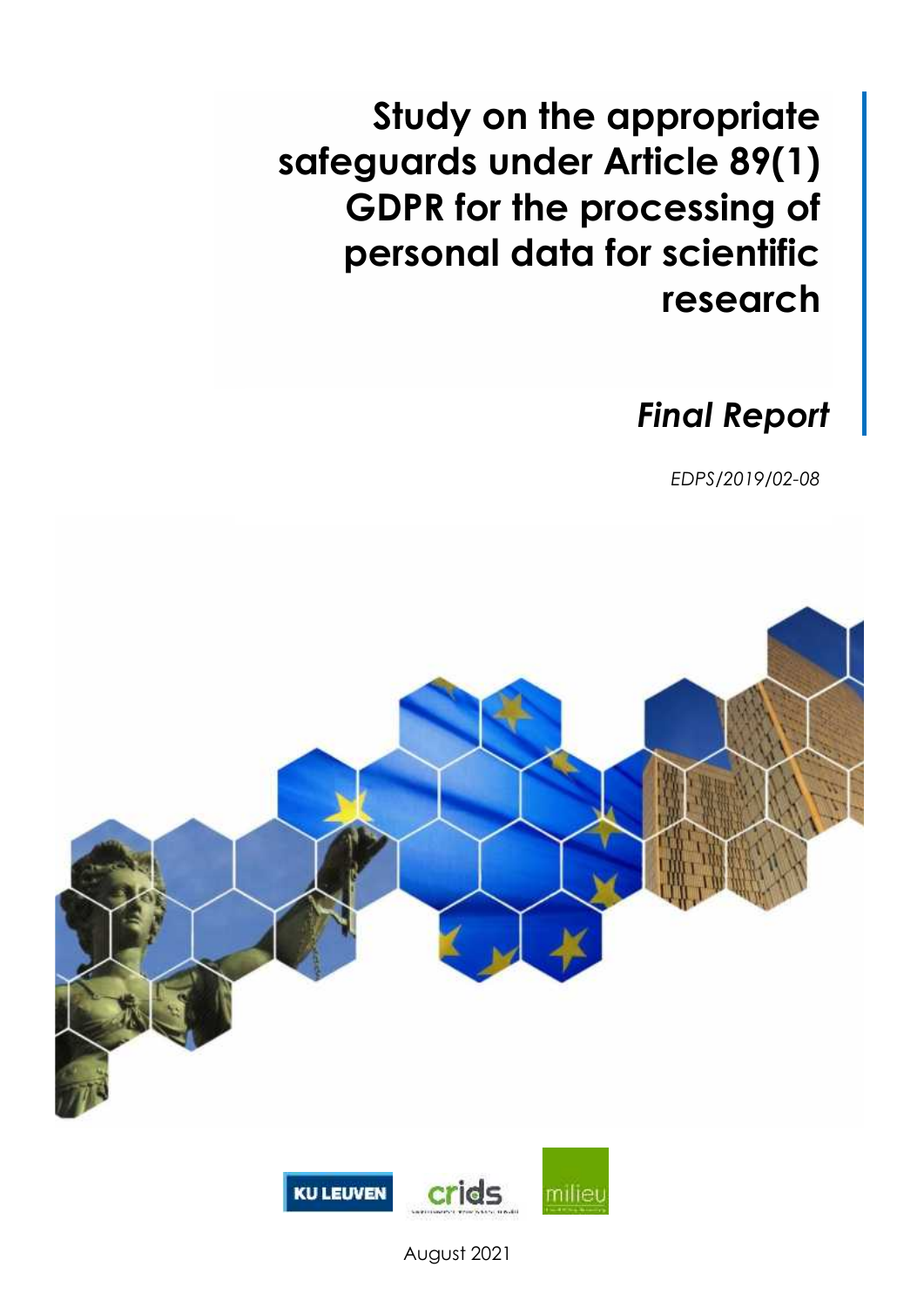# Study on the appropriate safeguards under Article 89(1) GDPR for the processing of personal data for scientific research

## *Final Report*

*EDPS/2019/02-08*

KU LEUVEN crids milieu

August 2021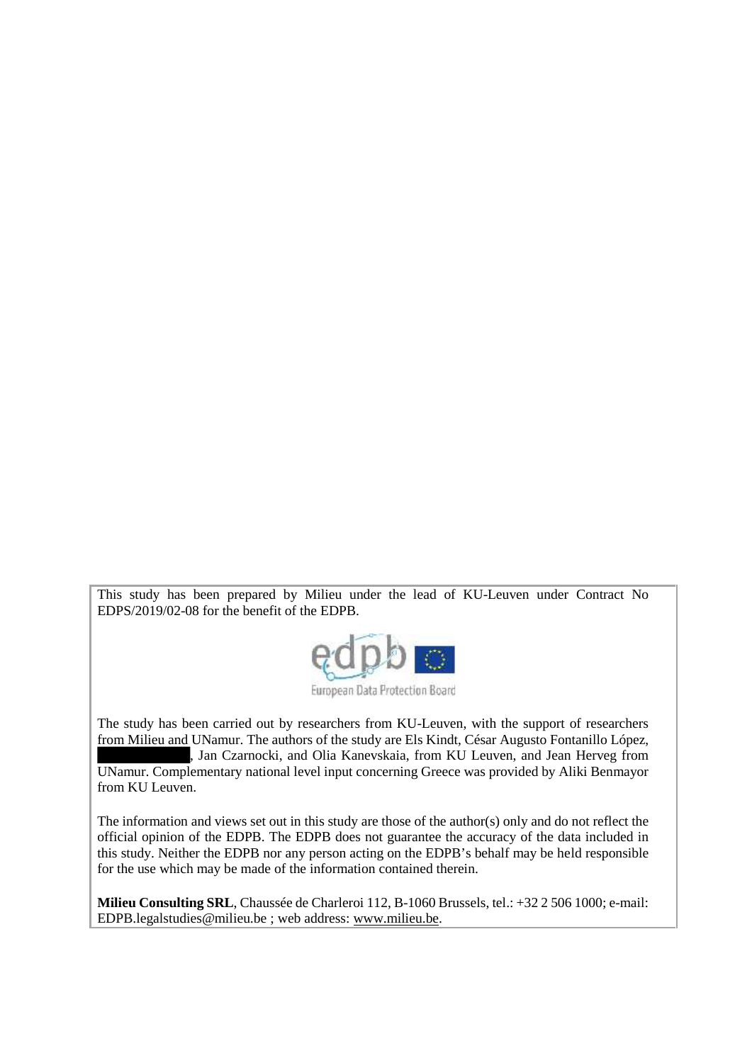This study has been prepared by Milieu under the lead of KU-Leuven under Contract No EDPS/2019/02-08 for the benefit of the EDPB.

The study has been carried out by researchers from KU-Leuven, with the support of researchers from Milieu and UNamur. The authors of the study are Els Kindt, César Augusto Fontanillo López, [redacted], Jan Czarnocki, and Olia Kanevskaia, from KU Leuven, and Jean Herveg from UNamur. Complementary national level input concerning Greece was provided by Aliki Benmayor from KU Leuven.

The information and views set out in this study are those of the author(s) only and do not reflect the official opinion of the EDPB. The EDPB does not guarantee the accuracy of the data included in this study. Neither the EDPB nor any person acting on the EDPB's behalf may be held responsible for the use which may be made of the information contained therein.

**Milieu Consulting SRL**, Chaussée de Charleroi 112, B-1060 Brussels, tel.: +32 2 506 1000; e-mail: EDPB.legalstudies@milieu.be ; web address: www.milieu.be.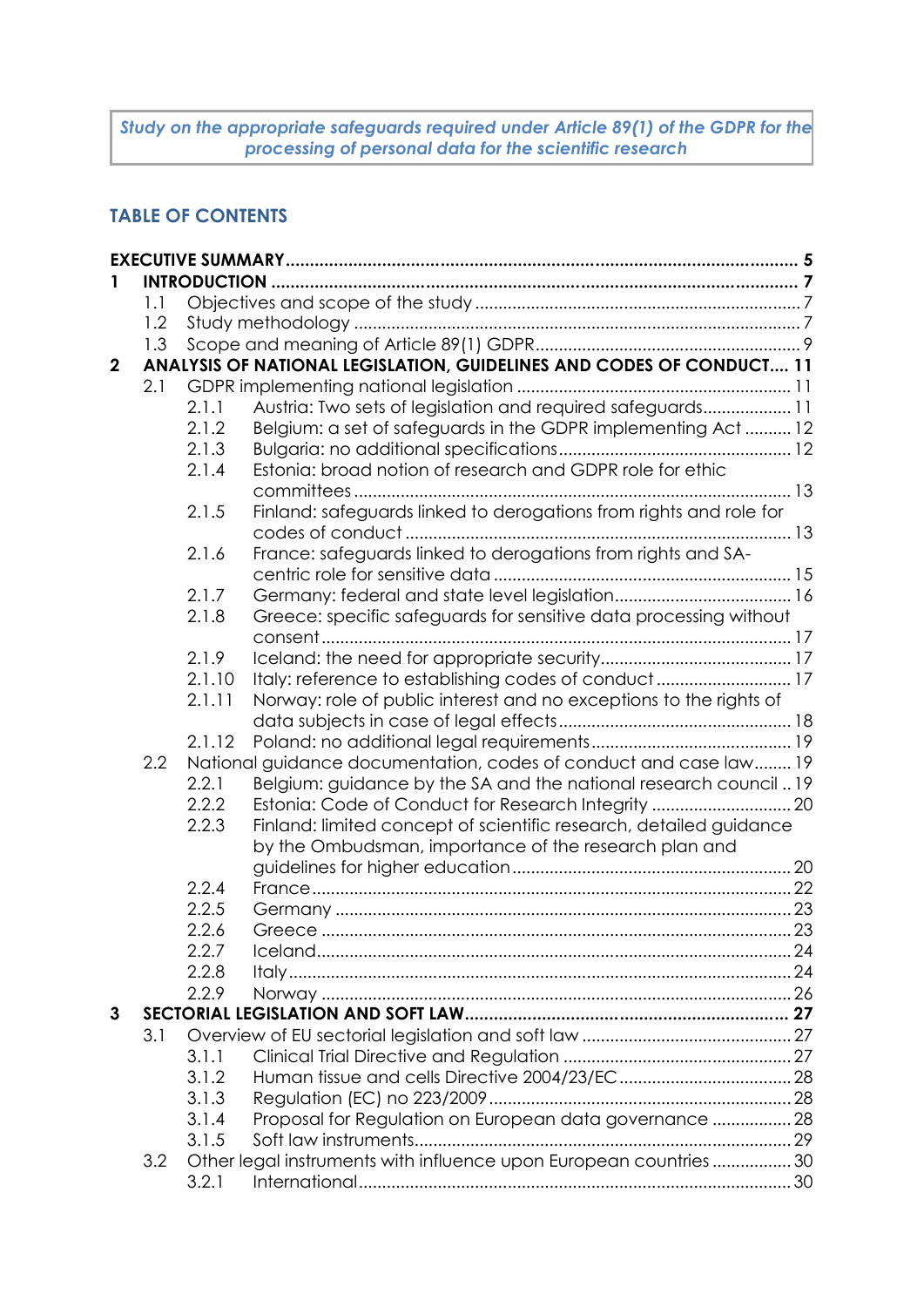**Study on the appropriate safeguards required under Article 89(1) of the GDPR for the processing of personal data for the scientific research**

## TABLE OF CONTENTS

**EXECUTIVE SUMMARY** .......... **5**

**1 INTRODUCTION** .......... **7**

- 1.1 Objectives and scope of the study .......... 7
- 1.2 Study methodology .......... 7
- 1.3 Scope and meaning of Article 89(1) GDPR .......... 9

**2 ANALYSIS OF NATIONAL LEGISLATION, GUIDELINES AND CODES OF CONDUCT** .......... **11**

- 2.1 GDPR implementing national legislation .......... 11
  - 2.1.1 Austria: Two sets of legislation and required safeguards .......... 11
  - 2.1.2 Belgium: a set of safeguards in the GDPR implementing Act .......... 12
  - 2.1.3 Bulgaria: no additional specifications .......... 12
  - 2.1.4 Estonia: broad notion of research and GDPR role for ethic committees .......... 13
  - 2.1.5 Finland: safeguards linked to derogations from rights and role for codes of conduct .......... 13
  - 2.1.6 France: safeguards linked to derogations from rights and SA-centric role for sensitive data .......... 15
  - 2.1.7 Germany: federal and state level legislation .......... 16
  - 2.1.8 Greece: specific safeguards for sensitive data processing without consent .......... 17
  - 2.1.9 Iceland: the need for appropriate security .......... 17
  - 2.1.10 Italy: reference to establishing codes of conduct .......... 17
  - 2.1.11 Norway: role of public interest and no exceptions to the rights of data subjects in case of legal effects .......... 18
  - 2.1.12 Poland: no additional legal requirements .......... 19
- 2.2 National guidance documentation, codes of conduct and case law .......... 19
  - 2.2.1 Belgium: guidance by the SA and the national research council .......... 19
  - 2.2.2 Estonia: Code of Conduct for Research Integrity .......... 20
  - 2.2.3 Finland: limited concept of scientific research, detailed guidance by the Ombudsman, importance of the research plan and guidelines for higher education .......... 20
  - 2.2.4 France .......... 22
  - 2.2.5 Germany .......... 23
  - 2.2.6 Greece .......... 23
  - 2.2.7 Iceland .......... 24
  - 2.2.8 Italy .......... 24
  - 2.2.9 Norway .......... 26

**3 SECTORIAL LEGISLATION AND SOFT LAW** .......... **27**

- 3.1 Overview of EU sectorial legislation and soft law .......... 27
  - 3.1.1 Clinical Trial Directive and Regulation .......... 27
  - 3.1.2 Human tissue and cells Directive 2004/23/EC .......... 28
  - 3.1.3 Regulation (EC) no 223/2009 .......... 28
  - 3.1.4 Proposal for Regulation on European data governance .......... 28
  - 3.1.5 Soft law instruments .......... 29
- 3.2 Other legal instruments with influence upon European countries .......... 30
  - 3.2.1 International .......... 30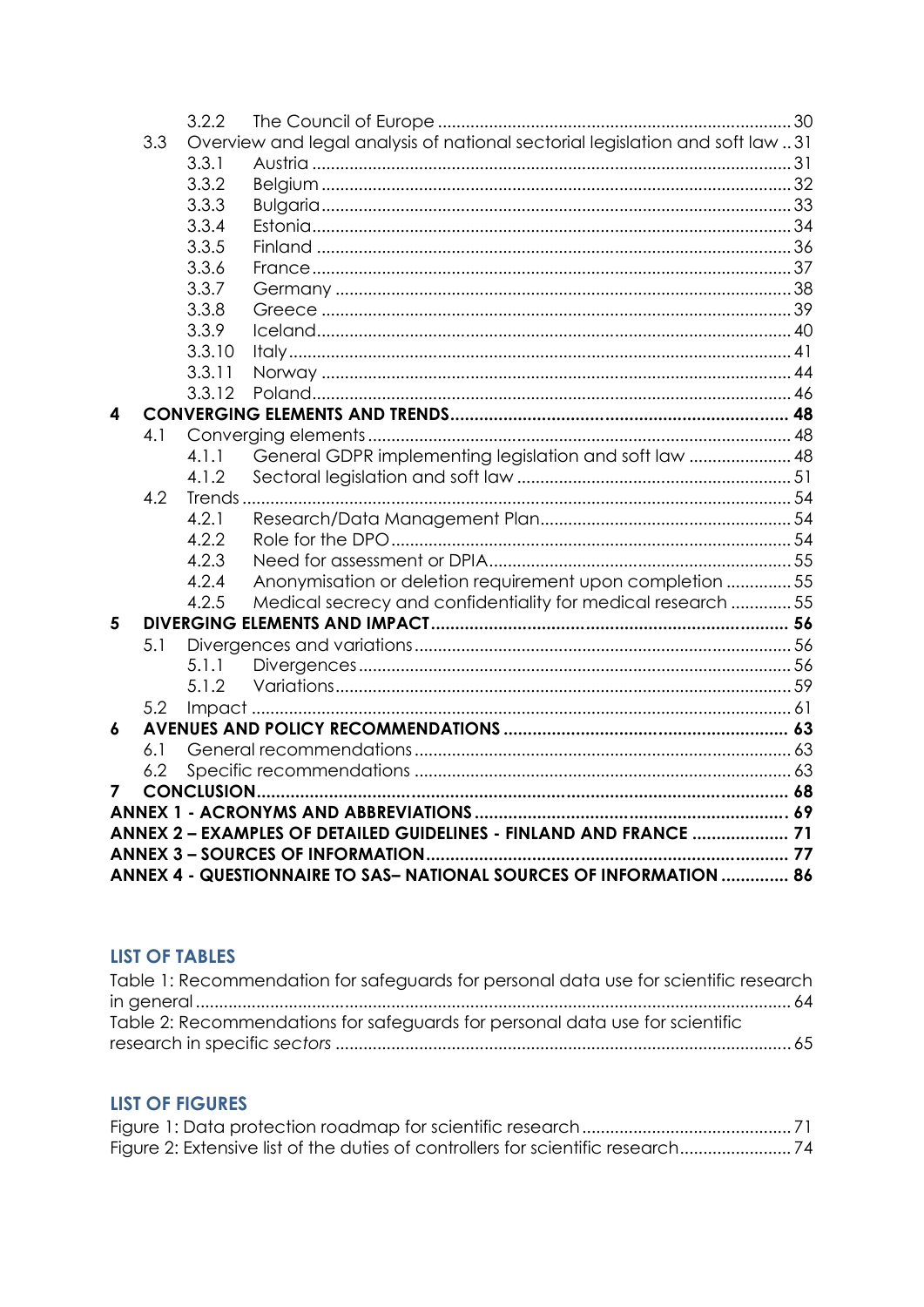3.2.2 The Council of Europe ........................................................................ 30

3.3 Overview and legal analysis of national sectorial legislation and soft law .. 31

3.3.1 Austria ...................................................................................... 31

3.3.2 Belgium .................................................................................... 32

3.3.3 Bulgaria .................................................................................... 33

3.3.4 Estonia ...................................................................................... 34

3.3.5 Finland ..................................................................................... 36

3.3.6 France ...................................................................................... 37

3.3.7 Germany .................................................................................. 38

3.3.8 Greece ..................................................................................... 39

3.3.9 Iceland ..................................................................................... 40

3.3.10 Italy ......................................................................................... 41

3.3.11 Norway .................................................................................... 44

3.3.12 Poland ...................................................................................... 46

**4 CONVERGING ELEMENTS AND TRENDS ........................................................ 48**

4.1 Converging elements ........................................................................... 48

4.1.1 General GDPR implementing legislation and soft law ...................... 48

4.1.2 Sectoral legislation and soft law ....................................................... 51

4.2 Trends ................................................................................................... 54

4.2.1 Research/Data Management Plan ..................................................... 54

4.2.2 Role for the DPO .............................................................................. 54

4.2.3 Need for assessment or DPIA ............................................................ 55

4.2.4 Anonymisation or deletion requirement upon completion .............. 55

4.2.5 Medical secrecy and confidentiality for medical research ............. 55

**5 DIVERGING ELEMENTS AND IMPACT ......................................................... 56**

5.1 Divergences and variations ................................................................. 56

5.1.1 Divergences ..................................................................................... 56

5.1.2 Variations ......................................................................................... 59

5.2 Impact ................................................................................................... 61

**6 AVENUES AND POLICY RECOMMENDATIONS ........................................... 63**

6.1 General recommendations ................................................................... 63

6.2 Specific recommendations ................................................................... 63

**7 CONCLUSION ............................................................................................. 68**

**ANNEX 1 - ACRONYMS AND ABBREVIATIONS ................................................. 69**

**ANNEX 2 – EXAMPLES OF DETAILED GUIDELINES - FINLAND AND FRANCE .................... 71**

**ANNEX 3 – SOURCES OF INFORMATION ............................................................ 77**

**ANNEX 4 - QUESTIONNAIRE TO SAS– NATIONAL SOURCES OF INFORMATION .............. 86**

## LIST OF TABLES

Table 1: Recommendation for safeguards for personal data use for scientific research in general ........................................................................................................ 64

Table 2: Recommendations for safeguards for personal data use for scientific research in specific *sectors* ........................................................................................ 65

## LIST OF FIGURES

Figure 1: Data protection roadmap for scientific research ........................................ 71

Figure 2: Extensive list of the duties of controllers for scientific research ...................... 74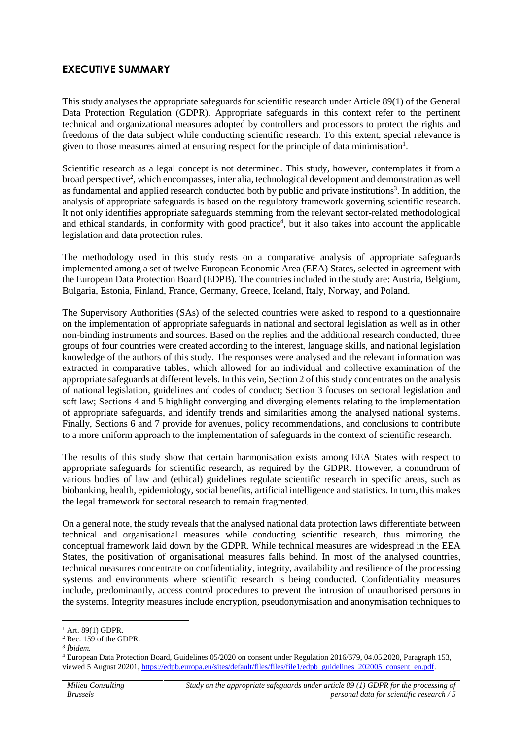## EXECUTIVE SUMMARY

This study analyses the appropriate safeguards for scientific research under Article 89(1) of the General Data Protection Regulation (GDPR). Appropriate safeguards in this context refer to the pertinent technical and organizational measures adopted by controllers and processors to protect the rights and freedoms of the data subject while conducting scientific research. To this extent, special relevance is given to those measures aimed at ensuring respect for the principle of data minimisation[1].

Scientific research as a legal concept is not determined. This study, however, contemplates it from a broad perspective[2], which encompasses, inter alia, technological development and demonstration as well as fundamental and applied research conducted both by public and private institutions[3]. In addition, the analysis of appropriate safeguards is based on the regulatory framework governing scientific research. It not only identifies appropriate safeguards stemming from the relevant sector-related methodological and ethical standards, in conformity with good practice[4], but it also takes into account the applicable legislation and data protection rules.

The methodology used in this study rests on a comparative analysis of appropriate safeguards implemented among a set of twelve European Economic Area (EEA) States, selected in agreement with the European Data Protection Board (EDPB). The countries included in the study are: Austria, Belgium, Bulgaria, Estonia, Finland, France, Germany, Greece, Iceland, Italy, Norway, and Poland.

The Supervisory Authorities (SAs) of the selected countries were asked to respond to a questionnaire on the implementation of appropriate safeguards in national and sectoral legislation as well as in other non-binding instruments and sources. Based on the replies and the additional research conducted, three groups of four countries were created according to the interest, language skills, and national legislation knowledge of the authors of this study. The responses were analysed and the relevant information was extracted in comparative tables, which allowed for an individual and collective examination of the appropriate safeguards at different levels. In this vein, Section 2 of this study concentrates on the analysis of national legislation, guidelines and codes of conduct; Section 3 focuses on sectoral legislation and soft law; Sections 4 and 5 highlight converging and diverging elements relating to the implementation of appropriate safeguards, and identify trends and similarities among the analysed national systems. Finally, Sections 6 and 7 provide for avenues, policy recommendations, and conclusions to contribute to a more uniform approach to the implementation of safeguards in the context of scientific research.

The results of this study show that certain harmonisation exists among EEA States with respect to appropriate safeguards for scientific research, as required by the GDPR. However, a conundrum of various bodies of law and (ethical) guidelines regulate scientific research in specific areas, such as biobanking, health, epidemiology, social benefits, artificial intelligence and statistics. In turn, this makes the legal framework for sectoral research to remain fragmented.

On a general note, the study reveals that the analysed national data protection laws differentiate between technical and organisational measures while conducting scientific research, thus mirroring the conceptual framework laid down by the GDPR. While technical measures are widespread in the EEA States, the positivation of organisational measures falls behind. In most of the analysed countries, technical measures concentrate on confidentiality, integrity, availability and resilience of the processing systems and environments where scientific research is being conducted. Confidentiality measures include, predominantly, access control procedures to prevent the intrusion of unauthorised persons in the systems. Integrity measures include encryption, pseudonymisation and anonymisation techniques to

---

[1] Art. 89(1) GDPR.

[2] Rec. 159 of the GDPR.

[3] *Íbidem.*

[4] European Data Protection Board, Guidelines 05/2020 on consent under Regulation 2016/679, 04.05.2020, Paragraph 153, viewed 5 August 20201, https://edpb.europa.eu/sites/default/files/files/file1/edpb_guidelines_202005_consent_en.pdf.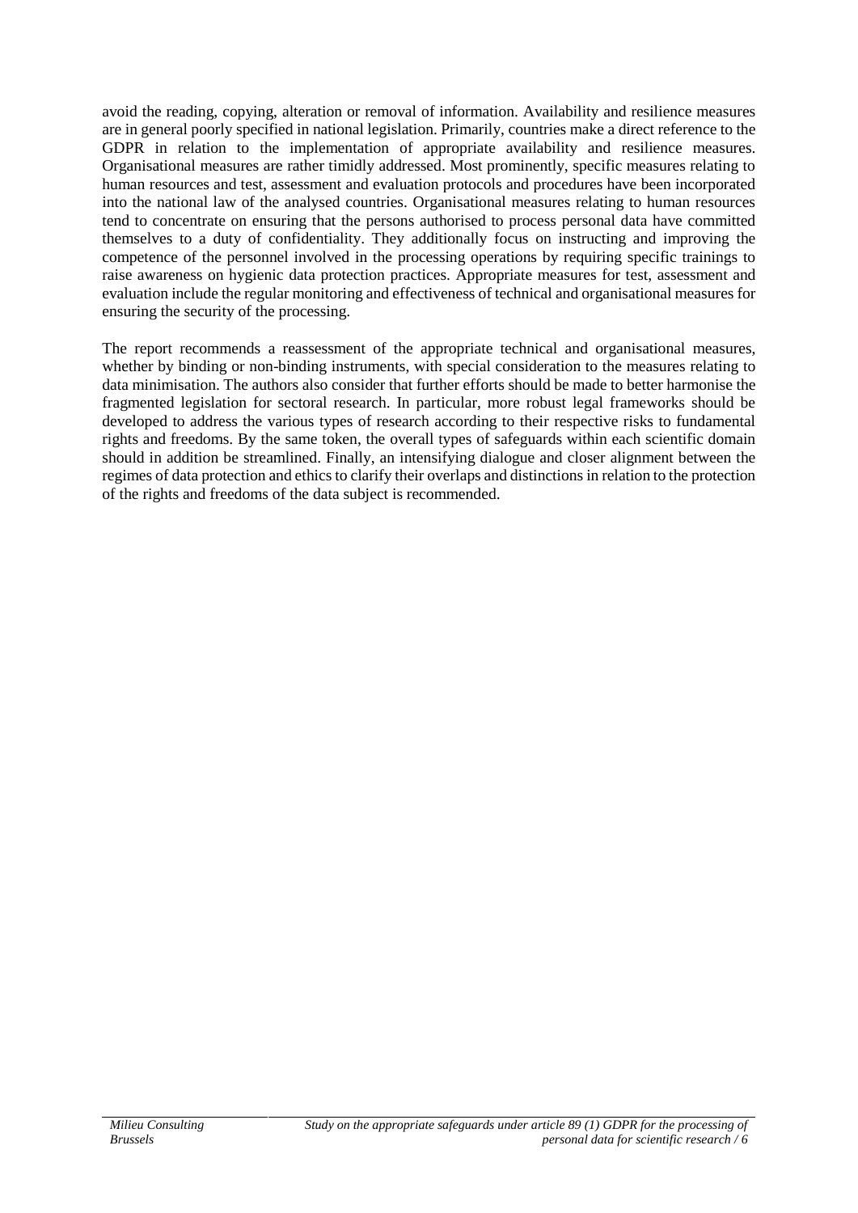avoid the reading, copying, alteration or removal of information. Availability and resilience measures are in general poorly specified in national legislation. Primarily, countries make a direct reference to the GDPR in relation to the implementation of appropriate availability and resilience measures. Organisational measures are rather timidly addressed. Most prominently, specific measures relating to human resources and test, assessment and evaluation protocols and procedures have been incorporated into the national law of the analysed countries. Organisational measures relating to human resources tend to concentrate on ensuring that the persons authorised to process personal data have committed themselves to a duty of confidentiality. They additionally focus on instructing and improving the competence of the personnel involved in the processing operations by requiring specific trainings to raise awareness on hygienic data protection practices. Appropriate measures for test, assessment and evaluation include the regular monitoring and effectiveness of technical and organisational measures for ensuring the security of the processing.

The report recommends a reassessment of the appropriate technical and organisational measures, whether by binding or non-binding instruments, with special consideration to the measures relating to data minimisation. The authors also consider that further efforts should be made to better harmonise the fragmented legislation for sectoral research. In particular, more robust legal frameworks should be developed to address the various types of research according to their respective risks to fundamental rights and freedoms. By the same token, the overall types of safeguards within each scientific domain should in addition be streamlined. Finally, an intensifying dialogue and closer alignment between the regimes of data protection and ethics to clarify their overlaps and distinctions in relation to the protection of the rights and freedoms of the data subject is recommended.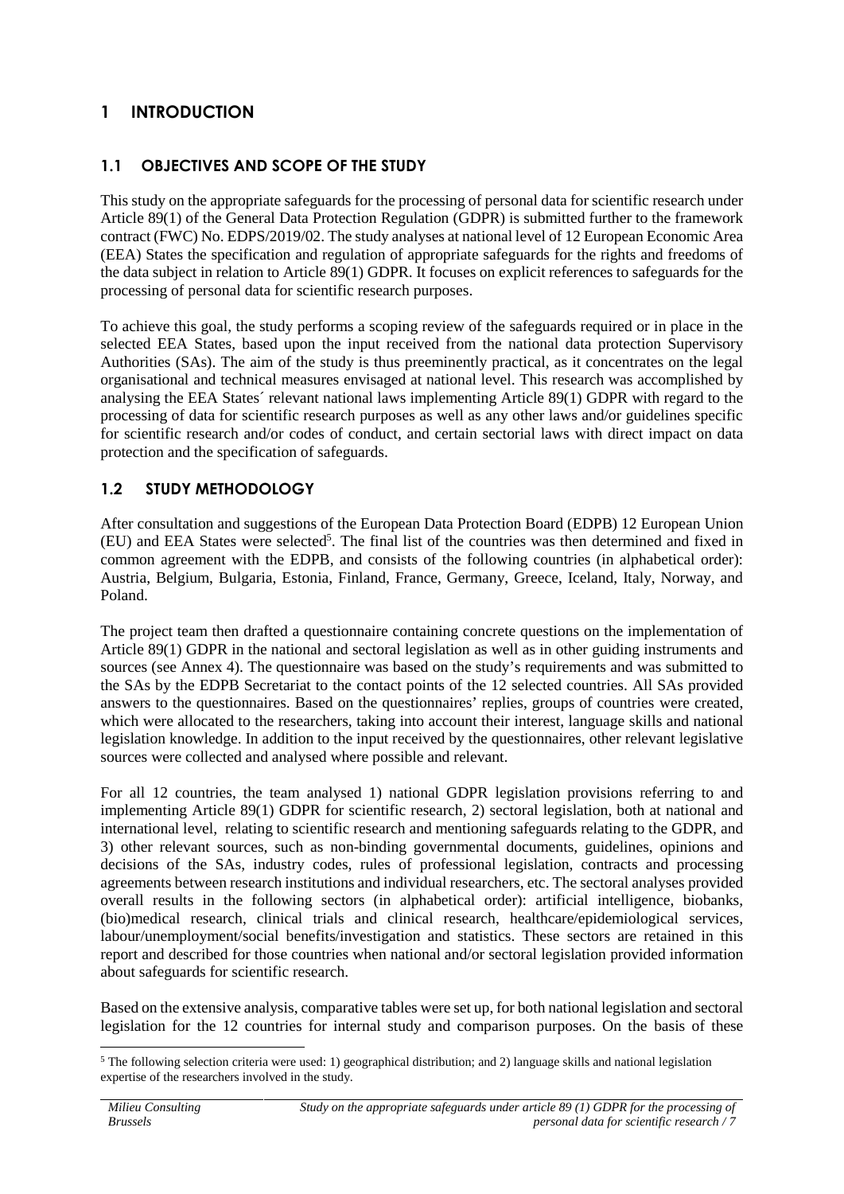# 1 INTRODUCTION

## 1.1 OBJECTIVES AND SCOPE OF THE STUDY

This study on the appropriate safeguards for the processing of personal data for scientific research under Article 89(1) of the General Data Protection Regulation (GDPR) is submitted further to the framework contract (FWC) No. EDPS/2019/02. The study analyses at national level of 12 European Economic Area (EEA) States the specification and regulation of appropriate safeguards for the rights and freedoms of the data subject in relation to Article 89(1) GDPR. It focuses on explicit references to safeguards for the processing of personal data for scientific research purposes.

To achieve this goal, the study performs a scoping review of the safeguards required or in place in the selected EEA States, based upon the input received from the national data protection Supervisory Authorities (SAs). The aim of the study is thus preeminently practical, as it concentrates on the legal organisational and technical measures envisaged at national level. This research was accomplished by analysing the EEA States´ relevant national laws implementing Article 89(1) GDPR with regard to the processing of data for scientific research purposes as well as any other laws and/or guidelines specific for scientific research and/or codes of conduct, and certain sectorial laws with direct impact on data protection and the specification of safeguards.

## 1.2 STUDY METHODOLOGY

After consultation and suggestions of the European Data Protection Board (EDPB) 12 European Union (EU) and EEA States were selected[5]. The final list of the countries was then determined and fixed in common agreement with the EDPB, and consists of the following countries (in alphabetical order): Austria, Belgium, Bulgaria, Estonia, Finland, France, Germany, Greece, Iceland, Italy, Norway, and Poland.

The project team then drafted a questionnaire containing concrete questions on the implementation of Article 89(1) GDPR in the national and sectoral legislation as well as in other guiding instruments and sources (see Annex 4). The questionnaire was based on the study's requirements and was submitted to the SAs by the EDPB Secretariat to the contact points of the 12 selected countries. All SAs provided answers to the questionnaires. Based on the questionnaires' replies, groups of countries were created, which were allocated to the researchers, taking into account their interest, language skills and national legislation knowledge. In addition to the input received by the questionnaires, other relevant legislative sources were collected and analysed where possible and relevant.

For all 12 countries, the team analysed 1) national GDPR legislation provisions referring to and implementing Article 89(1) GDPR for scientific research, 2) sectoral legislation, both at national and international level, relating to scientific research and mentioning safeguards relating to the GDPR, and 3) other relevant sources, such as non-binding governmental documents, guidelines, opinions and decisions of the SAs, industry codes, rules of professional legislation, contracts and processing agreements between research institutions and individual researchers, etc. The sectoral analyses provided overall results in the following sectors (in alphabetical order): artificial intelligence, biobanks, (bio)medical research, clinical trials and clinical research, healthcare/epidemiological services, labour/unemployment/social benefits/investigation and statistics. These sectors are retained in this report and described for those countries when national and/or sectoral legislation provided information about safeguards for scientific research.

Based on the extensive analysis, comparative tables were set up, for both national legislation and sectoral legislation for the 12 countries for internal study and comparison purposes. On the basis of these

[5] The following selection criteria were used: 1) geographical distribution; and 2) language skills and national legislation expertise of the researchers involved in the study.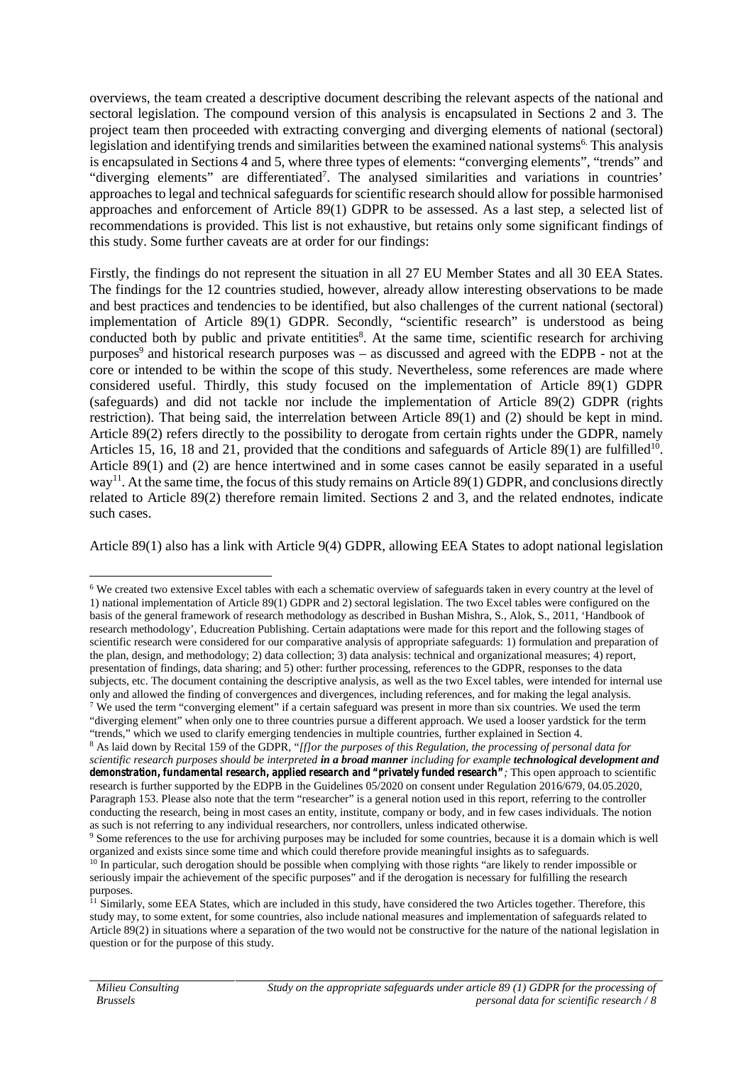overviews, the team created a descriptive document describing the relevant aspects of the national and sectoral legislation. The compound version of this analysis is encapsulated in Sections 2 and 3. The project team then proceeded with extracting converging and diverging elements of national (sectoral) legislation and identifying trends and similarities between the examined national systems[6]. This analysis is encapsulated in Sections 4 and 5, where three types of elements: "converging elements", "trends" and "diverging elements" are differentiated[7]. The analysed similarities and variations in countries' approaches to legal and technical safeguards for scientific research should allow for possible harmonised approaches and enforcement of Article 89(1) GDPR to be assessed. As a last step, a selected list of recommendations is provided. This list is not exhaustive, but retains only some significant findings of this study. Some further caveats are at order for our findings:

Firstly, the findings do not represent the situation in all 27 EU Member States and all 30 EEA States. The findings for the 12 countries studied, however, already allow interesting observations to be made and best practices and tendencies to be identified, but also challenges of the current national (sectoral) implementation of Article 89(1) GDPR. Secondly, "scientific research" is understood as being conducted both by public and private entitities[8]. At the same time, scientific research for archiving purposes[9] and historical research purposes was – as discussed and agreed with the EDPB - not at the core or intended to be within the scope of this study. Nevertheless, some references are made where considered useful. Thirdly, this study focused on the implementation of Article 89(1) GDPR (safeguards) and did not tackle nor include the implementation of Article 89(2) GDPR (rights restriction). That being said, the interrelation between Article 89(1) and (2) should be kept in mind. Article 89(2) refers directly to the possibility to derogate from certain rights under the GDPR, namely Articles 15, 16, 18 and 21, provided that the conditions and safeguards of Article 89(1) are fulfilled[10]. Article 89(1) and (2) are hence intertwined and in some cases cannot be easily separated in a useful way[11]. At the same time, the focus of this study remains on Article 89(1) GDPR, and conclusions directly related to Article 89(2) therefore remain limited. Sections 2 and 3, and the related endnotes, indicate such cases.

Article 89(1) also has a link with Article 9(4) GDPR, allowing EEA States to adopt national legislation

---

[6] We created two extensive Excel tables with each a schematic overview of safeguards taken in every country at the level of 1) national implementation of Article 89(1) GDPR and 2) sectoral legislation. The two Excel tables were configured on the basis of the general framework of research methodology as described in Bushan Mishra, S., Alok, S., 2011, 'Handbook of research methodology', Educreation Publishing. Certain adaptations were made for this report and the following stages of scientific research were considered for our comparative analysis of appropriate safeguards: 1) formulation and preparation of the plan, design, and methodology; 2) data collection; 3) data analysis: technical and organizational measures; 4) report, presentation of findings, data sharing; and 5) other: further processing, references to the GDPR, responses to the data subjects, etc. The document containing the descriptive analysis, as well as the two Excel tables, were intended for internal use only and allowed the finding of convergences and divergences, including references, and for making the legal analysis.

[7] We used the term "converging element" if a certain safeguard was present in more than six countries. We used the term "diverging element" when only one to three countries pursue a different approach. We used a looser yardstick for the term "trends," which we used to clarify emerging tendencies in multiple countries, further explained in Section 4.

[8] As laid down by Recital 159 of the GDPR, *"[f]or the purposes of this Regulation, the processing of personal data for scientific research purposes should be interpreted* ***in a broad manner*** *including for example* ***technological development and demonstration, fundamental research, applied research and "privately funded research"****;* This open approach to scientific research is further supported by the EDPB in the Guidelines 05/2020 on consent under Regulation 2016/679, 04.05.2020, Paragraph 153. Please also note that the term "researcher" is a general notion used in this report, referring to the controller conducting the research, being in most cases an entity, institute, company or body, and in few cases individuals. The notion as such is not referring to any individual researchers, nor controllers, unless indicated otherwise.

[9] Some references to the use for archiving purposes may be included for some countries, because it is a domain which is well organized and exists since some time and which could therefore provide meaningful insights as to safeguards.

[10] In particular, such derogation should be possible when complying with those rights "are likely to render impossible or seriously impair the achievement of the specific purposes" and if the derogation is necessary for fulfilling the research purposes.

[11] Similarly, some EEA States, which are included in this study, have considered the two Articles together. Therefore, this study may, to some extent, for some countries, also include national measures and implementation of safeguards related to Article 89(2) in situations where a separation of the two would not be constructive for the nature of the national legislation in question or for the purpose of this study.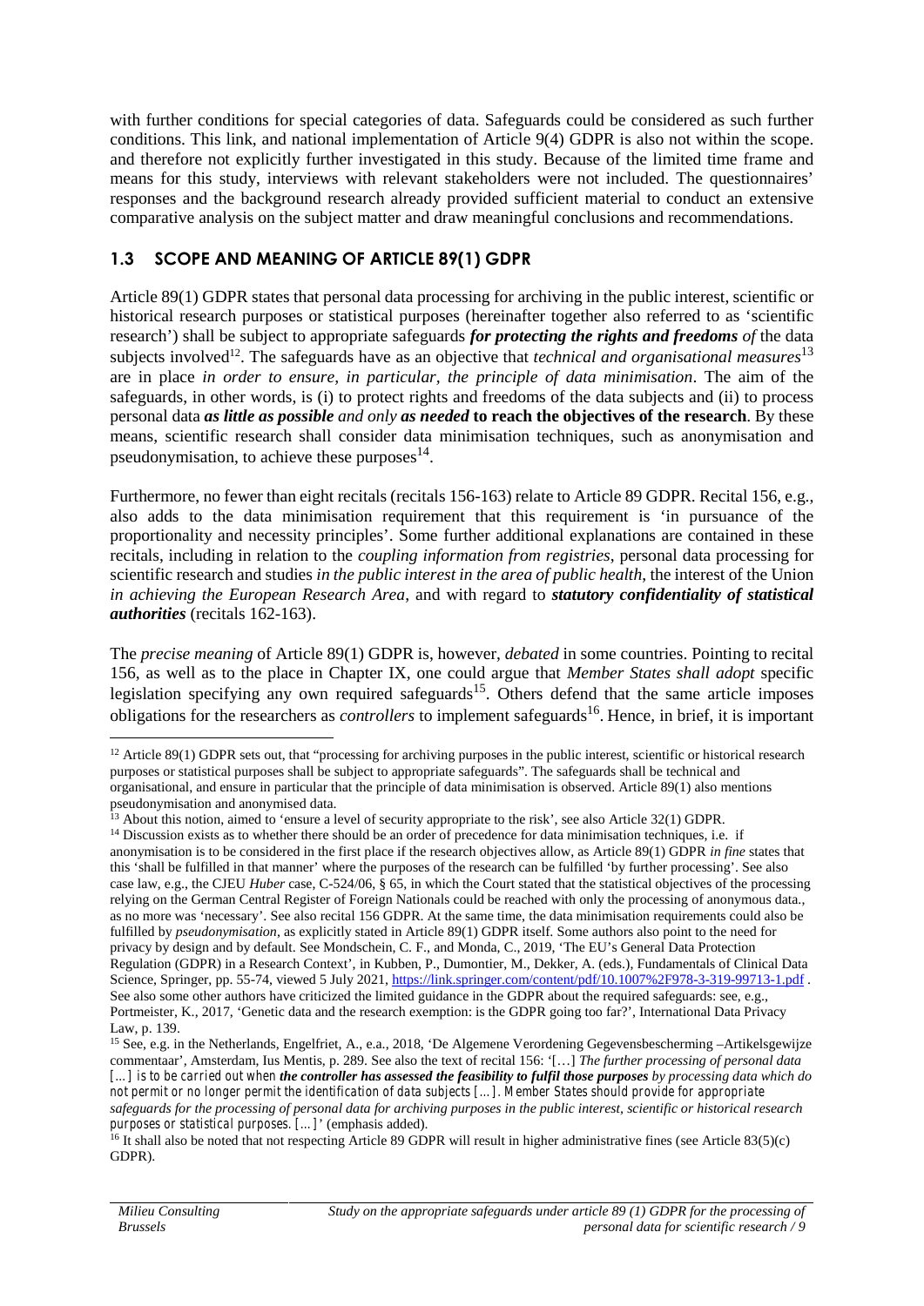with further conditions for special categories of data. Safeguards could be considered as such further conditions. This link, and national implementation of Article 9(4) GDPR is also not within the scope. and therefore not explicitly further investigated in this study. Because of the limited time frame and means for this study, interviews with relevant stakeholders were not included. The questionnaires' responses and the background research already provided sufficient material to conduct an extensive comparative analysis on the subject matter and draw meaningful conclusions and recommendations.

## 1.3 SCOPE AND MEANING OF ARTICLE 89(1) GDPR

Article 89(1) GDPR states that personal data processing for archiving in the public interest, scientific or historical research purposes or statistical purposes (hereinafter together also referred to as 'scientific research') shall be subject to appropriate safeguards ***for protecting the rights and freedoms*** *of* the data subjects involved[12]. The safeguards have as an objective that *technical and organisational measures*[13] are in place *in order to ensure, in particular, the principle of data minimisation*. The aim of the safeguards, in other words, is (i) to protect rights and freedoms of the data subjects and (ii) to process personal data ***as little as possible*** *and only* ***as needed*** **to reach the objectives of the research**. By these means, scientific research shall consider data minimisation techniques, such as anonymisation and pseudonymisation, to achieve these purposes[14].

Furthermore, no fewer than eight recitals (recitals 156-163) relate to Article 89 GDPR. Recital 156, e.g., also adds to the data minimisation requirement that this requirement is 'in pursuance of the proportionality and necessity principles'. Some further additional explanations are contained in these recitals, including in relation to the *coupling information from registries*, personal data processing for scientific research and studies *in the public interest in the area of public health*, the interest of the Union *in achieving the European Research Area*, and with regard to ***statutory confidentiality of statistical authorities*** (recitals 162-163).

The *precise meaning* of Article 89(1) GDPR is, however, *debated* in some countries. Pointing to recital 156, as well as to the place in Chapter IX, one could argue that *Member States shall adopt* specific legislation specifying any own required safeguards[15]. Others defend that the same article imposes obligations for the researchers as *controllers* to implement safeguards[16]. Hence, in brief, it is important

---

[12] Article 89(1) GDPR sets out, that "processing for archiving purposes in the public interest, scientific or historical research purposes or statistical purposes shall be subject to appropriate safeguards". The safeguards shall be technical and organisational, and ensure in particular that the principle of data minimisation is observed. Article 89(1) also mentions pseudonymisation and anonymised data.

[13] About this notion, aimed to 'ensure a level of security appropriate to the risk', see also Article 32(1) GDPR.

[14] Discussion exists as to whether there should be an order of precedence for data minimisation techniques, i.e. if anonymisation is to be considered in the first place if the research objectives allow, as Article 89(1) GDPR *in fine* states that this 'shall be fulfilled in that manner' where the purposes of the research can be fulfilled 'by further processing'. See also case law, e.g., the CJEU *Huber* case, C-524/06, § 65, in which the Court stated that the statistical objectives of the processing relying on the German Central Register of Foreign Nationals could be reached with only the processing of anonymous data., as no more was 'necessary'. See also recital 156 GDPR. At the same time, the data minimisation requirements could also be fulfilled by *pseudonymisation*, as explicitly stated in Article 89(1) GDPR itself. Some authors also point to the need for privacy by design and by default. See Mondschein, C. F., and Monda, C., 2019, 'The EU's General Data Protection Regulation (GDPR) in a Research Context', in Kubben, P., Dumontier, M., Dekker, A. (eds.), Fundamentals of Clinical Data Science, Springer, pp. 55-74, viewed 5 July 2021, https://link.springer.com/content/pdf/10.1007%2F978-3-319-99713-1.pdf . See also some other authors have criticized the limited guidance in the GDPR about the required safeguards: see, e.g., Portmeister, K., 2017, 'Genetic data and the research exemption: is the GDPR going too far?', International Data Privacy Law, p. 139.

[15] See, e.g. in the Netherlands, Engelfriet, A., e.a., 2018, 'De Algemene Verordening Gegevensbescherming –Artikelsgewijze commentaar', Amsterdam, Ius Mentis, p. 289. See also the text of recital 156: '[…] *The further processing of personal data […] is to be carried out when* ***the controller has assessed the feasibility to fulfil those purposes*** *by processing data which do not permit or no longer permit the identification of data subjects […]. Member States should provide for appropriate safeguards for the processing of personal data for archiving purposes in the public interest, scientific or historical research purposes or statistical purposes. […]*' (emphasis added).

[16] It shall also be noted that not respecting Article 89 GDPR will result in higher administrative fines (see Article 83(5)(c) GDPR).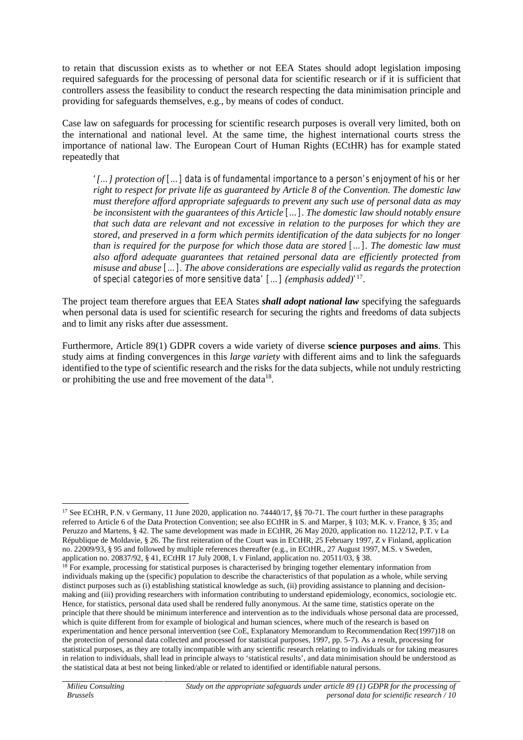to retain that discussion exists as to whether or not EEA States should adopt legislation imposing required safeguards for the processing of personal data for scientific research or if it is sufficient that controllers assess the feasibility to conduct the research respecting the data minimisation principle and providing for safeguards themselves, e.g., by means of codes of conduct.

Case law on safeguards for processing for scientific research purposes is overall very limited, both on the international and national level. At the same time, the highest international courts stress the importance of national law. The European Court of Human Rights (ECtHR) has for example stated repeatedly that

> *'[…] protection of [...] data is of fundamental importance to a person's enjoyment of his or her right to respect for private life as guaranteed by Article 8 of the Convention. The domestic law must therefore afford appropriate safeguards to prevent any such use of personal data as may be inconsistent with the guarantees of this Article [...]. The domestic law should notably ensure that such data are relevant and not excessive in relation to the purposes for which they are stored, and preserved in a form which permits identification of the data subjects for no longer than is required for the purpose for which those data are stored [...]. The domestic law must also afford adequate guarantees that retained personal data are efficiently protected from misuse and abuse [...]. The above considerations are especially valid as regards the protection of special categories of more sensitive data' [...] (emphasis added)'*[17].

The project team therefore argues that EEA States ***shall adopt national law*** specifying the safeguards when personal data is used for scientific research for securing the rights and freedoms of data subjects and to limit any risks after due assessment.

Furthermore, Article 89(1) GDPR covers a wide variety of diverse **science purposes and aims**. This study aims at finding convergences in this *large variety* with different aims and to link the safeguards identified to the type of scientific research and the risks for the data subjects, while not unduly restricting or prohibiting the use and free movement of the data[18].

---

[17] See ECtHR, P.N. v Germany, 11 June 2020, application no. 74440/17, §§ 70-71. The court further in these paragraphs referred to Article 6 of the Data Protection Convention; see also ECtHR in S. and Marper, § 103; M.K. v. France, § 35; and Peruzzo and Martens, § 42. The same development was made in ECtHR, 26 May 2020, application no. 1122/12, P.T. v La République de Moldavie, § 26. The first reiteration of the Court was in ECtHR, 25 February 1997, Z v Finland, application no. 22009/93, § 95 and followed by multiple references thereafter (e.g., in ECtHR., 27 August 1997, M.S. v Sweden, application no. 20837/92, § 41, ECtHR 17 July 2008, I. v Finland, application no. 20511/03, § 38.

[18] For example, processing for statistical purposes is characterised by bringing together elementary information from individuals making up the (specific) population to describe the characteristics of that population as a whole, while serving distinct purposes such as (i) establishing statistical knowledge as such, (ii) providing assistance to planning and decision-making and (iii) providing researchers with information contributing to understand epidemiology, economics, sociologie etc. Hence, for statistics, personal data used shall be rendered fully anonymous. At the same time, statistics operate on the principle that there should be minimum interference and intervention as to the individuals whose personal data are processed, which is quite different from for example of biological and human sciences, where much of the research is based on experimentation and hence personal intervention (see CoE, Explanatory Memorandum to Recommendation Rec(1997)18 on the protection of personal data collected and processed for statistical purposes, 1997, pp. 5-7). As a result, processing for statistical purposes, as they are totally incompatible with any scientific research relating to individuals or for taking measures in relation to individuals, shall lead in principle always to 'statistical results', and data minimisation should be understood as the statistical data at best not being linked/able or related to identified or identifiable natural persons.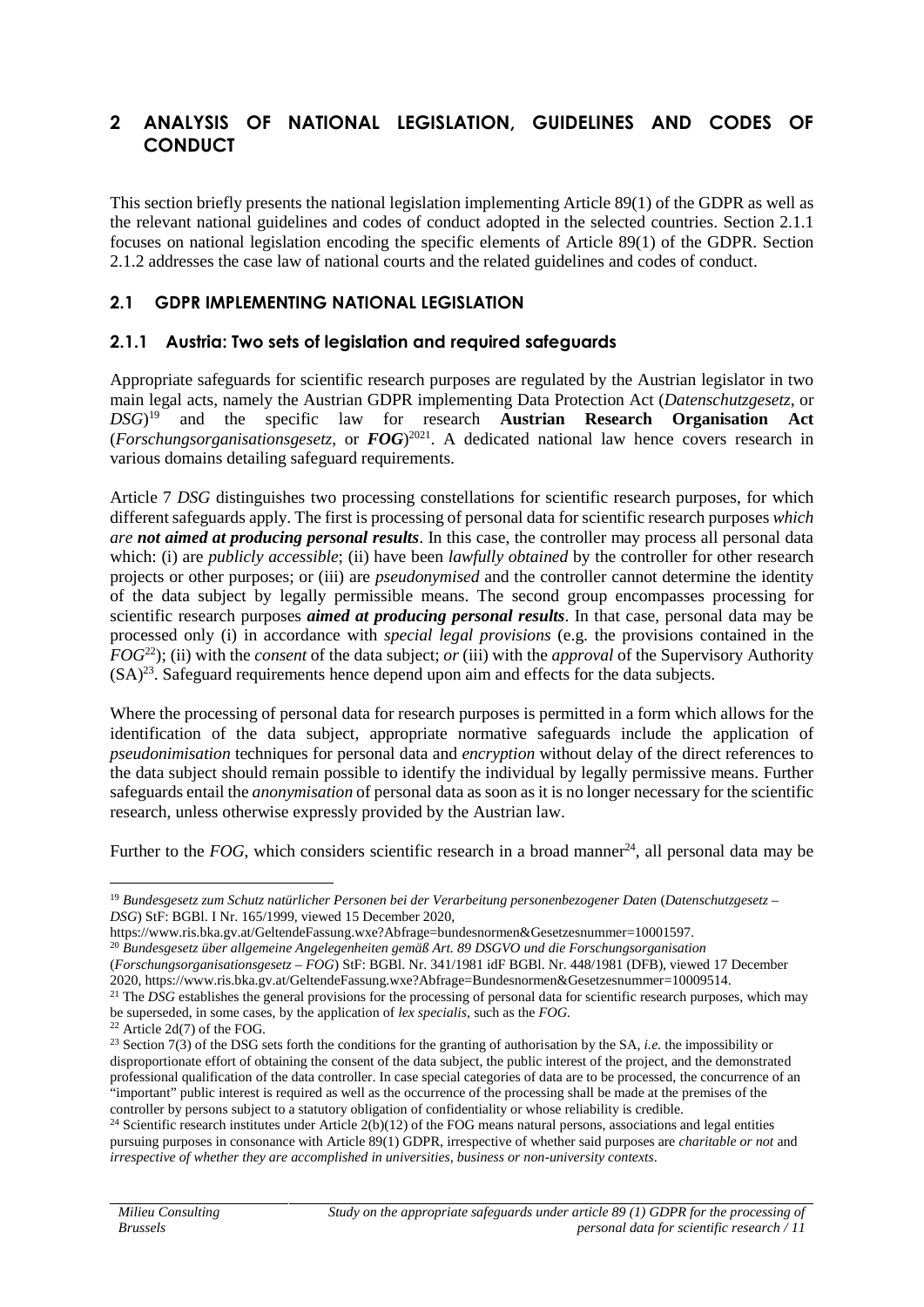# 2 ANALYSIS OF NATIONAL LEGISLATION, GUIDELINES AND CODES OF CONDUCT

This section briefly presents the national legislation implementing Article 89(1) of the GDPR as well as the relevant national guidelines and codes of conduct adopted in the selected countries. Section 2.1.1 focuses on national legislation encoding the specific elements of Article 89(1) of the GDPR. Section 2.1.2 addresses the case law of national courts and the related guidelines and codes of conduct.

## 2.1 GDPR IMPLEMENTING NATIONAL LEGISLATION

### 2.1.1 Austria: Two sets of legislation and required safeguards

Appropriate safeguards for scientific research purposes are regulated by the Austrian legislator in two main legal acts, namely the Austrian GDPR implementing Data Protection Act (*Datenschutzgesetz*, or *DSG*)[19] and the specific law for research **Austrian Research Organisation Act** (*Forschungsorganisationsgesetz*, or ***FOG***)[20][21]. A dedicated national law hence covers research in various domains detailing safeguard requirements.

Article 7 *DSG* distinguishes two processing constellations for scientific research purposes, for which different safeguards apply. The first is processing of personal data for scientific research purposes *which are **not aimed at producing personal results***. In this case, the controller may process all personal data which: (i) are *publicly accessible*; (ii) have been *lawfully obtained* by the controller for other research projects or other purposes; or (iii) are *pseudonymised* and the controller cannot determine the identity of the data subject by legally permissible means. The second group encompasses processing for scientific research purposes ***aimed at producing personal results***. In that case, personal data may be processed only (i) in accordance with *special legal provisions* (e.g. the provisions contained in the *FOG*[22]); (ii) with the *consent* of the data subject; *or* (iii) with the *approval* of the Supervisory Authority (SA)[23]. Safeguard requirements hence depend upon aim and effects for the data subjects.

Where the processing of personal data for research purposes is permitted in a form which allows for the identification of the data subject, appropriate normative safeguards include the application of *pseudonimisation* techniques for personal data and *encryption* without delay of the direct references to the data subject should remain possible to identify the individual by legally permissive means. Further safeguards entail the *anonymisation* of personal data as soon as it is no longer necessary for the scientific research, unless otherwise expressly provided by the Austrian law.

Further to the *FOG*, which considers scientific research in a broad manner[24], all personal data may be

---

[19] *Bundesgesetz zum Schutz natürlicher Personen bei der Verarbeitung personenbezogener Daten* (*Datenschutzgesetz – DSG*) StF: BGBl. I Nr. 165/1999, viewed 15 December 2020, https://www.ris.bka.gv.at/GeltendeFassung.wxe?Abfrage=bundesnormen&Gesetzesnummer=10001597.

[20] *Bundesgesetz über allgemeine Angelegenheiten gemäß Art. 89 DSGVO und die Forschungsorganisation* (*Forschungsorganisationsgesetz – FOG*) StF: BGBl. Nr. 341/1981 idF BGBl. Nr. 448/1981 (DFB), viewed 17 December 2020, https://www.ris.bka.gv.at/GeltendeFassung.wxe?Abfrage=Bundesnormen&Gesetzesnummer=10009514.

[21] The *DSG* establishes the general provisions for the processing of personal data for scientific research purposes, which may be superseded, in some cases, by the application of *lex specialis*, such as the *FOG*.

[22] Article 2d(7) of the FOG.

[23] Section 7(3) of the DSG sets forth the conditions for the granting of authorisation by the SA, *i.e.* the impossibility or disproportionate effort of obtaining the consent of the data subject, the public interest of the project, and the demonstrated professional qualification of the data controller. In case special categories of data are to be processed, the concurrence of an "important" public interest is required as well as the occurrence of the processing shall be made at the premises of the controller by persons subject to a statutory obligation of confidentiality or whose reliability is credible.

[24] Scientific research institutes under Article 2(b)(12) of the FOG means natural persons, associations and legal entities pursuing purposes in consonance with Article 89(1) GDPR, irrespective of whether said purposes are *charitable or not* and *irrespective of whether they are accomplished in universities, business or non-university contexts*.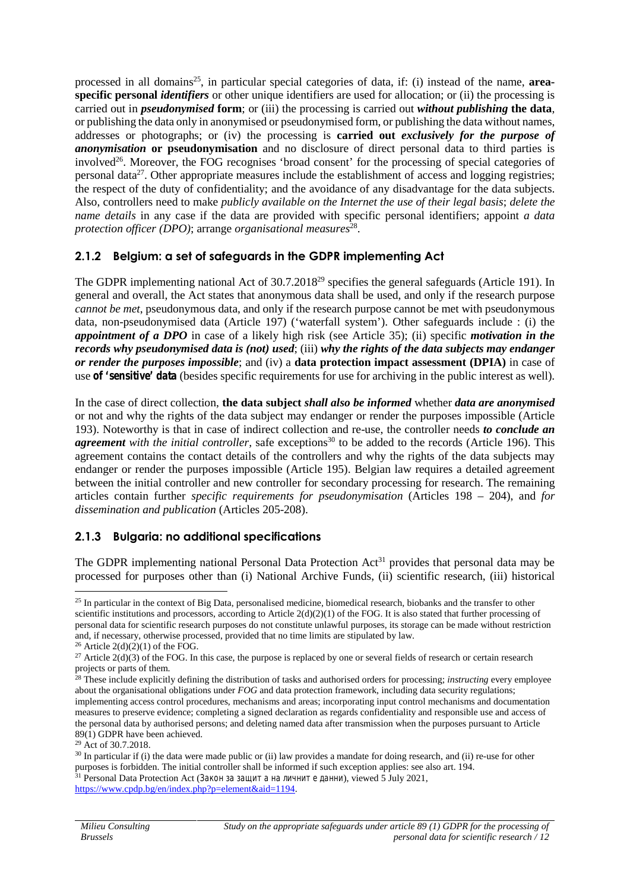processed in all domains[25], in particular special categories of data, if: (i) instead of the name, **area-specific personal *identifiers*** or other unique identifiers are used for allocation; or (ii) the processing is carried out in ***pseudonymised* form**; or (iii) the processing is carried out ***without publishing* the data**, or publishing the data only in anonymised or pseudonymised form, or publishing the data without names, addresses or photographs; or (iv) the processing is **carried out *exclusively for the purpose of anonymisation* or pseudonymisation** and no disclosure of direct personal data to third parties is involved[26]. Moreover, the FOG recognises 'broad consent' for the processing of special categories of personal data[27]. Other appropriate measures include the establishment of access and logging registries; the respect of the duty of confidentiality; and the avoidance of any disadvantage for the data subjects. Also, controllers need to make *publicly available on the Internet the use of their legal basis*; *delete the name details* in any case if the data are provided with specific personal identifiers; appoint *a data protection officer (DPO)*; arrange *organisational measures*[28].

### 2.1.2 Belgium: a set of safeguards in the GDPR implementing Act

The GDPR implementing national Act of 30.7.2018[29] specifies the general safeguards (Article 191). In general and overall, the Act states that anonymous data shall be used, and only if the research purpose *cannot be met*, pseudonymous data, and only if the research purpose cannot be met with pseudonymous data, non-pseudonymised data (Article 197) ('waterfall system'). Other safeguards include : (i) the ***appointment of a DPO*** in case of a likely high risk (see Article 35); (ii) specific ***motivation in the records why pseudonymised data is (not) used***; (iii) ***why the rights of the data subjects may endanger or render the purposes impossible***; and (iv) a **data protection impact assessment (DPIA)** in case of use ***of 'sensitive' data*** (besides specific requirements for use for archiving in the public interest as well).

In the case of direct collection, **the data subject *shall also be informed*** whether ***data are anonymised*** or not and why the rights of the data subject may endanger or render the purposes impossible (Article 193). Noteworthy is that in case of indirect collection and re-use, the controller needs ***to conclude an agreement*** *with the initial controller*, safe exceptions[30] to be added to the records (Article 196). This agreement contains the contact details of the controllers and why the rights of the data subjects may endanger or render the purposes impossible (Article 195). Belgian law requires a detailed agreement between the initial controller and new controller for secondary processing for research. The remaining articles contain further *specific requirements for pseudonymisation* (Articles 198 – 204), and *for dissemination and publication* (Articles 205-208).

### 2.1.3 Bulgaria: no additional specifications

The GDPR implementing national Personal Data Protection Act[31] provides that personal data may be processed for purposes other than (i) National Archive Funds, (ii) scientific research, (iii) historical

---

[25] In particular in the context of Big Data, personalised medicine, biomedical research, biobanks and the transfer to other scientific institutions and processors, according to Article 2(d)(2)(1) of the FOG. It is also stated that further processing of personal data for scientific research purposes do not constitute unlawful purposes, its storage can be made without restriction and, if necessary, otherwise processed, provided that no time limits are stipulated by law.

[26] Article 2(d)(2)(1) of the FOG.

[27] Article 2(d)(3) of the FOG. In this case, the purpose is replaced by one or several fields of research or certain research projects or parts of them.

[28] These include explicitly defining the distribution of tasks and authorised orders for processing; *instructing* every employee about the organisational obligations under *FOG* and data protection framework, including data security regulations; implementing access control procedures, mechanisms and areas; incorporating input control mechanisms and documentation measures to preserve evidence; completing a signed declaration as regards confidentiality and responsible use and access of the personal data by authorised persons; and deleting named data after transmission when the purposes pursuant to Article 89(1) GDPR have been achieved.

[29] Act of 30.7.2018.

[30] In particular if (i) the data were made public or (ii) law provides a mandate for doing research, and (ii) re-use for other purposes is forbidden. The initial controller shall be informed if such exception applies: see also art. 194.

[31] Personal Data Protection Act (Закон за защита на личните данни), viewed 5 July 2021, https://www.cpdp.bg/en/index.php?p=element&aid=1194.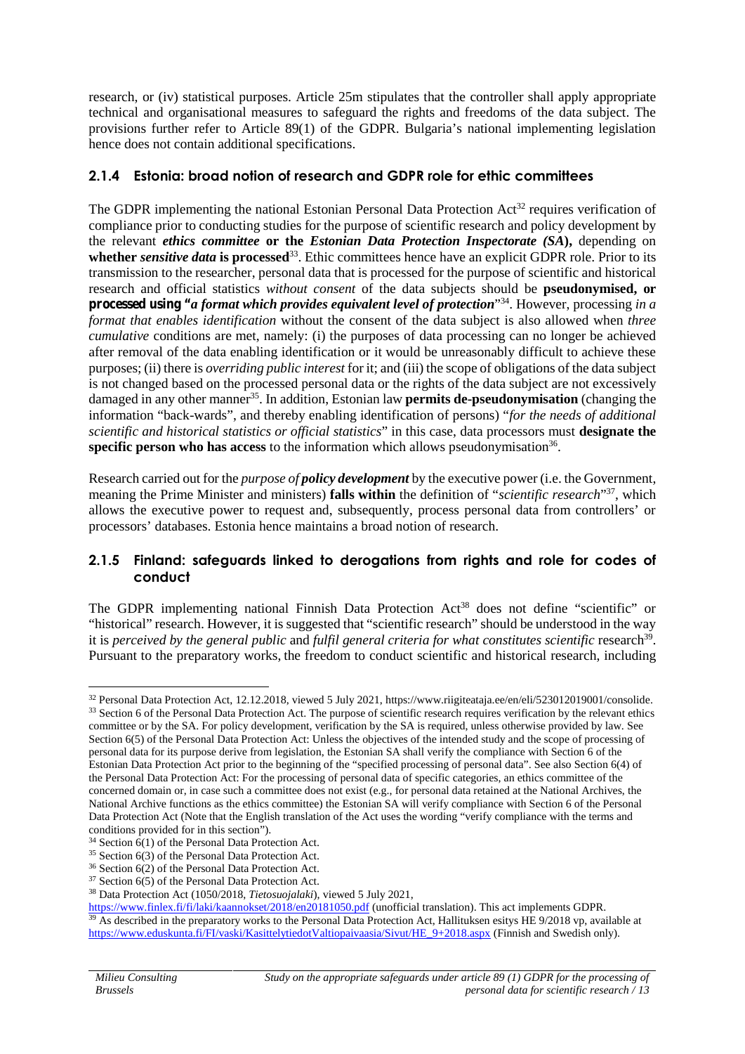research, or (iv) statistical purposes. Article 25m stipulates that the controller shall apply appropriate technical and organisational measures to safeguard the rights and freedoms of the data subject. The provisions further refer to Article 89(1) of the GDPR. Bulgaria's national implementing legislation hence does not contain additional specifications.

### 2.1.4 Estonia: broad notion of research and GDPR role for ethic committees

The GDPR implementing the national Estonian Personal Data Protection Act[32] requires verification of compliance prior to conducting studies for the purpose of scientific research and policy development by the relevant ***ethics committee*** **or the *Estonian Data Protection Inspectorate (SA)*,** depending on **whether *sensitive data* is processed**[33]. Ethic committees hence have an explicit GDPR role. Prior to its transmission to the researcher, personal data that is processed for the purpose of scientific and historical research and official statistics *without consent* of the data subjects should be **pseudonymised, or processed using "*a format which provides equivalent level of protection*"**[34]. However, processing *in a format that enables identification* without the consent of the data subject is also allowed when *three cumulative* conditions are met, namely: (i) the purposes of data processing can no longer be achieved after removal of the data enabling identification or it would be unreasonably difficult to achieve these purposes; (ii) there is *overriding public interest* for it; and (iii) the scope of obligations of the data subject is not changed based on the processed personal data or the rights of the data subject are not excessively damaged in any other manner[35]. In addition, Estonian law **permits de-pseudonymisation** (changing the information "back-wards", and thereby enabling identification of persons) "*for the needs of additional scientific and historical statistics or official statistics*" in this case, data processors must **designate the specific person who has access** to the information which allows pseudonymisation[36].

Research carried out for the *purpose of **policy development*** by the executive power (i.e. the Government, meaning the Prime Minister and ministers) **falls within** the definition of "*scientific research*"[37], which allows the executive power to request and, subsequently, process personal data from controllers' or processors' databases. Estonia hence maintains a broad notion of research.

### 2.1.5 Finland: safeguards linked to derogations from rights and role for codes of conduct

The GDPR implementing national Finnish Data Protection Act[38] does not define "scientific" or "historical" research. However, it is suggested that "scientific research" should be understood in the way it is *perceived by the general public* and *fulfil general criteria for what constitutes scientific* research[39]. Pursuant to the preparatory works, the freedom to conduct scientific and historical research, including

---

[32] Personal Data Protection Act, 12.12.2018, viewed 5 July 2021, https://www.riigiteataja.ee/en/eli/523012019001/consolide.

[33] Section 6 of the Personal Data Protection Act. The purpose of scientific research requires verification by the relevant ethics committee or by the SA. For policy development, verification by the SA is required, unless otherwise provided by law. See Section 6(5) of the Personal Data Protection Act: Unless the objectives of the intended study and the scope of processing of personal data for its purpose derive from legislation, the Estonian SA shall verify the compliance with Section 6 of the Estonian Data Protection Act prior to the beginning of the "specified processing of personal data". See also Section 6(4) of the Personal Data Protection Act: For the processing of personal data of specific categories, an ethics committee of the concerned domain or, in case such a committee does not exist (e.g., for personal data retained at the National Archives, the National Archive functions as the ethics committee) the Estonian SA will verify compliance with Section 6 of the Personal Data Protection Act (Note that the English translation of the Act uses the wording "verify compliance with the terms and conditions provided for in this section").

[34] Section 6(1) of the Personal Data Protection Act.

[35] Section 6(3) of the Personal Data Protection Act.

[36] Section 6(2) of the Personal Data Protection Act.

[37] Section 6(5) of the Personal Data Protection Act.

[38] Data Protection Act (1050/2018, *Tietosuojalaki*), viewed 5 July 2021, https://www.finlex.fi/fi/laki/kaannokset/2018/en20181050.pdf (unofficial translation). This act implements GDPR.

[39] As described in the preparatory works to the Personal Data Protection Act, Hallituksen esitys HE 9/2018 vp, available at https://www.eduskunta.fi/FI/vaski/KasittelytiedotValtiopaivaasia/Sivut/HE_9+2018.aspx (Finnish and Swedish only).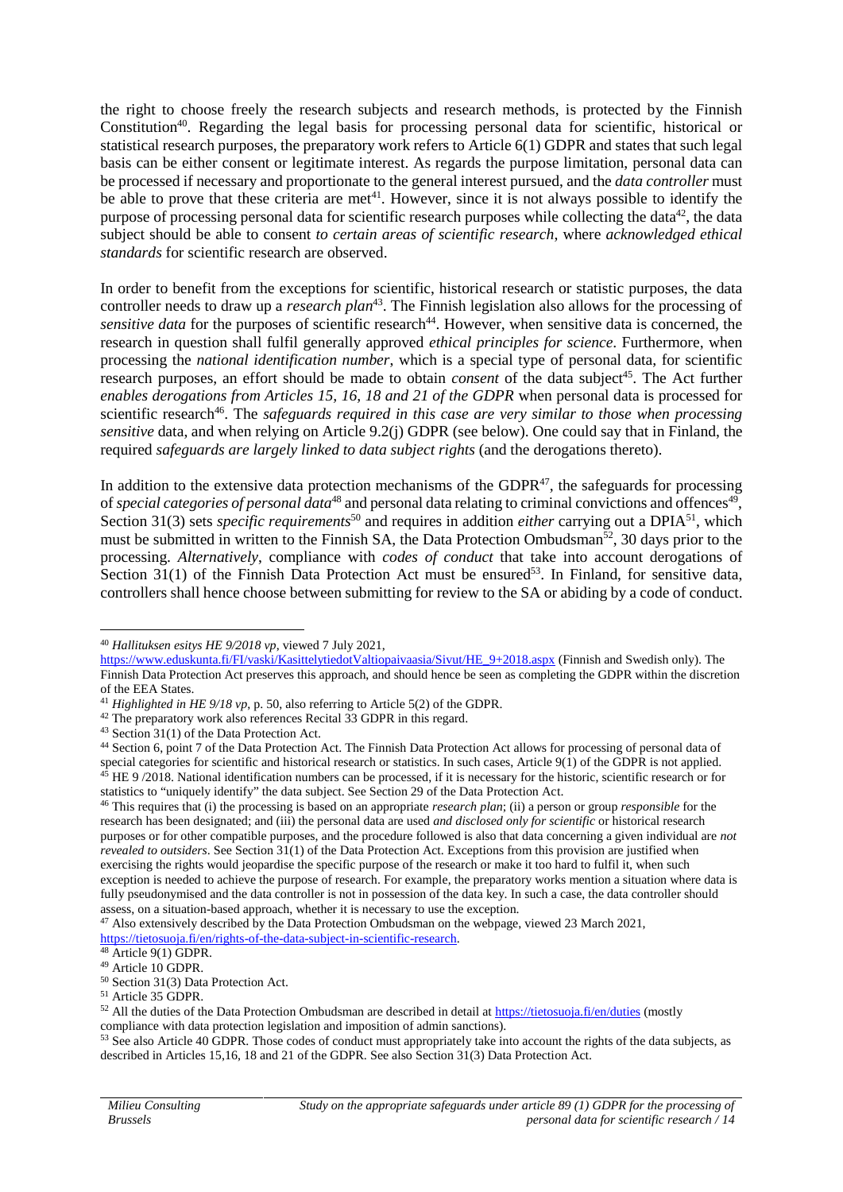the right to choose freely the research subjects and research methods, is protected by the Finnish Constitution[40]. Regarding the legal basis for processing personal data for scientific, historical or statistical research purposes, the preparatory work refers to Article 6(1) GDPR and states that such legal basis can be either consent or legitimate interest. As regards the purpose limitation, personal data can be processed if necessary and proportionate to the general interest pursued, and the *data controller* must be able to prove that these criteria are met[41]. However, since it is not always possible to identify the purpose of processing personal data for scientific research purposes while collecting the data[42], the data subject should be able to consent *to certain areas of scientific research*, where *acknowledged ethical standards* for scientific research are observed.

In order to benefit from the exceptions for scientific, historical research or statistic purposes, the data controller needs to draw up a *research plan*[43]. The Finnish legislation also allows for the processing of *sensitive data* for the purposes of scientific research[44]. However, when sensitive data is concerned, the research in question shall fulfil generally approved *ethical principles for science*. Furthermore, when processing the *national identification number*, which is a special type of personal data, for scientific research purposes, an effort should be made to obtain *consent* of the data subject[45]. The Act further *enables derogations from Articles 15, 16, 18 and 21 of the GDPR* when personal data is processed for scientific research[46]. The *safeguards required in this case are very similar to those when processing sensitive* data, and when relying on Article 9.2(j) GDPR (see below). One could say that in Finland, the required *safeguards are largely linked to data subject rights* (and the derogations thereto).

In addition to the extensive data protection mechanisms of the GDPR[47], the safeguards for processing of *special categories of personal data*[48] and personal data relating to criminal convictions and offences[49], Section 31(3) sets *specific requirements*[50] and requires in addition *either* carrying out a DPIA[51], which must be submitted in written to the Finnish SA, the Data Protection Ombudsman[52], 30 days prior to the processing. *Alternatively*, compliance with *codes of conduct* that take into account derogations of Section 31(1) of the Finnish Data Protection Act must be ensured[53]. In Finland, for sensitive data, controllers shall hence choose between submitting for review to the SA or abiding by a code of conduct.

---

[40] *Hallituksen esitys HE 9/2018 vp*, viewed 7 July 2021, https://www.eduskunta.fi/FI/vaski/KasittelytiedotValtiopaivaasia/Sivut/HE_9+2018.aspx (Finnish and Swedish only). The Finnish Data Protection Act preserves this approach, and should hence be seen as completing the GDPR within the discretion of the EEA States.

[41] *Highlighted in HE 9/18 vp*, p. 50, also referring to Article 5(2) of the GDPR.

[42] The preparatory work also references Recital 33 GDPR in this regard.

[43] Section 31(1) of the Data Protection Act.

[44] Section 6, point 7 of the Data Protection Act. The Finnish Data Protection Act allows for processing of personal data of special categories for scientific and historical research or statistics. In such cases, Article 9(1) of the GDPR is not applied.

[45] HE 9 /2018. National identification numbers can be processed, if it is necessary for the historic, scientific research or for statistics to "uniquely identify" the data subject. See Section 29 of the Data Protection Act.

[46] This requires that (i) the processing is based on an appropriate *research plan*; (ii) a person or group *responsible* for the research has been designated; and (iii) the personal data are used *and disclosed only for scientific* or historical research purposes or for other compatible purposes, and the procedure followed is also that data concerning a given individual are *not revealed to outsiders*. See Section 31(1) of the Data Protection Act. Exceptions from this provision are justified when exercising the rights would jeopardise the specific purpose of the research or make it too hard to fulfil it, when such exception is needed to achieve the purpose of research. For example, the preparatory works mention a situation where data is fully pseudonymised and the data controller is not in possession of the data key. In such a case, the data controller should assess, on a situation-based approach, whether it is necessary to use the exception.

[47] Also extensively described by the Data Protection Ombudsman on the webpage, viewed 23 March 2021, https://tietosuoja.fi/en/rights-of-the-data-subject-in-scientific-research.

[48] Article 9(1) GDPR.

[49] Article 10 GDPR.

[50] Section 31(3) Data Protection Act.

[51] Article 35 GDPR.

[52] All the duties of the Data Protection Ombudsman are described in detail at https://tietosuoja.fi/en/duties (mostly compliance with data protection legislation and imposition of admin sanctions).

[53] See also Article 40 GDPR. Those codes of conduct must appropriately take into account the rights of the data subjects, as described in Articles 15,16, 18 and 21 of the GDPR. See also Section 31(3) Data Protection Act.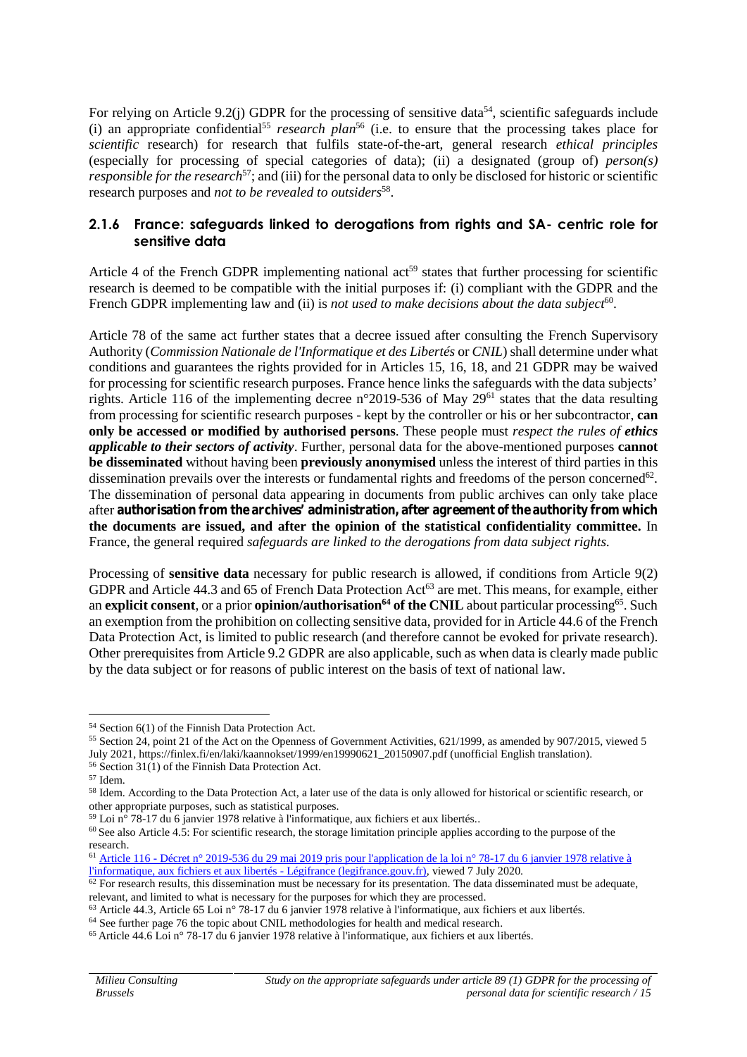For relying on Article 9.2(j) GDPR for the processing of sensitive data[54], scientific safeguards include (i) an appropriate confidential[55] *research plan*[56] (i.e. to ensure that the processing takes place for *scientific* research) for research that fulfils state-of-the-art, general research *ethical principles* (especially for processing of special categories of data); (ii) a designated (group of) *person(s) responsible for the research*[57]; and (iii) for the personal data to only be disclosed for historic or scientific research purposes and *not to be revealed to outsiders*[58].

### 2.1.6 France: safeguards linked to derogations from rights and SA- centric role for sensitive data

Article 4 of the French GDPR implementing national act[59] states that further processing for scientific research is deemed to be compatible with the initial purposes if: (i) compliant with the GDPR and the French GDPR implementing law and (ii) is *not used to make decisions about the data subject*[60].

Article 78 of the same act further states that a decree issued after consulting the French Supervisory Authority (*Commission Nationale de l'Informatique et des Libertés* or *CNIL*) shall determine under what conditions and guarantees the rights provided for in Articles 15, 16, 18, and 21 GDPR may be waived for processing for scientific research purposes. France hence links the safeguards with the data subjects' rights. Article 116 of the implementing decree n°2019-536 of May 29[61] states that the data resulting from processing for scientific research purposes - kept by the controller or his or her subcontractor, **can only be accessed or modified by authorised persons**. These people must *respect the rules of* ***ethics applicable to their sectors of activity***. Further, personal data for the above-mentioned purposes **cannot be disseminated** without having been **previously anonymised** unless the interest of third parties in this dissemination prevails over the interests or fundamental rights and freedoms of the person concerned[62]. The dissemination of personal data appearing in documents from public archives can only take place after **authorisation from the archives' administration, after agreement of the authority from which the documents are issued, and after the opinion of the statistical confidentiality committee.** In France, the general required *safeguards are linked to the derogations from data subject rights.*

Processing of **sensitive data** necessary for public research is allowed, if conditions from Article 9(2) GDPR and Article 44.3 and 65 of French Data Protection Act[63] are met. This means, for example, either an **explicit consent**, or a prior **opinion/authorisation[64] of the CNIL** about particular processing[65]. Such an exemption from the prohibition on collecting sensitive data, provided for in Article 44.6 of the French Data Protection Act, is limited to public research (and therefore cannot be evoked for private research). Other prerequisites from Article 9.2 GDPR are also applicable, such as when data is clearly made public by the data subject or for reasons of public interest on the basis of text of national law.

---

[54] Section 6(1) of the Finnish Data Protection Act.

[55] Section 24, point 21 of the Act on the Openness of Government Activities, 621/1999, as amended by 907/2015, viewed 5 July 2021, https://finlex.fi/en/laki/kaannokset/1999/en19990621_20150907.pdf (unofficial English translation).

[56] Section 31(1) of the Finnish Data Protection Act.

[57] Idem.

[58] Idem. According to the Data Protection Act, a later use of the data is only allowed for historical or scientific research, or other appropriate purposes, such as statistical purposes.

[59] Loi n° 78-17 du 6 janvier 1978 relative à l'informatique, aux fichiers et aux libertés..

[60] See also Article 4.5: For scientific research, the storage limitation principle applies according to the purpose of the research.

[61] Article 116 - Décret n° 2019-536 du 29 mai 2019 pris pour l'application de la loi n° 78-17 du 6 janvier 1978 relative à l'informatique, aux fichiers et aux libertés - Légifrance (legifrance.gouv.fr), viewed 7 July 2020.

[62] For research results, this dissemination must be necessary for its presentation. The data disseminated must be adequate, relevant, and limited to what is necessary for the purposes for which they are processed.

[63] Article 44.3, Article 65 Loi n° 78-17 du 6 janvier 1978 relative à l'informatique, aux fichiers et aux libertés.

[64] See further page 76 the topic about CNIL methodologies for health and medical research.

[65] Article 44.6 Loi n° 78-17 du 6 janvier 1978 relative à l'informatique, aux fichiers et aux libertés.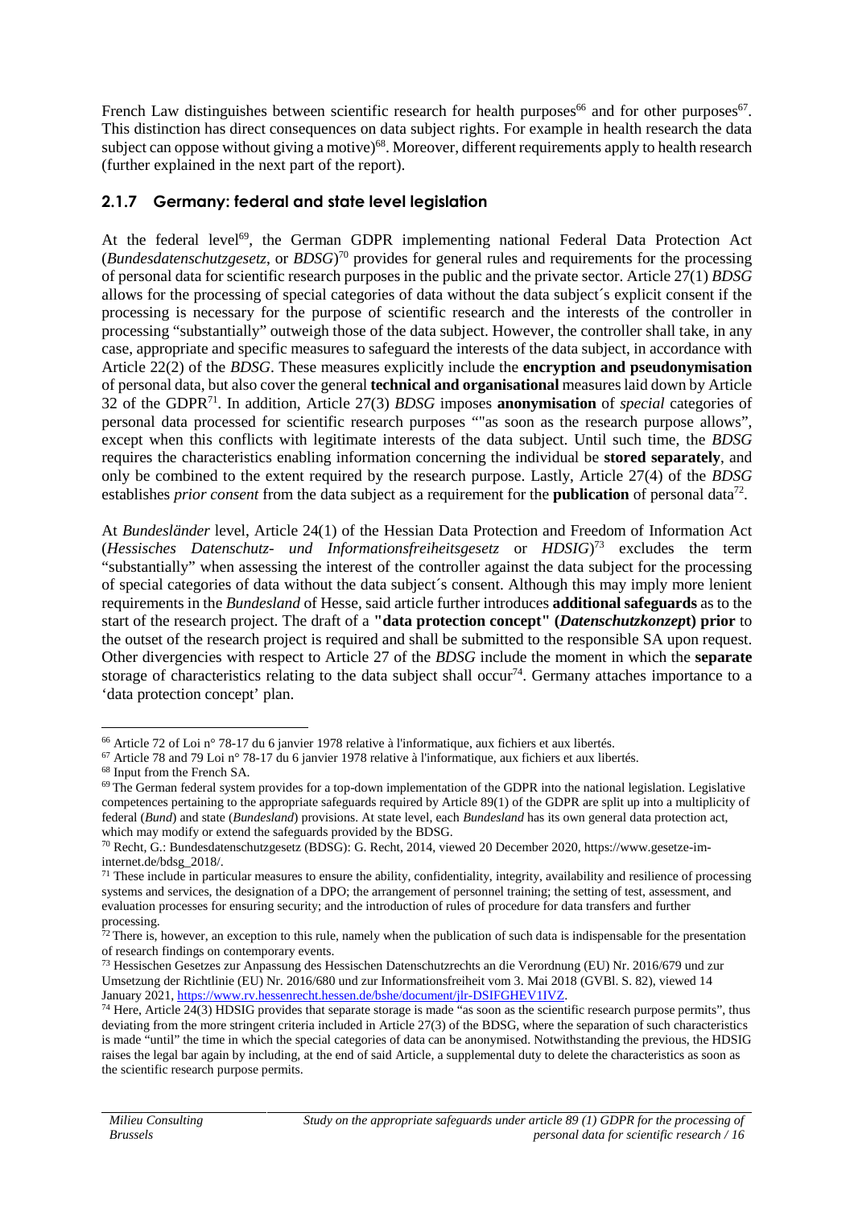French Law distinguishes between scientific research for health purposes[66] and for other purposes[67]. This distinction has direct consequences on data subject rights. For example in health research the data subject can oppose without giving a motive)[68]. Moreover, different requirements apply to health research (further explained in the next part of the report).

### 2.1.7 Germany: federal and state level legislation

At the federal level[69], the German GDPR implementing national Federal Data Protection Act (*Bundesdatenschutzgesetz*, or *BDSG*)[70] provides for general rules and requirements for the processing of personal data for scientific research purposes in the public and the private sector. Article 27(1) *BDSG* allows for the processing of special categories of data without the data subject´s explicit consent if the processing is necessary for the purpose of scientific research and the interests of the controller in processing "substantially" outweigh those of the data subject. However, the controller shall take, in any case, appropriate and specific measures to safeguard the interests of the data subject, in accordance with Article 22(2) of the *BDSG*. These measures explicitly include the **encryption and pseudonymisation** of personal data, but also cover the general **technical and organisational** measures laid down by Article 32 of the GDPR[71]. In addition, Article 27(3) *BDSG* imposes **anonymisation** of *special* categories of personal data processed for scientific research purposes ""as soon as the research purpose allows", except when this conflicts with legitimate interests of the data subject. Until such time, the *BDSG* requires the characteristics enabling information concerning the individual be **stored separately**, and only be combined to the extent required by the research purpose. Lastly, Article 27(4) of the *BDSG* establishes *prior consent* from the data subject as a requirement for the **publication** of personal data[72].

At *Bundesländer* level, Article 24(1) of the Hessian Data Protection and Freedom of Information Act (*Hessisches Datenschutz- und Informationsfreiheitsgesetz* or *HDSIG*)[73] excludes the term "substantially" when assessing the interest of the controller against the data subject for the processing of special categories of data without the data subject´s consent. Although this may imply more lenient requirements in the *Bundesland* of Hesse, said article further introduces **additional safeguards** as to the start of the research project. The draft of a **"data protection concept" (*Datenschutzkonzept*) prior** to the outset of the research project is required and shall be submitted to the responsible SA upon request. Other divergencies with respect to Article 27 of the *BDSG* include the moment in which the **separate** storage of characteristics relating to the data subject shall occur[74]. Germany attaches importance to a 'data protection concept' plan.

---

[66] Article 72 of Loi n° 78-17 du 6 janvier 1978 relative à l'informatique, aux fichiers et aux libertés.

[67] Article 78 and 79 Loi n° 78-17 du 6 janvier 1978 relative à l'informatique, aux fichiers et aux libertés.

[68] Input from the French SA.

[69] The German federal system provides for a top-down implementation of the GDPR into the national legislation. Legislative competences pertaining to the appropriate safeguards required by Article 89(1) of the GDPR are split up into a multiplicity of federal (*Bund*) and state (*Bundesland*) provisions. At state level, each *Bundesland* has its own general data protection act, which may modify or extend the safeguards provided by the BDSG.

[70] Recht, G.: Bundesdatenschutzgesetz (BDSG): G. Recht, 2014, viewed 20 December 2020, https://www.gesetze-im-internet.de/bdsg_2018/.

[71] These include in particular measures to ensure the ability, confidentiality, integrity, availability and resilience of processing systems and services, the designation of a DPO; the arrangement of personnel training; the setting of test, assessment, and evaluation processes for ensuring security; and the introduction of rules of procedure for data transfers and further processing.

[72] There is, however, an exception to this rule, namely when the publication of such data is indispensable for the presentation of research findings on contemporary events.

[73] Hessischen Gesetzes zur Anpassung des Hessischen Datenschutzrechts an die Verordnung (EU) Nr. 2016/679 und zur Umsetzung der Richtlinie (EU) Nr. 2016/680 und zur Informationsfreiheit vom 3. Mai 2018 (GVBl. S. 82), viewed 14 January 2021, https://www.rv.hessenrecht.hessen.de/bshe/document/jlr-DSIFGHEV1IVZ.

[74] Here, Article 24(3) HDSIG provides that separate storage is made "as soon as the scientific research purpose permits", thus deviating from the more stringent criteria included in Article 27(3) of the BDSG, where the separation of such characteristics is made "until" the time in which the special categories of data can be anonymised. Notwithstanding the previous, the HDSIG raises the legal bar again by including, at the end of said Article, a supplemental duty to delete the characteristics as soon as the scientific research purpose permits.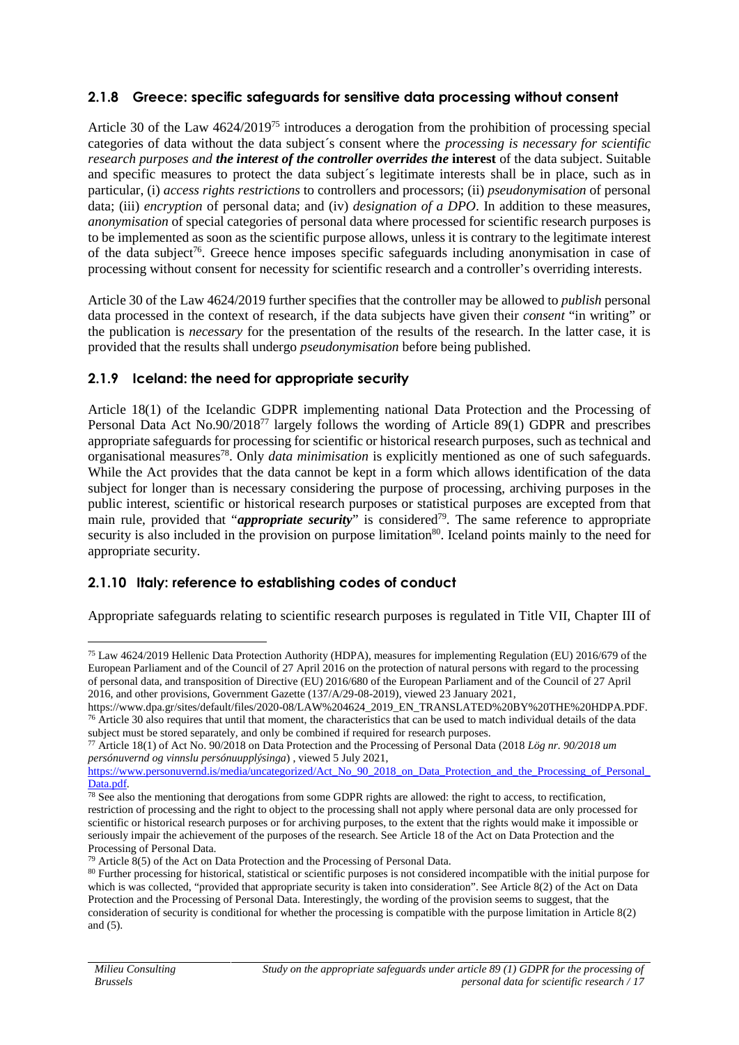### 2.1.8 Greece: specific safeguards for sensitive data processing without consent

Article 30 of the Law 4624/2019[75] introduces a derogation from the prohibition of processing special categories of data without the data subject´s consent where the *processing is necessary for scientific research purposes* and ***the interest of the controller overrides the*** **interest** of the data subject. Suitable and specific measures to protect the data subject´s legitimate interests shall be in place, such as in particular, (i) *access rights restrictions* to controllers and processors; (ii) *pseudonymisation* of personal data; (iii) *encryption* of personal data; and (iv) *designation of a DPO*. In addition to these measures, *anonymisation* of special categories of personal data where processed for scientific research purposes is to be implemented as soon as the scientific purpose allows, unless it is contrary to the legitimate interest of the data subject[76]. Greece hence imposes specific safeguards including anonymisation in case of processing without consent for necessity for scientific research and a controller's overriding interests.

Article 30 of the Law 4624/2019 further specifies that the controller may be allowed to *publish* personal data processed in the context of research, if the data subjects have given their *consent* "in writing" or the publication is *necessary* for the presentation of the results of the research. In the latter case, it is provided that the results shall undergo *pseudonymisation* before being published.

### 2.1.9 Iceland: the need for appropriate security

Article 18(1) of the Icelandic GDPR implementing national Data Protection and the Processing of Personal Data Act No.90/2018[77] largely follows the wording of Article 89(1) GDPR and prescribes appropriate safeguards for processing for scientific or historical research purposes, such as technical and organisational measures[78]. Only *data minimisation* is explicitly mentioned as one of such safeguards. While the Act provides that the data cannot be kept in a form which allows identification of the data subject for longer than is necessary considering the purpose of processing, archiving purposes in the public interest, scientific or historical research purposes or statistical purposes are excepted from that main rule, provided that "***appropriate security***" is considered[79]. The same reference to appropriate security is also included in the provision on purpose limitation[80]. Iceland points mainly to the need for appropriate security.

### 2.1.10 Italy: reference to establishing codes of conduct

Appropriate safeguards relating to scientific research purposes is regulated in Title VII, Chapter III of

---

[75] Law 4624/2019 Hellenic Data Protection Authority (HDPA), measures for implementing Regulation (EU) 2016/679 of the European Parliament and of the Council of 27 April 2016 on the protection of natural persons with regard to the processing of personal data, and transposition of Directive (EU) 2016/680 of the European Parliament and of the Council of 27 April 2016, and other provisions, Government Gazette (137/A/29-08-2019), viewed 23 January 2021, https://www.dpa.gr/sites/default/files/2020-08/LAW%204624_2019_EN_TRANSLATED%20BY%20THE%20HDPA.PDF.

[76] Article 30 also requires that until that moment, the characteristics that can be used to match individual details of the data subject must be stored separately, and only be combined if required for research purposes.

[77] Article 18(1) of Act No. 90/2018 on Data Protection and the Processing of Personal Data (2018 *Lög nr. 90/2018 um persónuvernd og vinnslu persónuupplýsinga*) , viewed 5 July 2021, https://www.personuvernd.is/media/uncategorized/Act_No_90_2018_on_Data_Protection_and_the_Processing_of_Personal_Data.pdf.

[78] See also the mentioning that derogations from some GDPR rights are allowed: the right to access, to rectification, restriction of processing and the right to object to the processing shall not apply where personal data are only processed for scientific or historical research purposes or for archiving purposes, to the extent that the rights would make it impossible or seriously impair the achievement of the purposes of the research. See Article 18 of the Act on Data Protection and the Processing of Personal Data.

[79] Article 8(5) of the Act on Data Protection and the Processing of Personal Data.

[80] Further processing for historical, statistical or scientific purposes is not considered incompatible with the initial purpose for which is was collected, "provided that appropriate security is taken into consideration". See Article 8(2) of the Act on Data Protection and the Processing of Personal Data. Interestingly, the wording of the provision seems to suggest, that the consideration of security is conditional for whether the processing is compatible with the purpose limitation in Article 8(2) and (5).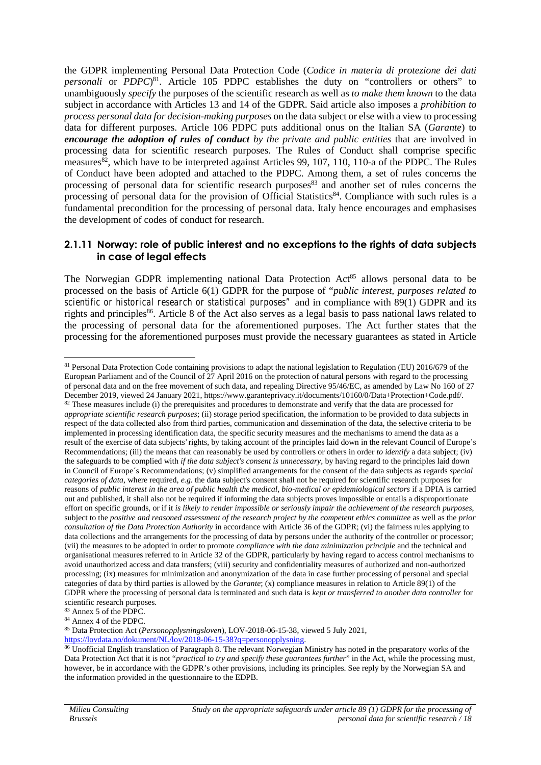the GDPR implementing Personal Data Protection Code (*Codice in materia di protezione dei dati personali* or *PDPC*)[81]. Article 105 PDPC establishes the duty on "controllers or others" to unambiguously *specify* the purposes of the scientific research as well as *to make them known* to the data subject in accordance with Articles 13 and 14 of the GDPR. Said article also imposes a *prohibition to process personal data for decision-making purposes* on the data subject or else with a view to processing data for different purposes. Article 106 PDPC puts additional onus on the Italian SA (*Garante*) to ***encourage the adoption of rules of conduct*** *by the private and public entities* that are involved in processing data for scientific research purposes. The Rules of Conduct shall comprise specific measures[82], which have to be interpreted against Articles 99, 107, 110, 110-a of the PDPC. The Rules of Conduct have been adopted and attached to the PDPC. Among them, a set of rules concerns the processing of personal data for scientific research purposes[83] and another set of rules concerns the processing of personal data for the provision of Official Statistics[84]. Compliance with such rules is a fundamental precondition for the processing of personal data. Italy hence encourages and emphasises the development of codes of conduct for research.

### 2.1.11 Norway: role of public interest and no exceptions to the rights of data subjects in case of legal effects

The Norwegian GDPR implementing national Data Protection Act[85] allows personal data to be processed on the basis of Article 6(1) GDPR for the purpose of "*public interest, purposes related to scientific or historical research or statistical purposes*" and in compliance with 89(1) GDPR and its rights and principles[86]. Article 8 of the Act also serves as a legal basis to pass national laws related to the processing of personal data for the aforementioned purposes. The Act further states that the processing for the aforementioned purposes must provide the necessary guarantees as stated in Article

---

[81] Personal Data Protection Code containing provisions to adapt the national legislation to Regulation (EU) 2016/679 of the European Parliament and of the Council of 27 April 2016 on the protection of natural persons with regard to the processing of personal data and on the free movement of such data, and repealing Directive 95/46/EC, as amended by Law No 160 of 27 December 2019, viewed 24 January 2021, https://www.garanteprivacy.it/documents/10160/0/Data+Protection+Code.pdf/.

[82] These measures include (i) the prerequisites and procedures to demonstrate and verify that the data are processed for *appropriate scientific research purposes*; (ii) storage period specification, the information to be provided to data subjects in respect of the data collected also from third parties, communication and dissemination of the data, the selective criteria to be implemented in processing identification data, the specific security measures and the mechanisms to amend the data as a result of the exercise of data subjects' rights, by taking account of the principles laid down in the relevant Council of Europe's Recommendations; (iii) the means that can reasonably be used by controllers or others in order *to identify* a data subject; (iv) the safeguards to be complied with *if the data subject's consent is unnecessary*, by having regard to the principles laid down in Council of Europe´s Recommendations; (v) simplified arrangements for the consent of the data subjects as regards *special categories of data*, where required, *e.g.* the data subject's consent shall not be required for scientific research purposes for reasons of *public interest in the area of public health the medical, bio-medical or epidemiological sectors* if a DPIA is carried out and published, it shall also not be required if informing the data subjects proves impossible or entails a disproportionate effort on specific grounds, or if it *is likely to render impossible or seriously impair the achievement of the research purposes*, subject to the *positive and reasoned assessment of the research project by the competent ethics committee* as well as the *prior consultation of the Data Protection Authority* in accordance with Article 36 of the GDPR; (vi) the fairness rules applying to data collections and the arrangements for the processing of data by persons under the authority of the controller or processor; (vii) the measures to be adopted in order to promote *compliance with the data minimization principle* and the technical and organisational measures referred to in Article 32 of the GDPR, particularly by having regard to access control mechanisms to avoid unauthorized access and data transfers; (viii) security and confidentiality measures of authorized and non-authorized processing; (ix) measures for minimization and anonymization of the data in case further processing of personal and special categories of data by third parties is allowed by the *Garante*; (x) compliance measures in relation to Article 89(1) of the GDPR where the processing of personal data is terminated and such data is *kept or transferred to another data controller* for scientific research purposes.

[83] Annex 5 of the PDPC.

[84] Annex 4 of the PDPC.

[85] Data Protection Act (*Personopplysningsloven*), LOV-2018-06-15-38, viewed 5 July 2021, https://lovdata.no/dokument/NL/lov/2018-06-15-38?q=personopplysning.

[86] Unofficial English translation of Paragraph 8. The relevant Norwegian Ministry has noted in the preparatory works of the Data Protection Act that it is not "*practical to try and specify these guarantees further*" in the Act, while the processing must, however, be in accordance with the GDPR's other provisions, including its principles. See reply by the Norwegian SA and the information provided in the questionnaire to the EDPB.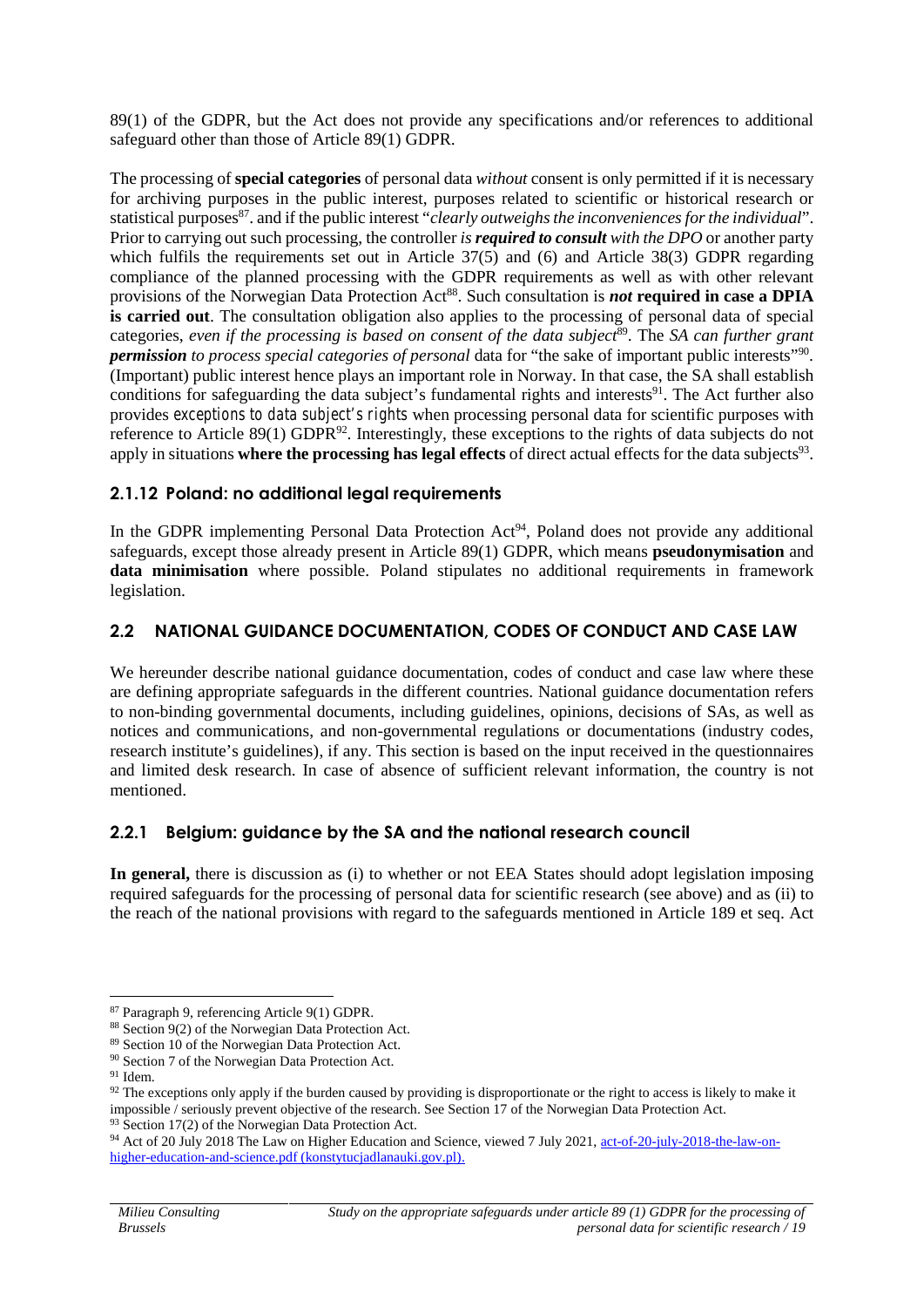89(1) of the GDPR, but the Act does not provide any specifications and/or references to additional safeguard other than those of Article 89(1) GDPR.

The processing of **special categories** of personal data *without* consent is only permitted if it is necessary for archiving purposes in the public interest, purposes related to scientific or historical research or statistical purposes[87]. and if the public interest "*clearly outweighs the inconveniences for the individual*". Prior to carrying out such processing, the controller *is **required to consult** with the DPO* or another party which fulfils the requirements set out in Article 37(5) and (6) and Article 38(3) GDPR regarding compliance of the planned processing with the GDPR requirements as well as with other relevant provisions of the Norwegian Data Protection Act[88]. Such consultation is ***not* required in case a DPIA is carried out**. The consultation obligation also applies to the processing of personal data of special categories, *even if the processing is based on consent of the data subject*[89]. The *SA can further grant **permission** to process special categories of personal* data for "the sake of important public interests"[90]. (Important) public interest hence plays an important role in Norway. In that case, the SA shall establish conditions for safeguarding the data subject's fundamental rights and interests[91]. The Act further also provides exceptions to data subject's rights when processing personal data for scientific purposes with reference to Article 89(1) GDPR[92]. Interestingly, these exceptions to the rights of data subjects do not apply in situations **where the processing has legal effects** of direct actual effects for the data subjects[93].

### 2.1.12 Poland: no additional legal requirements

In the GDPR implementing Personal Data Protection Act[94], Poland does not provide any additional safeguards, except those already present in Article 89(1) GDPR, which means **pseudonymisation** and **data minimisation** where possible. Poland stipulates no additional requirements in framework legislation.

## 2.2 NATIONAL GUIDANCE DOCUMENTATION, CODES OF CONDUCT AND CASE LAW

We hereunder describe national guidance documentation, codes of conduct and case law where these are defining appropriate safeguards in the different countries. National guidance documentation refers to non-binding governmental documents, including guidelines, opinions, decisions of SAs, as well as notices and communications, and non-governmental regulations or documentations (industry codes, research institute's guidelines), if any. This section is based on the input received in the questionnaires and limited desk research. In case of absence of sufficient relevant information, the country is not mentioned.

### 2.2.1 Belgium: guidance by the SA and the national research council

**In general,** there is discussion as (i) to whether or not EEA States should adopt legislation imposing required safeguards for the processing of personal data for scientific research (see above) and as (ii) to the reach of the national provisions with regard to the safeguards mentioned in Article 189 et seq. Act

---

[87] Paragraph 9, referencing Article 9(1) GDPR.

[88] Section 9(2) of the Norwegian Data Protection Act.

[89] Section 10 of the Norwegian Data Protection Act.

[90] Section 7 of the Norwegian Data Protection Act.

[91] Idem.

[92] The exceptions only apply if the burden caused by providing is disproportionate or the right to access is likely to make it impossible / seriously prevent objective of the research. See Section 17 of the Norwegian Data Protection Act.

[93] Section 17(2) of the Norwegian Data Protection Act.

[94] Act of 20 July 2018 The Law on Higher Education and Science, viewed 7 July 2021, act-of-20-july-2018-the-law-on-higher-education-and-science.pdf (konstytucjadlanauki.gov.pl).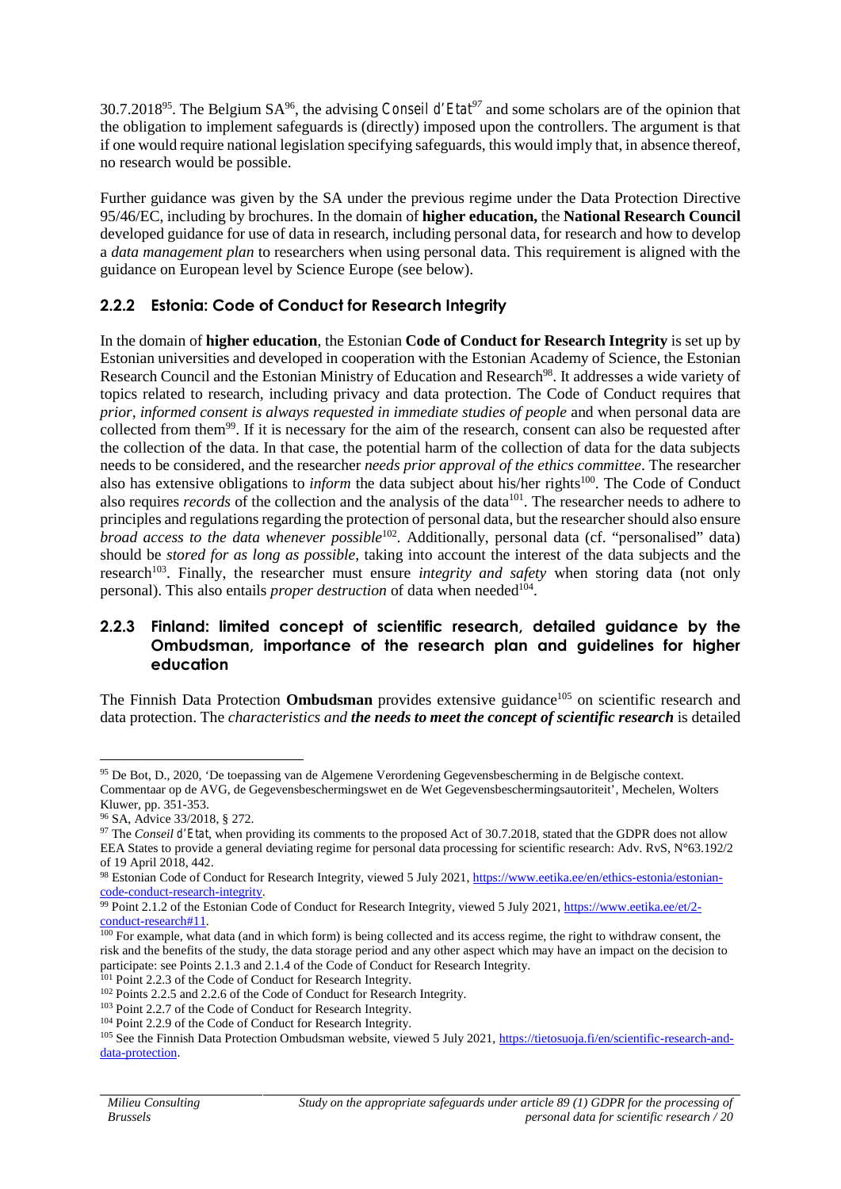30.7.2018[95]. The Belgium SA[96], the advising *Conseil d'Etat*[97] and some scholars are of the opinion that the obligation to implement safeguards is (directly) imposed upon the controllers. The argument is that if one would require national legislation specifying safeguards, this would imply that, in absence thereof, no research would be possible.

Further guidance was given by the SA under the previous regime under the Data Protection Directive 95/46/EC, including by brochures. In the domain of **higher education,** the **National Research Council** developed guidance for use of data in research, including personal data, for research and how to develop a *data management plan* to researchers when using personal data. This requirement is aligned with the guidance on European level by Science Europe (see below).

### 2.2.2 Estonia: Code of Conduct for Research Integrity

In the domain of **higher education**, the Estonian **Code of Conduct for Research Integrity** is set up by Estonian universities and developed in cooperation with the Estonian Academy of Science, the Estonian Research Council and the Estonian Ministry of Education and Research[98]. It addresses a wide variety of topics related to research, including privacy and data protection. The Code of Conduct requires that *prior, informed consent is always requested in immediate studies of people* and when personal data are collected from them[99]. If it is necessary for the aim of the research, consent can also be requested after the collection of the data. In that case, the potential harm of the collection of data for the data subjects needs to be considered, and the researcher *needs prior approval of the ethics committee*. The researcher also has extensive obligations to *inform* the data subject about his/her rights[100]. The Code of Conduct also requires *records* of the collection and the analysis of the data[101]. The researcher needs to adhere to principles and regulations regarding the protection of personal data, but the researcher should also ensure *broad access to the data whenever possible*[102]. Additionally, personal data (cf. "personalised" data) should be *stored for as long as possible*, taking into account the interest of the data subjects and the research[103]. Finally, the researcher must ensure *integrity and safety* when storing data (not only personal). This also entails *proper destruction* of data when needed[104].

### 2.2.3 Finland: limited concept of scientific research, detailed guidance by the Ombudsman, importance of the research plan and guidelines for higher education

The Finnish Data Protection **Ombudsman** provides extensive guidance[105] on scientific research and data protection. The *characteristics and* ***the needs to meet the concept of scientific research*** is detailed

---

[95] De Bot, D., 2020, 'De toepassing van de Algemene Verordening Gegevensbescherming in de Belgische context. Commentaar op de AVG, de Gegevensbeschermingswet en de Wet Gegevensbeschermingsautoriteit', Mechelen, Wolters Kluwer, pp. 351-353.

[96] SA, Advice 33/2018, § 272.

[97] The *Conseil d'Etat*, when providing its comments to the proposed Act of 30.7.2018, stated that the GDPR does not allow EEA States to provide a general deviating regime for personal data processing for scientific research: Adv. RvS, N°63.192/2 of 19 April 2018, 442.

[98] Estonian Code of Conduct for Research Integrity, viewed 5 July 2021, https://www.eetika.ee/en/ethics-estonia/estonian-code-conduct-research-integrity.

[99] Point 2.1.2 of the Estonian Code of Conduct for Research Integrity, viewed 5 July 2021, https://www.eetika.ee/et/2-conduct-research#11.

[100] For example, what data (and in which form) is being collected and its access regime, the right to withdraw consent, the risk and the benefits of the study, the data storage period and any other aspect which may have an impact on the decision to participate: see Points 2.1.3 and 2.1.4 of the Code of Conduct for Research Integrity.

[101] Point 2.2.3 of the Code of Conduct for Research Integrity.

[102] Points 2.2.5 and 2.2.6 of the Code of Conduct for Research Integrity.

[103] Point 2.2.7 of the Code of Conduct for Research Integrity.

[104] Point 2.2.9 of the Code of Conduct for Research Integrity.

[105] See the Finnish Data Protection Ombudsman website, viewed 5 July 2021, https://tietosuoja.fi/en/scientific-research-and-data-protection.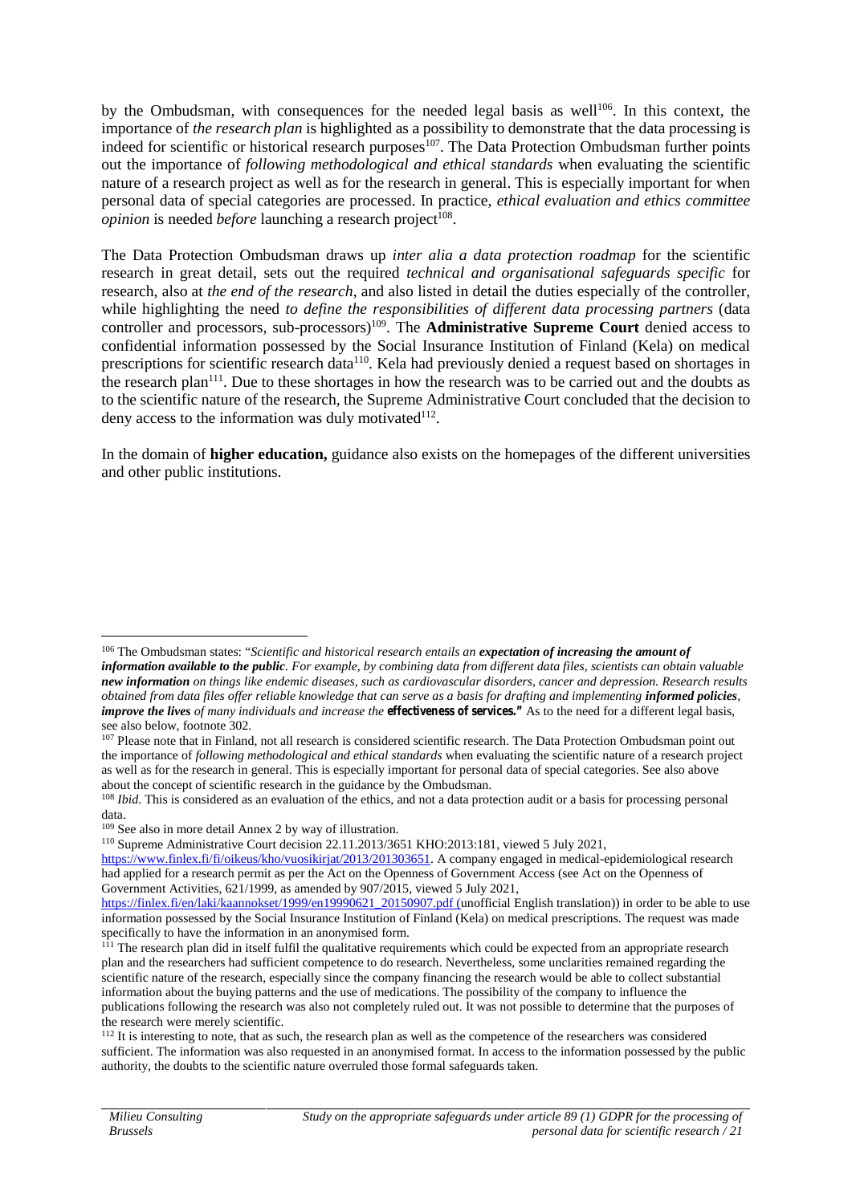by the Ombudsman, with consequences for the needed legal basis as well[106]. In this context, the importance of *the research plan* is highlighted as a possibility to demonstrate that the data processing is indeed for scientific or historical research purposes[107]. The Data Protection Ombudsman further points out the importance of *following methodological and ethical standards* when evaluating the scientific nature of a research project as well as for the research in general. This is especially important for when personal data of special categories are processed. In practice, *ethical evaluation and ethics committee opinion* is needed *before* launching a research project[108].

The Data Protection Ombudsman draws up *inter alia a data protection roadmap* for the scientific research in great detail, sets out the required *technical and organisational safeguards specific* for research, also at *the end of the research*, and also listed in detail the duties especially of the controller, while highlighting the need *to define the responsibilities of different data processing partners* (data controller and processors, sub-processors)[109]. The **Administrative Supreme Court** denied access to confidential information possessed by the Social Insurance Institution of Finland (Kela) on medical prescriptions for scientific research data[110]. Kela had previously denied a request based on shortages in the research plan[111]. Due to these shortages in how the research was to be carried out and the doubts as to the scientific nature of the research, the Supreme Administrative Court concluded that the decision to deny access to the information was duly motivated[112].

In the domain of **higher education,** guidance also exists on the homepages of the different universities and other public institutions.

---

[106] The Ombudsman states: "*Scientific and historical research entails an* ***expectation of increasing the amount of information available to the public****. For example, by combining data from different data files, scientists can obtain valuable* ***new information*** *on things like endemic diseases, such as cardiovascular disorders, cancer and depression. Research results obtained from data files offer reliable knowledge that can serve as a basis for drafting and implementing* ***informed policies****,* ***improve the lives*** *of many individuals and increase the* ***effectiveness of services."*** As to the need for a different legal basis, see also below, footnote 302.

[107] Please note that in Finland, not all research is considered scientific research. The Data Protection Ombudsman point out the importance of *following methodological and ethical standards* when evaluating the scientific nature of a research project as well as for the research in general. This is especially important for personal data of special categories. See also above about the concept of scientific research in the guidance by the Ombudsman.

[108] *Ibid*. This is considered as an evaluation of the ethics, and not a data protection audit or a basis for processing personal data.

[109] See also in more detail Annex 2 by way of illustration.

[110] Supreme Administrative Court decision 22.11.2013/3651 KHO:2013:181, viewed 5 July 2021, https://www.finlex.fi/fi/oikeus/kho/vuosikirjat/2013/201303651. A company engaged in medical-epidemiological research had applied for a research permit as per the Act on the Openness of Government Access (see Act on the Openness of Government Activities, 621/1999, as amended by 907/2015, viewed 5 July 2021, https://finlex.fi/en/laki/kaannokset/1999/en19990621_20150907.pdf (unofficial English translation)) in order to be able to use information possessed by the Social Insurance Institution of Finland (Kela) on medical prescriptions. The request was made specifically to have the information in an anonymised form.

[111] The research plan did in itself fulfil the qualitative requirements which could be expected from an appropriate research plan and the researchers had sufficient competence to do research. Nevertheless, some unclarities remained regarding the scientific nature of the research, especially since the company financing the research would be able to collect substantial information about the buying patterns and the use of medications. The possibility of the company to influence the publications following the research was also not completely ruled out. It was not possible to determine that the purposes of the research were merely scientific.

[112] It is interesting to note, that as such, the research plan as well as the competence of the researchers was considered sufficient. The information was also requested in an anonymised format. In access to the information possessed by the public authority, the doubts to the scientific nature overruled those formal safeguards taken.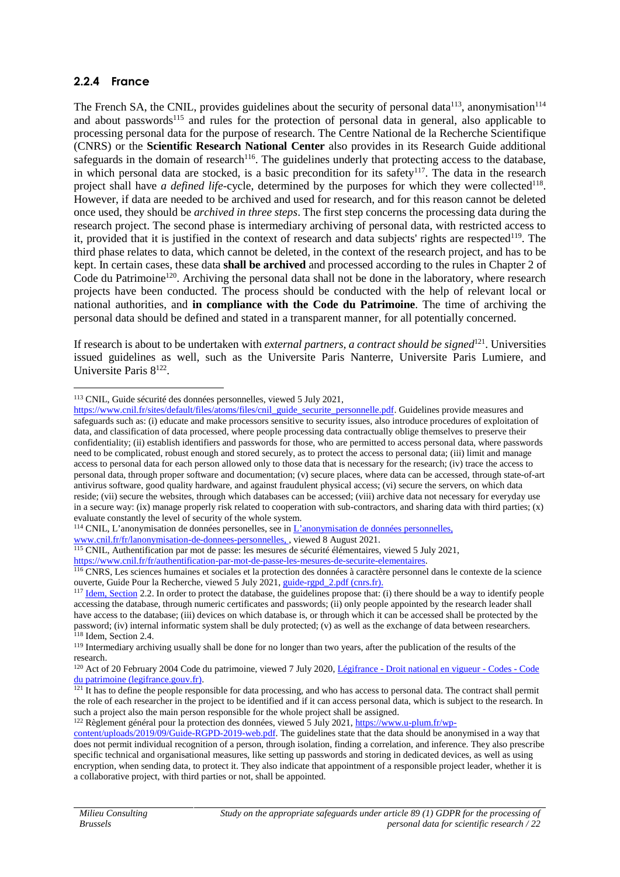### 2.2.4 France

The French SA, the CNIL, provides guidelines about the security of personal data[113], anonymisation[114] and about passwords[115] and rules for the protection of personal data in general, also applicable to processing personal data for the purpose of research. The Centre National de la Recherche Scientifique (CNRS) or the **Scientific Research National Center** also provides in its Research Guide additional safeguards in the domain of research[116]. The guidelines underly that protecting access to the database, in which personal data are stocked, is a basic precondition for its safety[117]. The data in the research project shall have *a defined life*-cycle, determined by the purposes for which they were collected[118]. However, if data are needed to be archived and used for research, and for this reason cannot be deleted once used, they should be *archived in three steps*. The first step concerns the processing data during the research project. The second phase is intermediary archiving of personal data, with restricted access to it, provided that it is justified in the context of research and data subjects' rights are respected[119]. The third phase relates to data, which cannot be deleted, in the context of the research project, and has to be kept. In certain cases, these data **shall be archived** and processed according to the rules in Chapter 2 of Code du Patrimoine[120]. Archiving the personal data shall not be done in the laboratory, where research projects have been conducted. The process should be conducted with the help of relevant local or national authorities, and **in compliance with the Code du Patrimoine**. The time of archiving the personal data should be defined and stated in a transparent manner, for all potentially concerned.

If research is about to be undertaken with *external partners, a contract should be signed*[121]. Universities issued guidelines as well, such as the Universite Paris Nanterre, Universite Paris Lumiere, and Universite Paris 8[122].

---

[113] CNIL, Guide sécurité des données personnelles, viewed 5 July 2021, https://www.cnil.fr/sites/default/files/atoms/files/cnil_guide_securite_personnelle.pdf. Guidelines provide measures and safeguards such as: (i) educate and make processors sensitive to security issues, also introduce procedures of exploitation of data, and classification of data processed, where people processing data contractually oblige themselves to preserve their confidentiality; (ii) establish identifiers and passwords for those, who are permitted to access personal data, where passwords need to be complicated, robust enough and stored securely, as to protect the access to personal data; (iii) limit and manage access to personal data for each person allowed only to those data that is necessary for the research; (iv) trace the access to personal data, through proper software and documentation; (v) secure places, where data can be accessed, through state-of-art antivirus software, good quality hardware, and against fraudulent physical access; (vi) secure the servers, on which data reside; (vii) secure the websites, through which databases can be accessed; (viii) archive data not necessary for everyday use in a secure way: (ix) manage properly risk related to cooperation with sub-contractors, and sharing data with third parties; (x) evaluate constantly the level of security of the whole system.

[114] CNIL, L'anonymisation de données personelles, see in L'anonymisation de données personnelles, www.cnil.fr/fr/lanonymisation-de-donnees-personnelles, , viewed 8 August 2021.

[115] CNIL, Authentification par mot de passe: les mesures de sécurité élémentaires, viewed 5 July 2021, https://www.cnil.fr/fr/authentification-par-mot-de-passe-les-mesures-de-securite-elementaires.

[116] CNRS, Les sciences humaines et sociales et la protection des données à caractère personnel dans le contexte de la science ouverte, Guide Pour la Recherche, viewed 5 July 2021, guide-rgpd_2.pdf (cnrs.fr).

[117] Idem, Section 2.2. In order to protect the database, the guidelines propose that: (i) there should be a way to identify people accessing the database, through numeric certificates and passwords; (ii) only people appointed by the research leader shall have access to the database; (iii) devices on which database is, or through which it can be accessed shall be protected by the password; (iv) internal informatic system shall be duly protected; (v) as well as the exchange of data between researchers.

[118] Idem, Section 2.4.

[119] Intermediary archiving usually shall be done for no longer than two years, after the publication of the results of the research.

[120] Act of 20 February 2004 Code du patrimoine, viewed 7 July 2020, Légifrance - Droit national en vigueur - Codes - Code du patrimoine (legifrance.gouv.fr).

[121] It has to define the people responsible for data processing, and who has access to personal data. The contract shall permit the role of each researcher in the project to be identified and if it can access personal data, which is subject to the research. In such a project also the main person responsible for the whole project shall be assigned.

[122] Règlement général pour la protection des données, viewed 5 July 2021, https://www.u-plum.fr/wp-content/uploads/2019/09/Guide-RGPD-2019-web.pdf. The guidelines state that the data should be anonymised in a way that does not permit individual recognition of a person, through isolation, finding a correlation, and inference. They also prescribe specific technical and organisational measures, like setting up passwords and storing in dedicated devices, as well as using encryption, when sending data, to protect it. They also indicate that appointment of a responsible project leader, whether it is a collaborative project, with third parties or not, shall be appointed.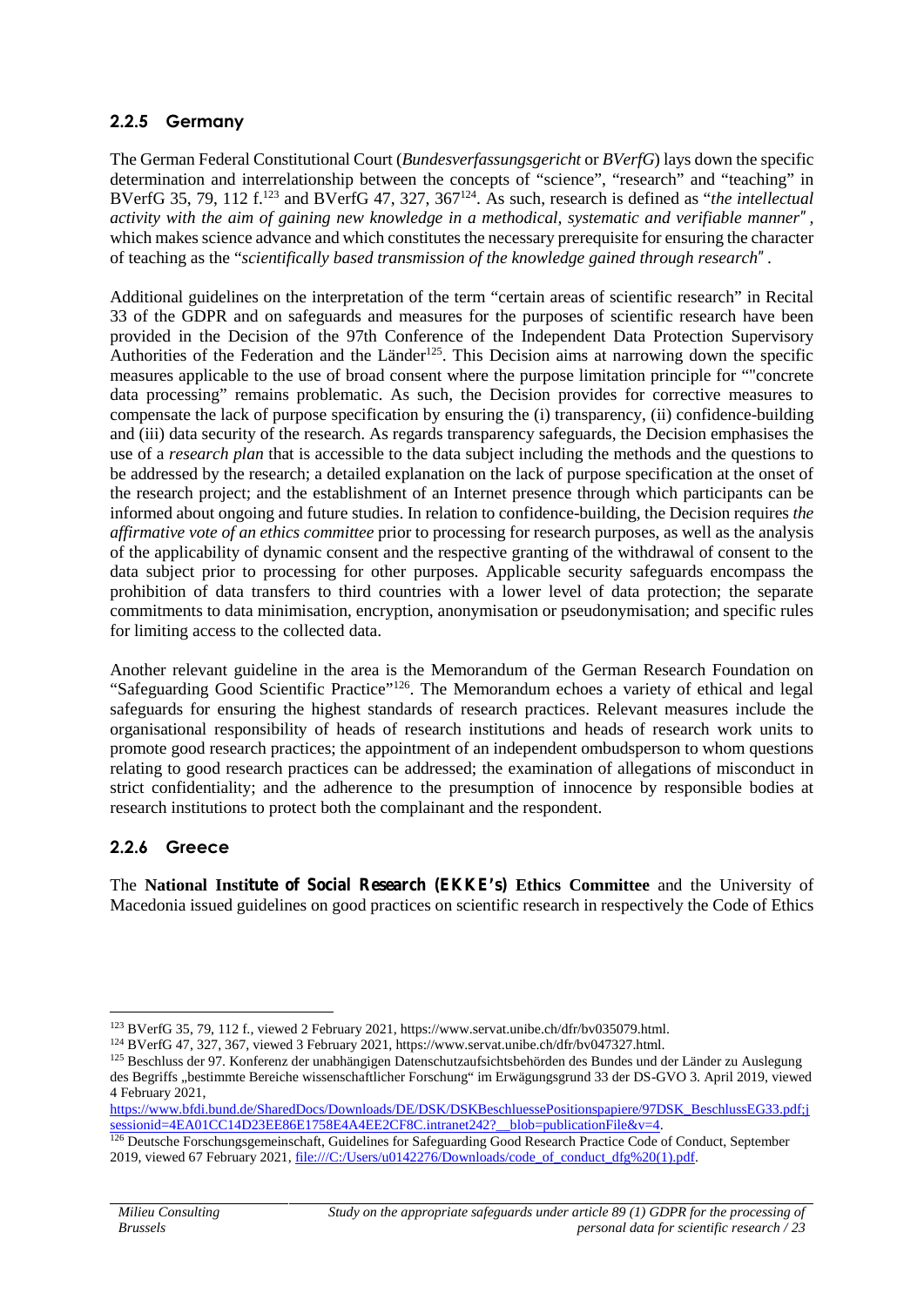### 2.2.5 Germany

The German Federal Constitutional Court (*Bundesverfassungsgericht* or *BVerfG*) lays down the specific determination and interrelationship between the concepts of "science", "research" and "teaching" in BVerfG 35, 79, 112 f.[123] and BVerfG 47, 327, 367[124]. As such, research is defined as "*the intellectual activity with the aim of gaining new knowledge in a methodical, systematic and verifiable manner*", which makes science advance and which constitutes the necessary prerequisite for ensuring the character of teaching as the "*scientifically based transmission of the knowledge gained through research*".

Additional guidelines on the interpretation of the term "certain areas of scientific research" in Recital 33 of the GDPR and on safeguards and measures for the purposes of scientific research have been provided in the Decision of the 97th Conference of the Independent Data Protection Supervisory Authorities of the Federation and the Länder[125]. This Decision aims at narrowing down the specific measures applicable to the use of broad consent where the purpose limitation principle for ""concrete data processing" remains problematic. As such, the Decision provides for corrective measures to compensate the lack of purpose specification by ensuring the (i) transparency, (ii) confidence-building and (iii) data security of the research. As regards transparency safeguards, the Decision emphasises the use of a *research plan* that is accessible to the data subject including the methods and the questions to be addressed by the research; a detailed explanation on the lack of purpose specification at the onset of the research project; and the establishment of an Internet presence through which participants can be informed about ongoing and future studies. In relation to confidence-building, the Decision requires *the affirmative vote of an ethics committee* prior to processing for research purposes, as well as the analysis of the applicability of dynamic consent and the respective granting of the withdrawal of consent to the data subject prior to processing for other purposes. Applicable security safeguards encompass the prohibition of data transfers to third countries with a lower level of data protection; the separate commitments to data minimisation, encryption, anonymisation or pseudonymisation; and specific rules for limiting access to the collected data.

Another relevant guideline in the area is the Memorandum of the German Research Foundation on "Safeguarding Good Scientific Practice"[126]. The Memorandum echoes a variety of ethical and legal safeguards for ensuring the highest standards of research practices. Relevant measures include the organisational responsibility of heads of research institutions and heads of research work units to promote good research practices; the appointment of an independent ombudsperson to whom questions relating to good research practices can be addressed; the examination of allegations of misconduct in strict confidentiality; and the adherence to the presumption of innocence by responsible bodies at research institutions to protect both the complainant and the respondent.

### 2.2.6 Greece

The **National Institute of Social Research (EKKE's) Ethics Committee** and the University of Macedonia issued guidelines on good practices on scientific research in respectively the Code of Ethics

---

[123] BVerfG 35, 79, 112 f., viewed 2 February 2021, https://www.servat.unibe.ch/dfr/bv035079.html.

[124] BVerfG 47, 327, 367, viewed 3 February 2021, https://www.servat.unibe.ch/dfr/bv047327.html.

[125] Beschluss der 97. Konferenz der unabhängigen Datenschutzaufsichtsbehörden des Bundes und der Länder zu Auslegung des Begriffs „bestimmte Bereiche wissenschaftlicher Forschung" im Erwägungsgrund 33 der DS-GVO 3. April 2019, viewed 4 February 2021, https://www.bfdi.bund.de/SharedDocs/Downloads/DE/DSK/DSKBeschluessePositionspapiere/97DSK_BeschlussEG33.pdf;jsessionid=4EA01CC14D23EE86E1758E4A4EE2CF8C.intranet242?__blob=publicationFile&v=4.

[126] Deutsche Forschungsgemeinschaft, Guidelines for Safeguarding Good Research Practice Code of Conduct, September 2019, viewed 67 February 2021, file:///C:/Users/u0142276/Downloads/code_of_conduct_dfg%20(1).pdf.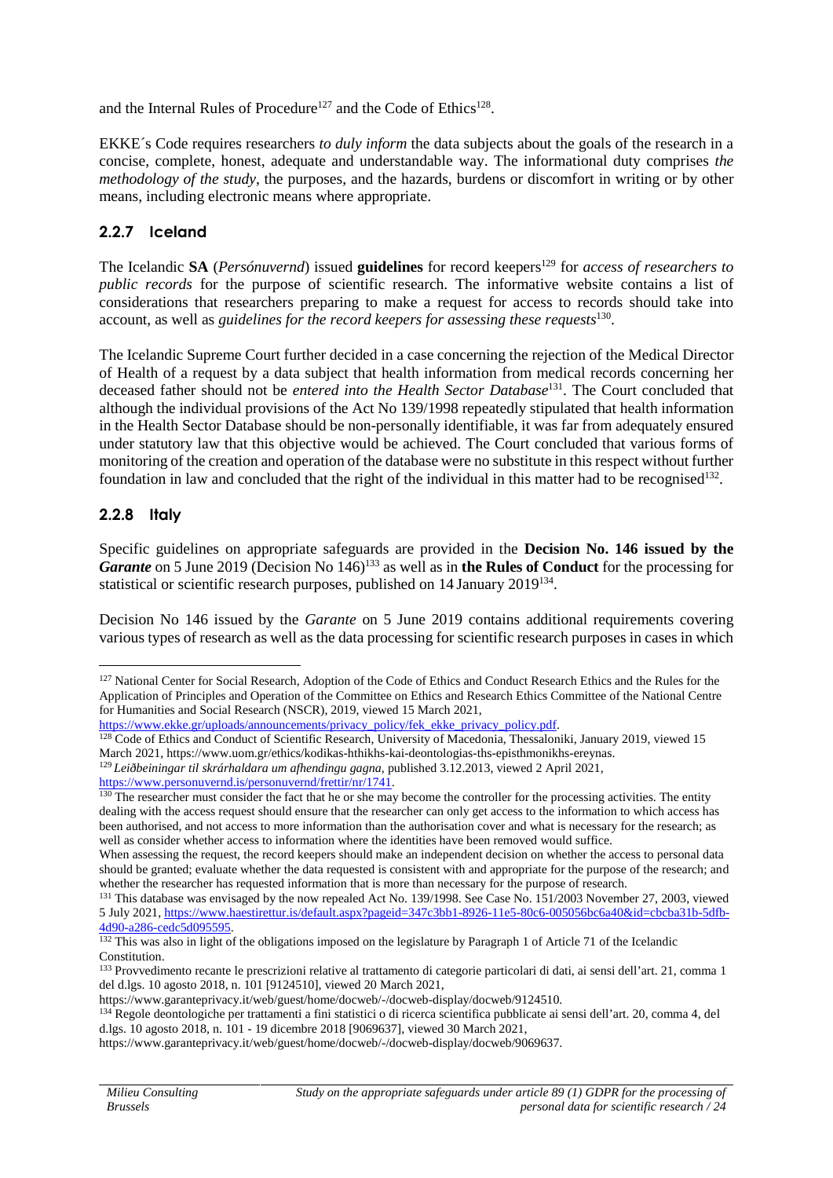and the Internal Rules of Procedure[127] and the Code of Ethics[128].

EKKE´s Code requires researchers *to duly inform* the data subjects about the goals of the research in a concise, complete, honest, adequate and understandable way. The informational duty comprises *the methodology of the study*, the purposes, and the hazards, burdens or discomfort in writing or by other means, including electronic means where appropriate.

### 2.2.7 Iceland

The Icelandic **SA** (*Persónuvernd*) issued **guidelines** for record keepers[129] for *access of researchers to public records* for the purpose of scientific research. The informative website contains a list of considerations that researchers preparing to make a request for access to records should take into account, as well as *guidelines for the record keepers for assessing these requests*[130].

The Icelandic Supreme Court further decided in a case concerning the rejection of the Medical Director of Health of a request by a data subject that health information from medical records concerning her deceased father should not be *entered into the Health Sector Database*[131]. The Court concluded that although the individual provisions of the Act No 139/1998 repeatedly stipulated that health information in the Health Sector Database should be non-personally identifiable, it was far from adequately ensured under statutory law that this objective would be achieved. The Court concluded that various forms of monitoring of the creation and operation of the database were no substitute in this respect without further foundation in law and concluded that the right of the individual in this matter had to be recognised[132].

### 2.2.8 Italy

Specific guidelines on appropriate safeguards are provided in the **Decision No. 146 issued by the *Garante*** on 5 June 2019 (Decision No 146)[133] as well as in **the Rules of Conduct** for the processing for statistical or scientific research purposes, published on 14 January 2019[134].

Decision No 146 issued by the *Garante* on 5 June 2019 contains additional requirements covering various types of research as well as the data processing for scientific research purposes in cases in which

---

[127] National Center for Social Research, Adoption of the Code of Ethics and Conduct Research Ethics and the Rules for the Application of Principles and Operation of the Committee on Ethics and Research Ethics Committee of the National Centre for Humanities and Social Research (NSCR), 2019, viewed 15 March 2021, https://www.ekke.gr/uploads/announcements/privacy_policy/fek_ekke_privacy_policy.pdf.

[128] Code of Ethics and Conduct of Scientific Research, University of Macedonia, Thessaloniki, January 2019, viewed 15 March 2021, https://www.uom.gr/ethics/kodikas-hthikhs-kai-deontologias-ths-episthmonikhs-ereynas.

[129] *Leiðbeiningar til skrárhaldara um afhendingu gagna*, published 3.12.2013, viewed 2 April 2021, https://www.personuvernd.is/personuvernd/frettir/nr/1741.

[130] The researcher must consider the fact that he or she may become the controller for the processing activities. The entity dealing with the access request should ensure that the researcher can only get access to the information to which access has been authorised, and not access to more information than the authorisation cover and what is necessary for the research; as well as consider whether access to information where the identities have been removed would suffice.
When assessing the request, the record keepers should make an independent decision on whether the access to personal data should be granted; evaluate whether the data requested is consistent with and appropriate for the purpose of the research; and whether the researcher has requested information that is more than necessary for the purpose of research.

[131] This database was envisaged by the now repealed Act No. 139/1998. See Case No. 151/2003 November 27, 2003, viewed 5 July 2021, https://www.haestirettur.is/default.aspx?pageid=347c3bb1-8926-11e5-80c6-005056bc6a40&id=cbcba31b-5dfb-4d90-a286-cedc5d095595.

[132] This was also in light of the obligations imposed on the legislature by Paragraph 1 of Article 71 of the Icelandic Constitution.

[133] Provvedimento recante le prescrizioni relative al trattamento di categorie particolari di dati, ai sensi dell'art. 21, comma 1 del d.lgs. 10 agosto 2018, n. 101 [9124510], viewed 20 March 2021, https://www.garanteprivacy.it/web/guest/home/docweb/-/docweb-display/docweb/9124510.

[134] Regole deontologiche per trattamenti a fini statistici o di ricerca scientifica pubblicate ai sensi dell'art. 20, comma 4, del d.lgs. 10 agosto 2018, n. 101 - 19 dicembre 2018 [9069637], viewed 30 March 2021, https://www.garanteprivacy.it/web/guest/home/docweb/-/docweb-display/docweb/9069637.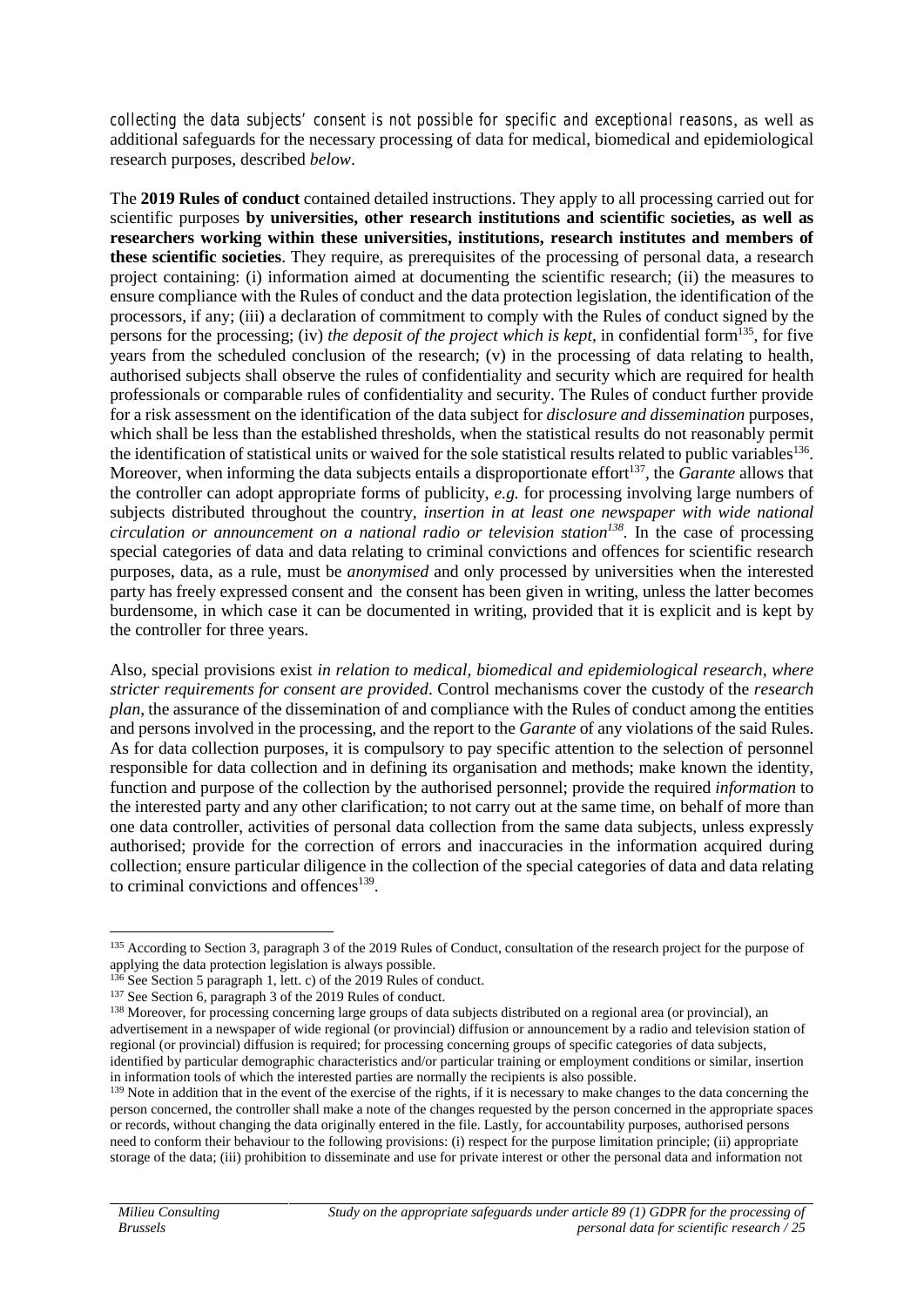*collecting the data subjects' consent is not possible for specific and exceptional reasons*, as well as additional safeguards for the necessary processing of data for medical, biomedical and epidemiological research purposes, described *below*.

The **2019 Rules of conduct** contained detailed instructions. They apply to all processing carried out for scientific purposes **by universities, other research institutions and scientific societies, as well as researchers working within these universities, institutions, research institutes and members of these scientific societies**. They require, as prerequisites of the processing of personal data, a research project containing: (i) information aimed at documenting the scientific research; (ii) the measures to ensure compliance with the Rules of conduct and the data protection legislation, the identification of the processors, if any; (iii) a declaration of commitment to comply with the Rules of conduct signed by the persons for the processing; (iv) *the deposit of the project which is kept*, in confidential form[135], for five years from the scheduled conclusion of the research; (v) in the processing of data relating to health, authorised subjects shall observe the rules of confidentiality and security which are required for health professionals or comparable rules of confidentiality and security. The Rules of conduct further provide for a risk assessment on the identification of the data subject for *disclosure and dissemination* purposes, which shall be less than the established thresholds, when the statistical results do not reasonably permit the identification of statistical units or waived for the sole statistical results related to public variables[136]. Moreover, when informing the data subjects entails a disproportionate effort[137], the *Garante* allows that the controller can adopt appropriate forms of publicity, *e.g.* for processing involving large numbers of subjects distributed throughout the country, *insertion in at least one newspaper with wide national circulation or announcement on a national radio or television station*[138]. In the case of processing special categories of data and data relating to criminal convictions and offences for scientific research purposes, data, as a rule, must be *anonymised* and only processed by universities when the interested party has freely expressed consent and the consent has been given in writing, unless the latter becomes burdensome, in which case it can be documented in writing, provided that it is explicit and is kept by the controller for three years.

Also, special provisions exist *in relation to medical, biomedical and epidemiological research, where stricter requirements for consent are provided*. Control mechanisms cover the custody of the *research plan*, the assurance of the dissemination of and compliance with the Rules of conduct among the entities and persons involved in the processing, and the report to the *Garante* of any violations of the said Rules. As for data collection purposes, it is compulsory to pay specific attention to the selection of personnel responsible for data collection and in defining its organisation and methods; make known the identity, function and purpose of the collection by the authorised personnel; provide the required *information* to the interested party and any other clarification; to not carry out at the same time, on behalf of more than one data controller, activities of personal data collection from the same data subjects, unless expressly authorised; provide for the correction of errors and inaccuracies in the information acquired during collection; ensure particular diligence in the collection of the special categories of data and data relating to criminal convictions and offences[139].

---

[135] According to Section 3, paragraph 3 of the 2019 Rules of Conduct, consultation of the research project for the purpose of applying the data protection legislation is always possible.

[136] See Section 5 paragraph 1, lett. c) of the 2019 Rules of conduct.

[137] See Section 6, paragraph 3 of the 2019 Rules of conduct.

[138] Moreover, for processing concerning large groups of data subjects distributed on a regional area (or provincial), an advertisement in a newspaper of wide regional (or provincial) diffusion or announcement by a radio and television station of regional (or provincial) diffusion is required; for processing concerning groups of specific categories of data subjects, identified by particular demographic characteristics and/or particular training or employment conditions or similar, insertion in information tools of which the interested parties are normally the recipients is also possible.

[139] Note in addition that in the event of the exercise of the rights, if it is necessary to make changes to the data concerning the person concerned, the controller shall make a note of the changes requested by the person concerned in the appropriate spaces or records, without changing the data originally entered in the file. Lastly, for accountability purposes, authorised persons need to conform their behaviour to the following provisions: (i) respect for the purpose limitation principle; (ii) appropriate storage of the data; (iii) prohibition to disseminate and use for private interest or other the personal data and information not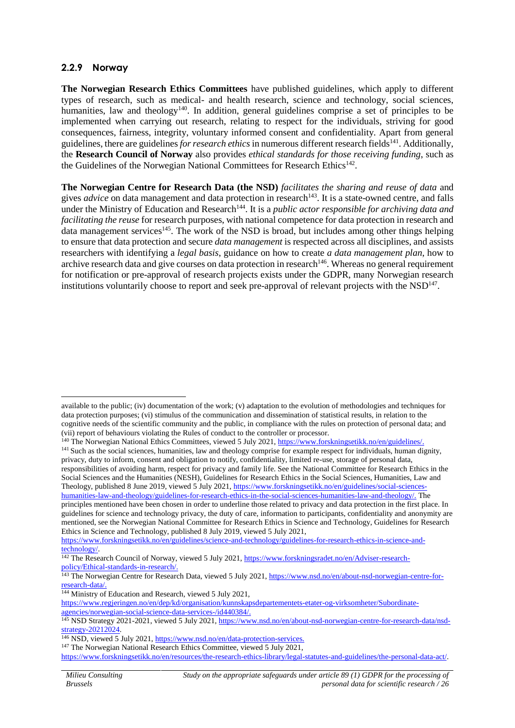### 2.2.9 Norway

**The Norwegian Research Ethics Committees** have published guidelines, which apply to different types of research, such as medical- and health research, science and technology, social sciences, humanities, law and theology[140]. In addition, general guidelines comprise a set of principles to be implemented when carrying out research, relating to respect for the individuals, striving for good consequences, fairness, integrity, voluntary informed consent and confidentiality. Apart from general guidelines, there are guidelines *for research ethics* in numerous different research fields[141]. Additionally, the **Research Council of Norway** also provides *ethical standards for those receiving funding*, such as the Guidelines of the Norwegian National Committees for Research Ethics[142].

**The Norwegian Centre for Research Data (the NSD)** *facilitates the sharing and reuse of data* and gives *advice* on data management and data protection in research[143]. It is a state-owned centre, and falls under the Ministry of Education and Research[144]. It is a *public actor responsible for archiving data and facilitating the reuse* for research purposes, with national competence for data protection in research and data management services[145]. The work of the NSD is broad, but includes among other things helping to ensure that data protection and secure *data management* is respected across all disciplines, and assists researchers with identifying a *legal basis*, guidance on how to create *a data management plan*, how to archive research data and give courses on data protection in research[146]. Whereas no general requirement for notification or pre-approval of research projects exists under the GDPR, many Norwegian research institutions voluntarily choose to report and seek pre-approval of relevant projects with the NSD[147].

---

available to the public; (iv) documentation of the work; (v) adaptation to the evolution of methodologies and techniques for data protection purposes; (vi) stimulus of the communication and dissemination of statistical results, in relation to the cognitive needs of the scientific community and the public, in compliance with the rules on protection of personal data; and (vii) report of behaviours violating the Rules of conduct to the controller or processor.

[140] The Norwegian National Ethics Committees, viewed 5 July 2021, https://www.forskningsetikk.no/en/guidelines/.

[141] Such as the social sciences, humanities, law and theology comprise for example respect for individuals, human dignity, privacy, duty to inform, consent and obligation to notify, confidentiality, limited re-use, storage of personal data, responsibilities of avoiding harm, respect for privacy and family life. See the National Committee for Research Ethics in the Social Sciences and the Humanities (NESH), Guidelines for Research Ethics in the Social Sciences, Humanities, Law and Theology, published 8 June 2019, viewed 5 July 2021, https://www.forskningsetikk.no/en/guidelines/social-sciences-humanities-law-and-theology/guidelines-for-research-ethics-in-the-social-sciences-humanities-law-and-theology/. The principles mentioned have been chosen in order to underline those related to privacy and data protection in the first place. In guidelines for science and technology privacy, the duty of care, information to participants, confidentiality and anonymity are mentioned, see the Norwegian National Committee for Research Ethics in Science and Technology, Guidelines for Research Ethics in Science and Technology, published 8 July 2019, viewed 5 July 2021, https://www.forskningsetikk.no/en/guidelines/science-and-technology/guidelines-for-research-ethics-in-science-and-technology/.

[142] The Research Council of Norway, viewed 5 July 2021, https://www.forskningsradet.no/en/Adviser-research-policy/Ethical-standards-in-research/.

[143] The Norwegian Centre for Research Data, viewed 5 July 2021, https://www.nsd.no/en/about-nsd-norwegian-centre-for-research-data/.

[144] Ministry of Education and Research, viewed 5 July 2021, https://www.regjeringen.no/en/dep/kd/organisation/kunnskapsdepartementets-etater-og-virksomheter/Subordinate-agencies/norwegian-social-science-data-services-/id440384/.

[145] NSD Strategy 2021-2021, viewed 5 July 2021, https://www.nsd.no/en/about-nsd-norwegian-centre-for-research-data/nsd-strategy-20212024.

[146] NSD, viewed 5 July 2021, https://www.nsd.no/en/data-protection-services.

[147] The Norwegian National Research Ethics Committee, viewed 5 July 2021, https://www.forskningsetikk.no/en/resources/the-research-ethics-library/legal-statutes-and-guidelines/the-personal-data-act/.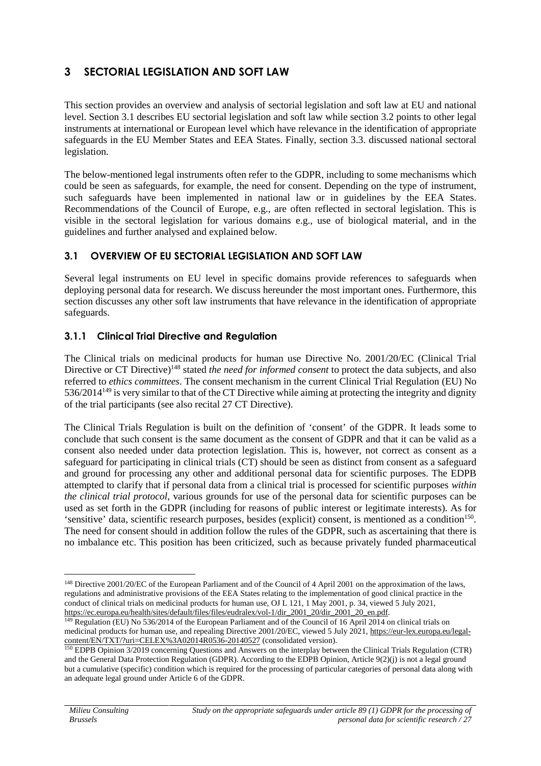# 3 SECTORIAL LEGISLATION AND SOFT LAW

This section provides an overview and analysis of sectorial legislation and soft law at EU and national level. Section 3.1 describes EU sectorial legislation and soft law while section 3.2 points to other legal instruments at international or European level which have relevance in the identification of appropriate safeguards in the EU Member States and EEA States. Finally, section 3.3. discussed national sectoral legislation.

The below-mentioned legal instruments often refer to the GDPR, including to some mechanisms which could be seen as safeguards, for example, the need for consent. Depending on the type of instrument, such safeguards have been implemented in national law or in guidelines by the EEA States. Recommendations of the Council of Europe, e.g., are often reflected in sectoral legislation. This is visible in the sectoral legislation for various domains e.g., use of biological material, and in the guidelines and further analysed and explained below.

## 3.1 OVERVIEW OF EU SECTORIAL LEGISLATION AND SOFT LAW

Several legal instruments on EU level in specific domains provide references to safeguards when deploying personal data for research. We discuss hereunder the most important ones. Furthermore, this section discusses any other soft law instruments that have relevance in the identification of appropriate safeguards.

### 3.1.1 Clinical Trial Directive and Regulation

The Clinical trials on medicinal products for human use Directive No. 2001/20/EC (Clinical Trial Directive or CT Directive)[148] stated *the need for informed consent* to protect the data subjects, and also referred to *ethics committees*. The consent mechanism in the current Clinical Trial Regulation (EU) No 536/2014[149] is very similar to that of the CT Directive while aiming at protecting the integrity and dignity of the trial participants (see also recital 27 CT Directive).

The Clinical Trials Regulation is built on the definition of 'consent' of the GDPR. It leads some to conclude that such consent is the same document as the consent of GDPR and that it can be valid as a consent also needed under data protection legislation. This is, however, not correct as consent as a safeguard for participating in clinical trials (CT) should be seen as distinct from consent as a safeguard and ground for processing any other and additional personal data for scientific purposes. The EDPB attempted to clarify that if personal data from a clinical trial is processed for scientific purposes *within the clinical trial protocol*, various grounds for use of the personal data for scientific purposes can be used as set forth in the GDPR (including for reasons of public interest or legitimate interests). As for 'sensitive' data, scientific research purposes, besides (explicit) consent, is mentioned as a condition[150]. The need for consent should in addition follow the rules of the GDPR, such as ascertaining that there is no imbalance etc. This position has been criticized, such as because privately funded pharmaceutical

---

[148] Directive 2001/20/EC of the European Parliament and of the Council of 4 April 2001 on the approximation of the laws, regulations and administrative provisions of the EEA States relating to the implementation of good clinical practice in the conduct of clinical trials on medicinal products for human use, OJ L 121, 1 May 2001, p. 34, viewed 5 July 2021, https://ec.europa.eu/health/sites/default/files/files/eudralex/vol-1/dir_2001_20/dir_2001_20_en.pdf.

[149] Regulation (EU) No 536/2014 of the European Parliament and of the Council of 16 April 2014 on clinical trials on medicinal products for human use, and repealing Directive 2001/20/EC, viewed 5 July 2021, https://eur-lex.europa.eu/legal-content/EN/TXT/?uri=CELEX%3A02014R0536-20140527 (consolidated version).

[150] EDPB Opinion 3/2019 concerning Questions and Answers on the interplay between the Clinical Trials Regulation (CTR) and the General Data Protection Regulation (GDPR). According to the EDPB Opinion, Article 9(2)(j) is not a legal ground but a cumulative (specific) condition which is required for the processing of particular categories of personal data along with an adequate legal ground under Article 6 of the GDPR.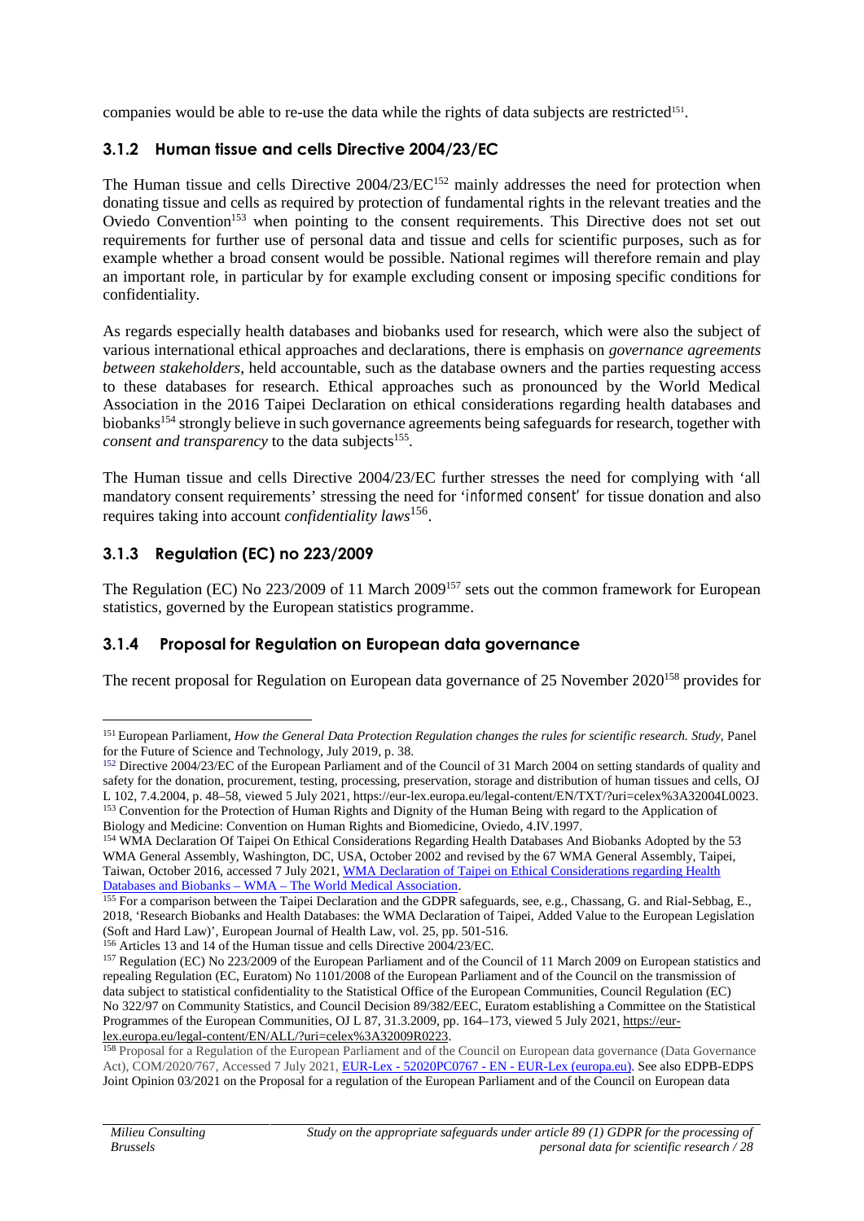companies would be able to re-use the data while the rights of data subjects are restricted[151].

### 3.1.2 Human tissue and cells Directive 2004/23/EC

The Human tissue and cells Directive 2004/23/EC[152] mainly addresses the need for protection when donating tissue and cells as required by protection of fundamental rights in the relevant treaties and the Oviedo Convention[153] when pointing to the consent requirements. This Directive does not set out requirements for further use of personal data and tissue and cells for scientific purposes, such as for example whether a broad consent would be possible. National regimes will therefore remain and play an important role, in particular by for example excluding consent or imposing specific conditions for confidentiality.

As regards especially health databases and biobanks used for research, which were also the subject of various international ethical approaches and declarations, there is emphasis on *governance agreements between stakeholders*, held accountable, such as the database owners and the parties requesting access to these databases for research. Ethical approaches such as pronounced by the World Medical Association in the 2016 Taipei Declaration on ethical considerations regarding health databases and biobanks[154] strongly believe in such governance agreements being safeguards for research, together with *consent and transparency* to the data subjects[155].

The Human tissue and cells Directive 2004/23/EC further stresses the need for complying with 'all mandatory consent requirements' stressing the need for 'informed consent' for tissue donation and also requires taking into account *confidentiality laws*[156].

### 3.1.3 Regulation (EC) no 223/2009

The Regulation (EC) No 223/2009 of 11 March 2009[157] sets out the common framework for European statistics, governed by the European statistics programme.

### 3.1.4 Proposal for Regulation on European data governance

The recent proposal for Regulation on European data governance of 25 November 2020[158] provides for

---

[151] European Parliament, *How the General Data Protection Regulation changes the rules for scientific research. Study,* Panel for the Future of Science and Technology, July 2019, p. 38.

[152] Directive 2004/23/EC of the European Parliament and of the Council of 31 March 2004 on setting standards of quality and safety for the donation, procurement, testing, processing, preservation, storage and distribution of human tissues and cells, OJ L 102, 7.4.2004, p. 48–58, viewed 5 July 2021, https://eur-lex.europa.eu/legal-content/EN/TXT/?uri=celex%3A32004L0023.

[153] Convention for the Protection of Human Rights and Dignity of the Human Being with regard to the Application of Biology and Medicine: Convention on Human Rights and Biomedicine, Oviedo, 4.IV.1997.

[154] WMA Declaration of Taipei On Ethical Considerations Regarding Health Databases And Biobanks Adopted by the 53 WMA General Assembly, Washington, DC, USA, October 2002 and revised by the 67 WMA General Assembly, Taipei, Taiwan, October 2016, accessed 7 July 2021, [WMA Declaration of Taipei on Ethical Considerations regarding Health Databases and Biobanks – WMA – The World Medical Association](WMA Declaration of Taipei on Ethical Considerations regarding Health Databases and Biobanks – WMA – The World Medical Association).

[155] For a comparison between the Taipei Declaration and the GDPR safeguards, see, e.g., Chassang, G. and Rial-Sebbag, E., 2018, 'Research Biobanks and Health Databases: the WMA Declaration of Taipei, Added Value to the European Legislation (Soft and Hard Law)', European Journal of Health Law, vol. 25, pp. 501-516.

[156] Articles 13 and 14 of the Human tissue and cells Directive 2004/23/EC.

[157] Regulation (EC) No 223/2009 of the European Parliament and of the Council of 11 March 2009 on European statistics and repealing Regulation (EC, Euratom) No 1101/2008 of the European Parliament and of the Council on the transmission of data subject to statistical confidentiality to the Statistical Office of the European Communities, Council Regulation (EC) No 322/97 on Community Statistics, and Council Decision 89/382/EEC, Euratom establishing a Committee on the Statistical Programmes of the European Communities, OJ L 87, 31.3.2009, pp. 164–173, viewed 5 July 2021, https://eur-lex.europa.eu/legal-content/EN/ALL/?uri=celex%3A32009R0223.

[158] Proposal for a Regulation of the European Parliament and of the Council on European data governance (Data Governance Act), COM/2020/767, Accessed 7 July 2021, EUR-Lex - 52020PC0767 - EN - EUR-Lex (europa.eu). See also EDPB-EDPS Joint Opinion 03/2021 on the Proposal for a regulation of the European Parliament and of the Council on European data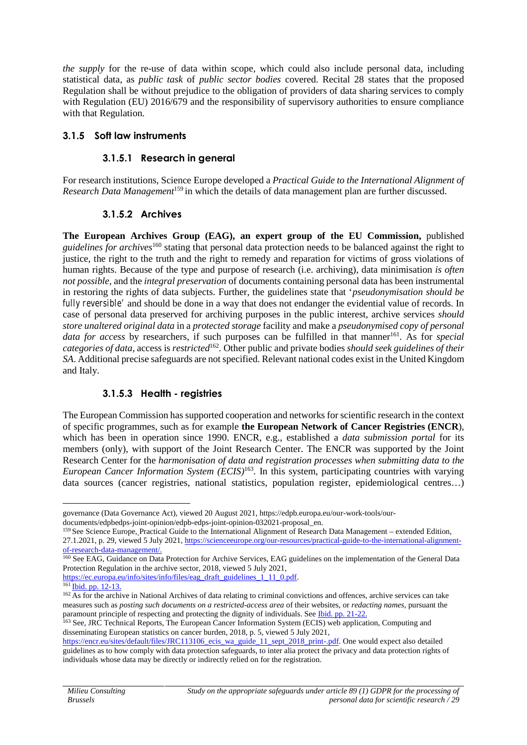*the supply* for the re-use of data within scope, which could also include personal data, including statistical data, as *public task* of *public sector bodies* covered. Recital 28 states that the proposed Regulation shall be without prejudice to the obligation of providers of data sharing services to comply with Regulation (EU) 2016/679 and the responsibility of supervisory authorities to ensure compliance with that Regulation.

### 3.1.5 Soft law instruments

#### 3.1.5.1 Research in general

For research institutions, Science Europe developed a *Practical Guide to the International Alignment of Research Data Management*[159] in which the details of data management plan are further discussed.

#### 3.1.5.2 Archives

**The European Archives Group (EAG), an expert group of the EU Commission,** published *guidelines for archives*[160] stating that personal data protection needs to be balanced against the right to justice, the right to the truth and the right to remedy and reparation for victims of gross violations of human rights. Because of the type and purpose of research (i.e. archiving), data minimisation *is often not possible*, and the *integral preservation* of documents containing personal data has been instrumental in restoring the rights of data subjects. Further, the guidelines state that '*pseudonymisation should be fully reversible*' and should be done in a way that does not endanger the evidential value of records. In case of personal data preserved for archiving purposes in the public interest, archive services *should store unaltered original data* in a *protected storage* facility and make a *pseudonymised copy of personal data for access* by researchers, if such purposes can be fulfilled in that manner[161]. As for *special categories of data*, access is *restricted*[162]. Other public and private bodies *should seek guidelines of their SA*. Additional precise safeguards are not specified. Relevant national codes exist in the United Kingdom and Italy.

#### 3.1.5.3 Health - registries

The European Commission has supported cooperation and networks for scientific research in the context of specific programmes, such as for example **the European Network of Cancer Registries (ENCR**), which has been in operation since 1990. ENCR, e.g., established a *data submission portal* for its members (only), with support of the Joint Research Center. The ENCR was supported by the Joint Research Center for the *harmonisation of data and registration processes when submitting data to the European Cancer Information System (ECIS)*[163]. In this system, participating countries with varying data sources (cancer registries, national statistics, population register, epidemiological centres…)

---

governance (Data Governance Act), viewed 20 August 2021, https://edpb.europa.eu/our-work-tools/our-documents/edpbedps-joint-opinion/edpb-edps-joint-opinion-032021-proposal_en.

[159] See Science Europe, Practical Guide to the International Alignment of Research Data Management – extended Edition, 27.1.2021, p. 29, viewed 5 July 2021, https://scienceeurope.org/our-resources/practical-guide-to-the-international-alignment-of-research-data-management/.

[160] See EAG, Guidance on Data Protection for Archive Services, EAG guidelines on the implementation of the General Data Protection Regulation in the archive sector, 2018, viewed 5 July 2021, https://ec.europa.eu/info/sites/info/files/eag_draft_guidelines_1_11_0.pdf.

[161] Ibid. pp. 12-13.

[162] As for the archive in National Archives of data relating to criminal convictions and offences, archive services can take measures such as *posting such documents on a restricted-access area* of their websites, or *redacting names*, pursuant the paramount principle of respecting and protecting the dignity of individuals. See Ibid. pp. 21-22.

[163] See, JRC Technical Reports, The European Cancer Information System (ECIS) web application, Computing and disseminating European statistics on cancer burden, 2018, p. 5, viewed 5 July 2021, https://encr.eu/sites/default/files/JRC113106_ecis_wa_guide_11_sept_2018_print-.pdf. One would expect also detailed guidelines as to how comply with data protection safeguards, to inter alia protect the privacy and data protection rights of individuals whose data may be directly or indirectly relied on for the registration.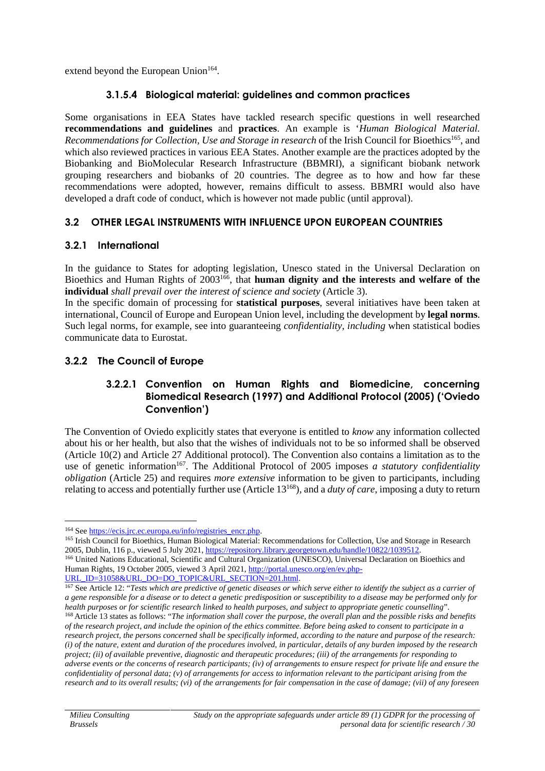extend beyond the European Union[164].

#### 3.1.5.4 Biological material: guidelines and common practices

Some organisations in EEA States have tackled research specific questions in well researched **recommendations and guidelines** and **practices**. An example is '*Human Biological Material. Recommendations for Collection, Use and Storage in research* of the Irish Council for Bioethics[165], and which also reviewed practices in various EEA States. Another example are the practices adopted by the Biobanking and BioMolecular Research Infrastructure (BBMRI), a significant biobank network grouping researchers and biobanks of 20 countries. The degree as to how and how far these recommendations were adopted, however, remains difficult to assess. BBMRI would also have developed a draft code of conduct, which is however not made public (until approval).

## 3.2 OTHER LEGAL INSTRUMENTS WITH INFLUENCE UPON EUROPEAN COUNTRIES

### 3.2.1 International

In the guidance to States for adopting legislation, Unesco stated in the Universal Declaration on Bioethics and Human Rights of 2003[166], that **human dignity and the interests and welfare of the individual** *shall prevail over the interest of science and society* (Article 3).

In the specific domain of processing for **statistical purposes**, several initiatives have been taken at international, Council of Europe and European Union level, including the development by **legal norms**. Such legal norms, for example, see into guaranteeing *confidentiality, including* when statistical bodies communicate data to Eurostat.

### 3.2.2 The Council of Europe

#### 3.2.2.1 Convention on Human Rights and Biomedicine, concerning Biomedical Research (1997) and Additional Protocol (2005) ('Oviedo Convention')

The Convention of Oviedo explicitly states that everyone is entitled to *know* any information collected about his or her health, but also that the wishes of individuals not to be so informed shall be observed (Article 10(2) and Article 27 Additional protocol). The Convention also contains a limitation as to the use of genetic information[167]. The Additional Protocol of 2005 imposes *a statutory confidentiality obligation* (Article 25) and requires *more extensive* information to be given to participants, including relating to access and potentially further use (Article 13[168]), and a *duty of care*, imposing a duty to return

---

[164] See https://ecis.jrc.ec.europa.eu/info/registries_encr.php.

[165] Irish Council for Bioethics, Human Biological Material: Recommendations for Collection, Use and Storage in Research 2005, Dublin, 116 p., viewed 5 July 2021, https://repository.library.georgetown.edu/handle/10822/1039512.

[166] United Nations Educational, Scientific and Cultural Organization (UNESCO), Universal Declaration on Bioethics and Human Rights, 19 October 2005, viewed 3 April 2021, http://portal.unesco.org/en/ev.php-URL_ID=31058&URL_DO=DO_TOPIC&URL_SECTION=201.html.

[167] See Article 12: "*Tests which are predictive of genetic diseases or which serve either to identify the subject as a carrier of a gene responsible for a disease or to detect a genetic predisposition or susceptibility to a disease may be performed only for health purposes or for scientific research linked to health purposes, and subject to appropriate genetic counselling*".

[168] Article 13 states as follows: "*The information shall cover the purpose, the overall plan and the possible risks and benefits of the research project, and include the opinion of the ethics committee. Before being asked to consent to participate in a research project, the persons concerned shall be specifically informed, according to the nature and purpose of the research: (i) of the nature, extent and duration of the procedures involved, in particular, details of any burden imposed by the research project; (ii) of available preventive, diagnostic and therapeutic procedures; (iii) of the arrangements for responding to adverse events or the concerns of research participants; (iv) of arrangements to ensure respect for private life and ensure the confidentiality of personal data; (v) of arrangements for access to information relevant to the participant arising from the research and to its overall results; (vi) of the arrangements for fair compensation in the case of damage; (vii) of any foreseen*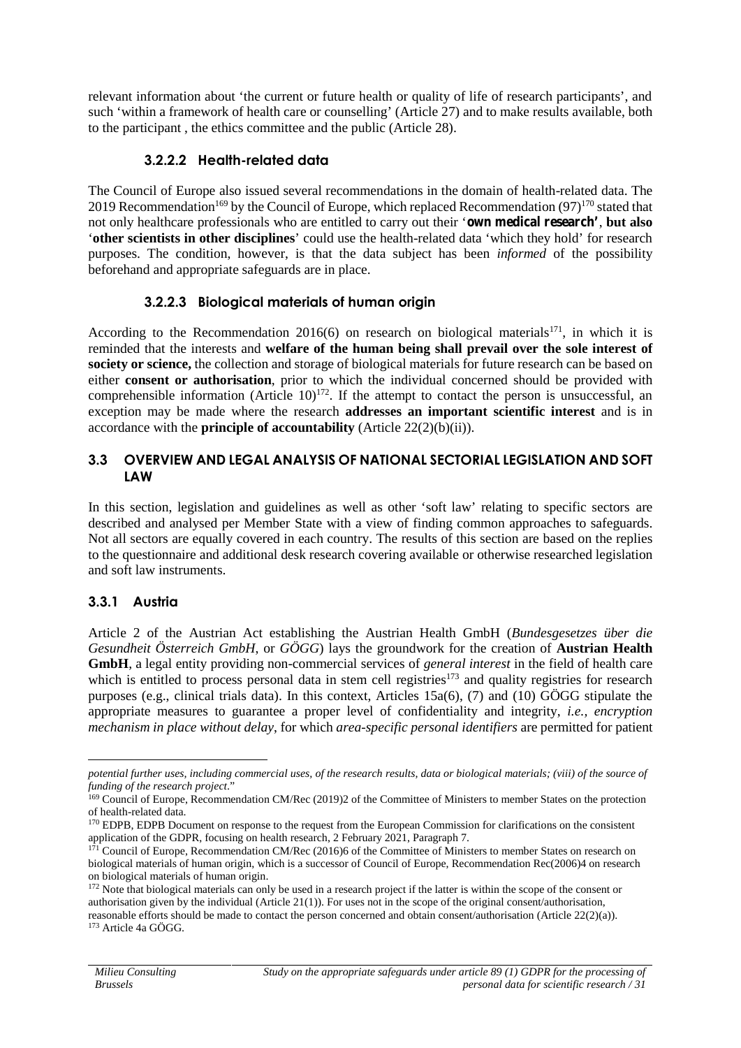relevant information about 'the current or future health or quality of life of research participants', and such 'within a framework of health care or counselling' (Article 27) and to make results available, both to the participant , the ethics committee and the public (Article 28).

#### 3.2.2.2 Health-related data

The Council of Europe also issued several recommendations in the domain of health-related data. The 2019 Recommendation[169] by the Council of Europe, which replaced Recommendation (97)[170] stated that not only healthcare professionals who are entitled to carry out their '**own medical research'**, **but also** '**other scientists in other disciplines**' could use the health-related data 'which they hold' for research purposes. The condition, however, is that the data subject has been *informed* of the possibility beforehand and appropriate safeguards are in place.

#### 3.2.2.3 Biological materials of human origin

According to the Recommendation 2016(6) on research on biological materials[171], in which it is reminded that the interests and **welfare of the human being shall prevail over the sole interest of society or science,** the collection and storage of biological materials for future research can be based on either **consent or authorisation**, prior to which the individual concerned should be provided with comprehensible information (Article 10)[172]. If the attempt to contact the person is unsuccessful, an exception may be made where the research **addresses an important scientific interest** and is in accordance with the **principle of accountability** (Article 22(2)(b)(ii)).

## 3.3 OVERVIEW AND LEGAL ANALYSIS OF NATIONAL SECTORIAL LEGISLATION AND SOFT LAW

In this section, legislation and guidelines as well as other 'soft law' relating to specific sectors are described and analysed per Member State with a view of finding common approaches to safeguards. Not all sectors are equally covered in each country. The results of this section are based on the replies to the questionnaire and additional desk research covering available or otherwise researched legislation and soft law instruments.

### 3.3.1 Austria

Article 2 of the Austrian Act establishing the Austrian Health GmbH (*Bundesgesetzes über die Gesundheit Österreich GmbH*, or *GÖGG*) lays the groundwork for the creation of **Austrian Health GmbH**, a legal entity providing non-commercial services of *general interest* in the field of health care which is entitled to process personal data in stem cell registries[173] and quality registries for research purposes (e.g., clinical trials data). In this context, Articles 15a(6), (7) and (10) GÖGG stipulate the appropriate measures to guarantee a proper level of confidentiality and integrity, *i.e., encryption mechanism in place without delay*, for which *area-specific personal identifiers* are permitted for patient

---

*potential further uses, including commercial uses, of the research results, data or biological materials; (viii) of the source of funding of the research project*."

[169] Council of Europe, Recommendation CM/Rec (2019)2 of the Committee of Ministers to member States on the protection of health-related data.

[170] EDPB, EDPB Document on response to the request from the European Commission for clarifications on the consistent application of the GDPR, focusing on health research, 2 February 2021, Paragraph 7.

[171] Council of Europe, Recommendation CM/Rec (2016)6 of the Committee of Ministers to member States on research on biological materials of human origin, which is a successor of Council of Europe, Recommendation Rec(2006)4 on research on biological materials of human origin.

[172] Note that biological materials can only be used in a research project if the latter is within the scope of the consent or authorisation given by the individual (Article 21(1)). For uses not in the scope of the original consent/authorisation, reasonable efforts should be made to contact the person concerned and obtain consent/authorisation (Article 22(2)(a)).

[173] Article 4a GÖGG.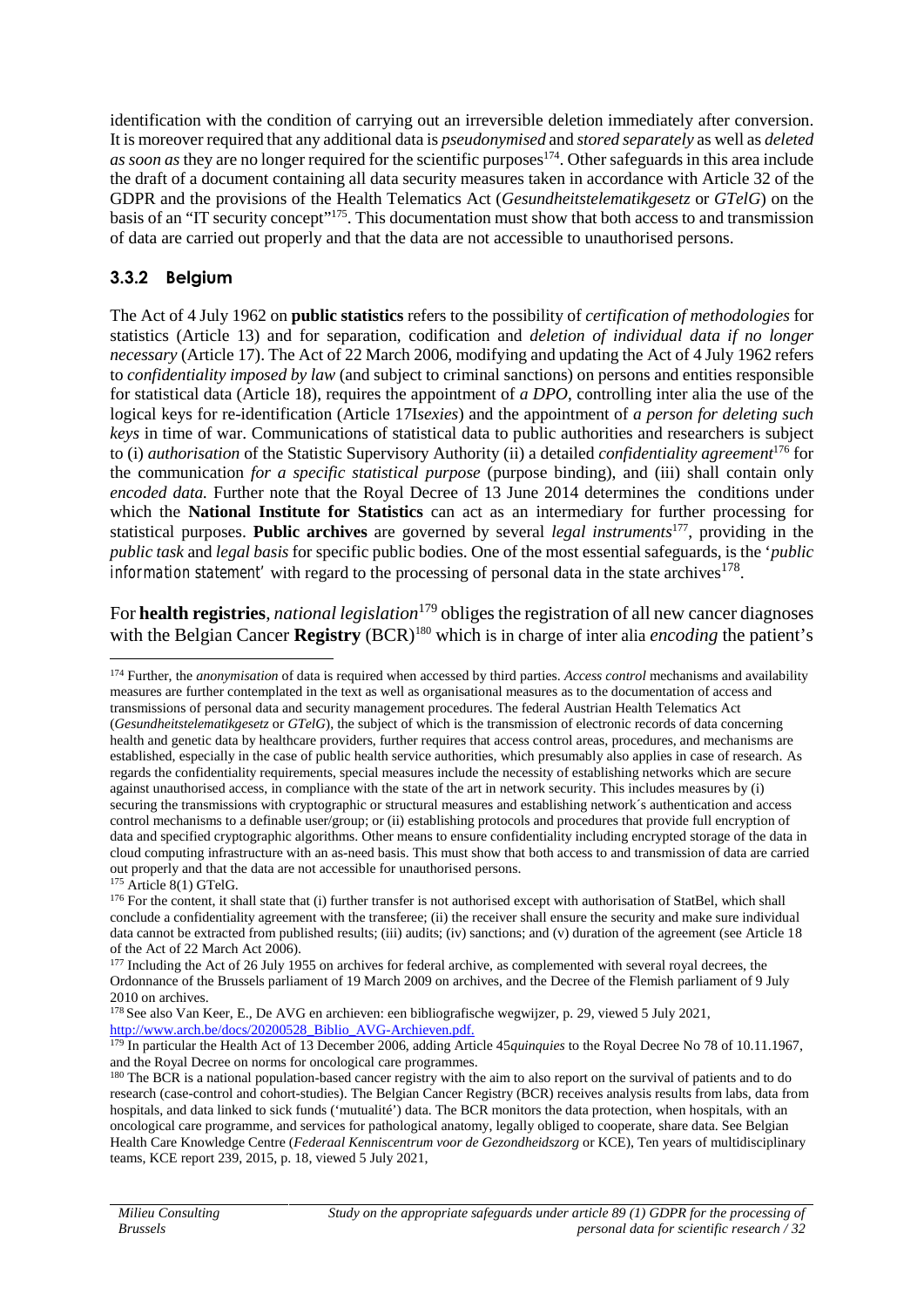identification with the condition of carrying out an irreversible deletion immediately after conversion. It is moreover required that any additional data is *pseudonymised* and *stored separately* as well as *deleted as soon as* they are no longer required for the scientific purposes[174]. Other safeguards in this area include the draft of a document containing all data security measures taken in accordance with Article 32 of the GDPR and the provisions of the Health Telematics Act (*Gesundheitstelematikgesetz* or *GTelG*) on the basis of an "IT security concept"[175]. This documentation must show that both access to and transmission of data are carried out properly and that the data are not accessible to unauthorised persons.

### 3.3.2 Belgium

The Act of 4 July 1962 on **public statistics** refers to the possibility of *certification of methodologies* for statistics (Article 13) and for separation, codification and *deletion of individual data if no longer necessary* (Article 17). The Act of 22 March 2006, modifying and updating the Act of 4 July 1962 refers to *confidentiality imposed by law* (and subject to criminal sanctions) on persons and entities responsible for statistical data (Article 18), requires the appointment of *a DPO*, controlling inter alia the use of the logical keys for re-identification (Article 17I*sexies*) and the appointment of *a person for deleting such keys* in time of war. Communications of statistical data to public authorities and researchers is subject to (i) *authorisation* of the Statistic Supervisory Authority (ii) a detailed *confidentiality agreement*[176] for the communication *for a specific statistical purpose* (purpose binding), and (iii) shall contain only *encoded data.* Further note that the Royal Decree of 13 June 2014 determines the conditions under which the **National Institute for Statistics** can act as an intermediary for further processing for statistical purposes. **Public archives** are governed by several *legal instruments*[177], providing in the *public task* and *legal basis* for specific public bodies. One of the most essential safeguards, is the '*public information statement*' with regard to the processing of personal data in the state archives[178].

For **health registries**, *national legislation*[179] obliges the registration of all new cancer diagnoses with the Belgian Cancer **Registry** (BCR)[180] which is in charge of inter alia *encoding* the patient's

---

[174] Further, the *anonymisation* of data is required when accessed by third parties. *Access control* mechanisms and availability measures are further contemplated in the text as well as organisational measures as to the documentation of access and transmissions of personal data and security management procedures. The federal Austrian Health Telematics Act (*Gesundheitstelematikgesetz* or *GTelG*), the subject of which is the transmission of electronic records of data concerning health and genetic data by healthcare providers, further requires that access control areas, procedures, and mechanisms are established, especially in the case of public health service authorities, which presumably also applies in case of research. As regards the confidentiality requirements, special measures include the necessity of establishing networks which are secure against unauthorised access, in compliance with the state of the art in network security. This includes measures by (i) securing the transmissions with cryptographic or structural measures and establishing network´s authentication and access control mechanisms to a definable user/group; or (ii) establishing protocols and procedures that provide full encryption of data and specified cryptographic algorithms. Other means to ensure confidentiality including encrypted storage of the data in cloud computing infrastructure with an as-need basis. This must show that both access to and transmission of data are carried out properly and that the data are not accessible for unauthorised persons.

[175] Article 8(1) GTelG.

[176] For the content, it shall state that (i) further transfer is not authorised except with authorisation of StatBel, which shall conclude a confidentiality agreement with the transferee; (ii) the receiver shall ensure the security and make sure individual data cannot be extracted from published results; (iii) audits; (iv) sanctions; and (v) duration of the agreement (see Article 18 of the Act of 22 March Act 2006).

[177] Including the Act of 26 July 1955 on archives for federal archive, as complemented with several royal decrees, the Ordonnance of the Brussels parliament of 19 March 2009 on archives, and the Decree of the Flemish parliament of 9 July 2010 on archives.

[178] See also Van Keer, E., De AVG en archieven: een bibliografische wegwijzer, p. 29, viewed 5 July 2021, http://www.arch.be/docs/20200528_Biblio_AVG-Archieven.pdf.

[179] In particular the Health Act of 13 December 2006, adding Article 45*quinquies* to the Royal Decree No 78 of 10.11.1967, and the Royal Decree on norms for oncological care programmes.

[180] The BCR is a national population-based cancer registry with the aim to also report on the survival of patients and to do research (case-control and cohort-studies). The Belgian Cancer Registry (BCR) receives analysis results from labs, data from hospitals, and data linked to sick funds ('mutualité') data. The BCR monitors the data protection, when hospitals, with an oncological care programme, and services for pathological anatomy, legally obliged to cooperate, share data. See Belgian Health Care Knowledge Centre (*Federaal Kenniscentrum voor de Gezondheidszorg* or KCE), Ten years of multidisciplinary teams, KCE report 239, 2015, p. 18, viewed 5 July 2021,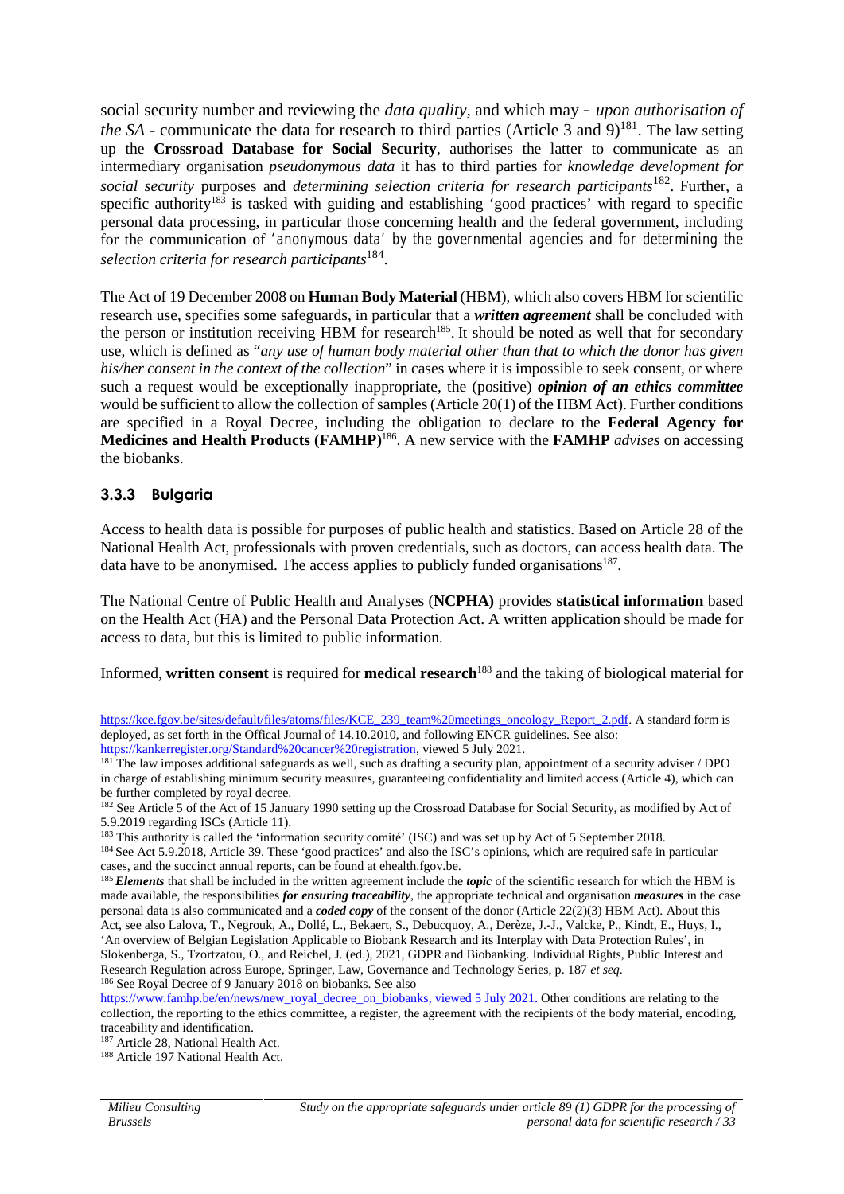social security number and reviewing the *data quality*, and which may - *upon authorisation of the SA* - communicate the data for research to third parties (Article 3 and 9)[181]. The law setting up the **Crossroad Database for Social Security**, authorises the latter to communicate as an intermediary organisation *pseudonymous data* it has to third parties for *knowledge development for social security* purposes and *determining selection criteria for research participants*[182]. Further, a specific authority[183] is tasked with guiding and establishing 'good practices' with regard to specific personal data processing, in particular those concerning health and the federal government, including for the communication of 'anonymous data' by the governmental agencies and for determining the *selection criteria for research participants*[184].

The Act of 19 December 2008 on **Human Body Material** (HBM), which also covers HBM for scientific research use, specifies some safeguards, in particular that a ***written agreement*** shall be concluded with the person or institution receiving HBM for research[185]. It should be noted as well that for secondary use, which is defined as "*any use of human body material other than that to which the donor has given his/her consent in the context of the collection*" in cases where it is impossible to seek consent, or where such a request would be exceptionally inappropriate, the (positive) ***opinion of an ethics committee*** would be sufficient to allow the collection of samples (Article 20(1) of the HBM Act). Further conditions are specified in a Royal Decree, including the obligation to declare to the **Federal Agency for Medicines and Health Products (FAMHP)**[186]. A new service with the **FAMHP** *advises* on accessing the biobanks.

### 3.3.3 Bulgaria

Access to health data is possible for purposes of public health and statistics. Based on Article 28 of the National Health Act, professionals with proven credentials, such as doctors, can access health data. The data have to be anonymised. The access applies to publicly funded organisations[187].

The National Centre of Public Health and Analyses (**NCPHA)** provides **statistical information** based on the Health Act (HA) and the Personal Data Protection Act. A written application should be made for access to data, but this is limited to public information.

Informed, **written consent** is required for **medical research**[188] and the taking of biological material for

---

https://kce.fgov.be/sites/default/files/atoms/files/KCE_239_team%20meetings_oncology_Report_2.pdf. A standard form is deployed, as set forth in the Offical Journal of 14.10.2010, and following ENCR guidelines. See also: https://kankerregister.org/Standard%20cancer%20registration, viewed 5 July 2021.

[181] The law imposes additional safeguards as well, such as drafting a security plan, appointment of a security adviser / DPO in charge of establishing minimum security measures, guaranteeing confidentiality and limited access (Article 4), which can be further completed by royal decree.

[182] See Article 5 of the Act of 15 January 1990 setting up the Crossroad Database for Social Security, as modified by Act of 5.9.2019 regarding ISCs (Article 11).

[183] This authority is called the 'information security comité' (ISC) and was set up by Act of 5 September 2018.

[184] See Act 5.9.2018, Article 39. These 'good practices' and also the ISC's opinions, which are required safe in particular cases, and the succinct annual reports, can be found at ehealth.fgov.be.

[185] ***Elements*** that shall be included in the written agreement include the ***topic*** of the scientific research for which the HBM is made available, the responsibilities ***for ensuring traceability***, the appropriate technical and organisation ***measures*** in the case personal data is also communicated and a ***coded copy*** of the consent of the donor (Article 22(2)(3) HBM Act). About this Act, see also Lalova, T., Negrouk, A., Dollé, L., Bekaert, S., Debucquoy, A., Derèze, J.-J., Valcke, P., Kindt, E., Huys, I., 'An overview of Belgian Legislation Applicable to Biobank Research and its Interplay with Data Protection Rules', in Slokenberga, S., Tzortzatou, O., and Reichel, J. (ed.), 2021, GDPR and Biobanking. Individual Rights, Public Interest and Research Regulation across Europe, Springer, Law, Governance and Technology Series, p. 187 *et seq*.

[186] See Royal Decree of 9 January 2018 on biobanks. See also https://www.famhp.be/en/news/new_royal_decree_on_biobanks, viewed 5 July 2021. Other conditions are relating to the collection, the reporting to the ethics committee, a register, the agreement with the recipients of the body material, encoding, traceability and identification.

[187] Article 28, National Health Act.

[188] Article 197 National Health Act.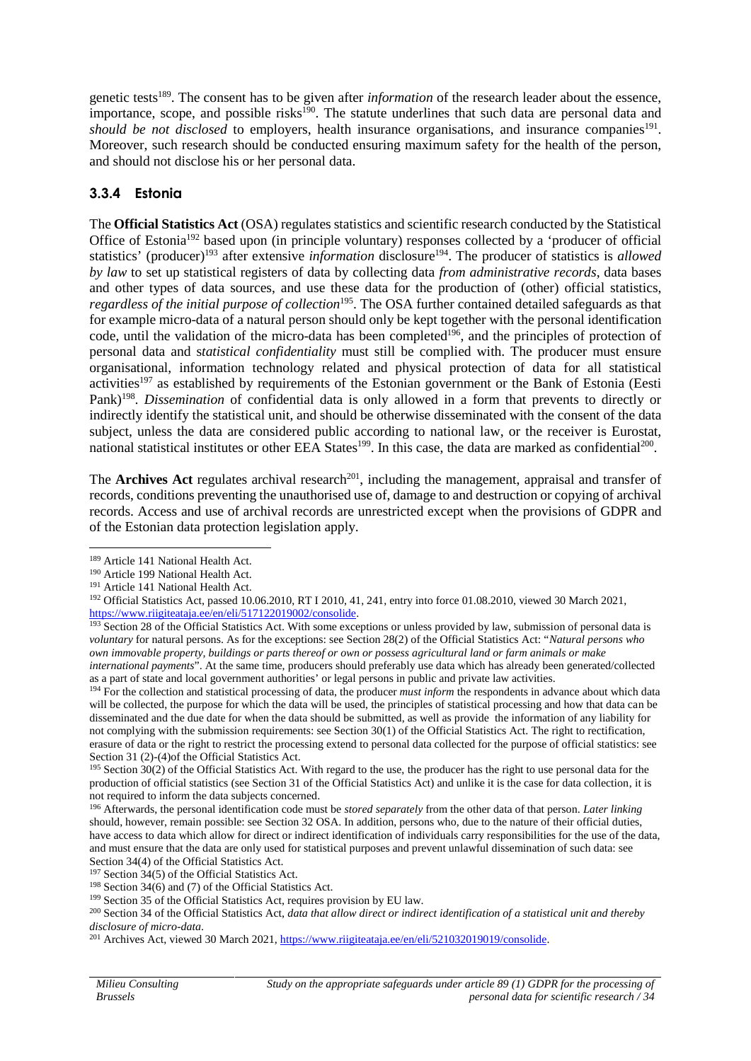genetic tests[189]. The consent has to be given after *information* of the research leader about the essence, importance, scope, and possible risks[190]. The statute underlines that such data are personal data and *should be not disclosed* to employers, health insurance organisations, and insurance companies[191]. Moreover, such research should be conducted ensuring maximum safety for the health of the person, and should not disclose his or her personal data.

### 3.3.4 Estonia

The **Official Statistics Act** (OSA) regulates statistics and scientific research conducted by the Statistical Office of Estonia[192] based upon (in principle voluntary) responses collected by a 'producer of official statistics' (producer)[193] after extensive *information* disclosure[194]. The producer of statistics is *allowed by law* to set up statistical registers of data by collecting data *from administrative records*, data bases and other types of data sources, and use these data for the production of (other) official statistics, *regardless of the initial purpose of collection*[195]. The OSA further contained detailed safeguards as that for example micro-data of a natural person should only be kept together with the personal identification code, until the validation of the micro-data has been completed[196], and the principles of protection of personal data and *statistical confidentiality* must still be complied with. The producer must ensure organisational, information technology related and physical protection of data for all statistical activities[197] as established by requirements of the Estonian government or the Bank of Estonia (Eesti Pank)[198]. *Dissemination* of confidential data is only allowed in a form that prevents to directly or indirectly identify the statistical unit, and should be otherwise disseminated with the consent of the data subject, unless the data are considered public according to national law, or the receiver is Eurostat, national statistical institutes or other EEA States[199]. In this case, the data are marked as confidential[200].

The **Archives Act** regulates archival research[201], including the management, appraisal and transfer of records, conditions preventing the unauthorised use of, damage to and destruction or copying of archival records. Access and use of archival records are unrestricted except when the provisions of GDPR and of the Estonian data protection legislation apply.

---

[189] Article 141 National Health Act.

[190] Article 199 National Health Act.

[191] Article 141 National Health Act.

[192] Official Statistics Act, passed 10.06.2010, RT I 2010, 41, 241, entry into force 01.08.2010, viewed 30 March 2021, https://www.riigiteataja.ee/en/eli/517122019002/consolide.

[193] Section 28 of the Official Statistics Act. With some exceptions or unless provided by law, submission of personal data is *voluntary* for natural persons. As for the exceptions: see Section 28(2) of the Official Statistics Act: "*Natural persons who own immovable property, buildings or parts thereof or own or possess agricultural land or farm animals or make international payments*". At the same time, producers should preferably use data which has already been generated/collected as a part of state and local government authorities' or legal persons in public and private law activities.

[194] For the collection and statistical processing of data, the producer *must inform* the respondents in advance about which data will be collected, the purpose for which the data will be used, the principles of statistical processing and how that data can be disseminated and the due date for when the data should be submitted, as well as provide the information of any liability for not complying with the submission requirements: see Section 30(1) of the Official Statistics Act. The right to rectification, erasure of data or the right to restrict the processing extend to personal data collected for the purpose of official statistics: see Section 31 (2)-(4)of the Official Statistics Act.

[195] Section 30(2) of the Official Statistics Act. With regard to the use, the producer has the right to use personal data for the production of official statistics (see Section 31 of the Official Statistics Act) and unlike it is the case for data collection, it is not required to inform the data subjects concerned.

[196] Afterwards, the personal identification code must be *stored separately* from the other data of that person. *Later linking* should, however, remain possible: see Section 32 OSA. In addition, persons who, due to the nature of their official duties, have access to data which allow for direct or indirect identification of individuals carry responsibilities for the use of the data, and must ensure that the data are only used for statistical purposes and prevent unlawful dissemination of such data: see Section 34(4) of the Official Statistics Act.

[197] Section 34(5) of the Official Statistics Act.

[198] Section 34(6) and (7) of the Official Statistics Act.

[199] Section 35 of the Official Statistics Act, requires provision by EU law.

[200] Section 34 of the Official Statistics Act, *data that allow direct or indirect identification of a statistical unit and thereby disclosure of micro-data*.

[201] Archives Act, viewed 30 March 2021, https://www.riigiteataja.ee/en/eli/521032019019/consolide.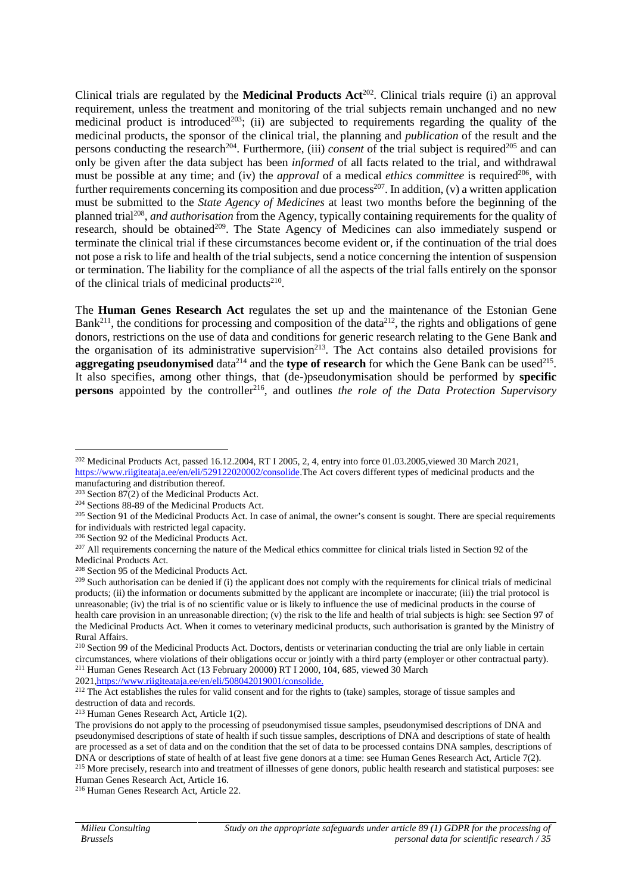Clinical trials are regulated by the **Medicinal Products Act**[202]. Clinical trials require (i) an approval requirement, unless the treatment and monitoring of the trial subjects remain unchanged and no new medicinal product is introduced[203]; (ii) are subjected to requirements regarding the quality of the medicinal products, the sponsor of the clinical trial, the planning and *publication* of the result and the persons conducting the research[204]. Furthermore, (iii) *consent* of the trial subject is required[205] and can only be given after the data subject has been *informed* of all facts related to the trial, and withdrawal must be possible at any time; and (iv) the *approval* of a medical *ethics committee* is required[206], with further requirements concerning its composition and due process[207]. In addition, (v) a written application must be submitted to the *State Agency of Medicines* at least two months before the beginning of the planned trial[208], *and authorisation* from the Agency, typically containing requirements for the quality of research, should be obtained[209]. The State Agency of Medicines can also immediately suspend or terminate the clinical trial if these circumstances become evident or, if the continuation of the trial does not pose a risk to life and health of the trial subjects, send a notice concerning the intention of suspension or termination. The liability for the compliance of all the aspects of the trial falls entirely on the sponsor of the clinical trials of medicinal products[210].

The **Human Genes Research Act** regulates the set up and the maintenance of the Estonian Gene Bank[211], the conditions for processing and composition of the data[212], the rights and obligations of gene donors, restrictions on the use of data and conditions for generic research relating to the Gene Bank and the organisation of its administrative supervision[213]. The Act contains also detailed provisions for **aggregating pseudonymised** data[214] and the **type of research** for which the Gene Bank can be used[215]. It also specifies, among other things, that (de-)pseudonymisation should be performed by **specific persons** appointed by the controller[216], and outlines *the role of the Data Protection Supervisory*

---

[202] Medicinal Products Act, passed 16.12.2004, RT I 2005, 2, 4, entry into force 01.03.2005,viewed 30 March 2021, https://www.riigiteataja.ee/en/eli/529122020002/consolide.The Act covers different types of medicinal products and the manufacturing and distribution thereof.

[203] Section 87(2) of the Medicinal Products Act.

[204] Sections 88-89 of the Medicinal Products Act.

[205] Section 91 of the Medicinal Products Act. In case of animal, the owner's consent is sought. There are special requirements for individuals with restricted legal capacity.

[206] Section 92 of the Medicinal Products Act.

[207] All requirements concerning the nature of the Medical ethics committee for clinical trials listed in Section 92 of the Medicinal Products Act.

[208] Section 95 of the Medicinal Products Act.

[209] Such authorisation can be denied if (i) the applicant does not comply with the requirements for clinical trials of medicinal products; (ii) the information or documents submitted by the applicant are incomplete or inaccurate; (iii) the trial protocol is unreasonable; (iv) the trial is of no scientific value or is likely to influence the use of medicinal products in the course of health care provision in an unreasonable direction; (v) the risk to the life and health of trial subjects is high: see Section 97 of the Medicinal Products Act. When it comes to veterinary medicinal products, such authorisation is granted by the Ministry of Rural Affairs.

[210] Section 99 of the Medicinal Products Act. Doctors, dentists or veterinarian conducting the trial are only liable in certain circumstances, where violations of their obligations occur or jointly with a third party (employer or other contractual party).

[211] Human Genes Research Act (13 February 20000) RT I 2000, 104, 685, viewed 30 March 2021,https://www.riigiteataja.ee/en/eli/508042019001/consolide.

[212] The Act establishes the rules for valid consent and for the rights to (take) samples, storage of tissue samples and destruction of data and records.

[213] Human Genes Research Act, Article 1(2).

The provisions do not apply to the processing of pseudonymised tissue samples, pseudonymised descriptions of DNA and pseudonymised descriptions of state of health if such tissue samples, descriptions of DNA and descriptions of state of health are processed as a set of data and on the condition that the set of data to be processed contains DNA samples, descriptions of DNA or descriptions of state of health of at least five gene donors at a time: see Human Genes Research Act, Article 7(2).

[215] More precisely, research into and treatment of illnesses of gene donors, public health research and statistical purposes: see Human Genes Research Act, Article 16.

[216] Human Genes Research Act, Article 22.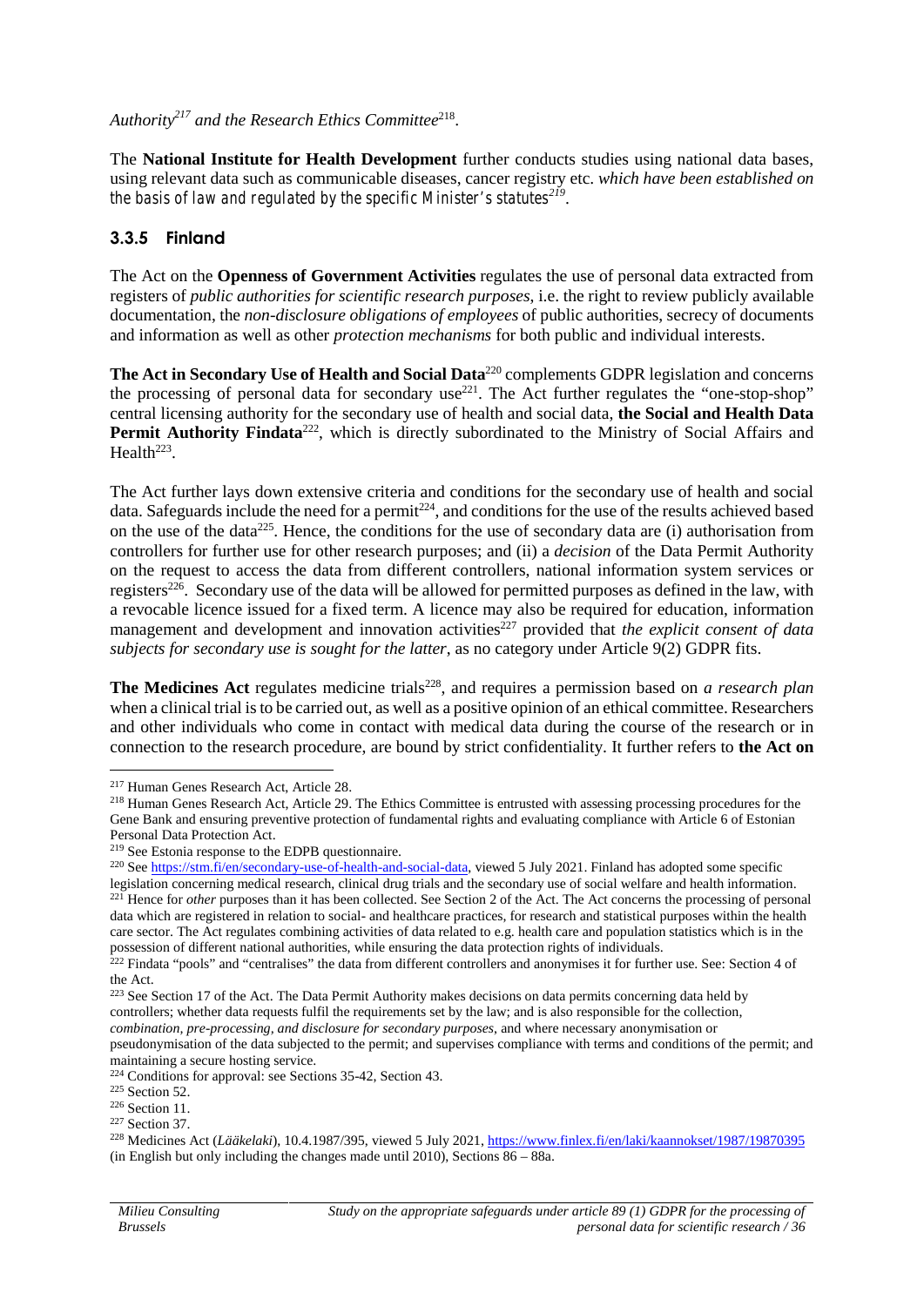*Authority*[217] *and the Research Ethics Committee*[218].

The **National Institute for Health Development** further conducts studies using national data bases, using relevant data such as communicable diseases, cancer registry etc. *which have been established on the basis of law and regulated by the specific Minister's statutes*[219].

### 3.3.5 Finland

The Act on the **Openness of Government Activities** regulates the use of personal data extracted from registers of *public authorities for scientific research purposes*, i.e. the right to review publicly available documentation, the *non-disclosure obligations of employees* of public authorities, secrecy of documents and information as well as other *protection mechanisms* for both public and individual interests.

**The Act in Secondary Use of Health and Social Data**[220] complements GDPR legislation and concerns the processing of personal data for secondary use[221]. The Act further regulates the "one-stop-shop" central licensing authority for the secondary use of health and social data, **the Social and Health Data Permit Authority Findata**[222], which is directly subordinated to the Ministry of Social Affairs and Health[223].

The Act further lays down extensive criteria and conditions for the secondary use of health and social data. Safeguards include the need for a permit[224], and conditions for the use of the results achieved based on the use of the data[225]. Hence, the conditions for the use of secondary data are (i) authorisation from controllers for further use for other research purposes; and (ii) a *decision* of the Data Permit Authority on the request to access the data from different controllers, national information system services or registers[226]. Secondary use of the data will be allowed for permitted purposes as defined in the law, with a revocable licence issued for a fixed term. A licence may also be required for education, information management and development and innovation activities[227] provided that *the explicit consent of data subjects for secondary use is sought for the latter*, as no category under Article 9(2) GDPR fits.

**The Medicines Act** regulates medicine trials[228], and requires a permission based on *a research plan* when a clinical trial is to be carried out, as well as a positive opinion of an ethical committee. Researchers and other individuals who come in contact with medical data during the course of the research or in connection to the research procedure, are bound by strict confidentiality. It further refers to **the Act on**

---

[217] Human Genes Research Act, Article 28.

[218] Human Genes Research Act, Article 29. The Ethics Committee is entrusted with assessing processing procedures for the Gene Bank and ensuring preventive protection of fundamental rights and evaluating compliance with Article 6 of Estonian Personal Data Protection Act.

[219] See Estonia response to the EDPB questionnaire.

[220] See https://stm.fi/en/secondary-use-of-health-and-social-data, viewed 5 July 2021. Finland has adopted some specific legislation concerning medical research, clinical drug trials and the secondary use of social welfare and health information.

[221] Hence for *other* purposes than it has been collected. See Section 2 of the Act. The Act concerns the processing of personal data which are registered in relation to social- and healthcare practices, for research and statistical purposes within the health care sector. The Act regulates combining activities of data related to e.g. health care and population statistics which is in the possession of different national authorities, while ensuring the data protection rights of individuals.

[222] Findata "pools" and "centralises" the data from different controllers and anonymises it for further use. See: Section 4 of the Act.

[223] See Section 17 of the Act. The Data Permit Authority makes decisions on data permits concerning data held by controllers; whether data requests fulfil the requirements set by the law; and is also responsible for the collection, *combination, pre-processing, and disclosure for secondary purposes*, and where necessary anonymisation or pseudonymisation of the data subjected to the permit; and supervises compliance with terms and conditions of the permit; and maintaining a secure hosting service.

[224] Conditions for approval: see Sections 35-42, Section 43.

[225] Section 52.

[226] Section 11.

[227] Section 37.

[228] Medicines Act (*Lääkelaki*), 10.4.1987/395, viewed 5 July 2021, https://www.finlex.fi/en/laki/kaannokset/1987/19870395 (in English but only including the changes made until 2010), Sections 86 – 88a.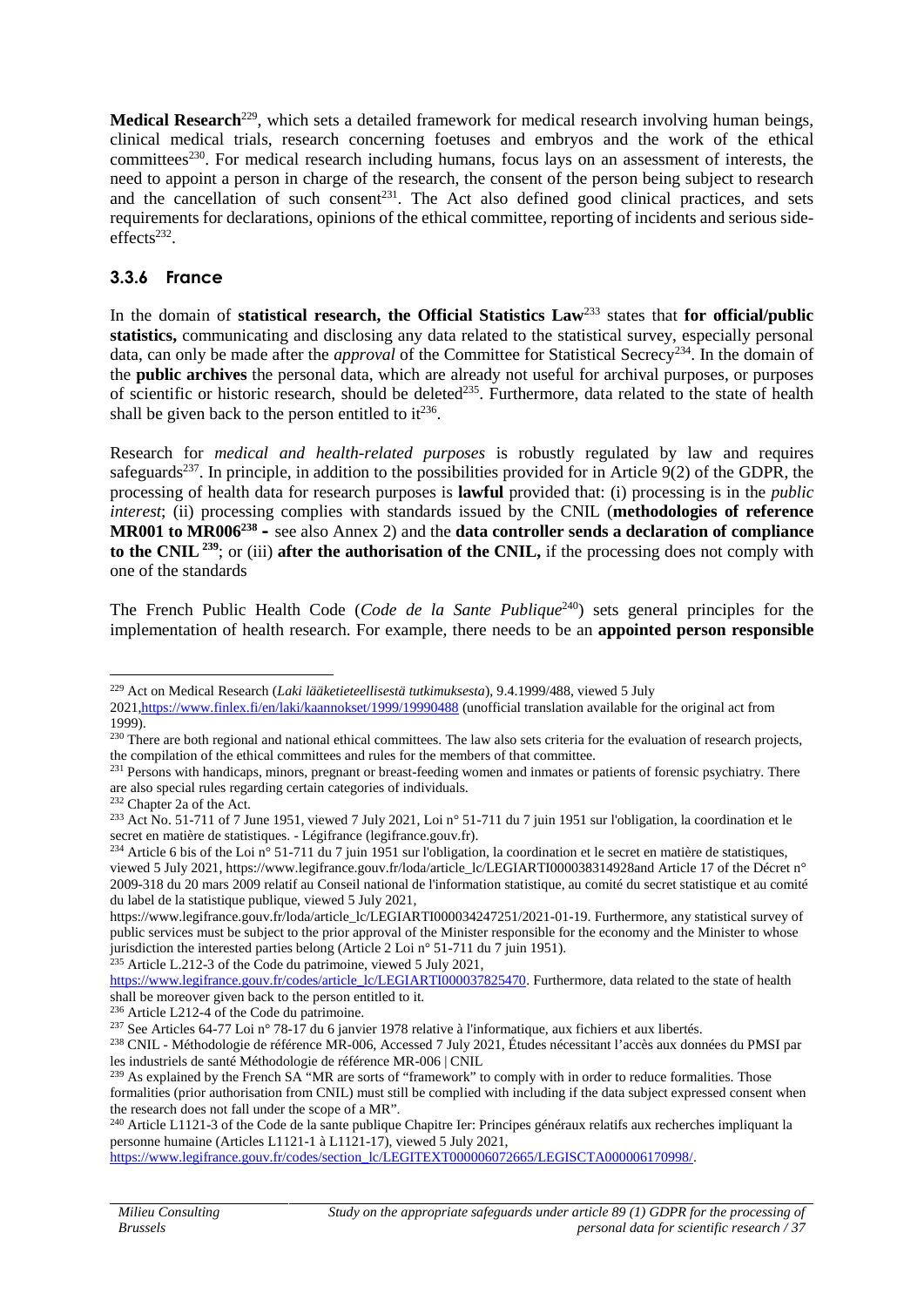**Medical Research**[229], which sets a detailed framework for medical research involving human beings, clinical medical trials, research concerning foetuses and embryos and the work of the ethical committees[230]. For medical research including humans, focus lays on an assessment of interests, the need to appoint a person in charge of the research, the consent of the person being subject to research and the cancellation of such consent[231]. The Act also defined good clinical practices, and sets requirements for declarations, opinions of the ethical committee, reporting of incidents and serious side-effects[232].

### 3.3.6 France

In the domain of **statistical research, the Official Statistics Law**[233] states that **for official/public statistics,** communicating and disclosing any data related to the statistical survey, especially personal data, can only be made after the *approval* of the Committee for Statistical Secrecy[234]. In the domain of the **public archives** the personal data, which are already not useful for archival purposes, or purposes of scientific or historic research, should be deleted[235]. Furthermore, data related to the state of health shall be given back to the person entitled to it[236].

Research for *medical and health-related purposes* is robustly regulated by law and requires safeguards[237]. In principle, in addition to the possibilities provided for in Article 9(2) of the GDPR, the processing of health data for research purposes is **lawful** provided that: (i) processing is in the *public interest*; (ii) processing complies with standards issued by the CNIL (**methodologies of reference MR001 to MR006**[238] **-** see also Annex 2) and the **data controller sends a declaration of compliance to the CNIL** [239]; or (iii) **after the authorisation of the CNIL,** if the processing does not comply with one of the standards

The French Public Health Code (*Code de la Sante Publique*[240]) sets general principles for the implementation of health research. For example, there needs to be an **appointed person responsible**

---

[229] Act on Medical Research (*Laki lääketieteellisestä tutkimuksesta*), 9.4.1999/488, viewed 5 July 2021,https://www.finlex.fi/en/laki/kaannokset/1999/19990488 (unofficial translation available for the original act from 1999).

[230] There are both regional and national ethical committees. The law also sets criteria for the evaluation of research projects, the compilation of the ethical committees and rules for the members of that committee.

[231] Persons with handicaps, minors, pregnant or breast-feeding women and inmates or patients of forensic psychiatry. There are also special rules regarding certain categories of individuals.

[232] Chapter 2a of the Act.

[233] Act No. 51-711 of 7 June 1951, viewed 7 July 2021, Loi n° 51-711 du 7 juin 1951 sur l'obligation, la coordination et le secret en matière de statistiques. - Légifrance (legifrance.gouv.fr).

[234] Article 6 bis of the Loi n° 51-711 du 7 juin 1951 sur l'obligation, la coordination et le secret en matière de statistiques, viewed 5 July 2021, https://www.legifrance.gouv.fr/loda/article_lc/LEGIARTI000038314928and Article 17 of the Décret n° 2009-318 du 20 mars 2009 relatif au Conseil national de l'information statistique, au comité du secret statistique et au comité du label de la statistique publique, viewed 5 July 2021, https://www.legifrance.gouv.fr/loda/article_lc/LEGIARTI000034247251/2021-01-19. Furthermore, any statistical survey of public services must be subject to the prior approval of the Minister responsible for the economy and the Minister to whose jurisdiction the interested parties belong (Article 2 Loi n° 51-711 du 7 juin 1951).

[235] Article L.212-3 of the Code du patrimoine, viewed 5 July 2021, https://www.legifrance.gouv.fr/codes/article_lc/LEGIARTI000037825470. Furthermore, data related to the state of health shall be moreover given back to the person entitled to it.

[236] Article L212-4 of the Code du patrimoine.

[237] See Articles 64-77 Loi n° 78-17 du 6 janvier 1978 relative à l'informatique, aux fichiers et aux libertés.

[238] CNIL - Méthodologie de référence MR-006, Accessed 7 July 2021, Études nécessitant l'accès aux données du PMSI par les industriels de santé Méthodologie de référence MR-006 | CNIL

[239] As explained by the French SA "MR are sorts of "framework" to comply with in order to reduce formalities. Those formalities (prior authorisation from CNIL) must still be complied with including if the data subject expressed consent when the research does not fall under the scope of a MR".

[240] Article L1121-3 of the Code de la sante publique Chapitre Ier: Principes généraux relatifs aux recherches impliquant la personne humaine (Articles L1121-1 à L1121-17), viewed 5 July 2021, https://www.legifrance.gouv.fr/codes/section_lc/LEGITEXT000006072665/LEGISCTA000006170998/.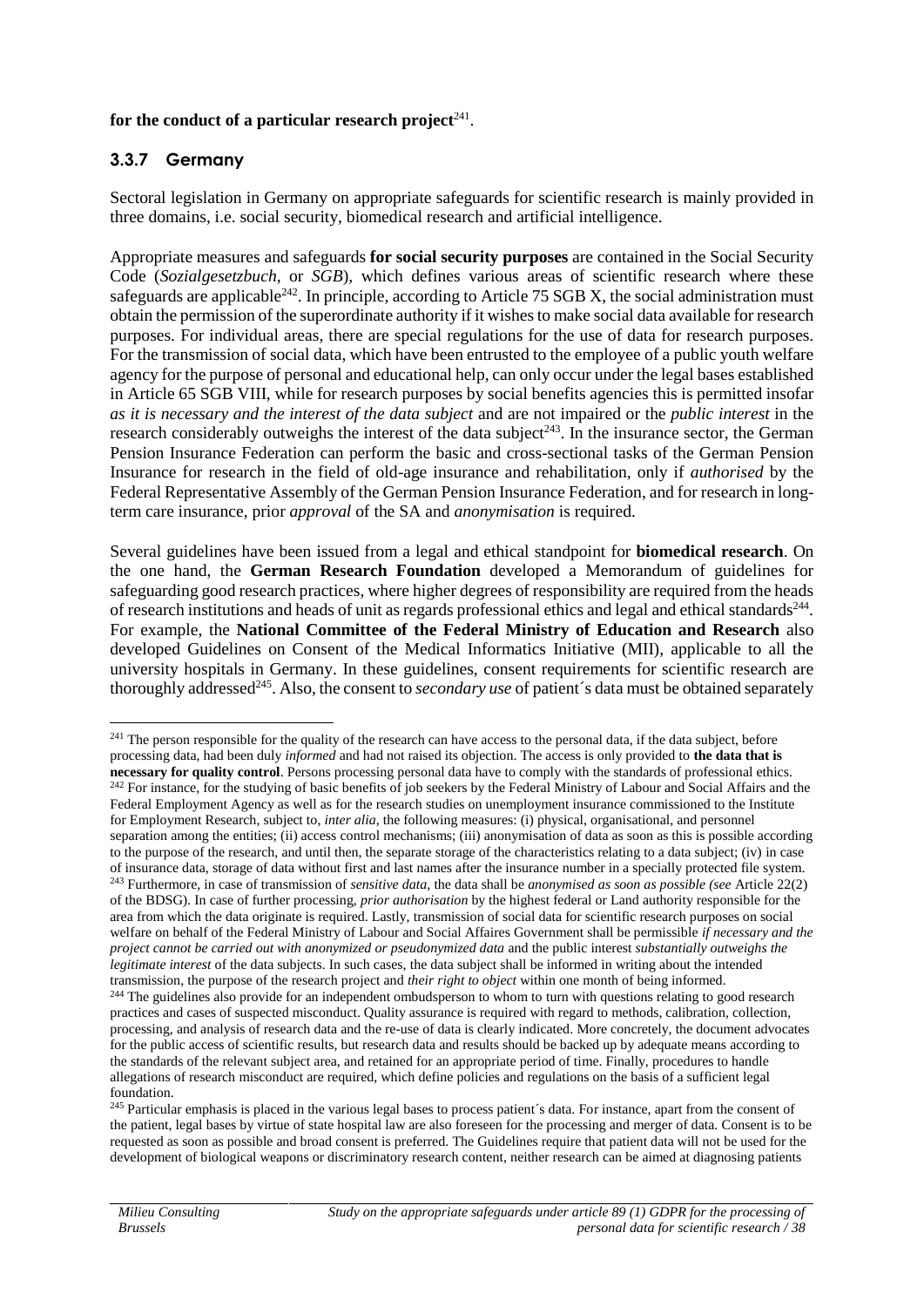**for the conduct of a particular research project**[241].

### 3.3.7 Germany

Sectoral legislation in Germany on appropriate safeguards for scientific research is mainly provided in three domains, i.e. social security, biomedical research and artificial intelligence.

Appropriate measures and safeguards **for social security purposes** are contained in the Social Security Code (*Sozialgesetzbuch*, or *SGB*), which defines various areas of scientific research where these safeguards are applicable[242]. In principle, according to Article 75 SGB X, the social administration must obtain the permission of the superordinate authority if it wishes to make social data available for research purposes. For individual areas, there are special regulations for the use of data for research purposes. For the transmission of social data, which have been entrusted to the employee of a public youth welfare agency for the purpose of personal and educational help, can only occur under the legal bases established in Article 65 SGB VIII, while for research purposes by social benefits agencies this is permitted insofar *as it is necessary and the interest of the data subject* and are not impaired or the *public interest* in the research considerably outweighs the interest of the data subject[243]. In the insurance sector, the German Pension Insurance Federation can perform the basic and cross-sectional tasks of the German Pension Insurance for research in the field of old-age insurance and rehabilitation, only if *authorised* by the Federal Representative Assembly of the German Pension Insurance Federation, and for research in long-term care insurance, prior *approval* of the SA and *anonymisation* is required.

Several guidelines have been issued from a legal and ethical standpoint for **biomedical research**. On the one hand, the **German Research Foundation** developed a Memorandum of guidelines for safeguarding good research practices, where higher degrees of responsibility are required from the heads of research institutions and heads of unit as regards professional ethics and legal and ethical standards[244]. For example, the **National Committee of the Federal Ministry of Education and Research** also developed Guidelines on Consent of the Medical Informatics Initiative (MII), applicable to all the university hospitals in Germany. In these guidelines, consent requirements for scientific research are thoroughly addressed[245]. Also, the consent to *secondary use* of patient´s data must be obtained separately

---

[241] The person responsible for the quality of the research can have access to the personal data, if the data subject, before processing data, had been duly *informed* and had not raised its objection. The access is only provided to **the data that is necessary for quality control**. Persons processing personal data have to comply with the standards of professional ethics.

[242] For instance, for the studying of basic benefits of job seekers by the Federal Ministry of Labour and Social Affairs and the Federal Employment Agency as well as for the research studies on unemployment insurance commissioned to the Institute for Employment Research, subject to, *inter alia*, the following measures: (i) physical, organisational, and personnel separation among the entities; (ii) access control mechanisms; (iii) anonymisation of data as soon as this is possible according to the purpose of the research, and until then, the separate storage of the characteristics relating to a data subject; (iv) in case of insurance data, storage of data without first and last names after the insurance number in a specially protected file system.

[243] Furthermore, in case of transmission of *sensitive data*, the data shall be *anonymised as soon as possible (see* Article 22(2) of the BDSG). In case of further processing, *prior authorisation* by the highest federal or Land authority responsible for the area from which the data originate is required. Lastly, transmission of social data for scientific research purposes on social welfare on behalf of the Federal Ministry of Labour and Social Affaires Government shall be permissible *if necessary and the project cannot be carried out with anonymized or pseudonymized data* and the public interest *substantially outweighs the legitimate interest* of the data subjects. In such cases, the data subject shall be informed in writing about the intended transmission, the purpose of the research project and *their right to object* within one month of being informed.

[244] The guidelines also provide for an independent ombudsperson to whom to turn with questions relating to good research practices and cases of suspected misconduct. Quality assurance is required with regard to methods, calibration, collection, processing, and analysis of research data and the re-use of data is clearly indicated. More concretely, the document advocates for the public access of scientific results, but research data and results should be backed up by adequate means according to the standards of the relevant subject area, and retained for an appropriate period of time. Finally, procedures to handle allegations of research misconduct are required, which define policies and regulations on the basis of a sufficient legal foundation.

[245] Particular emphasis is placed in the various legal bases to process patient´s data. For instance, apart from the consent of the patient, legal bases by virtue of state hospital law are also foreseen for the processing and merger of data. Consent is to be requested as soon as possible and broad consent is preferred. The Guidelines require that patient data will not be used for the development of biological weapons or discriminatory research content, neither research can be aimed at diagnosing patients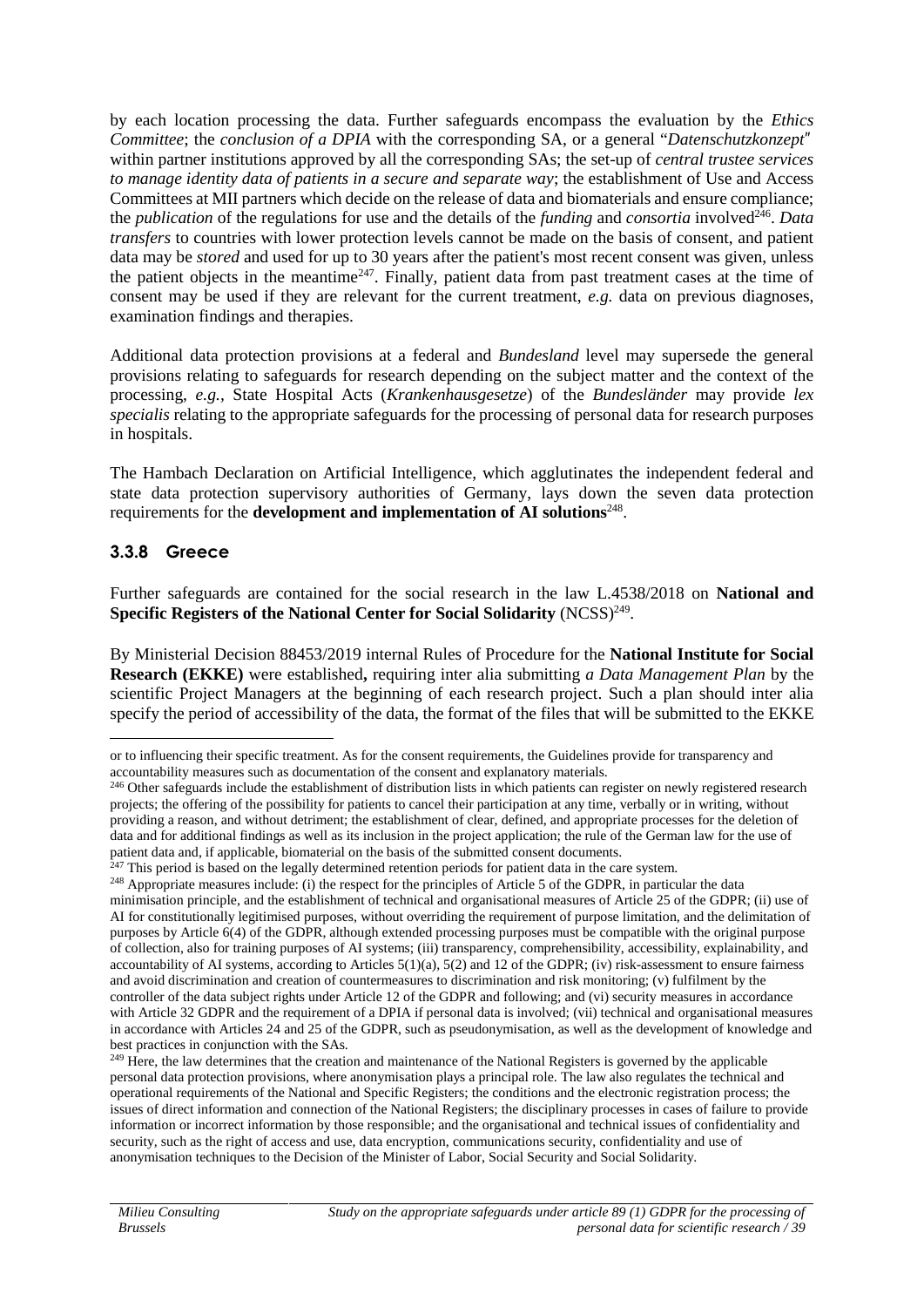by each location processing the data. Further safeguards encompass the evaluation by the *Ethics Committee*; the *conclusion of a DPIA* with the corresponding SA, or a general "*Datenschutzkonzept*" within partner institutions approved by all the corresponding SAs; the set-up of *central trustee services to manage identity data of patients in a secure and separate way*; the establishment of Use and Access Committees at MII partners which decide on the release of data and biomaterials and ensure compliance; the *publication* of the regulations for use and the details of the *funding* and *consortia* involved[246]. *Data transfers* to countries with lower protection levels cannot be made on the basis of consent, and patient data may be *stored* and used for up to 30 years after the patient's most recent consent was given, unless the patient objects in the meantime[247]. Finally, patient data from past treatment cases at the time of consent may be used if they are relevant for the current treatment, *e.g.* data on previous diagnoses, examination findings and therapies.

Additional data protection provisions at a federal and *Bundesland* level may supersede the general provisions relating to safeguards for research depending on the subject matter and the context of the processing, *e.g.*, State Hospital Acts (*Krankenhausgesetze*) of the *Bundesländer* may provide *lex specialis* relating to the appropriate safeguards for the processing of personal data for research purposes in hospitals.

The Hambach Declaration on Artificial Intelligence, which agglutinates the independent federal and state data protection supervisory authorities of Germany, lays down the seven data protection requirements for the **development and implementation of AI solutions**[248].

### 3.3.8 Greece

Further safeguards are contained for the social research in the law L.4538/2018 on **National and Specific Registers of the National Center for Social Solidarity** (NCSS)[249].

By Ministerial Decision 88453/2019 internal Rules of Procedure for the **National Institute for Social Research (EKKE)** were established**,** requiring inter alia submitting *a Data Management Plan* by the scientific Project Managers at the beginning of each research project. Such a plan should inter alia specify the period of accessibility of the data, the format of the files that will be submitted to the EKKE

---

or to influencing their specific treatment. As for the consent requirements, the Guidelines provide for transparency and accountability measures such as documentation of the consent and explanatory materials.

[246] Other safeguards include the establishment of distribution lists in which patients can register on newly registered research projects; the offering of the possibility for patients to cancel their participation at any time, verbally or in writing, without providing a reason, and without detriment; the establishment of clear, defined, and appropriate processes for the deletion of data and for additional findings as well as its inclusion in the project application; the rule of the German law for the use of patient data and, if applicable, biomaterial on the basis of the submitted consent documents.

[247] This period is based on the legally determined retention periods for patient data in the care system.

[248] Appropriate measures include: (i) the respect for the principles of Article 5 of the GDPR, in particular the data minimisation principle, and the establishment of technical and organisational measures of Article 25 of the GDPR; (ii) use of AI for constitutionally legitimised purposes, without overriding the requirement of purpose limitation, and the delimitation of purposes by Article 6(4) of the GDPR, although extended processing purposes must be compatible with the original purpose of collection, also for training purposes of AI systems; (iii) transparency, comprehensibility, accessibility, explainability, and accountability of AI systems, according to Articles 5(1)(a), 5(2) and 12 of the GDPR; (iv) risk-assessment to ensure fairness and avoid discrimination and creation of countermeasures to discrimination and risk monitoring; (v) fulfilment by the controller of the data subject rights under Article 12 of the GDPR and following; and (vi) security measures in accordance with Article 32 GDPR and the requirement of a DPIA if personal data is involved; (vii) technical and organisational measures in accordance with Articles 24 and 25 of the GDPR, such as pseudonymisation, as well as the development of knowledge and best practices in conjunction with the SAs.

[249] Here, the law determines that the creation and maintenance of the National Registers is governed by the applicable personal data protection provisions, where anonymisation plays a principal role. The law also regulates the technical and operational requirements of the National and Specific Registers; the conditions and the electronic registration process; the issues of direct information and connection of the National Registers; the disciplinary processes in cases of failure to provide information or incorrect information by those responsible; and the organisational and technical issues of confidentiality and security, such as the right of access and use, data encryption, communications security, confidentiality and use of anonymisation techniques to the Decision of the Minister of Labor, Social Security and Social Solidarity.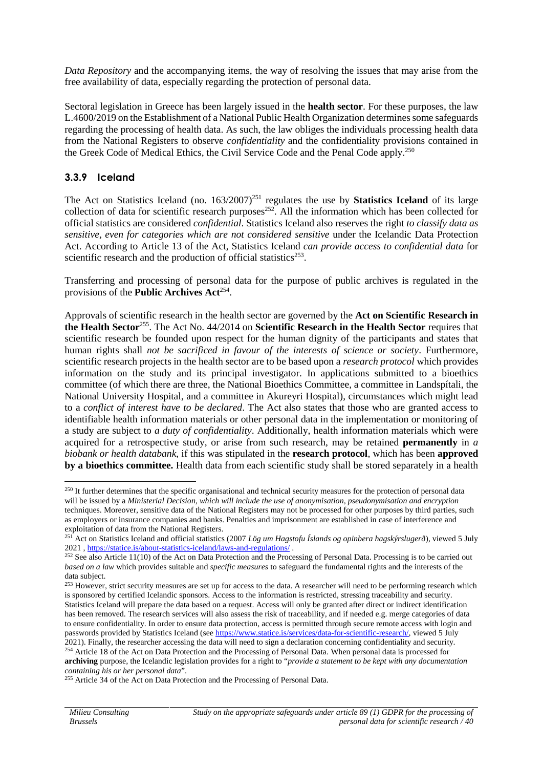*Data Repository* and the accompanying items, the way of resolving the issues that may arise from the free availability of data, especially regarding the protection of personal data.

Sectoral legislation in Greece has been largely issued in the **health sector**. For these purposes, the law L.4600/2019 on the Establishment of a National Public Health Organization determines some safeguards regarding the processing of health data. As such, the law obliges the individuals processing health data from the National Registers to observe *confidentiality* and the confidentiality provisions contained in the Greek Code of Medical Ethics, the Civil Service Code and the Penal Code apply.[250]

### 3.3.9 Iceland

The Act on Statistics Iceland (no. 163/2007)[251] regulates the use by **Statistics Iceland** of its large collection of data for scientific research purposes[252]. All the information which has been collected for official statistics are considered *confidential*. Statistics Iceland also reserves the right *to classify data as sensitive, even for categories which are not considered sensitive* under the Icelandic Data Protection Act. According to Article 13 of the Act, Statistics Iceland *can provide access to confidential data* for scientific research and the production of official statistics[253].

Transferring and processing of personal data for the purpose of public archives is regulated in the provisions of the **Public Archives Act**[254].

Approvals of scientific research in the health sector are governed by the **Act on Scientific Research in the Health Sector**[255]. The Act No. 44/2014 on **Scientific Research in the Health Sector** requires that scientific research be founded upon respect for the human dignity of the participants and states that human rights shall *not be sacrificed in favour of the interests of science or society*. Furthermore, scientific research projects in the health sector are to be based upon a *research protocol* which provides information on the study and its principal investigator. In applications submitted to a bioethics committee (of which there are three, the National Bioethics Committee, a committee in Landspítali, the National University Hospital, and a committee in Akureyri Hospital), circumstances which might lead to a *conflict of interest have to be declared*. The Act also states that those who are granted access to identifiable health information materials or other personal data in the implementation or monitoring of a study are subject to *a duty of confidentiality*. Additionally, health information materials which were acquired for a retrospective study, or arise from such research, may be retained **permanently** in *a biobank or health databank*, if this was stipulated in the **research protocol**, which has been **approved by a bioethics committee.** Health data from each scientific study shall be stored separately in a health

---

[250] It further determines that the specific organisational and technical security measures for the protection of personal data will be issued by a *Ministerial Decision, which will include the use of anonymisation, pseudonymisation and encryption* techniques. Moreover, sensitive data of the National Registers may not be processed for other purposes by third parties, such as employers or insurance companies and banks. Penalties and imprisonment are established in case of interference and exploitation of data from the National Registers.

[251] Act on Statistics Iceland and official statistics (2007 *Lög um Hagstofu Íslands og opinbera hagskýrslugerð*), viewed 5 July 2021 , https://statice.is/about-statistics-iceland/laws-and-regulations/ .

[252] See also Article 11(10) of the Act on Data Protection and the Processing of Personal Data. Processing is to be carried out *based on a law* which provides suitable and *specific measures* to safeguard the fundamental rights and the interests of the data subject.

[253] However, strict security measures are set up for access to the data. A researcher will need to be performing research which is sponsored by certified Icelandic sponsors. Access to the information is restricted, stressing traceability and security. Statistics Iceland will prepare the data based on a request. Access will only be granted after direct or indirect identification has been removed. The research services will also assess the risk of traceability, and if needed e.g. merge categories of data to ensure confidentiality. In order to ensure data protection, access is permitted through secure remote access with login and passwords provided by Statistics Iceland (see https://www.statice.is/services/data-for-scientific-research/, viewed 5 July 2021). Finally, the researcher accessing the data will need to sign a declaration concerning confidentiality and security.

[254] Article 18 of the Act on Data Protection and the Processing of Personal Data. When personal data is processed for **archiving** purpose, the Icelandic legislation provides for a right to "*provide a statement to be kept with any documentation containing his or her personal data*".

[255] Article 34 of the Act on Data Protection and the Processing of Personal Data.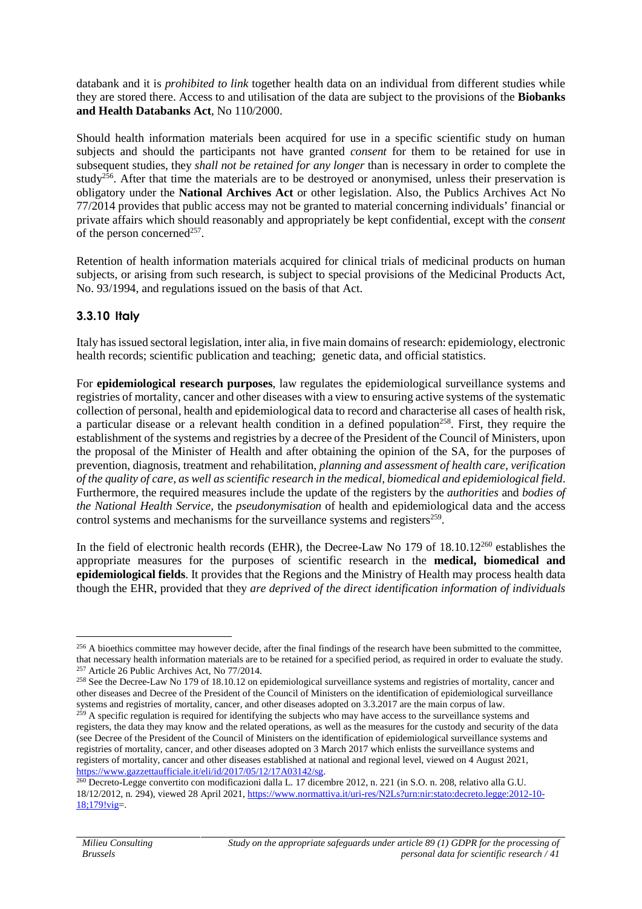databank and it is *prohibited to link* together health data on an individual from different studies while they are stored there. Access to and utilisation of the data are subject to the provisions of the **Biobanks and Health Databanks Act**, No 110/2000.

Should health information materials been acquired for use in a specific scientific study on human subjects and should the participants not have granted *consent* for them to be retained for use in subsequent studies, they *shall not be retained for any longer* than is necessary in order to complete the study[256]. After that time the materials are to be destroyed or anonymised, unless their preservation is obligatory under the **National Archives Act** or other legislation. Also, the Publics Archives Act No 77/2014 provides that public access may not be granted to material concerning individuals' financial or private affairs which should reasonably and appropriately be kept confidential, except with the *consent* of the person concerned[257].

Retention of health information materials acquired for clinical trials of medicinal products on human subjects, or arising from such research, is subject to special provisions of the Medicinal Products Act, No. 93/1994, and regulations issued on the basis of that Act.

### 3.3.10 Italy

Italy has issued sectoral legislation, inter alia, in five main domains of research: epidemiology, electronic health records; scientific publication and teaching; genetic data, and official statistics.

For **epidemiological research purposes**, law regulates the epidemiological surveillance systems and registries of mortality, cancer and other diseases with a view to ensuring active systems of the systematic collection of personal, health and epidemiological data to record and characterise all cases of health risk, a particular disease or a relevant health condition in a defined population[258]. First, they require the establishment of the systems and registries by a decree of the President of the Council of Ministers, upon the proposal of the Minister of Health and after obtaining the opinion of the SA, for the purposes of prevention, diagnosis, treatment and rehabilitation, *planning and assessment of health care, verification of the quality of care, as well as scientific research in the medical, biomedical and epidemiological field*. Furthermore, the required measures include the update of the registers by the *authorities* and *bodies of the National Health Service*, the *pseudonymisation* of health and epidemiological data and the access control systems and mechanisms for the surveillance systems and registers[259].

In the field of electronic health records (EHR), the Decree-Law No 179 of 18.10.12[260] establishes the appropriate measures for the purposes of scientific research in the **medical, biomedical and epidemiological fields**. It provides that the Regions and the Ministry of Health may process health data though the EHR, provided that they *are deprived of the direct identification information of individuals*

---

[256] A bioethics committee may however decide, after the final findings of the research have been submitted to the committee, that necessary health information materials are to be retained for a specified period, as required in order to evaluate the study.

[257] Article 26 Public Archives Act, No 77/2014.

[258] See the Decree-Law No 179 of 18.10.12 on epidemiological surveillance systems and registries of mortality, cancer and other diseases and Decree of the President of the Council of Ministers on the identification of epidemiological surveillance systems and registries of mortality, cancer, and other diseases adopted on 3.3.2017 are the main corpus of law.

[259] A specific regulation is required for identifying the subjects who may have access to the surveillance systems and registers, the data they may know and the related operations, as well as the measures for the custody and security of the data (see Decree of the President of the Council of Ministers on the identification of epidemiological surveillance systems and registries of mortality, cancer, and other diseases adopted on 3 March 2017 which enlists the surveillance systems and registers of mortality, cancer and other diseases established at national and regional level, viewed on 4 August 2021, https://www.gazzettaufficiale.it/eli/id/2017/05/12/17A03142/sg.

[260] Decreto-Legge convertito con modificazioni dalla L. 17 dicembre 2012, n. 221 (in S.O. n. 208, relativo alla G.U. 18/12/2012, n. 294), viewed 28 April 2021, https://www.normattiva.it/uri-res/N2Ls?urn:nir:stato:decreto.legge:2012-10-18;179!vig=.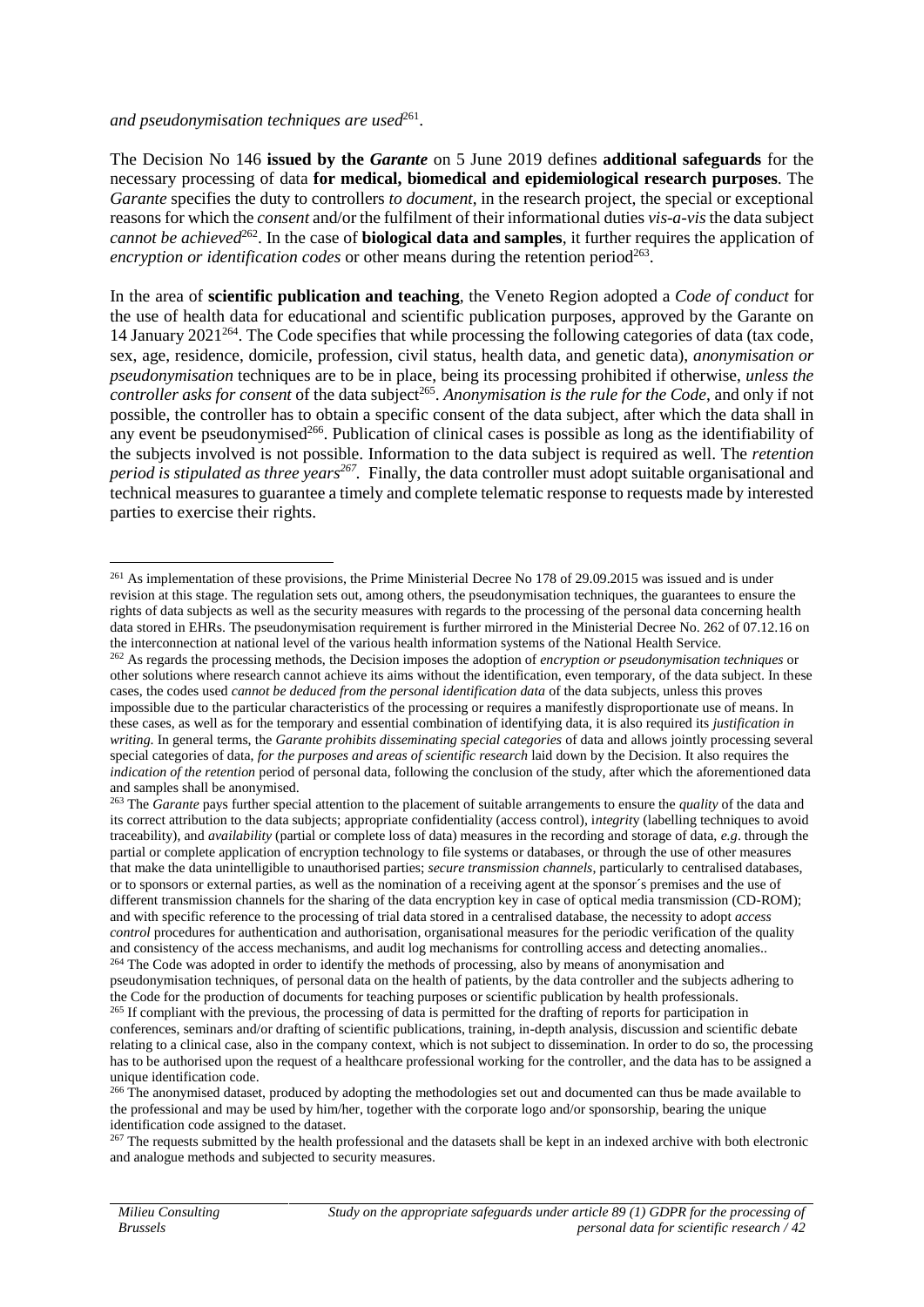*and pseudonymisation techniques are used*[261].

The Decision No 146 **issued by the *Garante*** on 5 June 2019 defines **additional safeguards** for the necessary processing of data **for medical, biomedical and epidemiological research purposes**. The *Garante* specifies the duty to controllers *to document*, in the research project, the special or exceptional reasons for which the *consent* and/or the fulfilment of their informational duties *vis-a-vis* the data subject *cannot be achieved*[262]. In the case of **biological data and samples**, it further requires the application of *encryption or identification codes* or other means during the retention period[263].

In the area of **scientific publication and teaching**, the Veneto Region adopted a *Code of conduct* for the use of health data for educational and scientific publication purposes, approved by the Garante on 14 January 2021[264]. The Code specifies that while processing the following categories of data (tax code, sex, age, residence, domicile, profession, civil status, health data, and genetic data), *anonymisation or pseudonymisation* techniques are to be in place, being its processing prohibited if otherwise, *unless the controller asks for consent* of the data subject[265]. *Anonymisation is the rule for the Code*, and only if not possible, the controller has to obtain a specific consent of the data subject, after which the data shall in any event be pseudonymised[266]. Publication of clinical cases is possible as long as the identifiability of the subjects involved is not possible. Information to the data subject is required as well. The *retention period is stipulated as three years*[267]. Finally, the data controller must adopt suitable organisational and technical measures to guarantee a timely and complete telematic response to requests made by interested parties to exercise their rights.

---

[261] As implementation of these provisions, the Prime Ministerial Decree No 178 of 29.09.2015 was issued and is under revision at this stage. The regulation sets out, among others, the pseudonymisation techniques, the guarantees to ensure the rights of data subjects as well as the security measures with regards to the processing of the personal data concerning health data stored in EHRs. The pseudonymisation requirement is further mirrored in the Ministerial Decree No. 262 of 07.12.16 on the interconnection at national level of the various health information systems of the National Health Service.

[262] As regards the processing methods, the Decision imposes the adoption of *encryption or pseudonymisation techniques* or other solutions where research cannot achieve its aims without the identification, even temporary, of the data subject. In these cases, the codes used *cannot be deduced from the personal identification data* of the data subjects, unless this proves impossible due to the particular characteristics of the processing or requires a manifestly disproportionate use of means. In these cases, as well as for the temporary and essential combination of identifying data, it is also required its *justification in writing.* In general terms, the *Garante prohibits disseminating special categories* of data and allows jointly processing several special categories of data, *for the purposes and areas of scientific research* laid down by the Decision. It also requires the *indication of the retention* period of personal data, following the conclusion of the study, after which the aforementioned data and samples shall be anonymised.

[263] The *Garante* pays further special attention to the placement of suitable arrangements to ensure the *quality* of the data and its correct attribution to the data subjects; appropriate confidentiality (access control), *integrity* (labelling techniques to avoid traceability), and *availability* (partial or complete loss of data) measures in the recording and storage of data, *e.g*. through the partial or complete application of encryption technology to file systems or databases, or through the use of other measures that make the data unintelligible to unauthorised parties; *secure transmission channels*, particularly to centralised databases, or to sponsors or external parties, as well as the nomination of a receiving agent at the sponsor´s premises and the use of different transmission channels for the sharing of the data encryption key in case of optical media transmission (CD-ROM); and with specific reference to the processing of trial data stored in a centralised database, the necessity to adopt *access control* procedures for authentication and authorisation, organisational measures for the periodic verification of the quality and consistency of the access mechanisms, and audit log mechanisms for controlling access and detecting anomalies..

[264] The Code was adopted in order to identify the methods of processing, also by means of anonymisation and pseudonymisation techniques, of personal data on the health of patients, by the data controller and the subjects adhering to the Code for the production of documents for teaching purposes or scientific publication by health professionals.

[265] If compliant with the previous, the processing of data is permitted for the drafting of reports for participation in conferences, seminars and/or drafting of scientific publications, training, in-depth analysis, discussion and scientific debate relating to a clinical case, also in the company context, which is not subject to dissemination. In order to do so, the processing has to be authorised upon the request of a healthcare professional working for the controller, and the data has to be assigned a unique identification code.

[266] The anonymised dataset, produced by adopting the methodologies set out and documented can thus be made available to the professional and may be used by him/her, together with the corporate logo and/or sponsorship, bearing the unique identification code assigned to the dataset.

[267] The requests submitted by the health professional and the datasets shall be kept in an indexed archive with both electronic and analogue methods and subjected to security measures.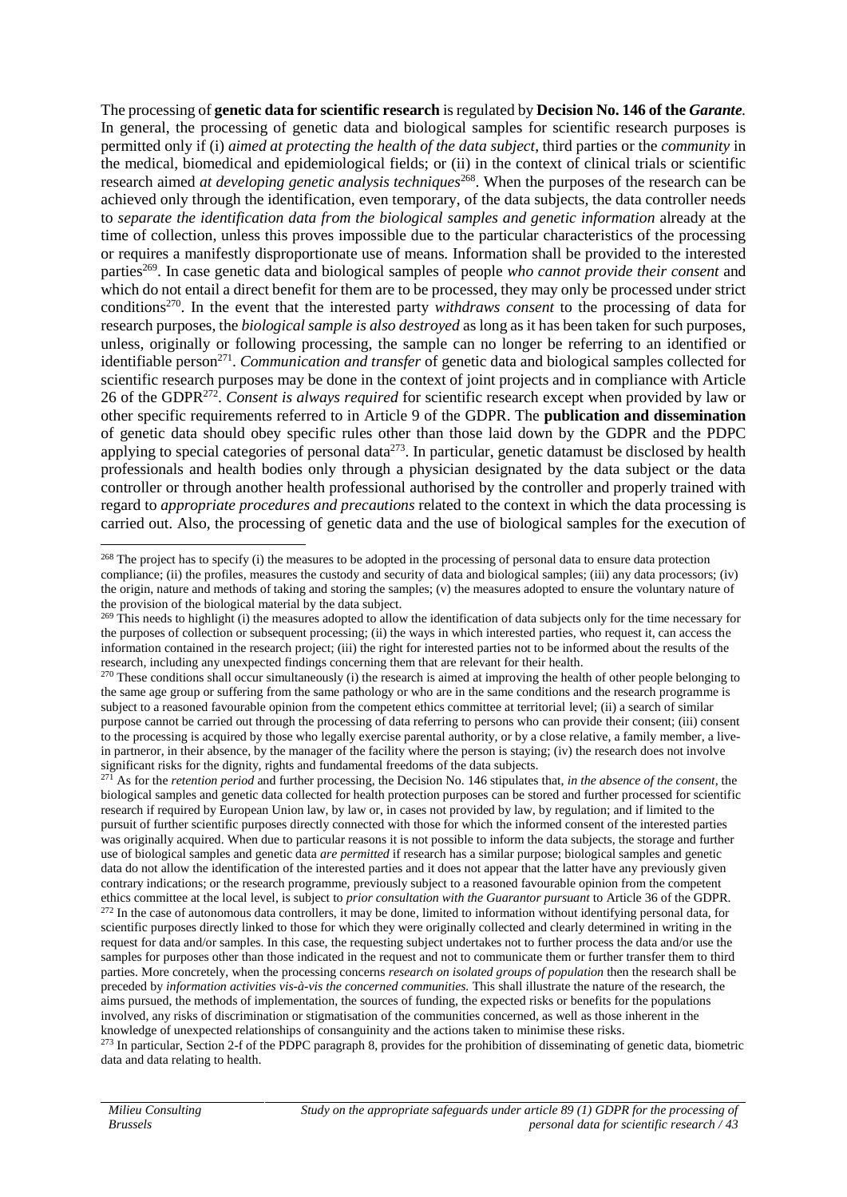The processing of **genetic data for scientific research** is regulated by **Decision No. 146 of the *Garante*.** In general, the processing of genetic data and biological samples for scientific research purposes is permitted only if (i) *aimed at protecting the health of the data subject*, third parties or the *community* in the medical, biomedical and epidemiological fields; or (ii) in the context of clinical trials or scientific research aimed *at developing genetic analysis techniques*[268]. When the purposes of the research can be achieved only through the identification, even temporary, of the data subjects, the data controller needs to *separate the identification data from the biological samples and genetic information* already at the time of collection, unless this proves impossible due to the particular characteristics of the processing or requires a manifestly disproportionate use of means. Information shall be provided to the interested parties[269]. In case genetic data and biological samples of people *who cannot provide their consent* and which do not entail a direct benefit for them are to be processed, they may only be processed under strict conditions[270]. In the event that the interested party *withdraws consent* to the processing of data for research purposes, the *biological sample is also destroyed* as long as it has been taken for such purposes, unless, originally or following processing, the sample can no longer be referring to an identified or identifiable person[271]. *Communication and transfer* of genetic data and biological samples collected for scientific research purposes may be done in the context of joint projects and in compliance with Article 26 of the GDPR[272]. *Consent is always required* for scientific research except when provided by law or other specific requirements referred to in Article 9 of the GDPR. The **publication and dissemination** of genetic data should obey specific rules other than those laid down by the GDPR and the PDPC applying to special categories of personal data[273]. In particular, genetic datamust be disclosed by health professionals and health bodies only through a physician designated by the data subject or the data controller or through another health professional authorised by the controller and properly trained with regard to *appropriate procedures and precautions* related to the context in which the data processing is carried out. Also, the processing of genetic data and the use of biological samples for the execution of

---

[268] The project has to specify (i) the measures to be adopted in the processing of personal data to ensure data protection compliance; (ii) the profiles, measures the custody and security of data and biological samples; (iii) any data processors; (iv) the origin, nature and methods of taking and storing the samples; (v) the measures adopted to ensure the voluntary nature of the provision of the biological material by the data subject.

[269] This needs to highlight (i) the measures adopted to allow the identification of data subjects only for the time necessary for the purposes of collection or subsequent processing; (ii) the ways in which interested parties, who request it, can access the information contained in the research project; (iii) the right for interested parties not to be informed about the results of the research, including any unexpected findings concerning them that are relevant for their health.

[270] These conditions shall occur simultaneously (i) the research is aimed at improving the health of other people belonging to the same age group or suffering from the same pathology or who are in the same conditions and the research programme is subject to a reasoned favourable opinion from the competent ethics committee at territorial level; (ii) a search of similar purpose cannot be carried out through the processing of data referring to persons who can provide their consent; (iii) consent to the processing is acquired by those who legally exercise parental authority, or by a close relative, a family member, a live-in partneror, in their absence, by the manager of the facility where the person is staying; (iv) the research does not involve significant risks for the dignity, rights and fundamental freedoms of the data subjects.

[271] As for the *retention period* and further processing, the Decision No. 146 stipulates that, *in the absence of the consent*, the biological samples and genetic data collected for health protection purposes can be stored and further processed for scientific research if required by European Union law, by law or, in cases not provided by law, by regulation; and if limited to the pursuit of further scientific purposes directly connected with those for which the informed consent of the interested parties was originally acquired. When due to particular reasons it is not possible to inform the data subjects, the storage and further use of biological samples and genetic data *are permitted* if research has a similar purpose; biological samples and genetic data do not allow the identification of the interested parties and it does not appear that the latter have any previously given contrary indications; or the research programme, previously subject to a reasoned favourable opinion from the competent ethics committee at the local level, is subject to *prior consultation with the Guarantor pursuant* to Article 36 of the GDPR.

[272] In the case of autonomous data controllers, it may be done, limited to information without identifying personal data, for scientific purposes directly linked to those for which they were originally collected and clearly determined in writing in the request for data and/or samples. In this case, the requesting subject undertakes not to further process the data and/or use the samples for purposes other than those indicated in the request and not to communicate them or further transfer them to third parties. More concretely, when the processing concerns *research on isolated groups of population* then the research shall be preceded by *information activities vis-à-vis the concerned communities.* This shall illustrate the nature of the research, the aims pursued, the methods of implementation, the sources of funding, the expected risks or benefits for the populations involved, any risks of discrimination or stigmatisation of the communities concerned, as well as those inherent in the knowledge of unexpected relationships of consanguinity and the actions taken to minimise these risks.

[273] In particular, Section 2-f of the PDPC paragraph 8, provides for the prohibition of disseminating of genetic data, biometric data and data relating to health.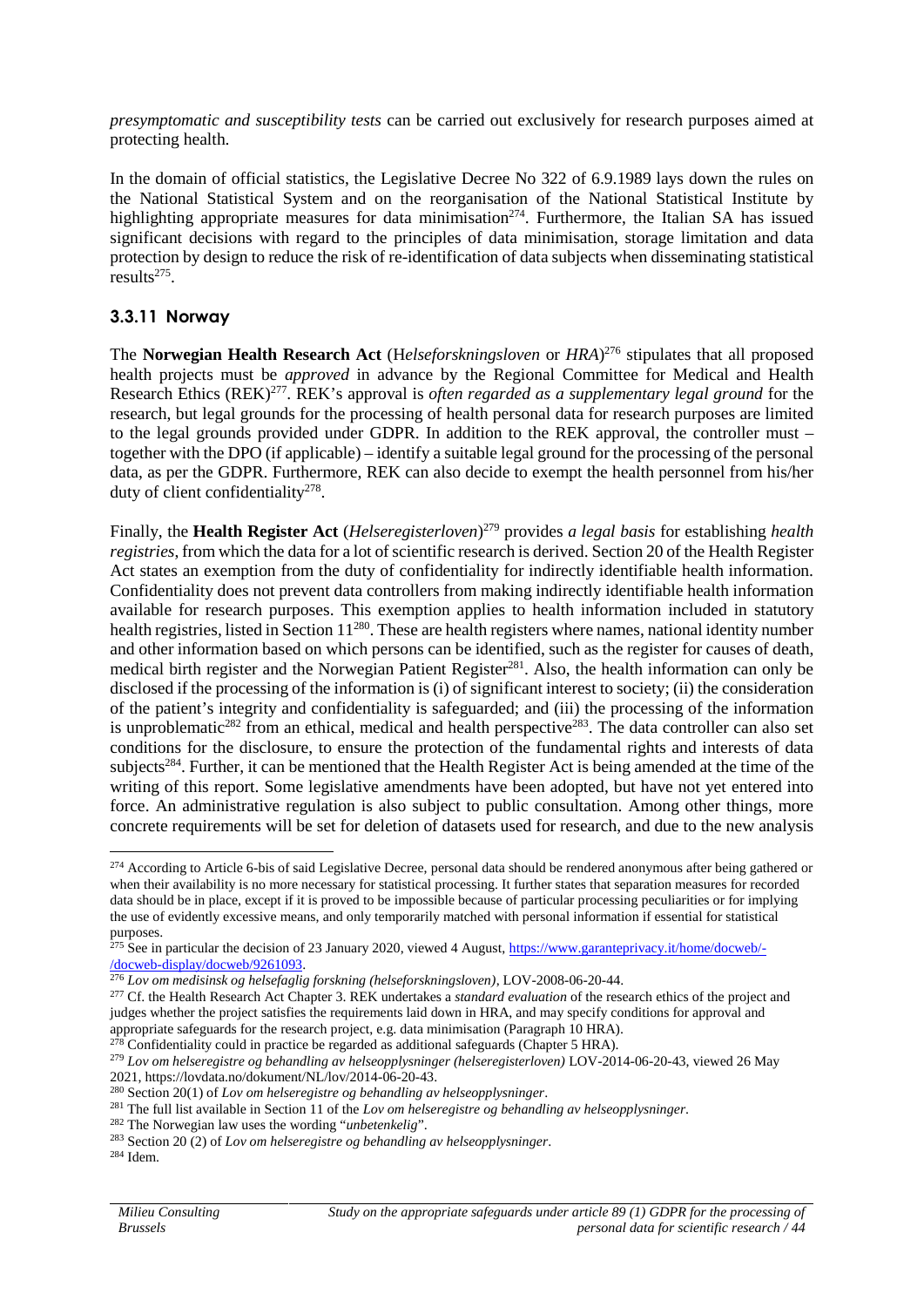*presymptomatic and susceptibility tests* can be carried out exclusively for research purposes aimed at protecting health.

In the domain of official statistics, the Legislative Decree No 322 of 6.9.1989 lays down the rules on the National Statistical System and on the reorganisation of the National Statistical Institute by highlighting appropriate measures for data minimisation[274]. Furthermore, the Italian SA has issued significant decisions with regard to the principles of data minimisation, storage limitation and data protection by design to reduce the risk of re-identification of data subjects when disseminating statistical results[275].

### 3.3.11 Norway

The **Norwegian Health Research Act** (H*elseforskningsloven* or *HRA*)[276] stipulates that all proposed health projects must be *approved* in advance by the Regional Committee for Medical and Health Research Ethics (REK)[277]. REK's approval is *often regarded as a supplementary legal ground* for the research, but legal grounds for the processing of health personal data for research purposes are limited to the legal grounds provided under GDPR. In addition to the REK approval, the controller must – together with the DPO (if applicable) – identify a suitable legal ground for the processing of the personal data, as per the GDPR. Furthermore, REK can also decide to exempt the health personnel from his/her duty of client confidentiality[278].

Finally, the **Health Register Act** (*Helseregisterloven*)[279] provides *a legal basis* for establishing *health registries*, from which the data for a lot of scientific research is derived. Section 20 of the Health Register Act states an exemption from the duty of confidentiality for indirectly identifiable health information. Confidentiality does not prevent data controllers from making indirectly identifiable health information available for research purposes. This exemption applies to health information included in statutory health registries, listed in Section 11[280]. These are health registers where names, national identity number and other information based on which persons can be identified, such as the register for causes of death, medical birth register and the Norwegian Patient Register[281]. Also, the health information can only be disclosed if the processing of the information is (i) of significant interest to society; (ii) the consideration of the patient's integrity and confidentiality is safeguarded; and (iii) the processing of the information is unproblematic[282] from an ethical, medical and health perspective[283]. The data controller can also set conditions for the disclosure, to ensure the protection of the fundamental rights and interests of data subjects[284]. Further, it can be mentioned that the Health Register Act is being amended at the time of the writing of this report. Some legislative amendments have been adopted, but have not yet entered into force. An administrative regulation is also subject to public consultation. Among other things, more concrete requirements will be set for deletion of datasets used for research, and due to the new analysis

---

[274] According to Article 6-bis of said Legislative Decree, personal data should be rendered anonymous after being gathered or when their availability is no more necessary for statistical processing. It further states that separation measures for recorded data should be in place, except if it is proved to be impossible because of particular processing peculiarities or for implying the use of evidently excessive means, and only temporarily matched with personal information if essential for statistical purposes.

[275] See in particular the decision of 23 January 2020, viewed 4 August, https://www.garanteprivacy.it/home/docweb/-/docweb-display/docweb/9261093.

[276] *Lov om medisinsk og helsefaglig forskning (helseforskningsloven)*, LOV-2008-06-20-44.

[277] Cf. the Health Research Act Chapter 3. REK undertakes a *standard evaluation* of the research ethics of the project and judges whether the project satisfies the requirements laid down in HRA, and may specify conditions for approval and appropriate safeguards for the research project, e.g. data minimisation (Paragraph 10 HRA).

[278] Confidentiality could in practice be regarded as additional safeguards (Chapter 5 HRA).

[279] *Lov om helseregistre og behandling av helseopplysninger (helseregisterloven)* LOV-2014-06-20-43, viewed 26 May 2021, https://lovdata.no/dokument/NL/lov/2014-06-20-43.

[280] Section 20(1) of *Lov om helseregistre og behandling av helseopplysninger*.

[281] The full list available in Section 11 of the *Lov om helseregistre og behandling av helseopplysninger.*

[282] The Norwegian law uses the wording "*unbetenkelig*".

[283] Section 20 (2) of *Lov om helseregistre og behandling av helseopplysninger*.

[284] Idem.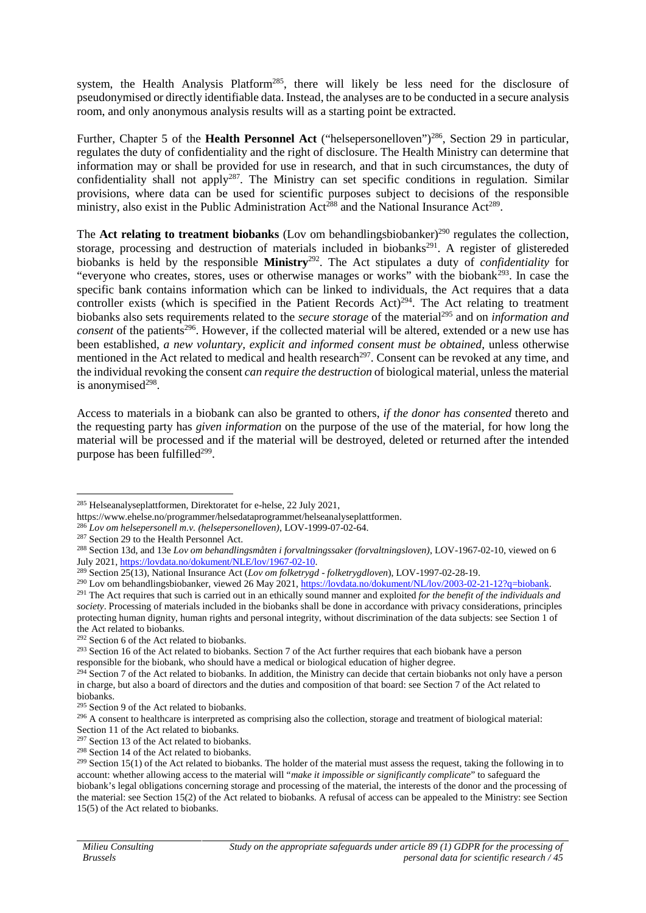system, the Health Analysis Platform[285], there will likely be less need for the disclosure of pseudonymised or directly identifiable data. Instead, the analyses are to be conducted in a secure analysis room, and only anonymous analysis results will as a starting point be extracted.

Further, Chapter 5 of the **Health Personnel Act** ("helsepersonelloven")[286], Section 29 in particular, regulates the duty of confidentiality and the right of disclosure. The Health Ministry can determine that information may or shall be provided for use in research, and that in such circumstances, the duty of confidentiality shall not apply[287]. The Ministry can set specific conditions in regulation. Similar provisions, where data can be used for scientific purposes subject to decisions of the responsible ministry, also exist in the Public Administration Act[288] and the National Insurance Act[289].

The **Act relating to treatment biobanks** (Lov om behandlingsbiobanker)[290] regulates the collection, storage, processing and destruction of materials included in biobanks[291]. A register of glistereded biobanks is held by the responsible **Ministry**[292]. The Act stipulates a duty of *confidentiality* for "everyone who creates, stores, uses or otherwise manages or works" with the biobank[293]. In case the specific bank contains information which can be linked to individuals, the Act requires that a data controller exists (which is specified in the Patient Records Act)[294]. The Act relating to treatment biobanks also sets requirements related to the *secure storage* of the material[295] and on *information and consent* of the patients[296]. However, if the collected material will be altered, extended or a new use has been established, *a new voluntary, explicit and informed consent must be obtained*, unless otherwise mentioned in the Act related to medical and health research[297]. Consent can be revoked at any time, and the individual revoking the consent *can require the destruction* of biological material, unless the material is anonymised[298].

Access to materials in a biobank can also be granted to others, *if the donor has consented* thereto and the requesting party has *given information* on the purpose of the use of the material, for how long the material will be processed and if the material will be destroyed, deleted or returned after the intended purpose has been fulfilled[299].

---

[285] Helseanalyseplattformen, Direktoratet for e-helse, 22 July 2021, https://www.ehelse.no/programmer/helsedataprogrammet/helseanalyseplattformen.

[286] *Lov om helsepersonell m.v. (helsepersonelloven)*, LOV-1999-07-02-64.

[287] Section 29 to the Health Personnel Act.

[288] Section 13d, and 13e *Lov om behandlingsmåten i forvaltningssaker (forvaltningsloven)*, LOV-1967-02-10, viewed on 6 July 2021, https://lovdata.no/dokument/NLE/lov/1967-02-10.

[289] Section 25(13), National Insurance Act (*Lov om folketrygd - folketrygdloven*), LOV-1997-02-28-19.

[290] Lov om behandlingsbiobanker, viewed 26 May 2021, https://lovdata.no/dokument/NL/lov/2003-02-21-12?q=biobank.

[291] The Act requires that such is carried out in an ethically sound manner and exploited *for the benefit of the individuals and society*. Processing of materials included in the biobanks shall be done in accordance with privacy considerations, principles protecting human dignity, human rights and personal integrity, without discrimination of the data subjects: see Section 1 of the Act related to biobanks.

[292] Section 6 of the Act related to biobanks.

[293] Section 16 of the Act related to biobanks. Section 7 of the Act further requires that each biobank have a person responsible for the biobank, who should have a medical or biological education of higher degree.

[294] Section 7 of the Act related to biobanks. In addition, the Ministry can decide that certain biobanks not only have a person in charge, but also a board of directors and the duties and composition of that board: see Section 7 of the Act related to biobanks.

[295] Section 9 of the Act related to biobanks.

[296] A consent to healthcare is interpreted as comprising also the collection, storage and treatment of biological material: Section 11 of the Act related to biobanks.

[297] Section 13 of the Act related to biobanks.

[298] Section 14 of the Act related to biobanks.

[299] Section 15(1) of the Act related to biobanks. The holder of the material must assess the request, taking the following in to account: whether allowing access to the material will "*make it impossible or significantly complicate*" to safeguard the biobank's legal obligations concerning storage and processing of the material, the interests of the donor and the processing of the material: see Section 15(2) of the Act related to biobanks. A refusal of access can be appealed to the Ministry: see Section 15(5) of the Act related to biobanks.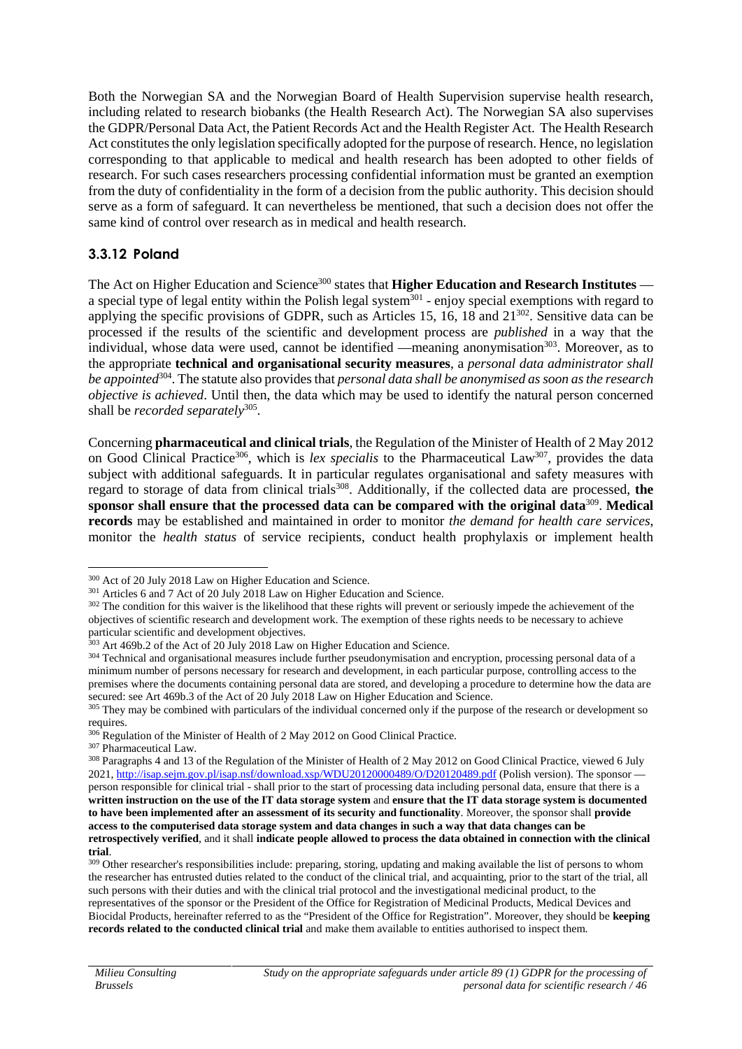Both the Norwegian SA and the Norwegian Board of Health Supervision supervise health research, including related to research biobanks (the Health Research Act). The Norwegian SA also supervises the GDPR/Personal Data Act, the Patient Records Act and the Health Register Act. The Health Research Act constitutes the only legislation specifically adopted for the purpose of research. Hence, no legislation corresponding to that applicable to medical and health research has been adopted to other fields of research. For such cases researchers processing confidential information must be granted an exemption from the duty of confidentiality in the form of a decision from the public authority. This decision should serve as a form of safeguard. It can nevertheless be mentioned, that such a decision does not offer the same kind of control over research as in medical and health research.

### 3.3.12 Poland

The Act on Higher Education and Science[300] states that **Higher Education and Research Institutes** — a special type of legal entity within the Polish legal system[301] - enjoy special exemptions with regard to applying the specific provisions of GDPR, such as Articles 15, 16, 18 and 21[302]. Sensitive data can be processed if the results of the scientific and development process are *published* in a way that the individual, whose data were used, cannot be identified —meaning anonymisation[303]. Moreover, as to the appropriate **technical and organisational security measures**, a *personal data administrator shall be appointed*[304]. The statute also provides that *personal data shall be anonymised as soon as the research objective is achieved*. Until then, the data which may be used to identify the natural person concerned shall be *recorded separately*[305].

Concerning **pharmaceutical and clinical trials**, the Regulation of the Minister of Health of 2 May 2012 on Good Clinical Practice[306], which is *lex specialis* to the Pharmaceutical Law[307], provides the data subject with additional safeguards. It in particular regulates organisational and safety measures with regard to storage of data from clinical trials[308]. Additionally, if the collected data are processed, **the sponsor shall ensure that the processed data can be compared with the original data**[309]. **Medical records** may be established and maintained in order to monitor *the demand for health care services*, monitor the *health status* of service recipients, conduct health prophylaxis or implement health

---

[300] Act of 20 July 2018 Law on Higher Education and Science.

[301] Articles 6 and 7 Act of 20 July 2018 Law on Higher Education and Science.

[302] The condition for this waiver is the likelihood that these rights will prevent or seriously impede the achievement of the objectives of scientific research and development work. The exemption of these rights needs to be necessary to achieve particular scientific and development objectives.

[303] Art 469b.2 of the Act of 20 July 2018 Law on Higher Education and Science.

[304] Technical and organisational measures include further pseudonymisation and encryption, processing personal data of a minimum number of persons necessary for research and development, in each particular purpose, controlling access to the premises where the documents containing personal data are stored, and developing a procedure to determine how the data are secured: see Art 469b.3 of the Act of 20 July 2018 Law on Higher Education and Science.

[305] They may be combined with particulars of the individual concerned only if the purpose of the research or development so requires.

[306] Regulation of the Minister of Health of 2 May 2012 on Good Clinical Practice.

[307] Pharmaceutical Law.

[308] Paragraphs 4 and 13 of the Regulation of the Minister of Health of 2 May 2012 on Good Clinical Practice, viewed 6 July 2021, http://isap.sejm.gov.pl/isap.nsf/download.xsp/WDU20120000489/O/D20120489.pdf (Polish version). The sponsor — person responsible for clinical trial - shall prior to the start of processing data including personal data, ensure that there is a **written instruction on the use of the IT data storage system** and **ensure that the IT data storage system is documented to have been implemented after an assessment of its security and functionality**. Moreover, the sponsor shall **provide access to the computerised data storage system and data changes in such a way that data changes can be retrospectively verified**, and it shall **indicate people allowed to process the data obtained in connection with the clinical trial**.

[309] Other researcher's responsibilities include: preparing, storing, updating and making available the list of persons to whom the researcher has entrusted duties related to the conduct of the clinical trial, and acquainting, prior to the start of the trial, all such persons with their duties and with the clinical trial protocol and the investigational medicinal product, to the representatives of the sponsor or the President of the Office for Registration of Medicinal Products, Medical Devices and Biocidal Products, hereinafter referred to as the "President of the Office for Registration". Moreover, they should be **keeping records related to the conducted clinical trial** and make them available to entities authorised to inspect them.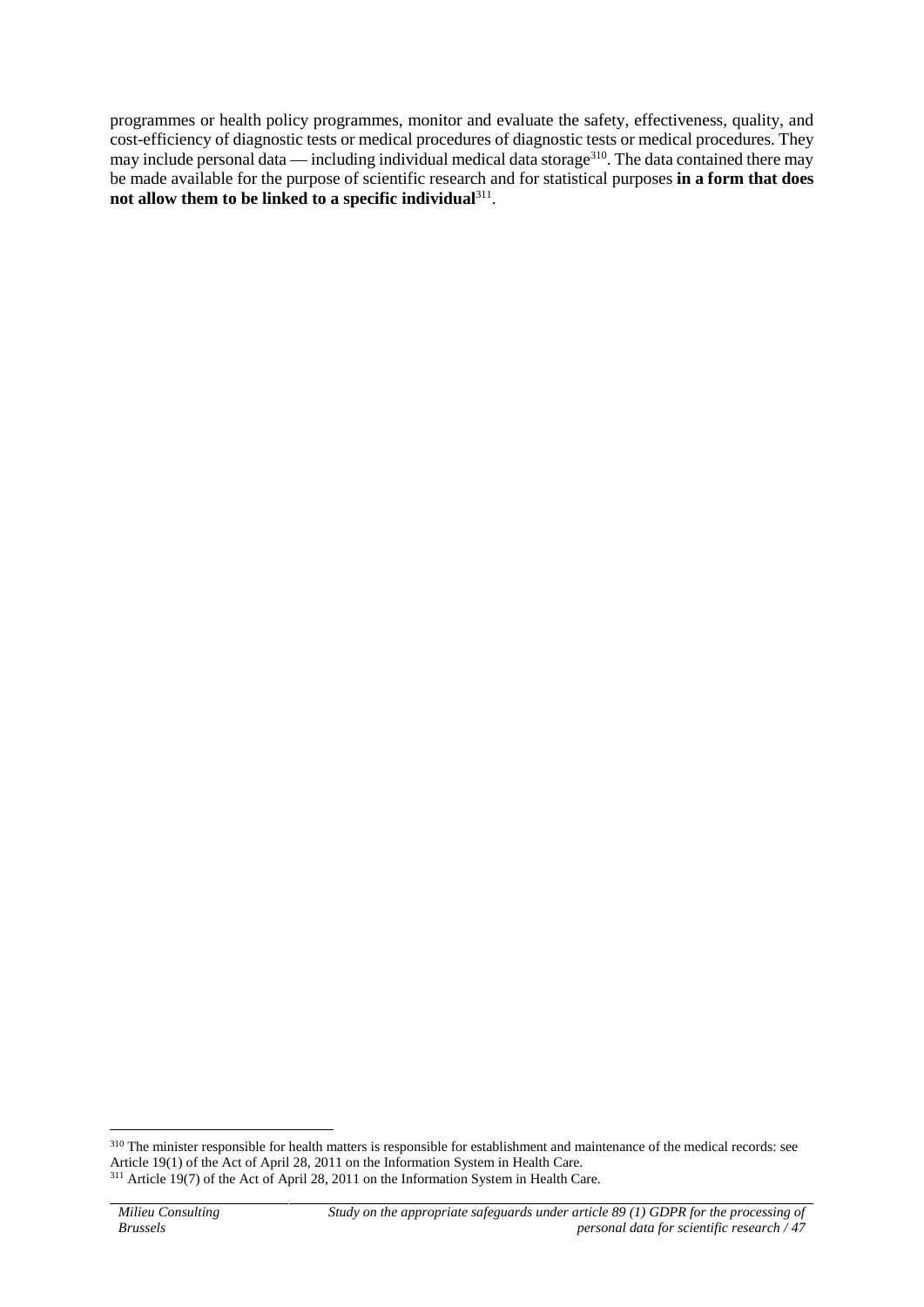programmes or health policy programmes, monitor and evaluate the safety, effectiveness, quality, and cost-efficiency of diagnostic tests or medical procedures of diagnostic tests or medical procedures. They may include personal data — including individual medical data storage[310]. The data contained there may be made available for the purpose of scientific research and for statistical purposes **in a form that does not allow them to be linked to a specific individual**[311].

[310] The minister responsible for health matters is responsible for establishment and maintenance of the medical records: see Article 19(1) of the Act of April 28, 2011 on the Information System in Health Care.

[311] Article 19(7) of the Act of April 28, 2011 on the Information System in Health Care.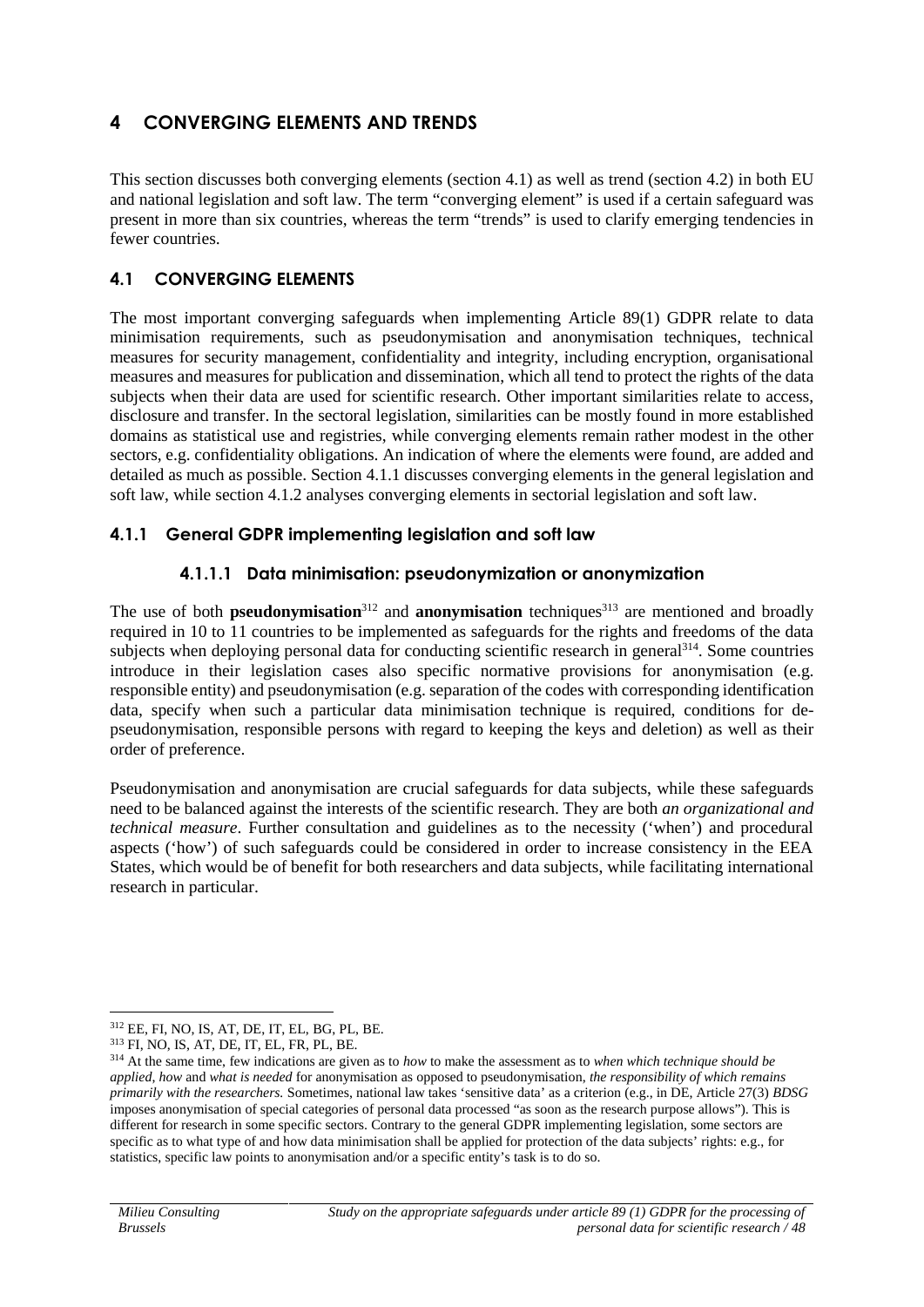# 4 CONVERGING ELEMENTS AND TRENDS

This section discusses both converging elements (section 4.1) as well as trend (section 4.2) in both EU and national legislation and soft law. The term "converging element" is used if a certain safeguard was present in more than six countries, whereas the term "trends" is used to clarify emerging tendencies in fewer countries.

## 4.1 CONVERGING ELEMENTS

The most important converging safeguards when implementing Article 89(1) GDPR relate to data minimisation requirements, such as pseudonymisation and anonymisation techniques, technical measures for security management, confidentiality and integrity, including encryption, organisational measures and measures for publication and dissemination, which all tend to protect the rights of the data subjects when their data are used for scientific research. Other important similarities relate to access, disclosure and transfer. In the sectoral legislation, similarities can be mostly found in more established domains as statistical use and registries, while converging elements remain rather modest in the other sectors, e.g. confidentiality obligations. An indication of where the elements were found, are added and detailed as much as possible. Section 4.1.1 discusses converging elements in the general legislation and soft law, while section 4.1.2 analyses converging elements in sectorial legislation and soft law.

### 4.1.1 General GDPR implementing legislation and soft law

#### 4.1.1.1 Data minimisation: pseudonymization or anonymization

The use of both **pseudonymisation**[312] and **anonymisation** techniques[313] are mentioned and broadly required in 10 to 11 countries to be implemented as safeguards for the rights and freedoms of the data subjects when deploying personal data for conducting scientific research in general[314]. Some countries introduce in their legislation cases also specific normative provisions for anonymisation (e.g. responsible entity) and pseudonymisation (e.g. separation of the codes with corresponding identification data, specify when such a particular data minimisation technique is required, conditions for de-pseudonymisation, responsible persons with regard to keeping the keys and deletion) as well as their order of preference.

Pseudonymisation and anonymisation are crucial safeguards for data subjects, while these safeguards need to be balanced against the interests of the scientific research. They are both *an organizational and technical measure*. Further consultation and guidelines as to the necessity ('when') and procedural aspects ('how') of such safeguards could be considered in order to increase consistency in the EEA States, which would be of benefit for both researchers and data subjects, while facilitating international research in particular.

---

[312] EE, FI, NO, IS, AT, DE, IT, EL, BG, PL, BE.

[313] FI, NO, IS, AT, DE, IT, EL, FR, PL, BE.

[314] At the same time, few indications are given as to *how* to make the assessment as to *when which technique should be applied*, *how* and *what is needed* for anonymisation as opposed to pseudonymisation, *the responsibility of which remains primarily with the researchers.* Sometimes, national law takes 'sensitive data' as a criterion (e.g., in DE, Article 27(3) *BDSG* imposes anonymisation of special categories of personal data processed "as soon as the research purpose allows"). This is different for research in some specific sectors. Contrary to the general GDPR implementing legislation, some sectors are specific as to what type of and how data minimisation shall be applied for protection of the data subjects' rights: e.g., for statistics, specific law points to anonymisation and/or a specific entity's task is to do so.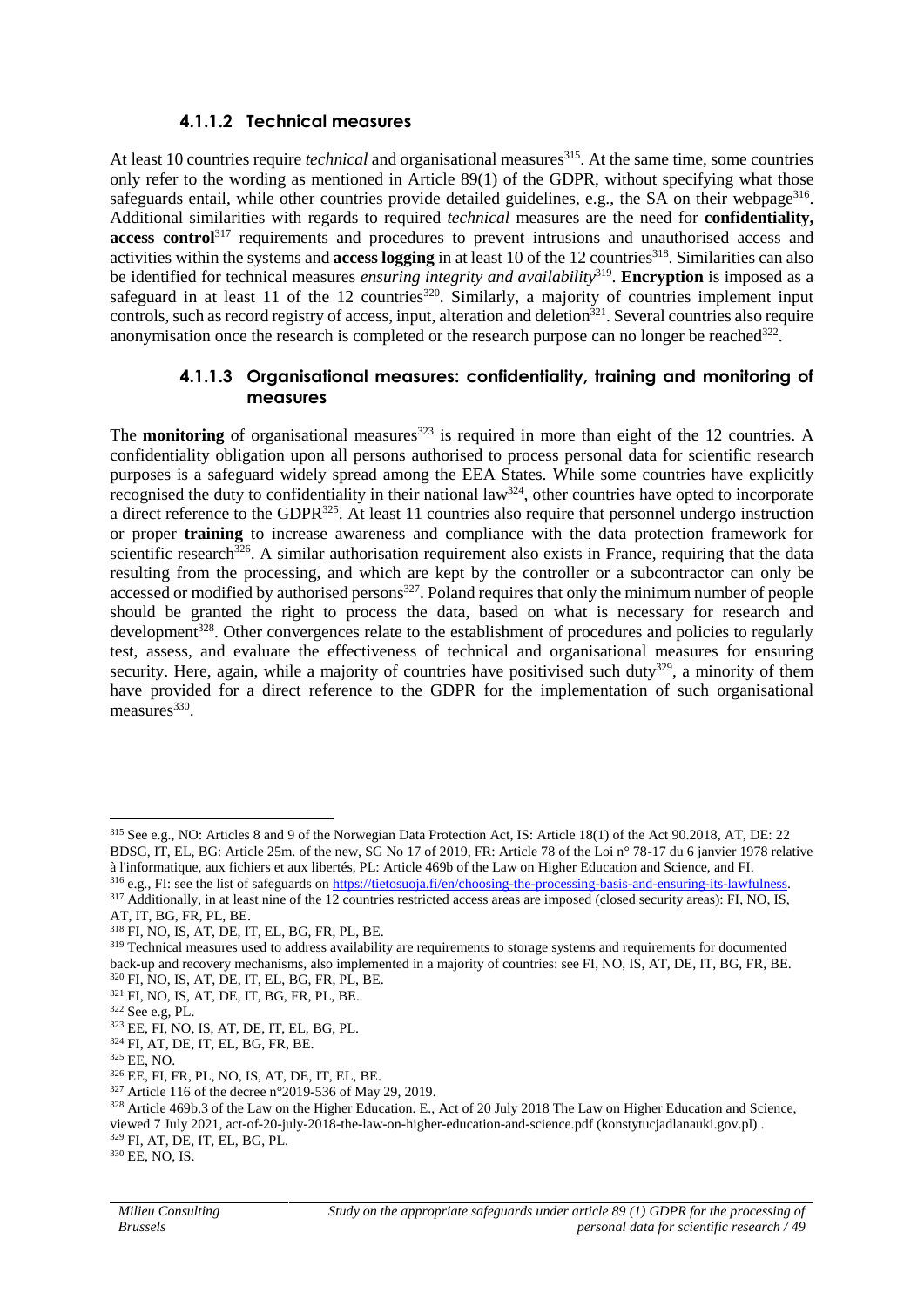#### 4.1.1.2 Technical measures

At least 10 countries require *technical* and organisational measures[315]. At the same time, some countries only refer to the wording as mentioned in Article 89(1) of the GDPR, without specifying what those safeguards entail, while other countries provide detailed guidelines, e.g., the SA on their webpage[316]. Additional similarities with regards to required *technical* measures are the need for **confidentiality, access control**[317] requirements and procedures to prevent intrusions and unauthorised access and activities within the systems and **access logging** in at least 10 of the 12 countries[318]. Similarities can also be identified for technical measures *ensuring integrity and availability*[319]. **Encryption** is imposed as a safeguard in at least 11 of the 12 countries[320]. Similarly, a majority of countries implement input controls, such as record registry of access, input, alteration and deletion[321]. Several countries also require anonymisation once the research is completed or the research purpose can no longer be reached[322].

#### 4.1.1.3 Organisational measures: confidentiality, training and monitoring of measures

The **monitoring** of organisational measures[323] is required in more than eight of the 12 countries. A confidentiality obligation upon all persons authorised to process personal data for scientific research purposes is a safeguard widely spread among the EEA States. While some countries have explicitly recognised the duty to confidentiality in their national law[324], other countries have opted to incorporate a direct reference to the GDPR[325]. At least 11 countries also require that personnel undergo instruction or proper **training** to increase awareness and compliance with the data protection framework for scientific research[326]. A similar authorisation requirement also exists in France, requiring that the data resulting from the processing, and which are kept by the controller or a subcontractor can only be accessed or modified by authorised persons[327]. Poland requires that only the minimum number of people should be granted the right to process the data, based on what is necessary for research and development[328]. Other convergences relate to the establishment of procedures and policies to regularly test, assess, and evaluate the effectiveness of technical and organisational measures for ensuring security. Here, again, while a majority of countries have positivised such duty[329], a minority of them have provided for a direct reference to the GDPR for the implementation of such organisational measures[330].

---

[315] See e.g., NO: Articles 8 and 9 of the Norwegian Data Protection Act, IS: Article 18(1) of the Act 90.2018, AT, DE: 22 BDSG, IT, EL, BG: Article 25m. of the new, SG No 17 of 2019, FR: Article 78 of the Loi n° 78-17 du 6 janvier 1978 relative à l'informatique, aux fichiers et aux libertés, PL: Article 469b of the Law on Higher Education and Science, and FI.

[316] e.g., FI: see the list of safeguards on https://tietosuoja.fi/en/choosing-the-processing-basis-and-ensuring-its-lawfulness.

[317] Additionally, in at least nine of the 12 countries restricted access areas are imposed (closed security areas): FI, NO, IS, AT, IT, BG, FR, PL, BE.

[318] FI, NO, IS, AT, DE, IT, EL, BG, FR, PL, BE.

[319] Technical measures used to address availability are requirements to storage systems and requirements for documented back-up and recovery mechanisms, also implemented in a majority of countries: see FI, NO, IS, AT, DE, IT, BG, FR, BE.

[320] FI, NO, IS, AT, DE, IT, EL, BG, FR, PL, BE.

[321] FI, NO, IS, AT, DE, IT, BG, FR, PL, BE.

[322] See e.g, PL.

[323] EE, FI, NO, IS, AT, DE, IT, EL, BG, PL.

[324] FI, AT, DE, IT, EL, BG, FR, BE.

[325] EE, NO.

[326] EE, FI, FR, PL, NO, IS, AT, DE, IT, EL, BE.

[327] Article 116 of the decree n°2019-536 of May 29, 2019.

[328] Article 469b.3 of the Law on the Higher Education. E., Act of 20 July 2018 The Law on Higher Education and Science, viewed 7 July 2021, act-of-20-july-2018-the-law-on-higher-education-and-science.pdf (konstytucjadlanauki.gov.pl) .

[329] FI, AT, DE, IT, EL, BG, PL.

[330] EE, NO, IS.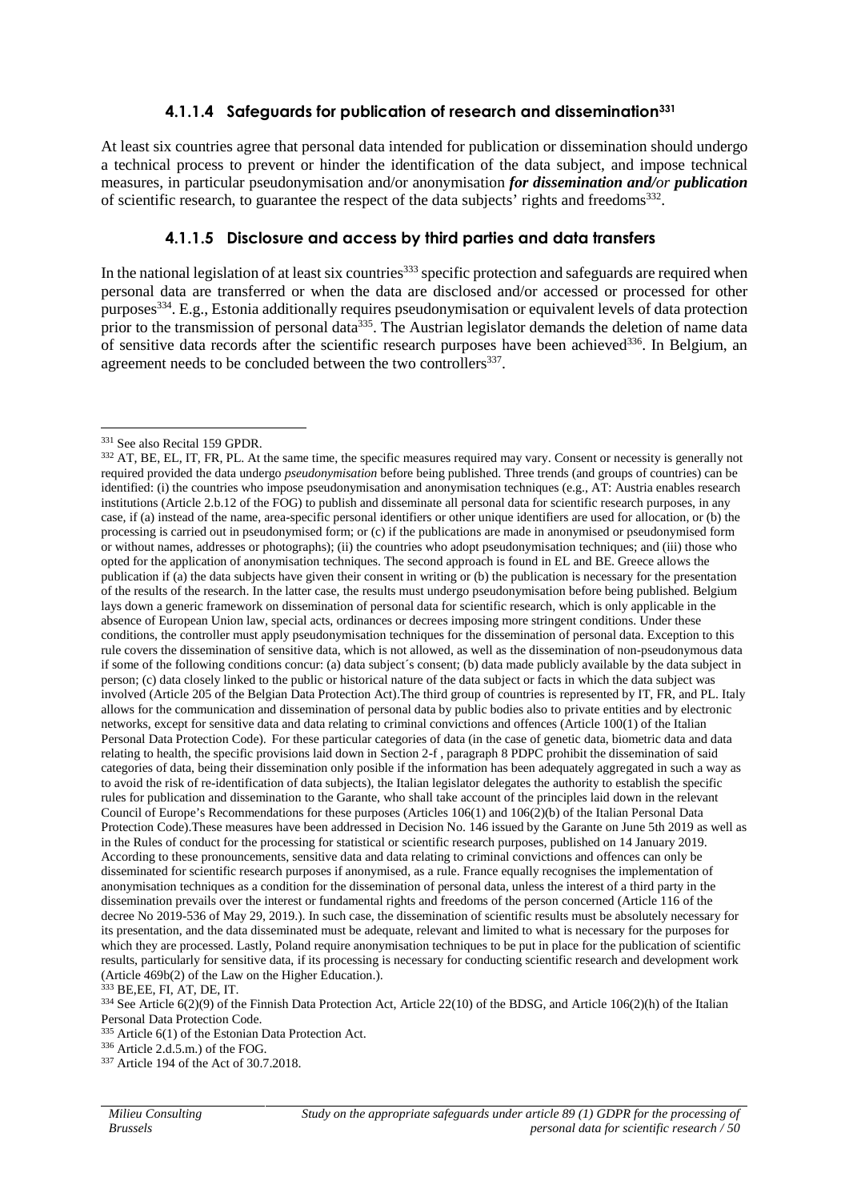#### 4.1.1.4 Safeguards for publication of research and dissemination[331]

At least six countries agree that personal data intended for publication or dissemination should undergo a technical process to prevent or hinder the identification of the data subject, and impose technical measures, in particular pseudonymisation and/or anonymisation ***for dissemination and/or publication*** of scientific research, to guarantee the respect of the data subjects' rights and freedoms[332].

#### 4.1.1.5 Disclosure and access by third parties and data transfers

In the national legislation of at least six countries[333] specific protection and safeguards are required when personal data are transferred or when the data are disclosed and/or accessed or processed for other purposes[334]. E.g., Estonia additionally requires pseudonymisation or equivalent levels of data protection prior to the transmission of personal data[335]. The Austrian legislator demands the deletion of name data of sensitive data records after the scientific research purposes have been achieved[336]. In Belgium, an agreement needs to be concluded between the two controllers[337].

---

[331] See also Recital 159 GPDR.

[332] AT, BE, EL, IT, FR, PL. At the same time, the specific measures required may vary. Consent or necessity is generally not required provided the data undergo *pseudonymisation* before being published. Three trends (and groups of countries) can be identified: (i) the countries who impose pseudonymisation and anonymisation techniques (e.g., AT: Austria enables research institutions (Article 2.b.12 of the FOG) to publish and disseminate all personal data for scientific research purposes, in any case, if (a) instead of the name, area-specific personal identifiers or other unique identifiers are used for allocation, or (b) the processing is carried out in pseudonymised form; or (c) if the publications are made in anonymised or pseudonymised form or without names, addresses or photographs); (ii) the countries who adopt pseudonymisation techniques; and (iii) those who opted for the application of anonymisation techniques. The second approach is found in EL and BE. Greece allows the publication if (a) the data subjects have given their consent in writing or (b) the publication is necessary for the presentation of the results of the research. In the latter case, the results must undergo pseudonymisation before being published. Belgium lays down a generic framework on dissemination of personal data for scientific research, which is only applicable in the absence of European Union law, special acts, ordinances or decrees imposing more stringent conditions. Under these conditions, the controller must apply pseudonymisation techniques for the dissemination of personal data. Exception to this rule covers the dissemination of sensitive data, which is not allowed, as well as the dissemination of non-pseudonymous data if some of the following conditions concur: (a) data subject´s consent; (b) data made publicly available by the data subject in person; (c) data closely linked to the public or historical nature of the data subject or facts in which the data subject was involved (Article 205 of the Belgian Data Protection Act).The third group of countries is represented by IT, FR, and PL. Italy allows for the communication and dissemination of personal data by public bodies also to private entities and by electronic networks, except for sensitive data and data relating to criminal convictions and offences (Article 100(1) of the Italian Personal Data Protection Code). For these particular categories of data (in the case of genetic data, biometric data and data relating to health, the specific provisions laid down in Section 2-f , paragraph 8 PDPC prohibit the dissemination of said categories of data, being their dissemination only possible if the information has been adequately aggregated in such a way as to avoid the risk of re-identification of data subjects), the Italian legislator delegates the authority to establish the specific rules for publication and dissemination to the Garante, who shall take account of the principles laid down in the relevant Council of Europe's Recommendations for these purposes (Articles 106(1) and 106(2)(b) of the Italian Personal Data Protection Code).These measures have been addressed in Decision No. 146 issued by the Garante on June 5th 2019 as well as in the Rules of conduct for the processing for statistical or scientific research purposes, published on 14 January 2019. According to these pronouncements, sensitive data and data relating to criminal convictions and offences can only be disseminated for scientific research purposes if anonymised, as a rule. France equally recognises the implementation of anonymisation techniques as a condition for the dissemination of personal data, unless the interest of a third party in the dissemination prevails over the interest or fundamental rights and freedoms of the person concerned (Article 116 of the decree No 2019-536 of May 29, 2019.). In such case, the dissemination of scientific results must be absolutely necessary for its presentation, and the data disseminated must be adequate, relevant and limited to what is necessary for the purposes for which they are processed. Lastly, Poland require anonymisation techniques to be put in place for the publication of scientific results, particularly for sensitive data, if its processing is necessary for conducting scientific research and development work (Article 469b(2) of the Law on the Higher Education.).

[333] BE,EE, FI, AT, DE, IT.

[334] See Article 6(2)(9) of the Finnish Data Protection Act, Article 22(10) of the BDSG, and Article 106(2)(h) of the Italian Personal Data Protection Code.

[335] Article 6(1) of the Estonian Data Protection Act.

[336] Article 2.d.5.m.) of the FOG.

[337] Article 194 of the Act of 30.7.2018.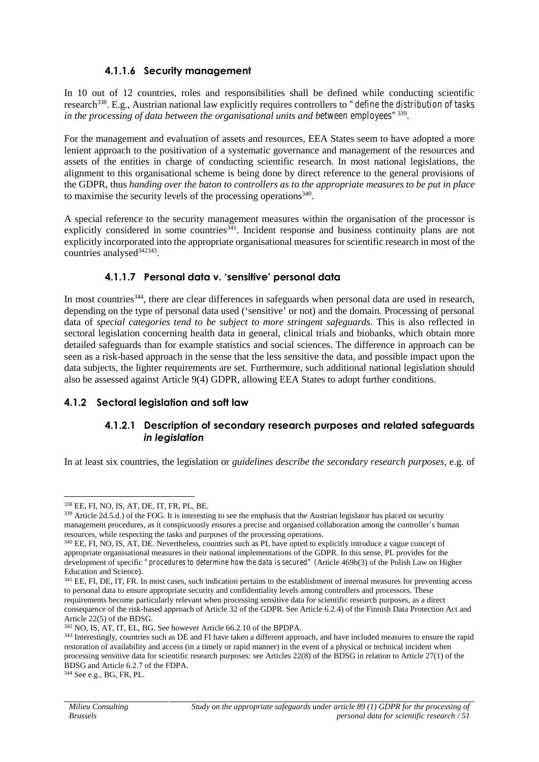#### 4.1.1.6 Security management

In 10 out of 12 countries, roles and responsibilities shall be defined while conducting scientific research[338]. E.g., Austrian national law explicitly requires controllers to *"define the distribution of tasks in the processing of data between the organisational units and between employees"*[339].

For the management and evaluation of assets and resources, EEA States seem to have adopted a more lenient approach to the positivation of a systematic governance and management of the resources and assets of the entities in charge of conducting scientific research. In most national legislations, the alignment to this organisational scheme is being done by direct reference to the general provisions of the GDPR, thus *handing over the baton to controllers as to the appropriate measures to be put in place* to maximise the security levels of the processing operations[340].

A special reference to the security management measures within the organisation of the processor is explicitly considered in some countries[341]. Incident response and business continuity plans are not explicitly incorporated into the appropriate organisational measures for scientific research in most of the countries analysed[342][343].

#### 4.1.1.7 Personal data v. 'sensitive' personal data

In most countries[344], there are clear differences in safeguards when personal data are used in research, depending on the type of personal data used ('sensitive' or not) and the domain. Processing of personal data of *special categories tend to be subject to more stringent safeguards*. This is also reflected in sectoral legislation concerning health data in general, clinical trials and biobanks, which obtain more detailed safeguards than for example statistics and social sciences. The difference in approach can be seen as a risk-based approach in the sense that the less sensitive the data, and possible impact upon the data subjects, the lighter requirements are set. Furthermore, such additional national legislation should also be assessed against Article 9(4) GDPR, allowing EEA States to adopt further conditions.

### 4.1.2 Sectoral legislation and soft law

#### 4.1.2.1 Description of secondary research purposes and related safeguards *in legislation*

In at least six countries, the legislation or *guidelines describe the secondary research purposes*, e.g. of

---

[338] EE, FI, NO, IS, AT, DE, IT, FR, PL, BE.

[339] Article 2d.5.d.) of the FOG. It is interesting to see the emphasis that the Austrian legislator has placed on security management procedures, as it conspicuously ensures a precise and organised collaboration among the controller´s human resources, while respecting the tasks and purposes of the processing operations.

[340] EE, FI, NO, IS, AT, DE. Nevertheless, countries such as PL have opted to explicitly introduce a vague concept of appropriate organisational measures in their national implementations of the GDPR. In this sense, PL provides for the development of specific *"procedures to determine how the data is secured"* (Article 469b(3) of the Polish Law on Higher Education and Science).

[341] EE, FI, DE, IT, FR. In most cases, such indication pertains to the establishment of internal measures for preventing access to personal data to ensure appropriate security and confidentiality levels among controllers and processors. These requirements become particularly relevant when processing sensitive data for scientific research purposes, as a direct consequence of the risk-based approach of Article 32 of the GDPR. See Article 6.2.4) of the Finnish Data Protection Act and Article 22(5) of the BDSG.

[342] NO, IS, AT, IT, EL, BG. See however Article 66.2.10 of the BPDPA.

[343] Interestingly, countries such as DE and FI have taken a different approach, and have included measures to ensure the rapid restoration of availability and access (in a timely or rapid manner) in the event of a physical or technical incident when processing sensitive data for scientific research purposes: see Articles 22(8) of the BDSG in relation to Article 27(1) of the BDSG and Article 6.2.7 of the FDPA.

[344] See e.g., BG, FR, PL.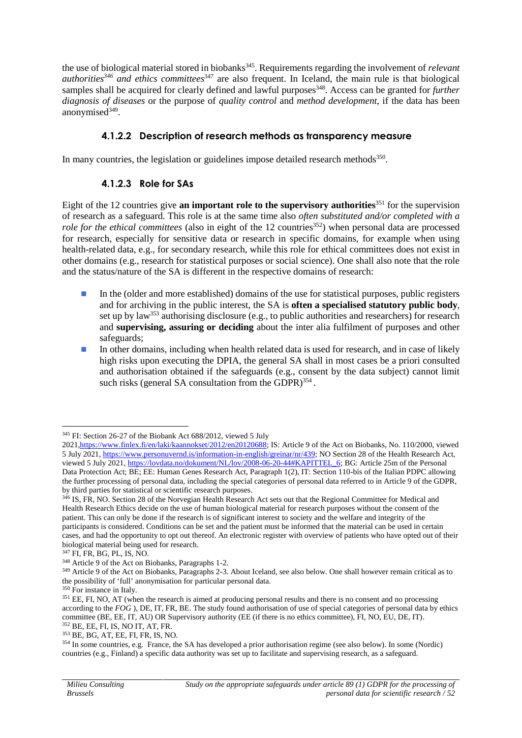the use of biological material stored in biobanks[345]. Requirements regarding the involvement of *relevant authorities[346] and ethics committees*[347] are also frequent. In Iceland, the main rule is that biological samples shall be acquired for clearly defined and lawful purposes[348]. Access can be granted for *further diagnosis of diseases* or the purpose of *quality control* and *method development*, if the data has been anonymised[349].

#### 4.1.2.2 Description of research methods as transparency measure

In many countries, the legislation or guidelines impose detailed research methods[350].

#### 4.1.2.3 Role for SAs

Eight of the 12 countries give **an important role to the supervisory authorities**[351] for the supervision of research as a safeguard. This role is at the same time also *often substituted and/or completed with a role for the ethical committees* (also in eight of the 12 countries[352]) when personal data are processed for research, especially for sensitive data or research in specific domains, for example when using health-related data, e.g., for secondary research, while this role for ethical committees does not exist in other domains (e.g., research for statistical purposes or social science). One shall also note that the role and the status/nature of the SA is different in the respective domains of research:

- In the (older and more established) domains of the use for statistical purposes, public registers and for archiving in the public interest, the SA is **often a specialised statutory public body**, set up by law[353] authorising disclosure (e.g., to public authorities and researchers) for research and **supervising, assuring or deciding** about the inter alia fulfilment of purposes and other safeguards;
- In other domains, including when health related data is used for research, and in case of likely high risks upon executing the DPIA, the general SA shall in most cases be a priori consulted and authorisation obtained if the safeguards (e.g., consent by the data subject) cannot limit such risks (general SA consultation from the GDPR)[354] .

---

[345] FI: Section 26-27 of the Biobank Act 688/2012, viewed 5 July 2021,https://www.finlex.fi/en/laki/kaannokset/2012/en20120688; IS: Article 9 of the Act on Biobanks, No. 110/2000, viewed 5 July 2021, https://www.personuvernd.is/information-in-english/greinar/nr/439; NO Section 28 of the Health Research Act, viewed 5 July 2021, https://lovdata.no/dokument/NL/lov/2008-06-20-44#KAPITTEL_6; BG: Article 25m of the Personal Data Protection Act; BE; EE: Human Genes Research Act, Paragraph 1(2), IT: Section 110-bis of the Italian PDPC allowing the further processing of personal data, including the special categories of personal data referred to in Article 9 of the GDPR, by third parties for statistical or scientific research purposes.

[346] IS, FR, NO. Section 28 of the Norwegian Health Research Act sets out that the Regional Committee for Medical and Health Research Ethics decide on the use of human biological material for research purposes without the consent of the patient. This can only be done if the research is of significant interest to society and the welfare and integrity of the participants is considered. Conditions can be set and the patient must be informed that the material can be used in certain cases, and had the opportunity to opt out thereof. An electronic register with overview of patients who have opted out of their biological material being used for research.

[347] FI, FR, BG, PL, IS, NO.

[348] Article 9 of the Act on Biobanks, Paragraphs 1-2.

[349] Article 9 of the Act on Biobanks, Paragraphs 2-3. About Iceland, see also below. One shall however remain critical as to the possibility of 'full' anonymisation for particular personal data.

[350] For instance in Italy.

[351] EE, FI, NO, AT (when the research is aimed at producing personal results and there is no consent and no processing according to the *FOG* ), DE, IT, FR, BE. The study found authorisation of use of special categories of personal data by ethics committee (BE, EE, IT, AU) OR Supervisory authority (EE (if there is no ethics committee), FI, NO, EU, DE, IT).

[352] BE, EE, FI, IS, NO IT, AT, FR.

[353] BE, BG, AT, EE, FI, FR, IS, NO.

[354] In some countries, e.g. France, the SA has developed a prior authorisation regime (see also below). In some (Nordic) countries (e.g., Finland) a specific data authority was set up to facilitate and supervising research, as a safeguard.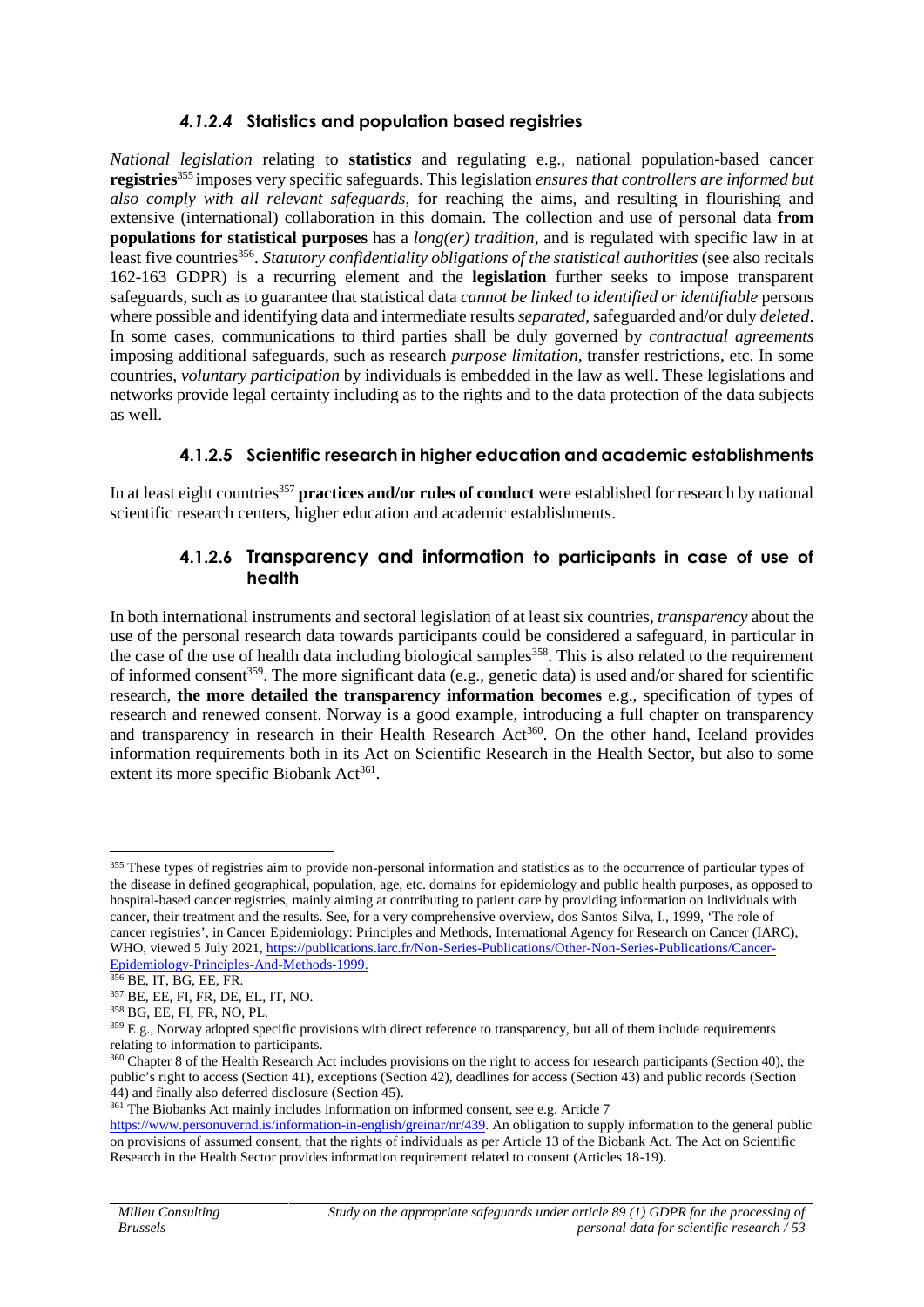#### *4.1.2.4* Statistics and population based registries

*National legislation* relating to **statistics** and regulating e.g., national population-based cancer **registries**[355] imposes very specific safeguards. This legislation *ensures that controllers are informed but also comply with all relevant safeguards*, for reaching the aims, and resulting in flourishing and extensive (international) collaboration in this domain. The collection and use of personal data **from populations for statistical purposes** has a *long(er) tradition*, and is regulated with specific law in at least five countries[356]. *Statutory confidentiality obligations of the statistical authorities* (see also recitals 162-163 GDPR) is a recurring element and the **legislation** further seeks to impose transparent safeguards, such as to guarantee that statistical data *cannot be linked to identified or identifiable* persons where possible and identifying data and intermediate results *separated*, safeguarded and/or duly *deleted*. In some cases, communications to third parties shall be duly governed by *contractual agreements* imposing additional safeguards, such as research *purpose limitation*, transfer restrictions, etc. In some countries, *voluntary participation* by individuals is embedded in the law as well. These legislations and networks provide legal certainty including as to the rights and to the data protection of the data subjects as well.

#### 4.1.2.5 Scientific research in higher education and academic establishments

In at least eight countries[357] **practices and/or rules of conduct** were established for research by national scientific research centers, higher education and academic establishments.

#### 4.1.2.6 Transparency and information to participants in case of use of health

In both international instruments and sectoral legislation of at least six countries, *transparency* about the use of the personal research data towards participants could be considered a safeguard, in particular in the case of the use of health data including biological samples[358]. This is also related to the requirement of informed consent[359]. The more significant data (e.g., genetic data) is used and/or shared for scientific research, **the more detailed the transparency information becomes** e.g., specification of types of research and renewed consent. Norway is a good example, introducing a full chapter on transparency and transparency in research in their Health Research Act[360]. On the other hand, Iceland provides information requirements both in its Act on Scientific Research in the Health Sector, but also to some extent its more specific Biobank Act[361].

---

[355] These types of registries aim to provide non-personal information and statistics as to the occurrence of particular types of the disease in defined geographical, population, age, etc. domains for epidemiology and public health purposes, as opposed to hospital-based cancer registries, mainly aiming at contributing to patient care by providing information on individuals with cancer, their treatment and the results. See, for a very comprehensive overview, dos Santos Silva, I., 1999, 'The role of cancer registries', in Cancer Epidemiology: Principles and Methods, International Agency for Research on Cancer (IARC), WHO, viewed 5 July 2021, https://publications.iarc.fr/Non-Series-Publications/Other-Non-Series-Publications/Cancer-Epidemiology-Principles-And-Methods-1999.

[356] BE, IT, BG, EE, FR.

[357] BE, EE, FI, FR, DE, EL, IT, NO.

[358] BG, EE, FI, FR, NO, PL.

[359] E.g., Norway adopted specific provisions with direct reference to transparency, but all of them include requirements relating to information to participants.

[360] Chapter 8 of the Health Research Act includes provisions on the right to access for research participants (Section 40), the public's right to access (Section 41), exceptions (Section 42), deadlines for access (Section 43) and public records (Section 44) and finally also deferred disclosure (Section 45).

[361] The Biobanks Act mainly includes information on informed consent, see e.g. Article 7 https://www.personuvernd.is/information-in-english/greinar/nr/439. An obligation to supply information to the general public on provisions of assumed consent, that the rights of individuals as per Article 13 of the Biobank Act. The Act on Scientific Research in the Health Sector provides information requirement related to consent (Articles 18-19).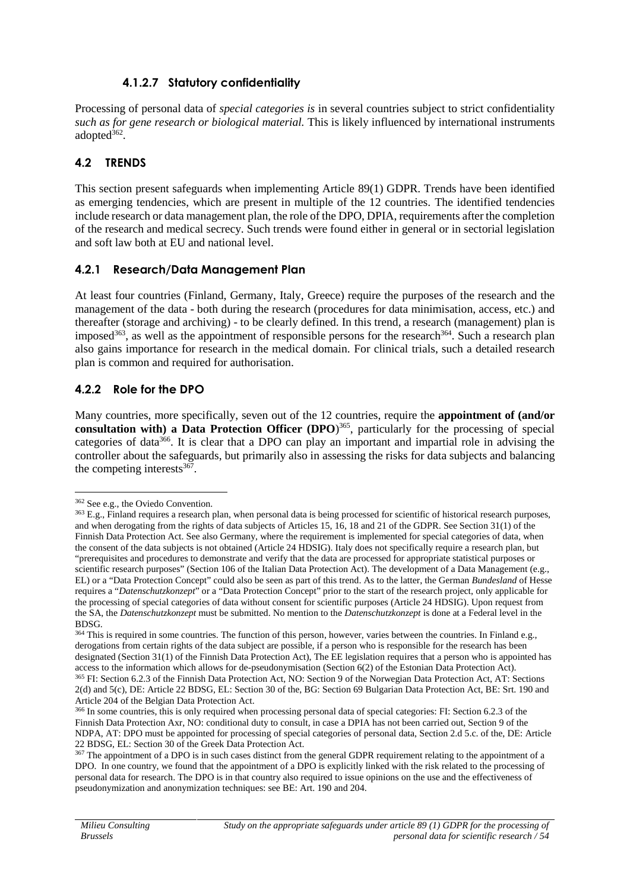#### 4.1.2.7 Statutory confidentiality

Processing of personal data of *special categories is* in several countries subject to strict confidentiality *such as for gene research or biological material.* This is likely influenced by international instruments adopted[362].

## 4.2 TRENDS

This section present safeguards when implementing Article 89(1) GDPR. Trends have been identified as emerging tendencies, which are present in multiple of the 12 countries. The identified tendencies include research or data management plan, the role of the DPO, DPIA, requirements after the completion of the research and medical secrecy. Such trends were found either in general or in sectorial legislation and soft law both at EU and national level.

### 4.2.1 Research/Data Management Plan

At least four countries (Finland, Germany, Italy, Greece) require the purposes of the research and the management of the data - both during the research (procedures for data minimisation, access, etc.) and thereafter (storage and archiving) - to be clearly defined. In this trend, a research (management) plan is imposed[363], as well as the appointment of responsible persons for the research[364]. Such a research plan also gains importance for research in the medical domain. For clinical trials, such a detailed research plan is common and required for authorisation.

### 4.2.2 Role for the DPO

Many countries, more specifically, seven out of the 12 countries, require the **appointment of (and/or consultation with) a Data Protection Officer (DPO)**[365], particularly for the processing of special categories of data[366]. It is clear that a DPO can play an important and impartial role in advising the controller about the safeguards, but primarily also in assessing the risks for data subjects and balancing the competing interests[367].

---

[362] See e.g., the Oviedo Convention.

[363] E.g., Finland requires a research plan, when personal data is being processed for scientific of historical research purposes, and when derogating from the rights of data subjects of Articles 15, 16, 18 and 21 of the GDPR. See Section 31(1) of the Finnish Data Protection Act. See also Germany, where the requirement is implemented for special categories of data, when the consent of the data subjects is not obtained (Article 24 HDSIG). Italy does not specifically require a research plan, but "prerequisites and procedures to demonstrate and verify that the data are processed for appropriate statistical purposes or scientific research purposes" (Section 106 of the Italian Data Protection Act). The development of a Data Management (e.g., EL) or a "Data Protection Concept" could also be seen as part of this trend. As to the latter, the German *Bundesland* of Hesse requires a "*Datenschutzkonzept*" or a "Data Protection Concept" prior to the start of the research project, only applicable for the processing of special categories of data without consent for scientific purposes (Article 24 HDSIG). Upon request from the SA, the *Datenschutzkonzept* must be submitted. No mention to the *Datenschutzkonzept* is done at a Federal level in the BDSG.

[364] This is required in some countries. The function of this person, however, varies between the countries. In Finland e.g., derogations from certain rights of the data subject are possible, if a person who is responsible for the research has been designated (Section 31(1) of the Finnish Data Protection Act), The EE legislation requires that a person who is appointed has access to the information which allows for de-pseudonymisation (Section 6(2) of the Estonian Data Protection Act).

[365] FI: Section 6.2.3 of the Finnish Data Protection Act, NO: Section 9 of the Norwegian Data Protection Act, AT: Sections 2(d) and 5(c), DE: Article 22 BDSG, EL: Section 30 of the, BG: Section 69 Bulgarian Data Protection Act, BE: Srt. 190 and Article 204 of the Belgian Data Protection Act.

[366] In some countries, this is only required when processing personal data of special categories: FI: Section 6.2.3 of the Finnish Data Protection Axr, NO: conditional duty to consult, in case a DPIA has not been carried out, Section 9 of the NDPA, AT: DPO must be appointed for processing of special categories of personal data, Section 2.d 5.c. of the, DE: Article 22 BDSG, EL: Section 30 of the Greek Data Protection Act.

[367] The appointment of a DPO is in such cases distinct from the general GDPR requirement relating to the appointment of a DPO. In one country, we found that the appointment of a DPO is explicitly linked with the risk related to the processing of personal data for research. The DPO is in that country also required to issue opinions on the use and the effectiveness of pseudonymization and anonymization techniques: see BE: Art. 190 and 204.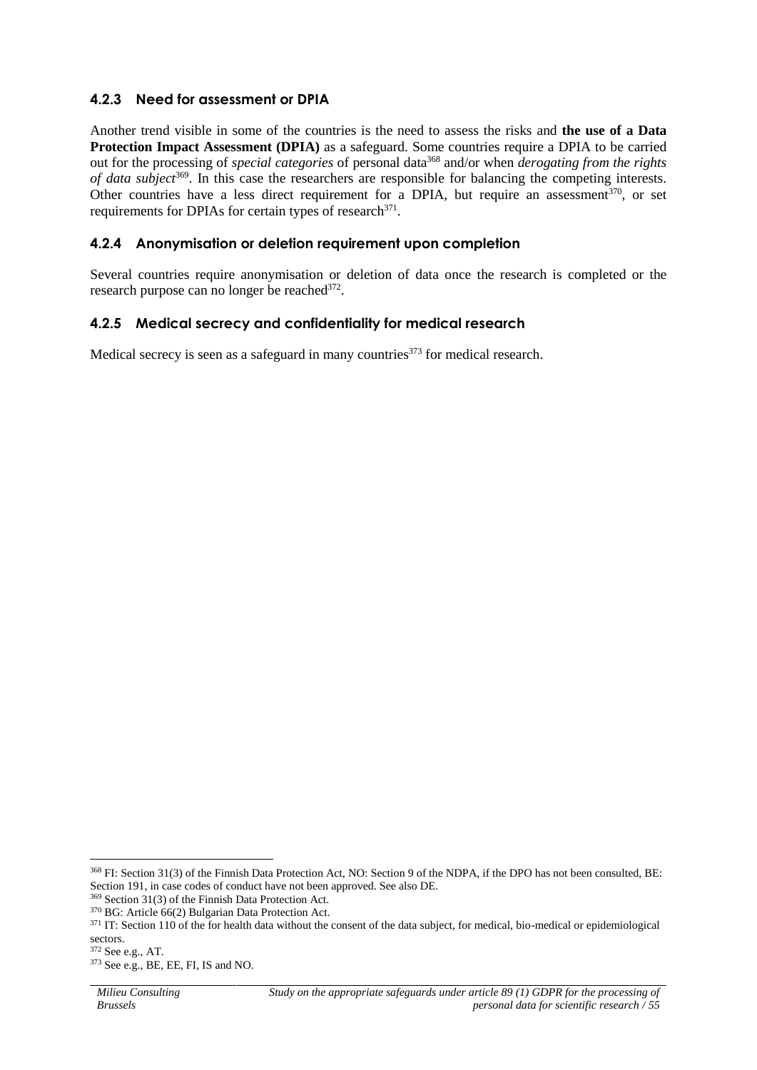### 4.2.3 Need for assessment or DPIA

Another trend visible in some of the countries is the need to assess the risks and **the use of a Data Protection Impact Assessment (DPIA)** as a safeguard. Some countries require a DPIA to be carried out for the processing of *special categories* of personal data[368] and/or when *derogating from the rights of data subject*[369]. In this case the researchers are responsible for balancing the competing interests. Other countries have a less direct requirement for a DPIA, but require an assessment[370], or set requirements for DPIAs for certain types of research[371].

### 4.2.4 Anonymisation or deletion requirement upon completion

Several countries require anonymisation or deletion of data once the research is completed or the research purpose can no longer be reached[372].

### 4.2.5 Medical secrecy and confidentiality for medical research

Medical secrecy is seen as a safeguard in many countries[373] for medical research.

---

[368] FI: Section 31(3) of the Finnish Data Protection Act, NO: Section 9 of the NDPA, if the DPO has not been consulted, BE: Section 191, in case codes of conduct have not been approved. See also DE.

[369] Section 31(3) of the Finnish Data Protection Act.

[370] BG: Article 66(2) Bulgarian Data Protection Act.

[371] IT: Section 110 of the for health data without the consent of the data subject, for medical, bio-medical or epidemiological sectors.

[372] See e.g., AT.

[373] See e.g., BE, EE, FI, IS and NO.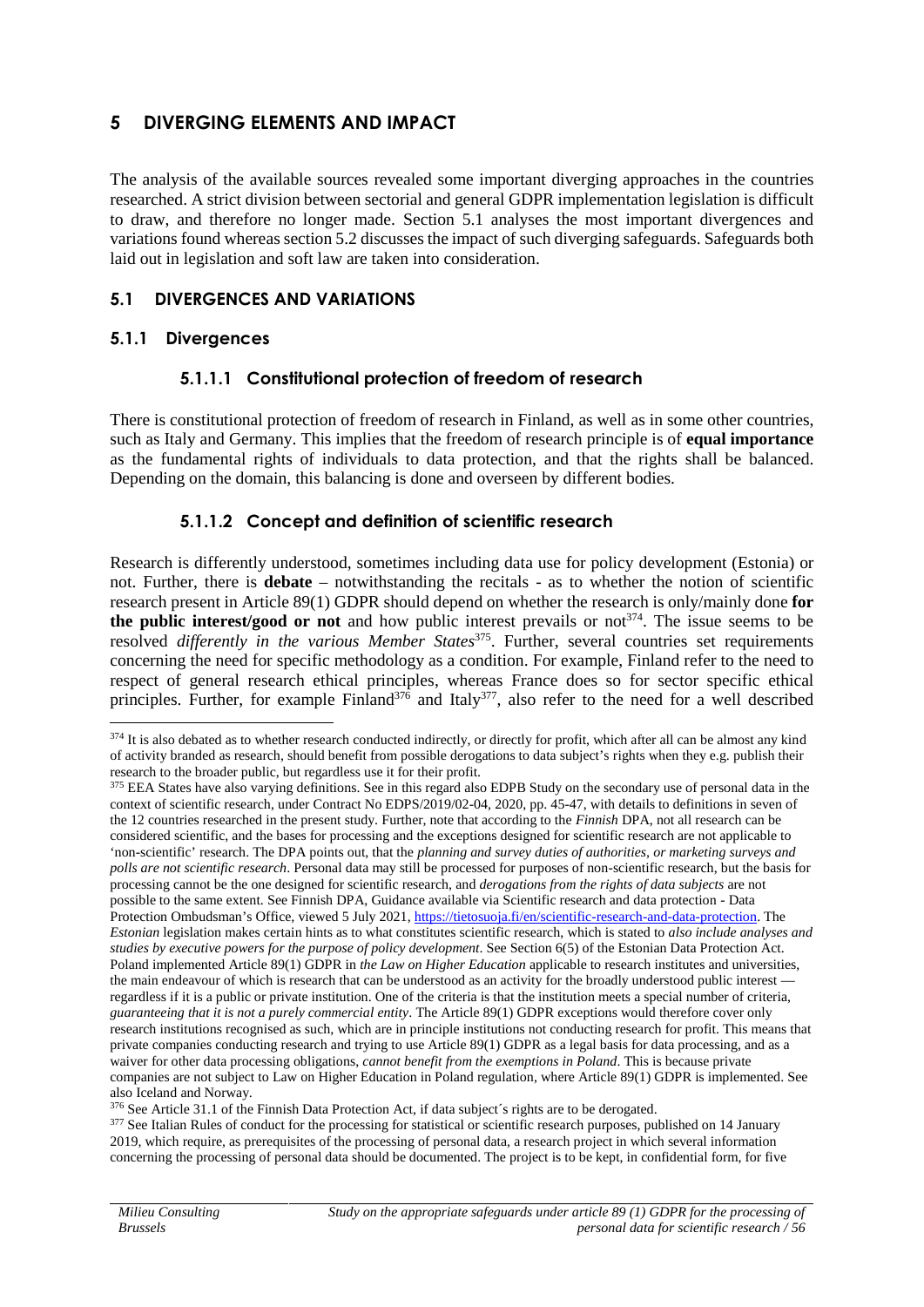# 5 DIVERGING ELEMENTS AND IMPACT

The analysis of the available sources revealed some important diverging approaches in the countries researched. A strict division between sectorial and general GDPR implementation legislation is difficult to draw, and therefore no longer made. Section 5.1 analyses the most important divergences and variations found whereas section 5.2 discusses the impact of such diverging safeguards. Safeguards both laid out in legislation and soft law are taken into consideration.

## 5.1 DIVERGENCES AND VARIATIONS

### 5.1.1 Divergences

#### 5.1.1.1 Constitutional protection of freedom of research

There is constitutional protection of freedom of research in Finland, as well as in some other countries, such as Italy and Germany. This implies that the freedom of research principle is of **equal importance** as the fundamental rights of individuals to data protection, and that the rights shall be balanced. Depending on the domain, this balancing is done and overseen by different bodies.

#### 5.1.1.2 Concept and definition of scientific research

Research is differently understood, sometimes including data use for policy development (Estonia) or not. Further, there is **debate** – notwithstanding the recitals - as to whether the notion of scientific research present in Article 89(1) GDPR should depend on whether the research is only/mainly done **for the public interest/good or not** and how public interest prevails or not[374]. The issue seems to be resolved *differently in the various Member States*[375]. Further, several countries set requirements concerning the need for specific methodology as a condition. For example, Finland refer to the need to respect of general research ethical principles, whereas France does so for sector specific ethical principles. Further, for example Finland[376] and Italy[377], also refer to the need for a well described

---

[374] It is also debated as to whether research conducted indirectly, or directly for profit, which after all can be almost any kind of activity branded as research, should benefit from possible derogations to data subject's rights when they e.g. publish their research to the broader public, but regardless use it for their profit.

[375] EEA States have also varying definitions. See in this regard also EDPB Study on the secondary use of personal data in the context of scientific research, under Contract No EDPS/2019/02-04, 2020, pp. 45-47, with details to definitions in seven of the 12 countries researched in the present study. Further, note that according to the *Finnish* DPA, not all research can be considered scientific, and the bases for processing and the exceptions designed for scientific research are not applicable to 'non-scientific' research. The DPA points out, that the *planning and survey duties of authorities, or marketing surveys and polls are not scientific research*. Personal data may still be processed for purposes of non-scientific research, but the basis for processing cannot be the one designed for scientific research, and *derogations from the rights of data subjects* are not possible to the same extent. See Finnish DPA, Guidance available via Scientific research and data protection - Data Protection Ombudsman's Office, viewed 5 July 2021, https://tietosuoja.fi/en/scientific-research-and-data-protection. The *Estonian* legislation makes certain hints as to what constitutes scientific research, which is stated to *also include analyses and studies by executive powers for the purpose of policy development*. See Section 6(5) of the Estonian Data Protection Act. Poland implemented Article 89(1) GDPR in *the Law on Higher Education* applicable to research institutes and universities, the main endeavour of which is research that can be understood as an activity for the broadly understood public interest — regardless if it is a public or private institution. One of the criteria is that the institution meets a special number of criteria, *guaranteeing that it is not a purely commercial entity*. The Article 89(1) GDPR exceptions would therefore cover only research institutions recognised as such, which are in principle institutions not conducting research for profit. This means that private companies conducting research and trying to use Article 89(1) GDPR as a legal basis for data processing, and as a waiver for other data processing obligations, *cannot benefit from the exemptions in Poland*. This is because private companies are not subject to Law on Higher Education in Poland regulation, where Article 89(1) GDPR is implemented. See also Iceland and Norway.

[376] See Article 31.1 of the Finnish Data Protection Act, if data subject´s rights are to be derogated.

[377] See Italian Rules of conduct for the processing for statistical or scientific research purposes, published on 14 January 2019, which require, as prerequisites of the processing of personal data, a research project in which several information concerning the processing of personal data should be documented. The project is to be kept, in confidential form, for five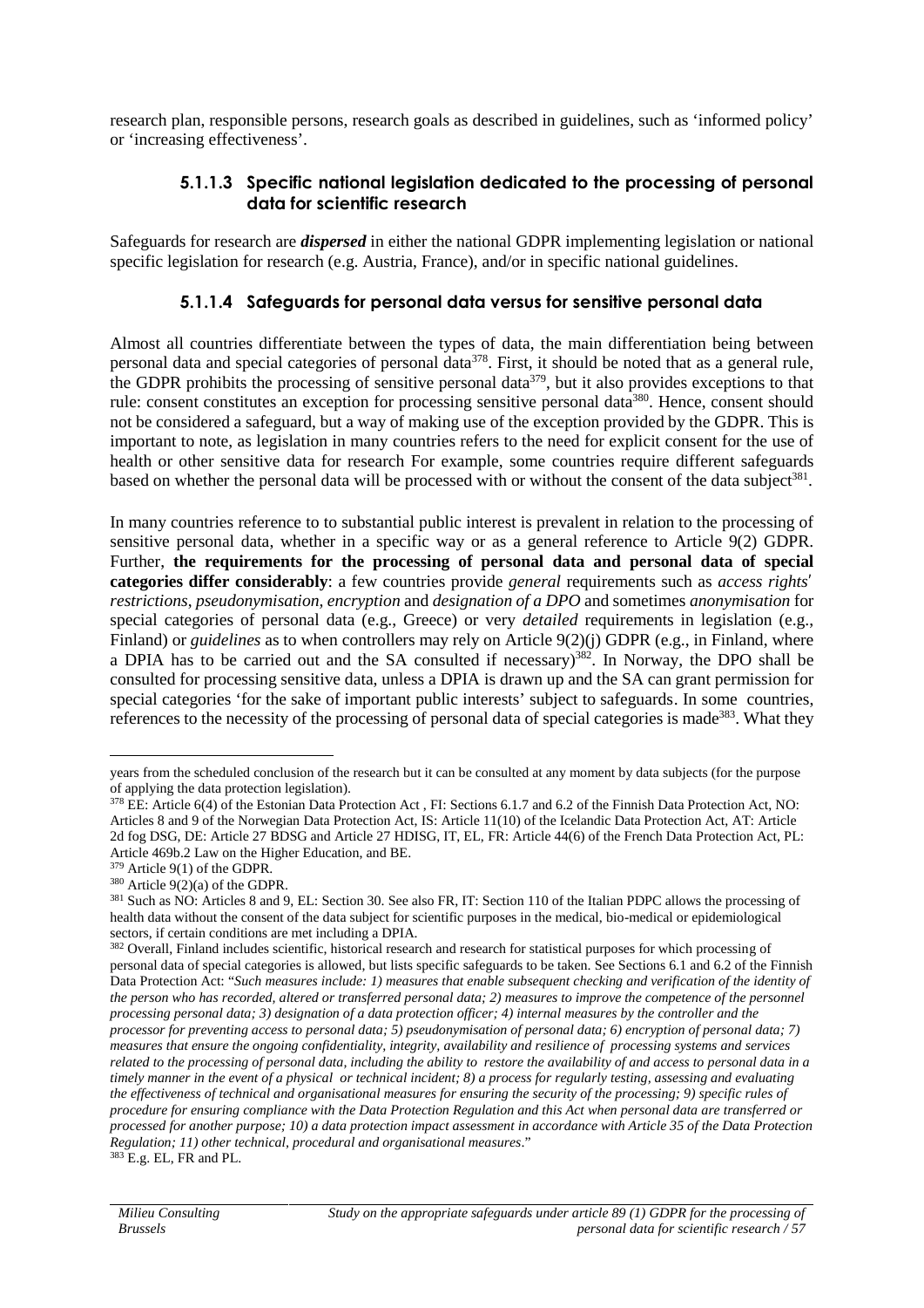research plan, responsible persons, research goals as described in guidelines, such as 'informed policy' or 'increasing effectiveness'.

#### 5.1.1.3 Specific national legislation dedicated to the processing of personal data for scientific research

Safeguards for research are ***dispersed*** in either the national GDPR implementing legislation or national specific legislation for research (e.g. Austria, France), and/or in specific national guidelines.

#### 5.1.1.4 Safeguards for personal data versus for sensitive personal data

Almost all countries differentiate between the types of data, the main differentiation being between personal data and special categories of personal data[378]. First, it should be noted that as a general rule, the GDPR prohibits the processing of sensitive personal data[379], but it also provides exceptions to that rule: consent constitutes an exception for processing sensitive personal data[380]. Hence, consent should not be considered a safeguard, but a way of making use of the exception provided by the GDPR. This is important to note, as legislation in many countries refers to the need for explicit consent for the use of health or other sensitive data for research For example, some countries require different safeguards based on whether the personal data will be processed with or without the consent of the data subject[381].

In many countries reference to to substantial public interest is prevalent in relation to the processing of sensitive personal data, whether in a specific way or as a general reference to Article 9(2) GDPR. Further, **the requirements for the processing of personal data and personal data of special categories differ considerably**: a few countries provide *general* requirements such as *access rights' restrictions*, *pseudonymisation, encryption* and *designation of a DPO* and sometimes *anonymisation* for special categories of personal data (e.g., Greece) or very *detailed* requirements in legislation (e.g., Finland) or *guidelines* as to when controllers may rely on Article 9(2)(j) GDPR (e.g., in Finland, where a DPIA has to be carried out and the SA consulted if necessary)[382]. In Norway, the DPO shall be consulted for processing sensitive data, unless a DPIA is drawn up and the SA can grant permission for special categories 'for the sake of important public interests' subject to safeguards. In some countries, references to the necessity of the processing of personal data of special categories is made[383]. What they

---

years from the scheduled conclusion of the research but it can be consulted at any moment by data subjects (for the purpose of applying the data protection legislation).

[378] EE: Article 6(4) of the Estonian Data Protection Act , FI: Sections 6.1.7 and 6.2 of the Finnish Data Protection Act, NO: Articles 8 and 9 of the Norwegian Data Protection Act, IS: Article 11(10) of the Icelandic Data Protection Act, AT: Article 2d fog DSG, DE: Article 27 BDSG and Article 27 HDISG, IT, EL, FR: Article 44(6) of the French Data Protection Act, PL: Article 469b.2 Law on the Higher Education, and BE.

[379] Article 9(1) of the GDPR.

[380] Article 9(2)(a) of the GDPR.

[381] Such as NO: Articles 8 and 9, EL: Section 30. See also FR, IT: Section 110 of the Italian PDPC allows the processing of health data without the consent of the data subject for scientific purposes in the medical, bio-medical or epidemiological sectors, if certain conditions are met including a DPIA.

[382] Overall, Finland includes scientific, historical research and research for statistical purposes for which processing of personal data of special categories is allowed, but lists specific safeguards to be taken. See Sections 6.1 and 6.2 of the Finnish Data Protection Act: "*Such measures include: 1) measures that enable subsequent checking and verification of the identity of the person who has recorded, altered or transferred personal data; 2) measures to improve the competence of the personnel processing personal data; 3) designation of a data protection officer; 4) internal measures by the controller and the processor for preventing access to personal data; 5) pseudonymisation of personal data; 6) encryption of personal data; 7) measures that ensure the ongoing confidentiality, integrity, availability and resilience of processing systems and services related to the processing of personal data, including the ability to restore the availability of and access to personal data in a timely manner in the event of a physical or technical incident; 8) a process for regularly testing, assessing and evaluating the effectiveness of technical and organisational measures for ensuring the security of the processing; 9) specific rules of procedure for ensuring compliance with the Data Protection Regulation and this Act when personal data are transferred or processed for another purpose; 10) a data protection impact assessment in accordance with Article 35 of the Data Protection Regulation; 11) other technical, procedural and organisational measures*."

[383] E.g. EL, FR and PL.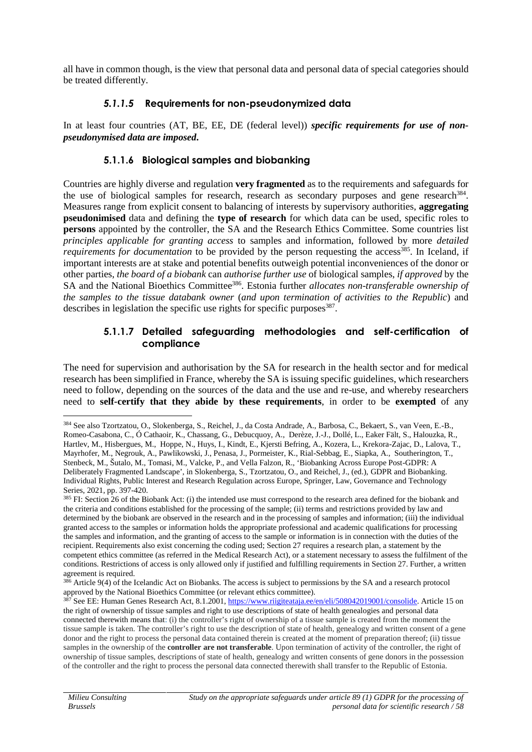all have in common though, is the view that personal data and personal data of special categories should be treated differently.

#### *5.1.1.5* Requirements for non-pseudonymized data

In at least four countries (AT, BE, EE, DE (federal level)) ***specific requirements for use of non-pseudonymised data are imposed.***

#### 5.1.1.6 Biological samples and biobanking

Countries are highly diverse and regulation **very fragmented** as to the requirements and safeguards for the use of biological samples for research, research as secondary purposes and gene research[384]. Measures range from explicit consent to balancing of interests by supervisory authorities, **aggregating pseudonimised** data and defining the **type of research** for which data can be used, specific roles to **persons** appointed by the controller, the SA and the Research Ethics Committee. Some countries list *principles applicable for granting access* to samples and information, followed by more *detailed requirements for documentation* to be provided by the person requesting the access[385]. In Iceland, if important interests are at stake and potential benefits outweigh potential inconveniences of the donor or other parties, *the board of a biobank* can *authorise further use* of biological samples, *if approved* by the SA and the National Bioethics Committee[386]. Estonia further *allocates non-transferable ownership of the samples to the tissue databank owner* (*and upon termination of activities to the Republic*) and describes in legislation the specific use rights for specific purposes[387].

#### 5.1.1.7 Detailed safeguarding methodologies and self-certification of compliance

The need for supervision and authorisation by the SA for research in the health sector and for medical research has been simplified in France, whereby the SA is issuing specific guidelines, which researchers need to follow, depending on the sources of the data and the use and re-use, and whereby researchers need to **self-certify that they abide by these requirements**, in order to be **exempted** of any

---

[384] See also Tzortzatou, O., Slokenberga, S., Reichel, J., da Costa Andrade, A., Barbosa, C., Bekaert, S., van Veen, E.-B., Romeo-Casabona, C., Ó Cathaoir, K., Chassang, G., Debucquoy, A., Derèze, J.-J., Dollé, L., Eaker Fält, S., Halouzka, R., Hartlev, M., Hisbergues, M., Hoppe, N., Huys, I., Kindt, E., Kjersti Befring, A., Kozera, L., Krekora-Zajac, D., Lalova, T., Mayrhofer, M., Negrouk, A., Pawlikowski, J., Penasa, J., Pormeister, K., Rial-Sebbag, E., Siapka, A., Southerington, T., Stenbeck, M., Šutalo, M., Tomasi, M., Valcke, P., and Vella Falzon, R., 'Biobanking Across Europe Post-GDPR: A Deliberately Fragmented Landscape', in Slokenberga, S., Tzortzatou, O., and Reichel, J., (ed.), GDPR and Biobanking. Individual Rights, Public Interest and Research Regulation across Europe, Springer, Law, Governance and Technology Series, 2021, pp. 397-420.

[385] FI: Section 26 of the Biobank Act: (i) the intended use must correspond to the research area defined for the biobank and the criteria and conditions established for the processing of the sample; (ii) terms and restrictions provided by law and determined by the biobank are observed in the research and in the processing of samples and information; (iii) the individual granted access to the samples or information holds the appropriate professional and academic qualifications for processing the samples and information, and the granting of access to the sample or information is in connection with the duties of the recipient. Requirements also exist concerning the coding used; Section 27 requires a research plan, a statement by the competent ethics committee (as referred in the Medical Research Act), or a statement necessary to assess the fulfilment of the conditions. Restrictions of access is only allowed only if justified and fulfilling requirements in Section 27. Further, a written agreement is required.

[386] Article 9(4) of the Icelandic Act on Biobanks. The access is subject to permissions by the SA and a research protocol approved by the National Bioethics Committee (or relevant ethics committee).

[387] See EE: Human Genes Research Act, 8.1.2001, https://www.riigiteataja.ee/en/eli/508042019001/consolide. Article 15 on the right of ownership of tissue samples and right to use descriptions of state of health genealogies and personal data connected therewith means that: (i) the controller's right of ownership of a tissue sample is created from the moment the tissue sample is taken. The controller's right to use the description of state of health, genealogy and written consent of a gene donor and the right to process the personal data contained therein is created at the moment of preparation thereof; (ii) tissue samples in the ownership of the **controller are not transferable**. Upon termination of activity of the controller, the right of ownership of tissue samples, descriptions of state of health, genealogy and written consents of gene donors in the possession of the controller and the right to process the personal data connected therewith shall transfer to the Republic of Estonia.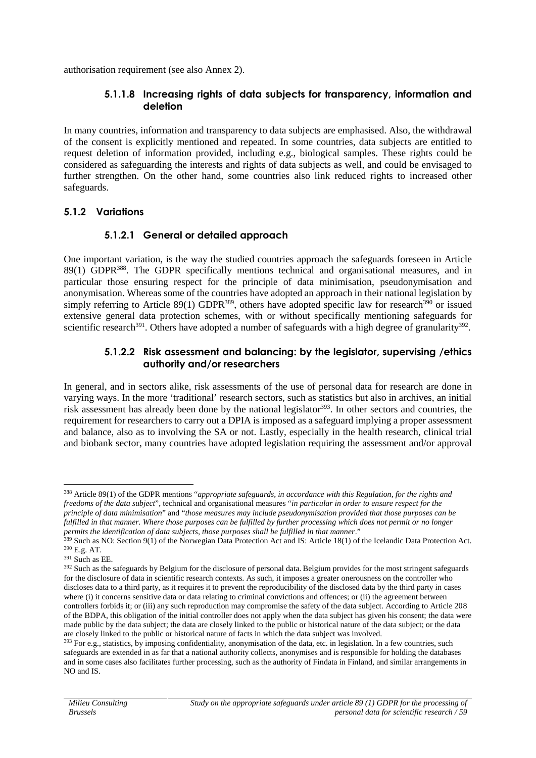authorisation requirement (see also Annex 2).

#### 5.1.1.8 Increasing rights of data subjects for transparency, information and deletion

In many countries, information and transparency to data subjects are emphasised. Also, the withdrawal of the consent is explicitly mentioned and repeated. In some countries, data subjects are entitled to request deletion of information provided, including e.g., biological samples. These rights could be considered as safeguarding the interests and rights of data subjects as well, and could be envisaged to further strengthen. On the other hand, some countries also link reduced rights to increased other safeguards.

### 5.1.2 Variations

#### 5.1.2.1 General or detailed approach

One important variation, is the way the studied countries approach the safeguards foreseen in Article 89(1) GDPR[388]. The GDPR specifically mentions technical and organisational measures, and in particular those ensuring respect for the principle of data minimisation, pseudonymisation and anonymisation. Whereas some of the countries have adopted an approach in their national legislation by simply referring to Article 89(1) GDPR[389], others have adopted specific law for research[390] or issued extensive general data protection schemes, with or without specifically mentioning safeguards for scientific research[391]. Others have adopted a number of safeguards with a high degree of granularity[392].

#### 5.1.2.2 Risk assessment and balancing: by the legislator, supervising /ethics authority and/or researchers

In general, and in sectors alike, risk assessments of the use of personal data for research are done in varying ways. In the more 'traditional' research sectors, such as statistics but also in archives, an initial risk assessment has already been done by the national legislator[393]. In other sectors and countries, the requirement for researchers to carry out a DPIA is imposed as a safeguard implying a proper assessment and balance, also as to involving the SA or not. Lastly, especially in the health research, clinical trial and biobank sector, many countries have adopted legislation requiring the assessment and/or approval

---

[388] Article 89(1) of the GDPR mentions "*appropriate safeguards, in accordance with this Regulation, for the rights and freedoms of the data subject*", technical and organisational measures "*in particular in order to ensure respect for the principle of data minimisation*" and "*those measures may include pseudonymisation provided that those purposes can be fulfilled in that manner. Where those purposes can be fulfilled by further processing which does not permit or no longer permits the identification of data subjects, those purposes shall be fulfilled in that manner*."

[389] Such as NO: Section 9(1) of the Norwegian Data Protection Act and IS: Article 18(1) of the Icelandic Data Protection Act.

[390] E.g. AT.

[391] Such as EE.

[392] Such as the safeguards by Belgium for the disclosure of personal data. Belgium provides for the most stringent safeguards for the disclosure of data in scientific research contexts. As such, it imposes a greater onerousness on the controller who discloses data to a third party, as it requires it to prevent the reproducibility of the disclosed data by the third party in cases where (i) it concerns sensitive data or data relating to criminal convictions and offences; or (ii) the agreement between controllers forbids it; or (iii) any such reproduction may compromise the safety of the data subject. According to Article 208 of the BDPA, this obligation of the initial controller does not apply when the data subject has given his consent; the data were made public by the data subject; the data are closely linked to the public or historical nature of the data subject; or the data are closely linked to the public or historical nature of facts in which the data subject was involved.

[393] For e.g., statistics, by imposing confidentiality, anonymisation of the data, etc. in legislation. In a few countries, such safeguards are extended in as far that a national authority collects, anonymises and is responsible for holding the databases and in some cases also facilitates further processing, such as the authority of Findata in Finland, and similar arrangements in NO and IS.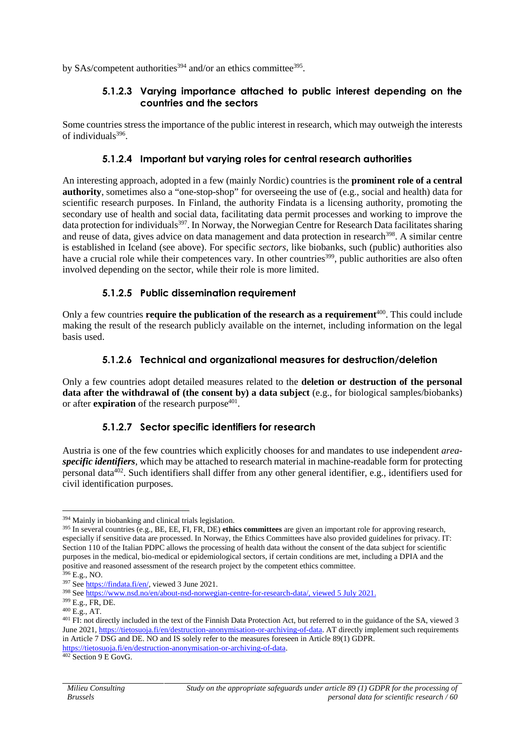by SAs/competent authorities[394] and/or an ethics committee[395].

#### 5.1.2.3 Varying importance attached to public interest depending on the countries and the sectors

Some countries stress the importance of the public interest in research, which may outweigh the interests of individuals[396].

#### 5.1.2.4 Important but varying roles for central research authorities

An interesting approach, adopted in a few (mainly Nordic) countries is the **prominent role of a central authority**, sometimes also a "one-stop-shop" for overseeing the use of (e.g., social and health) data for scientific research purposes. In Finland, the authority Findata is a licensing authority, promoting the secondary use of health and social data, facilitating data permit processes and working to improve the data protection for individuals[397]. In Norway, the Norwegian Centre for Research Data facilitates sharing and reuse of data, gives advice on data management and data protection in research[398]. A similar centre is established in Iceland (see above). For specific *sectors*, like biobanks, such (public) authorities also have a crucial role while their competences vary. In other countries[399], public authorities are also often involved depending on the sector, while their role is more limited.

#### 5.1.2.5 Public dissemination requirement

Only a few countries **require the publication of the research as a requirement**[400]. This could include making the result of the research publicly available on the internet, including information on the legal basis used.

#### 5.1.2.6 Technical and organizational measures for destruction/deletion

Only a few countries adopt detailed measures related to the **deletion or destruction of the personal data after the withdrawal of (the consent by) a data subject** (e.g., for biological samples/biobanks) or after **expiration** of the research purpose[401].

#### 5.1.2.7 Sector specific identifiers for research

Austria is one of the few countries which explicitly chooses for and mandates to use independent *area-**specific identifiers***, which may be attached to research material in machine-readable form for protecting personal data[402]. Such identifiers shall differ from any other general identifier, e.g., identifiers used for civil identification purposes.

---

[394] Mainly in biobanking and clinical trials legislation.

[395] In several countries (e.g., BE, EE, FI, FR, DE) **ethics committees** are given an important role for approving research, especially if sensitive data are processed. In Norway, the Ethics Committees have also provided guidelines for privacy. IT: Section 110 of the Italian PDPC allows the processing of health data without the consent of the data subject for scientific purposes in the medical, bio-medical or epidemiological sectors, if certain conditions are met, including a DPIA and the positive and reasoned assessment of the research project by the competent ethics committee.

[396] E.g., NO.

[397] See https://findata.fi/en/, viewed 3 June 2021.

[398] See https://www.nsd.no/en/about-nsd-norwegian-centre-for-research-data/, viewed 5 July 2021.

[399] E.g., FR, DE.

[400] E.g., AT.

[401] FI: not directly included in the text of the Finnish Data Protection Act, but referred to in the guidance of the SA, viewed 3 June 2021, https://tietosuoja.fi/en/destruction-anonymisation-or-archiving-of-data. AT directly implement such requirements in Article 7 DSG and DE. NO and IS solely refer to the measures foreseen in Article 89(1) GDPR. https://tietosuoja.fi/en/destruction-anonymisation-or-archiving-of-data.

[402] Section 9 E GovG.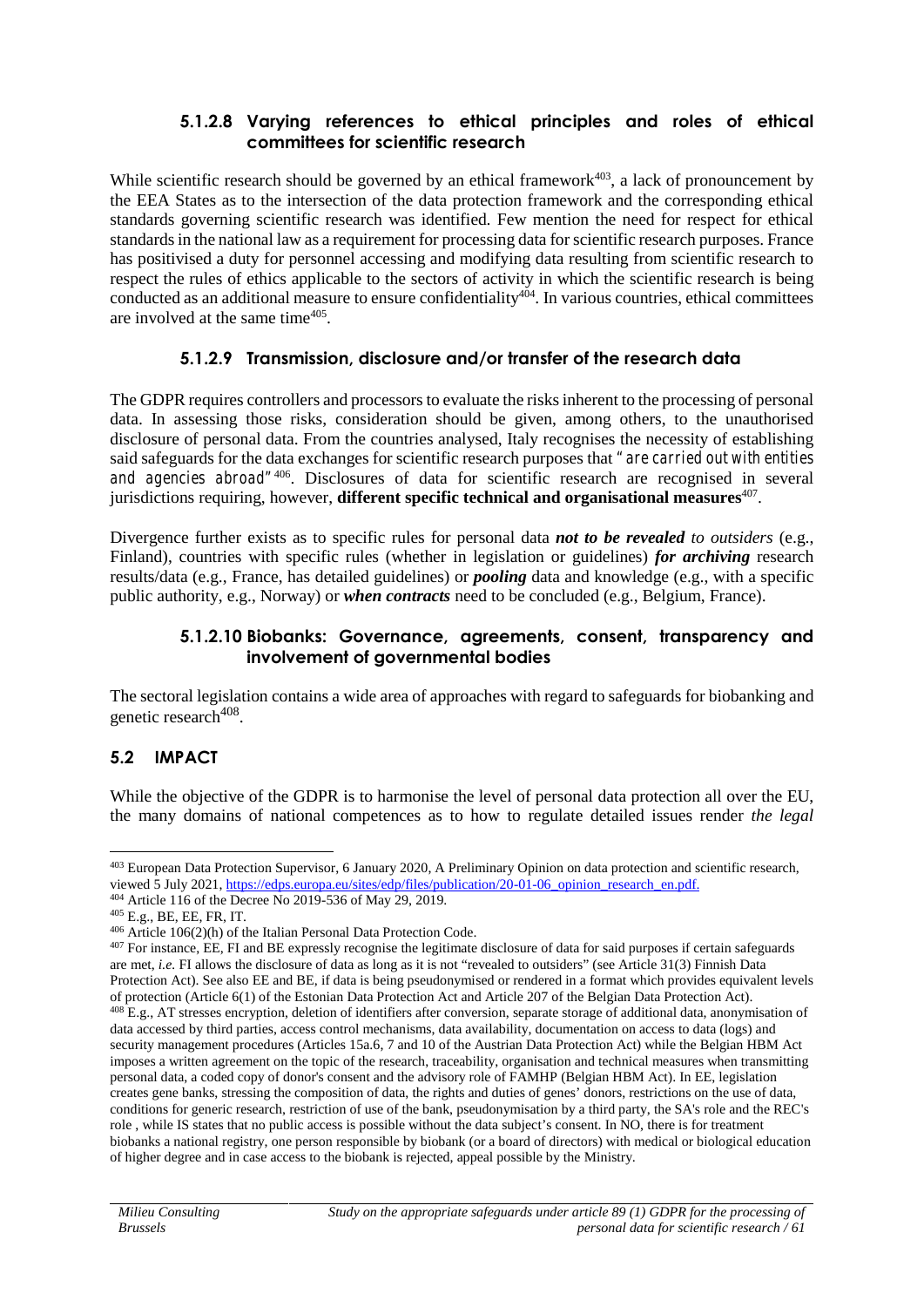#### 5.1.2.8 Varying references to ethical principles and roles of ethical committees for scientific research

While scientific research should be governed by an ethical framework[403], a lack of pronouncement by the EEA States as to the intersection of the data protection framework and the corresponding ethical standards governing scientific research was identified. Few mention the need for respect for ethical standards in the national law as a requirement for processing data for scientific research purposes. France has positivised a duty for personnel accessing and modifying data resulting from scientific research to respect the rules of ethics applicable to the sectors of activity in which the scientific research is being conducted as an additional measure to ensure confidentiality[404]. In various countries, ethical committees are involved at the same time[405].

#### 5.1.2.9 Transmission, disclosure and/or transfer of the research data

The GDPR requires controllers and processors to evaluate the risks inherent to the processing of personal data. In assessing those risks, consideration should be given, among others, to the unauthorised disclosure of personal data. From the countries analysed, Italy recognises the necessity of establishing said safeguards for the data exchanges for scientific research purposes that *"are carried out with entities and agencies abroad"*[406]. Disclosures of data for scientific research are recognised in several jurisdictions requiring, however, **different specific technical and organisational measures**[407].

Divergence further exists as to specific rules for personal data ***not to be revealed*** *to outsiders* (e.g., Finland), countries with specific rules (whether in legislation or guidelines) ***for archiving*** research results/data (e.g., France, has detailed guidelines) or ***pooling*** data and knowledge (e.g., with a specific public authority, e.g., Norway) or ***when contracts*** need to be concluded (e.g., Belgium, France).

#### 5.1.2.10 Biobanks: Governance, agreements, consent, transparency and involvement of governmental bodies

The sectoral legislation contains a wide area of approaches with regard to safeguards for biobanking and genetic research[408].

### 5.2 IMPACT

While the objective of the GDPR is to harmonise the level of personal data protection all over the EU, the many domains of national competences as to how to regulate detailed issues render *the legal*

---

[403] European Data Protection Supervisor, 6 January 2020, A Preliminary Opinion on data protection and scientific research, viewed 5 July 2021, https://edps.europa.eu/sites/edp/files/publication/20-01-06_opinion_research_en.pdf.

[404] Article 116 of the Decree No 2019-536 of May 29, 2019.

[405] E.g., BE, EE, FR, IT.

[406] Article 106(2)(h) of the Italian Personal Data Protection Code.

[407] For instance, EE, FI and BE expressly recognise the legitimate disclosure of data for said purposes if certain safeguards are met, *i.e.* FI allows the disclosure of data as long as it is not "revealed to outsiders" (see Article 31(3) Finnish Data Protection Act). See also EE and BE, if data is being pseudonymised or rendered in a format which provides equivalent levels of protection (Article 6(1) of the Estonian Data Protection Act and Article 207 of the Belgian Data Protection Act).

[408] E.g., AT stresses encryption, deletion of identifiers after conversion, separate storage of additional data, anonymisation of data accessed by third parties, access control mechanisms, data availability, documentation on access to data (logs) and security management procedures (Articles 15a.6, 7 and 10 of the Austrian Data Protection Act) while the Belgian HBM Act imposes a written agreement on the topic of the research, traceability, organisation and technical measures when transmitting personal data, a coded copy of donor's consent and the advisory role of FAMHP (Belgian HBM Act). In EE, legislation creates gene banks, stressing the composition of data, the rights and duties of genes' donors, restrictions on the use of data, conditions for generic research, restriction of use of the bank, pseudonymisation by a third party, the SA's role and the REC's role , while IS states that no public access is possible without the data subject's consent. In NO, there is for treatment biobanks a national registry, one person responsible by biobank (or a board of directors) with medical or biological education of higher degree and in case access to the biobank is rejected, appeal possible by the Ministry.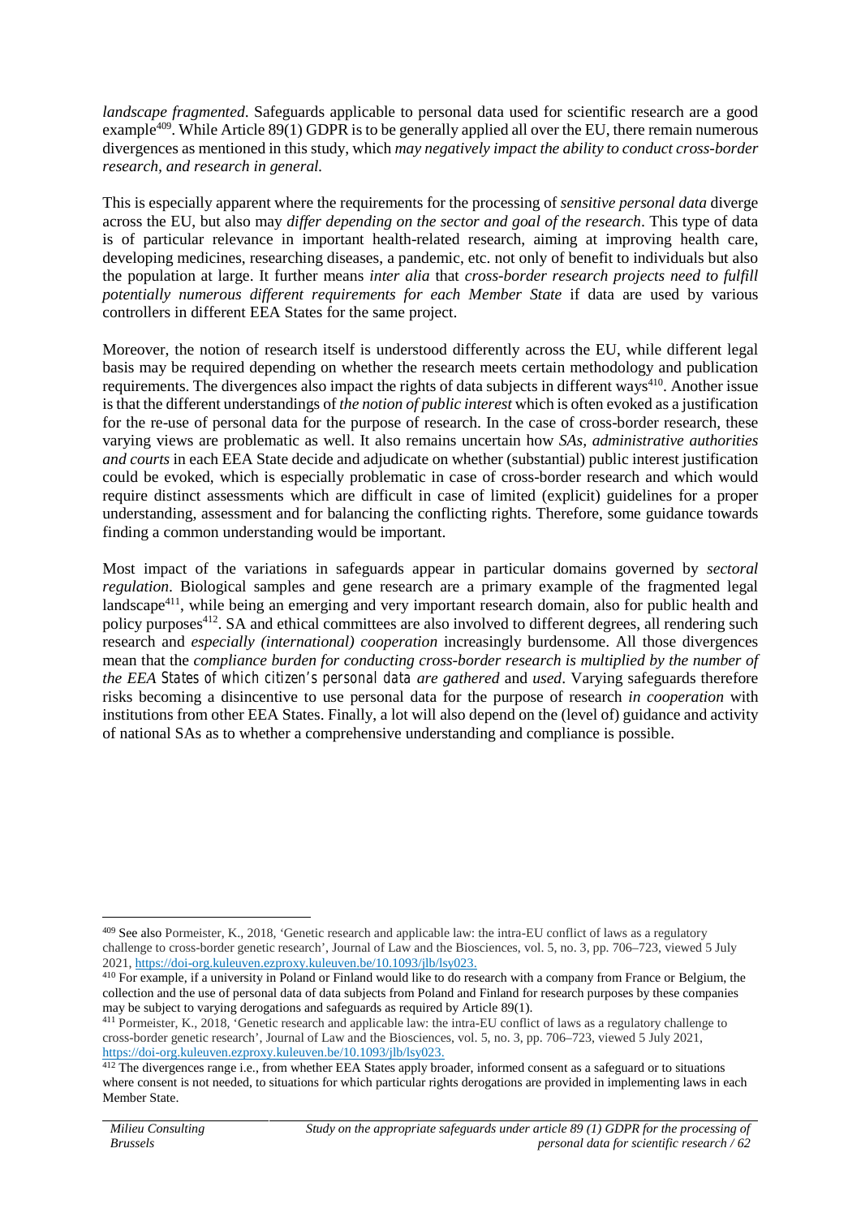*landscape fragmented*. Safeguards applicable to personal data used for scientific research are a good example[409]. While Article 89(1) GDPR is to be generally applied all over the EU, there remain numerous divergences as mentioned in this study, which *may negatively impact the ability to conduct cross-border research, and research in general.*

This is especially apparent where the requirements for the processing of *sensitive personal data* diverge across the EU, but also may *differ depending on the sector and goal of the research*. This type of data is of particular relevance in important health-related research, aiming at improving health care, developing medicines, researching diseases, a pandemic, etc. not only of benefit to individuals but also the population at large. It further means *inter alia* that *cross-border research projects need to fulfill potentially numerous different requirements for each Member State* if data are used by various controllers in different EEA States for the same project.

Moreover, the notion of research itself is understood differently across the EU, while different legal basis may be required depending on whether the research meets certain methodology and publication requirements. The divergences also impact the rights of data subjects in different ways[410]. Another issue is that the different understandings of *the notion of public interest* which is often evoked as a justification for the re-use of personal data for the purpose of research. In the case of cross-border research, these varying views are problematic as well. It also remains uncertain how *SAs, administrative authorities and courts* in each EEA State decide and adjudicate on whether (substantial) public interest justification could be evoked, which is especially problematic in case of cross-border research and which would require distinct assessments which are difficult in case of limited (explicit) guidelines for a proper understanding, assessment and for balancing the conflicting rights. Therefore, some guidance towards finding a common understanding would be important.

Most impact of the variations in safeguards appear in particular domains governed by *sectoral regulation*. Biological samples and gene research are a primary example of the fragmented legal landscape[411], while being an emerging and very important research domain, also for public health and policy purposes[412]. SA and ethical committees are also involved to different degrees, all rendering such research and *especially (international) cooperation* increasingly burdensome. All those divergences mean that the *compliance burden for conducting cross-border research is multiplied by the number of the EEA States of which citizen's personal data are gathered* and *used*. Varying safeguards therefore risks becoming a disincentive to use personal data for the purpose of research *in cooperation* with institutions from other EEA States. Finally, a lot will also depend on the (level of) guidance and activity of national SAs as to whether a comprehensive understanding and compliance is possible.

---

[409] See also Pormeister, K., 2018, 'Genetic research and applicable law: the intra-EU conflict of laws as a regulatory challenge to cross-border genetic research', Journal of Law and the Biosciences, vol. 5, no. 3, pp. 706–723, viewed 5 July 2021, https://doi-org.kuleuven.ezproxy.kuleuven.be/10.1093/jlb/lsy023.

[410] For example, if a university in Poland or Finland would like to do research with a company from France or Belgium, the collection and the use of personal data of data subjects from Poland and Finland for research purposes by these companies may be subject to varying derogations and safeguards as required by Article 89(1).

[411] Pormeister, K., 2018, 'Genetic research and applicable law: the intra-EU conflict of laws as a regulatory challenge to cross-border genetic research', Journal of Law and the Biosciences, vol. 5, no. 3, pp. 706–723, viewed 5 July 2021, https://doi-org.kuleuven.ezproxy.kuleuven.be/10.1093/jlb/lsy023.

[412] The divergences range i.e., from whether EEA States apply broader, informed consent as a safeguard or to situations where consent is not needed, to situations for which particular rights derogations are provided in implementing laws in each Member State.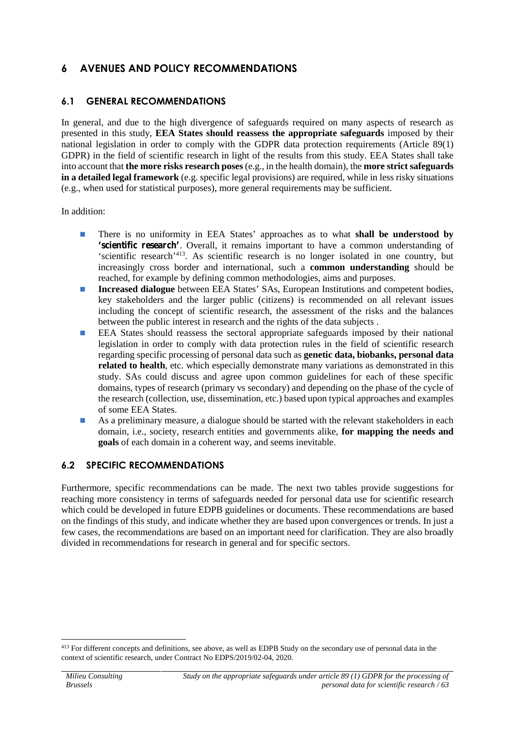# 6 AVENUES AND POLICY RECOMMENDATIONS

## 6.1 GENERAL RECOMMENDATIONS

In general, and due to the high divergence of safeguards required on many aspects of research as presented in this study, **EEA States should reassess the appropriate safeguards** imposed by their national legislation in order to comply with the GDPR data protection requirements (Article 89(1) GDPR) in the field of scientific research in light of the results from this study. EEA States shall take into account that **the more risks research poses** (e.g., in the health domain), the **more strict safeguards in a detailed legal framework** (e.g. specific legal provisions) are required, while in less risky situations (e.g., when used for statistical purposes), more general requirements may be sufficient.

In addition:

- There is no uniformity in EEA States' approaches as to what **shall be understood by 'scientific research'**. Overall, it remains important to have a common understanding of 'scientific research'[413]. As scientific research is no longer isolated in one country, but increasingly cross border and international, such a **common understanding** should be reached, for example by defining common methodologies, aims and purposes.
- **Increased dialogue** between EEA States' SAs, European Institutions and competent bodies, key stakeholders and the larger public (citizens) is recommended on all relevant issues including the concept of scientific research, the assessment of the risks and the balances between the public interest in research and the rights of the data subjects .
- EEA States should reassess the sectoral appropriate safeguards imposed by their national legislation in order to comply with data protection rules in the field of scientific research regarding specific processing of personal data such as **genetic data, biobanks, personal data related to health**, etc. which especially demonstrate many variations as demonstrated in this study. SAs could discuss and agree upon common guidelines for each of these specific domains, types of research (primary vs secondary) and depending on the phase of the cycle of the research (collection, use, dissemination, etc.) based upon typical approaches and examples of some EEA States.
- As a preliminary measure, a dialogue should be started with the relevant stakeholders in each domain, i.e., society, research entities and governments alike, **for mapping the needs and goals** of each domain in a coherent way, and seems inevitable.

## 6.2 SPECIFIC RECOMMENDATIONS

Furthermore, specific recommendations can be made. The next two tables provide suggestions for reaching more consistency in terms of safeguards needed for personal data use for scientific research which could be developed in future EDPB guidelines or documents. These recommendations are based on the findings of this study, and indicate whether they are based upon convergences or trends. In just a few cases, the recommendations are based on an important need for clarification. They are also broadly divided in recommendations for research in general and for specific sectors.

---

[413] For different concepts and definitions, see above, as well as EDPB Study on the secondary use of personal data in the context of scientific research, under Contract No EDPS/2019/02-04, 2020.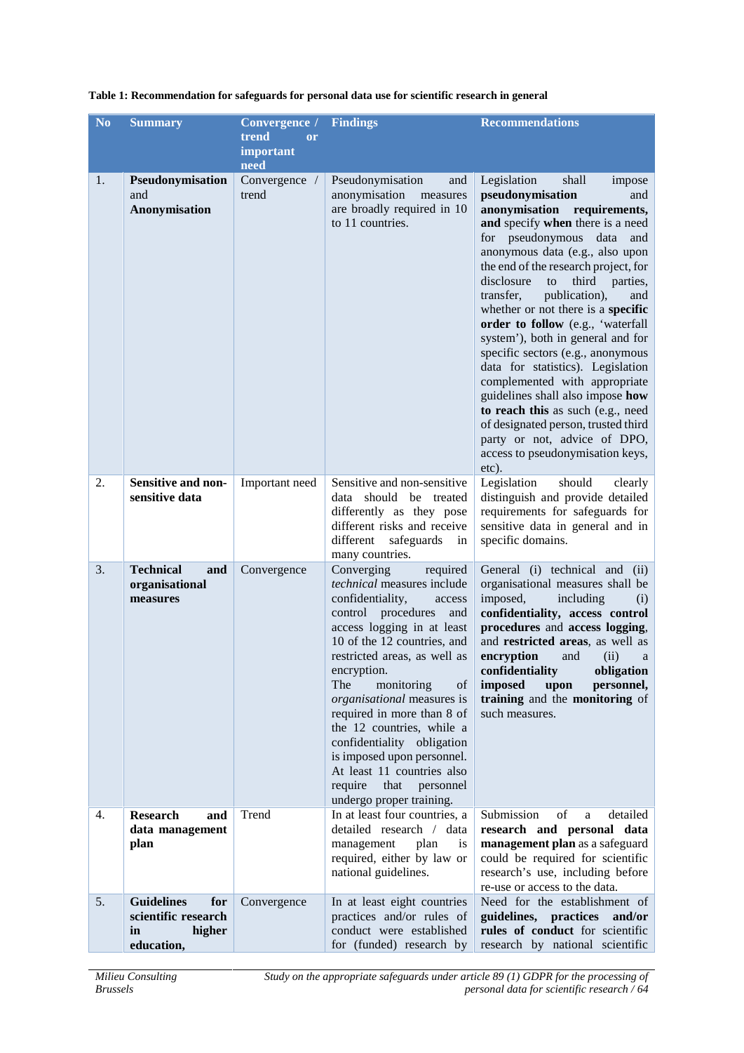**Table 1: Recommendation for safeguards for personal data use for scientific research in general**

| No | Summary | Convergence / trend or important need | Findings | Recommendations |
|---|---|---|---|---|
| 1. | **Pseudonymisation** and **Anonymisation** | Convergence / trend | Pseudonymisation and anonymisation measures are broadly required in 10 to 11 countries. | Legislation shall impose **pseudonymisation** and **anonymisation requirements, and** specify **when** there is a need for pseudonymous data and anonymous data (e.g., also upon the end of the research project, for disclosure to third parties, transfer, publication), and whether or not there is a **specific order to follow** (e.g., 'waterfall system'), both in general and for specific sectors (e.g., anonymous data for statistics). Legislation complemented with appropriate guidelines shall also impose **how to reach this** as such (e.g., need of designated person, trusted third party or not, advice of DPO, access to pseudonymisation keys, etc). |
| 2. | **Sensitive and non-sensitive data** | Important need | Sensitive and non-sensitive data should be treated differently as they pose different risks and receive different safeguards in many countries. | Legislation should clearly distinguish and provide detailed requirements for safeguards for sensitive data in general and in specific domains. |
| 3. | **Technical and organisational measures** | Convergence | Converging required *technical* measures include confidentiality, access control procedures and access logging in at least 10 of the 12 countries, and restricted areas, as well as encryption. The monitoring of *organisational* measures is required in more than 8 of the 12 countries, while a confidentiality obligation is imposed upon personnel. At least 11 countries also require that personnel undergo proper training. | General (i) technical and (ii) organisational measures shall be imposed, including (i) **confidentiality, access control procedures** and **access logging**, and **restricted areas**, as well as **encryption** and (ii) a **confidentiality obligation imposed upon personnel, training** and the **monitoring** of such measures. |
| 4. | **Research and data management plan** | Trend | In at least four countries, a detailed research / data management plan is required, either by law or national guidelines. | Submission of a detailed **research and personal data management plan** as a safeguard could be required for scientific research's use, including before re-use or access to the data. |
| 5. | **Guidelines for scientific research in higher education,** | Convergence | In at least eight countries practices and/or rules of conduct were established for (funded) research by | Need for the establishment of **guidelines, practices and/or rules of conduct** for scientific research by national scientific |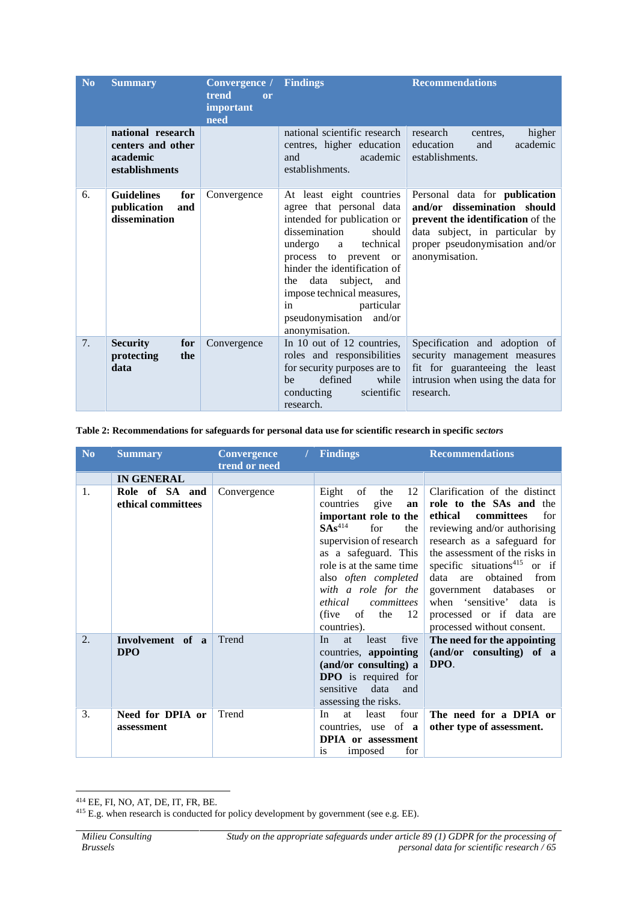| No | Summary | Convergence / trend or important need | Findings | Recommendations |
|---|---|---|---|---|
| | **national research centers and other academic establishments** | | national scientific research centres, higher education and academic establishments. | research centres, higher education and academic establishments. |
| 6. | **Guidelines for publication and dissemination** | Convergence | At least eight countries agree that personal data intended for publication or dissemination should undergo a technical process to prevent or hinder the identification of the data subject, and impose technical measures, in particular pseudonymisation and/or anonymisation. | Personal data for **publication and/or dissemination should prevent the identification** of the data subject, in particular by proper pseudonymisation and/or anonymisation. |
| 7. | **Security for protecting the data** | Convergence | In 10 out of 12 countries, roles and responsibilities for security purposes are to be defined while conducting scientific research. | Specification and adoption of security management measures fit for guaranteeing the least intrusion when using the data for research. |

**Table 2: Recommendations for safeguards for personal data use for scientific research in specific *sectors***

| No | Summary | Convergence / trend or need | Findings | Recommendations |
|---|---|---|---|---|
| | **IN GENERAL** | | | |
| 1. | **Role of SA and ethical committees** | Convergence | Eight of the 12 countries give **an important role to the SAs**[414] for the supervision of research as a safeguard. This role is at the same time also *often completed with a role for the ethical committees* (five of the 12 countries). | Clarification of the distinct **role to the SAs and** the **ethical committees** for reviewing and/or authorising research as a safeguard for the assessment of the risks in specific situations[415] or if data are obtained from government databases or when 'sensitive' data is processed or if data are processed without consent. |
| 2. | **Involvement of a DPO** | Trend | In at least five countries, **appointing (and/or consulting) a DPO** is required for sensitive data and assessing the risks. | **The need for the appointing (and/or consulting) of a DPO**. |
| 3. | **Need for DPIA or assessment** | Trend | In at least four countries, use of **a DPIA or assessment** is imposed for | **The need for a DPIA or other type of assessment.** |

[414] EE, FI, NO, AT, DE, IT, FR, BE.

[415] E.g. when research is conducted for policy development by government (see e.g. EE).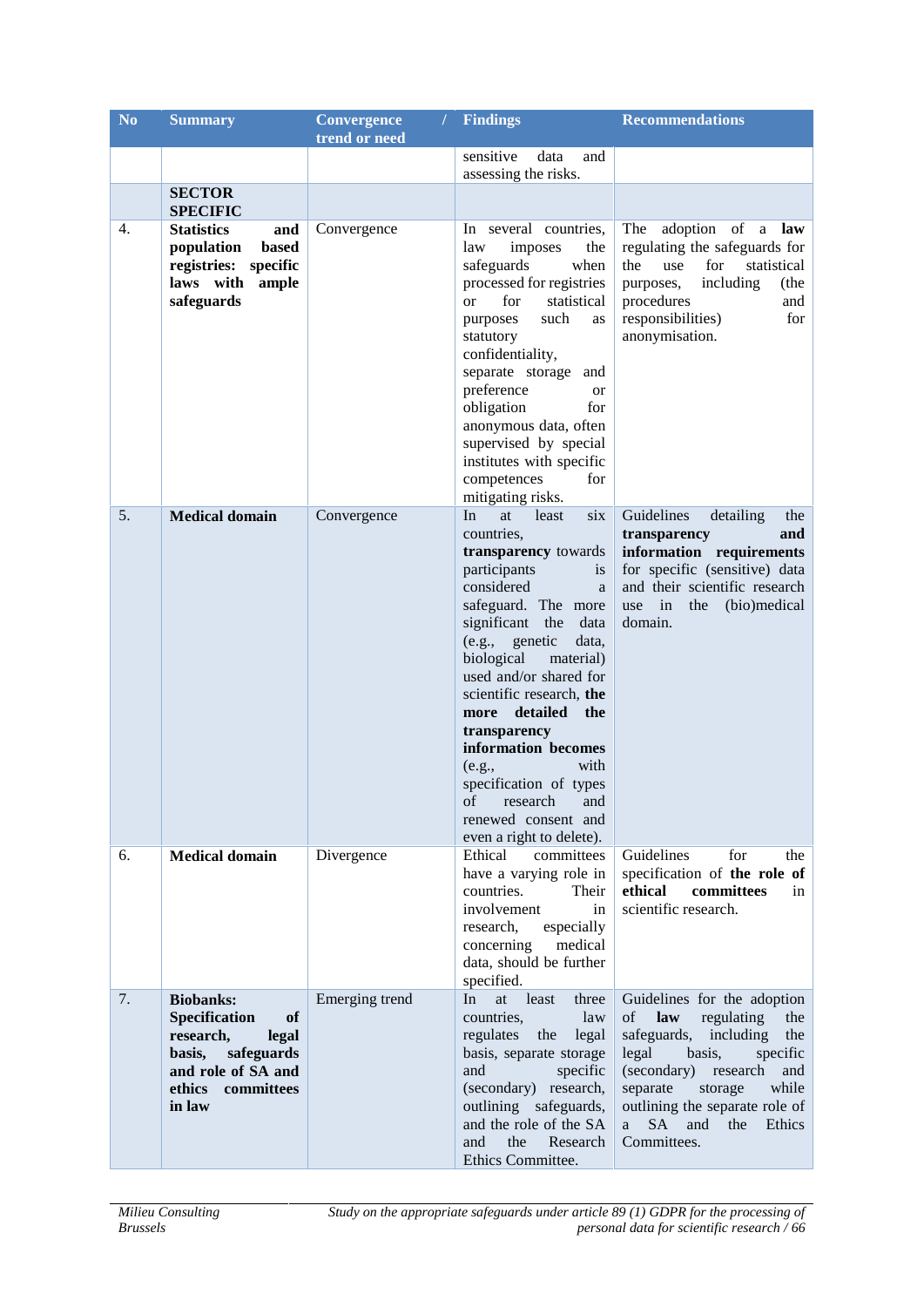| No | Summary | Convergence / trend or need | Findings | Recommendations |
|---|---|---|---|---|
| | | | sensitive data and assessing the risks. | |
| | **SECTOR SPECIFIC** | | | |
| 4. | **Statistics and population based registries: specific laws with ample safeguards** | Convergence | In several countries, law imposes the safeguards when processed for registries or for statistical purposes such as statutory confidentiality, separate storage and preference or obligation for anonymous data, often supervised by special institutes with specific competences for mitigating risks. | The adoption of a **law** regulating the safeguards for the use for statistical purposes, including (the procedures and responsibilities) for anonymisation. |
| 5. | **Medical domain** | Convergence | In at least six countries, **transparency** towards participants is considered a safeguard. The more significant the data (e.g., genetic data, biological material) used and/or shared for scientific research, **the more detailed the transparency information becomes** (e.g., with specification of types of research and renewed consent and even a right to delete). | Guidelines detailing the **transparency and information requirements** for specific (sensitive) data and their scientific research use in the (bio)medical domain. |
| 6. | **Medical domain** | Divergence | Ethical committees have a varying role in countries. Their involvement in research, especially concerning medical data, should be further specified. | Guidelines for the specification of **the role of ethical committees** in scientific research. |
| 7. | **Biobanks: Specification of research, legal basis, safeguards and role of SA and ethics committees in law** | Emerging trend | In at least three countries, law regulates the legal basis, separate storage and specific (secondary) research, outlining safeguards, and the role of the SA and the Research Ethics Committee. | Guidelines for the adoption of **law** regulating the safeguards, including the legal basis, specific (secondary) research and separate storage while outlining the separate role of a SA and the Ethics Committees. |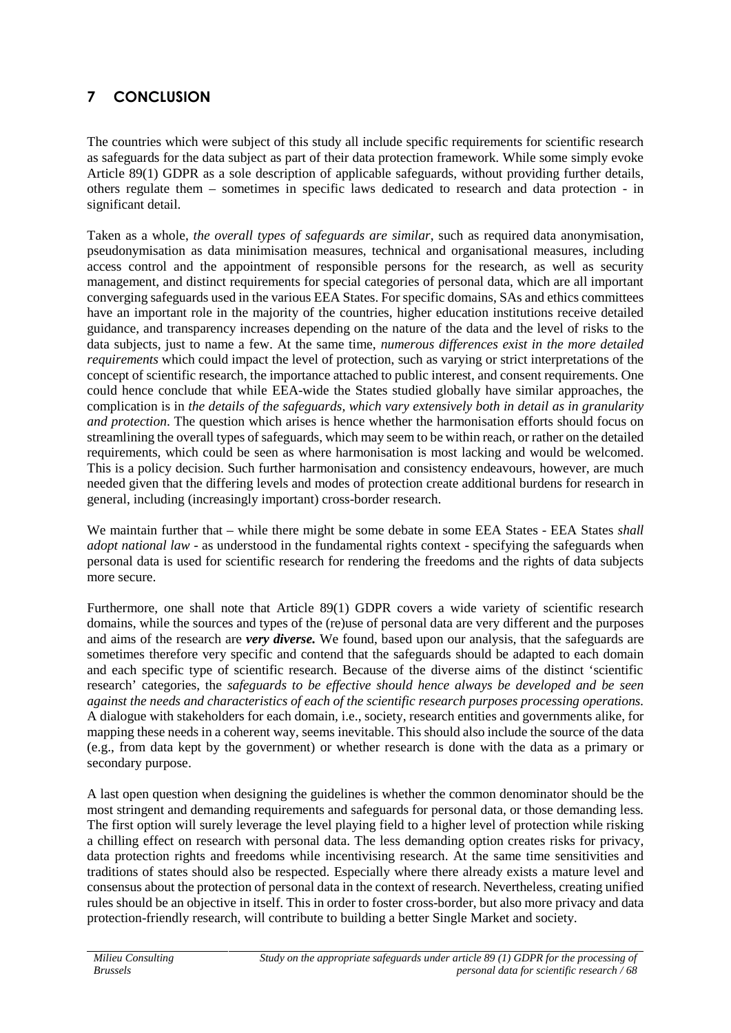# 7 CONCLUSION

The countries which were subject of this study all include specific requirements for scientific research as safeguards for the data subject as part of their data protection framework. While some simply evoke Article 89(1) GDPR as a sole description of applicable safeguards, without providing further details, others regulate them – sometimes in specific laws dedicated to research and data protection - in significant detail.

Taken as a whole, *the overall types of safeguards are similar*, such as required data anonymisation, pseudonymisation as data minimisation measures, technical and organisational measures, including access control and the appointment of responsible persons for the research, as well as security management, and distinct requirements for special categories of personal data, which are all important converging safeguards used in the various EEA States. For specific domains, SAs and ethics committees have an important role in the majority of the countries, higher education institutions receive detailed guidance, and transparency increases depending on the nature of the data and the level of risks to the data subjects, just to name a few. At the same time, *numerous differences exist in the more detailed requirements* which could impact the level of protection, such as varying or strict interpretations of the concept of scientific research, the importance attached to public interest, and consent requirements. One could hence conclude that while EEA-wide the States studied globally have similar approaches, the complication is in *the details of the safeguards, which vary extensively both in detail as in granularity and protection*. The question which arises is hence whether the harmonisation efforts should focus on streamlining the overall types of safeguards, which may seem to be within reach, or rather on the detailed requirements, which could be seen as where harmonisation is most lacking and would be welcomed. This is a policy decision. Such further harmonisation and consistency endeavours, however, are much needed given that the differing levels and modes of protection create additional burdens for research in general, including (increasingly important) cross-border research.

We maintain further that – while there might be some debate in some EEA States - EEA States *shall adopt national law* - as understood in the fundamental rights context - specifying the safeguards when personal data is used for scientific research for rendering the freedoms and the rights of data subjects more secure.

Furthermore, one shall note that Article 89(1) GDPR covers a wide variety of scientific research domains, while the sources and types of the (re)use of personal data are very different and the purposes and aims of the research are ***very diverse.*** We found, based upon our analysis, that the safeguards are sometimes therefore very specific and contend that the safeguards should be adapted to each domain and each specific type of scientific research. Because of the diverse aims of the distinct 'scientific research' categories, the *safeguards to be effective should hence always be developed and be seen against the needs and characteristics of each of the scientific research purposes processing operations.* A dialogue with stakeholders for each domain, i.e., society, research entities and governments alike, for mapping these needs in a coherent way, seems inevitable. This should also include the source of the data (e.g., from data kept by the government) or whether research is done with the data as a primary or secondary purpose.

A last open question when designing the guidelines is whether the common denominator should be the most stringent and demanding requirements and safeguards for personal data, or those demanding less. The first option will surely leverage the level playing field to a higher level of protection while risking a chilling effect on research with personal data. The less demanding option creates risks for privacy, data protection rights and freedoms while incentivising research. At the same time sensitivities and traditions of states should also be respected. Especially where there already exists a mature level and consensus about the protection of personal data in the context of research. Nevertheless, creating unified rules should be an objective in itself. This in order to foster cross-border, but also more privacy and data protection-friendly research, will contribute to building a better Single Market and society.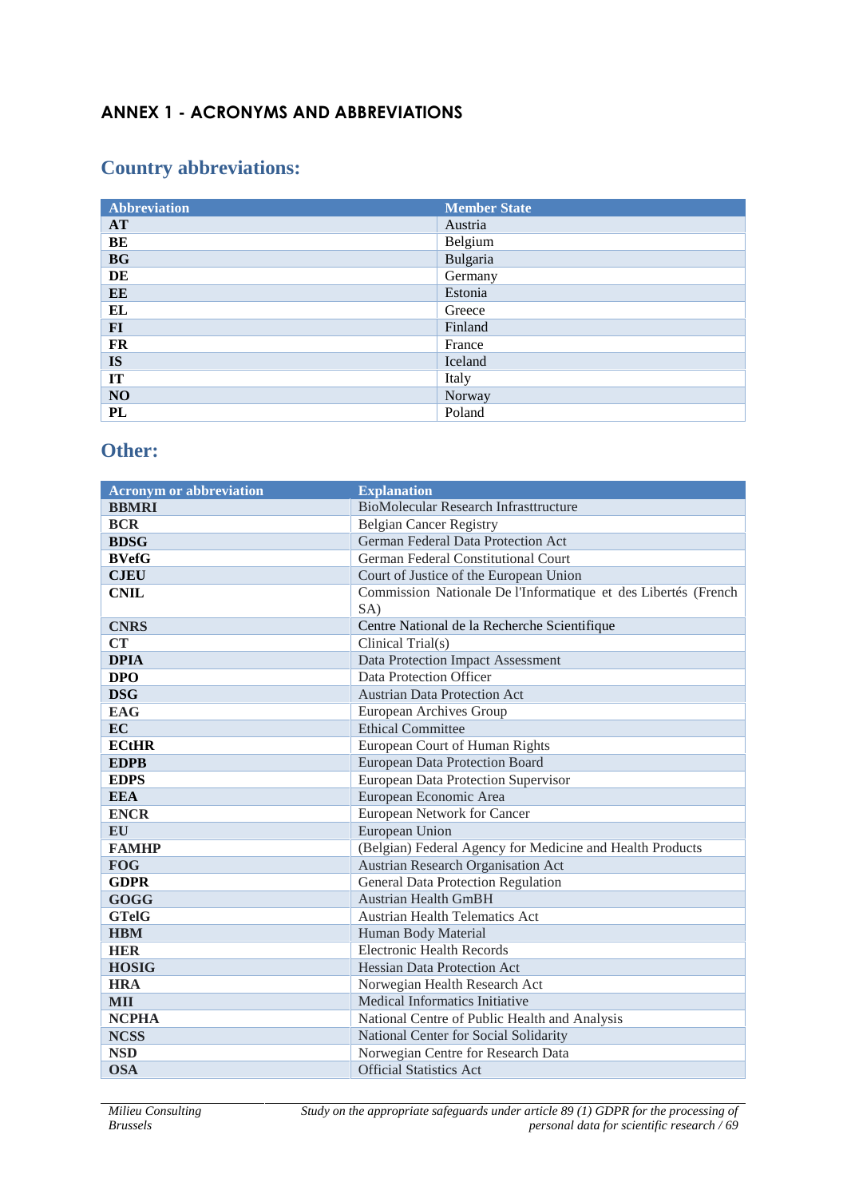## ANNEX 1 - ACRONYMS AND ABBREVIATIONS

### Country abbreviations:

| Abbreviation | Member State |
|---|---|
| **AT** | Austria |
| **BE** | Belgium |
| **BG** | Bulgaria |
| **DE** | Germany |
| **EE** | Estonia |
| **EL** | Greece |
| **FI** | Finland |
| **FR** | France |
| **IS** | Iceland |
| **IT** | Italy |
| **NO** | Norway |
| **PL** | Poland |

### Other:

| Acronym or abbreviation | Explanation |
|---|---|
| **BBMRI** | BioMolecular Research Infrasttructure |
| **BCR** | Belgian Cancer Registry |
| **BDSG** | German Federal Data Protection Act |
| **BVefG** | German Federal Constitutional Court |
| **CJEU** | Court of Justice of the European Union |
| **CNIL** | Commission Nationale De l'Informatique et des Libertés (French SA) |
| **CNRS** | Centre National de la Recherche Scientifique |
| **CT** | Clinical Trial(s) |
| **DPIA** | Data Protection Impact Assessment |
| **DPO** | Data Protection Officer |
| **DSG** | Austrian Data Protection Act |
| **EAG** | European Archives Group |
| **EC** | Ethical Committee |
| **ECtHR** | European Court of Human Rights |
| **EDPB** | European Data Protection Board |
| **EDPS** | European Data Protection Supervisor |
| **EEA** | European Economic Area |
| **ENCR** | European Network for Cancer |
| **EU** | European Union |
| **FAMHP** | (Belgian) Federal Agency for Medicine and Health Products |
| **FOG** | Austrian Research Organisation Act |
| **GDPR** | General Data Protection Regulation |
| **GOGG** | Austrian Health GmBH |
| **GTelG** | Austrian Health Telematics Act |
| **HBM** | Human Body Material |
| **HER** | Electronic Health Records |
| **HOSIG** | Hessian Data Protection Act |
| **HRA** | Norwegian Health Research Act |
| **MII** | Medical Informatics Initiative |
| **NCPHA** | National Centre of Public Health and Analysis |
| **NCSS** | National Center for Social Solidarity |
| **NSD** | Norwegian Centre for Research Data |
| **OSA** | Official Statistics Act |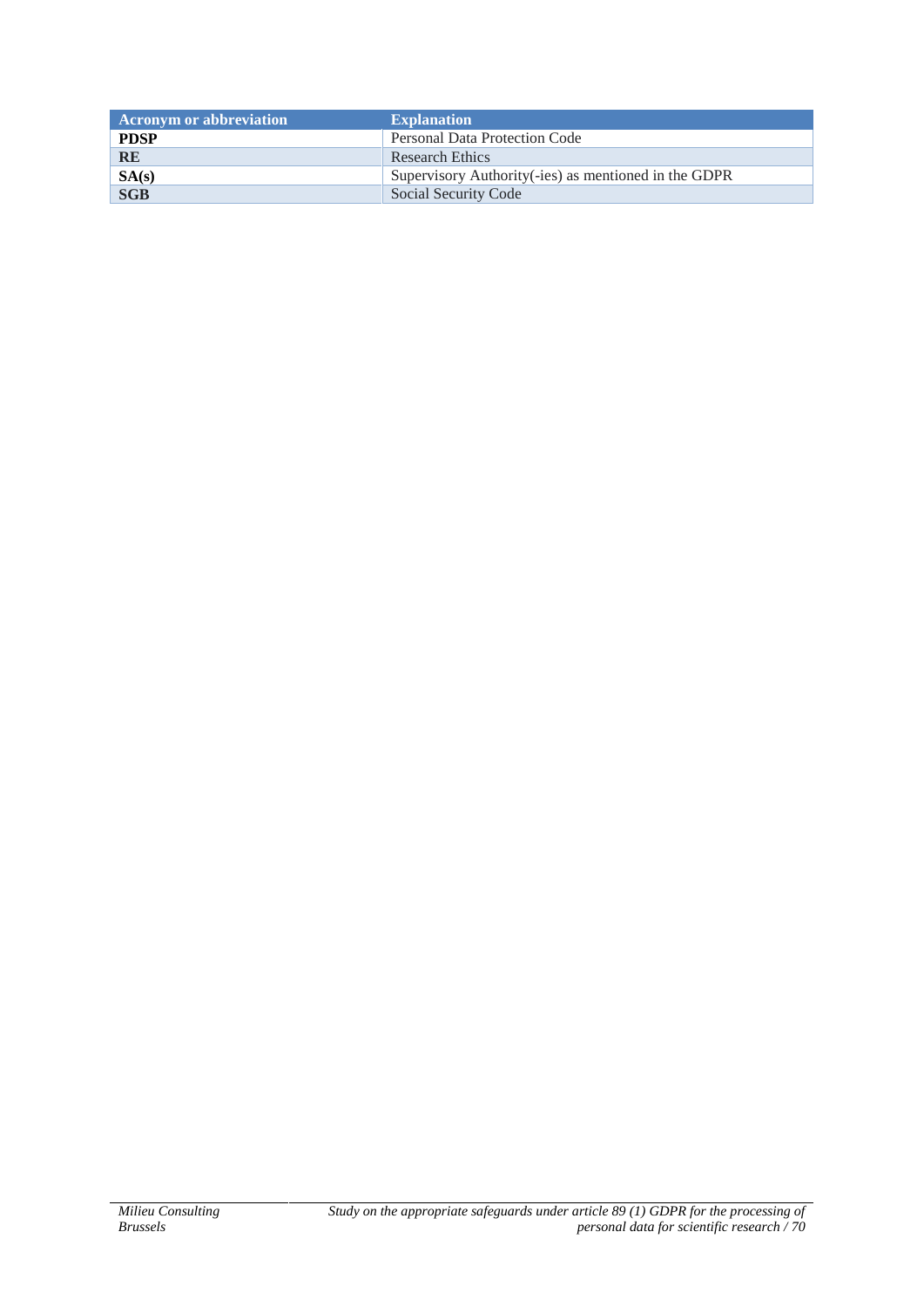| Acronym or abbreviation | Explanation |
|---|---|
| **PDSP** | Personal Data Protection Code |
| **RE** | Research Ethics |
| **SA(s)** | Supervisory Authority(-ies) as mentioned in the GDPR |
| **SGB** | Social Security Code |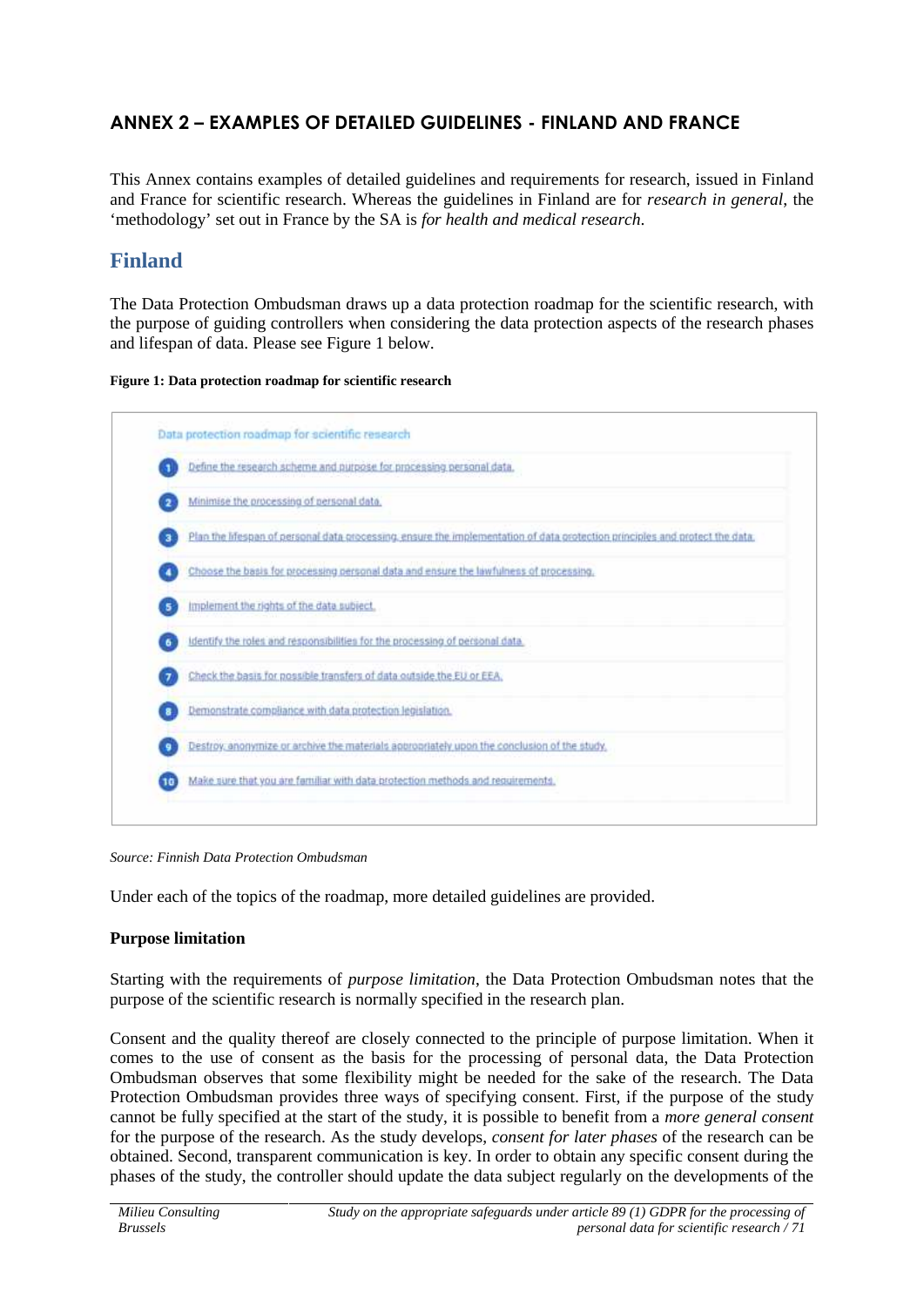## ANNEX 2 – EXAMPLES OF DETAILED GUIDELINES - FINLAND AND FRANCE

This Annex contains examples of detailed guidelines and requirements for research, issued in Finland and France for scientific research. Whereas the guidelines in Finland are for *research in general*, the 'methodology' set out in France by the SA is *for health and medical research*.

### Finland

The Data Protection Ombudsman draws up a data protection roadmap for the scientific research, with the purpose of guiding controllers when considering the data protection aspects of the research phases and lifespan of data. Please see Figure 1 below.

**Figure 1: Data protection roadmap for scientific research**

Data protection roadmap for scientific research

1. Define the research scheme and purpose for processing personal data.
2. Minimise the processing of personal data.
3. Plan the lifespan of personal data processing, ensure the implementation of data protection principles and protect the data.
4. Choose the basis for processing personal data and ensure the lawfulness of processing.
5. Implement the rights of the data subject.
6. Identify the roles and responsibilities for the processing of personal data.
7. Check the basis for possible transfers of data outside the EU or EEA.
8. Demonstrate compliance with data protection legislation.
9. Destroy, anonymize or archive the materials appropriately upon the conclusion of the study.
10. Make sure that you are familiar with data protection methods and requirements.

*Source: Finnish Data Protection Ombudsman*

Under each of the topics of the roadmap, more detailed guidelines are provided.

**Purpose limitation**

Starting with the requirements of *purpose limitation*, the Data Protection Ombudsman notes that the purpose of the scientific research is normally specified in the research plan.

Consent and the quality thereof are closely connected to the principle of purpose limitation. When it comes to the use of consent as the basis for the processing of personal data, the Data Protection Ombudsman observes that some flexibility might be needed for the sake of the research. The Data Protection Ombudsman provides three ways of specifying consent. First, if the purpose of the study cannot be fully specified at the start of the study, it is possible to benefit from a *more general consent* for the purpose of the research. As the study develops, *consent for later phases* of the research can be obtained. Second, transparent communication is key. In order to obtain any specific consent during the phases of the study, the controller should update the data subject regularly on the developments of the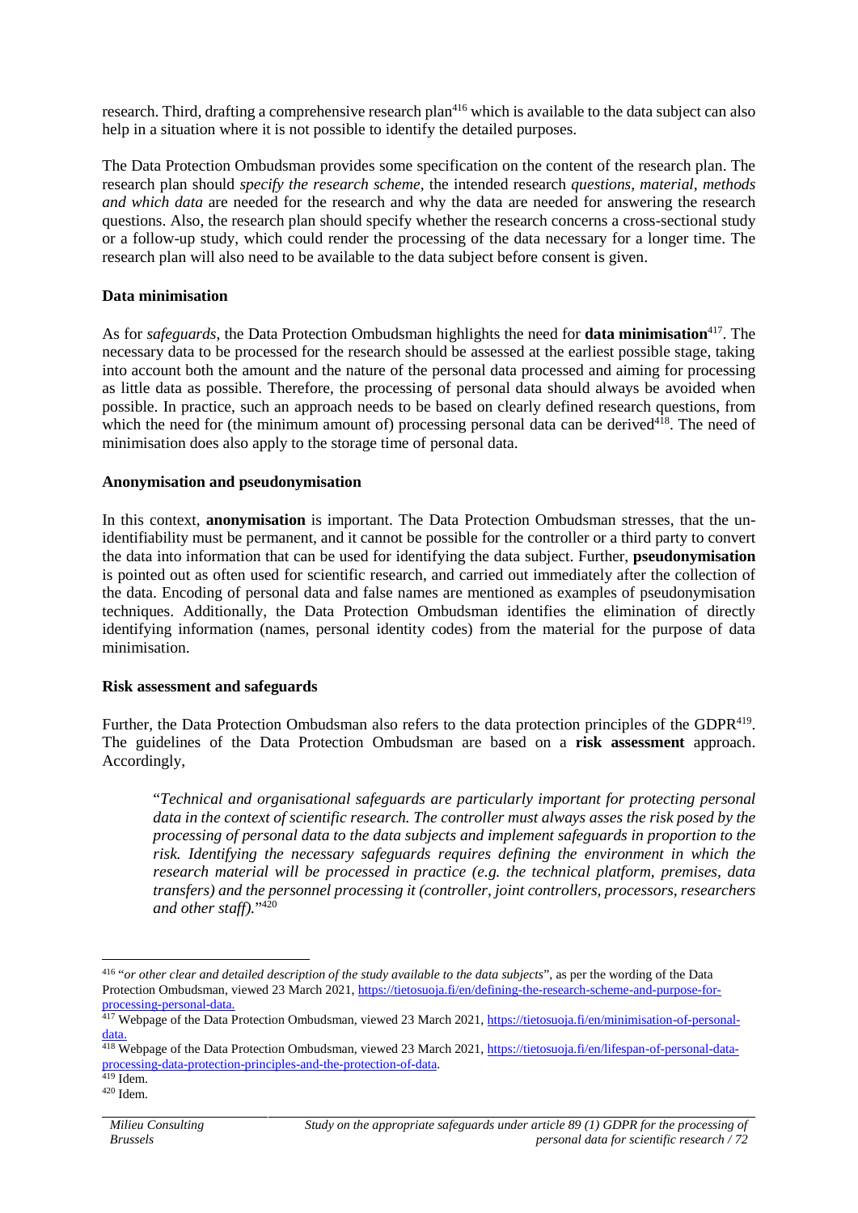research. Third, drafting a comprehensive research plan[416] which is available to the data subject can also help in a situation where it is not possible to identify the detailed purposes.

The Data Protection Ombudsman provides some specification on the content of the research plan. The research plan should *specify the research scheme*, the intended research *questions, material, methods and which data* are needed for the research and why the data are needed for answering the research questions. Also, the research plan should specify whether the research concerns a cross-sectional study or a follow-up study, which could render the processing of the data necessary for a longer time. The research plan will also need to be available to the data subject before consent is given.

**Data minimisation**

As for *safeguards*, the Data Protection Ombudsman highlights the need for **data minimisation**[417]. The necessary data to be processed for the research should be assessed at the earliest possible stage, taking into account both the amount and the nature of the personal data processed and aiming for processing as little data as possible. Therefore, the processing of personal data should always be avoided when possible. In practice, such an approach needs to be based on clearly defined research questions, from which the need for (the minimum amount of) processing personal data can be derived[418]. The need of minimisation does also apply to the storage time of personal data.

**Anonymisation and pseudonymisation**

In this context, **anonymisation** is important. The Data Protection Ombudsman stresses, that the un-identifiability must be permanent, and it cannot be possible for the controller or a third party to convert the data into information that can be used for identifying the data subject. Further, **pseudonymisation** is pointed out as often used for scientific research, and carried out immediately after the collection of the data. Encoding of personal data and false names are mentioned as examples of pseudonymisation techniques. Additionally, the Data Protection Ombudsman identifies the elimination of directly identifying information (names, personal identity codes) from the material for the purpose of data minimisation.

**Risk assessment and safeguards**

Further, the Data Protection Ombudsman also refers to the data protection principles of the GDPR[419]. The guidelines of the Data Protection Ombudsman are based on a **risk assessment** approach. Accordingly,

> "*Technical and organisational safeguards are particularly important for protecting personal data in the context of scientific research. The controller must always asses the risk posed by the processing of personal data to the data subjects and implement safeguards in proportion to the risk. Identifying the necessary safeguards requires defining the environment in which the research material will be processed in practice (e.g. the technical platform, premises, data transfers) and the personnel processing it (controller, joint controllers, processors, researchers and other staff).*"[420]

---

[416] "*or other clear and detailed description of the study available to the data subjects*", as per the wording of the Data Protection Ombudsman, viewed 23 March 2021, https://tietosuoja.fi/en/defining-the-research-scheme-and-purpose-for-processing-personal-data.

[417] Webpage of the Data Protection Ombudsman, viewed 23 March 2021, https://tietosuoja.fi/en/minimisation-of-personal-data.

[418] Webpage of the Data Protection Ombudsman, viewed 23 March 2021, https://tietosuoja.fi/en/lifespan-of-personal-data-processing-data-protection-principles-and-the-protection-of-data.

[419] Idem.

[420] Idem.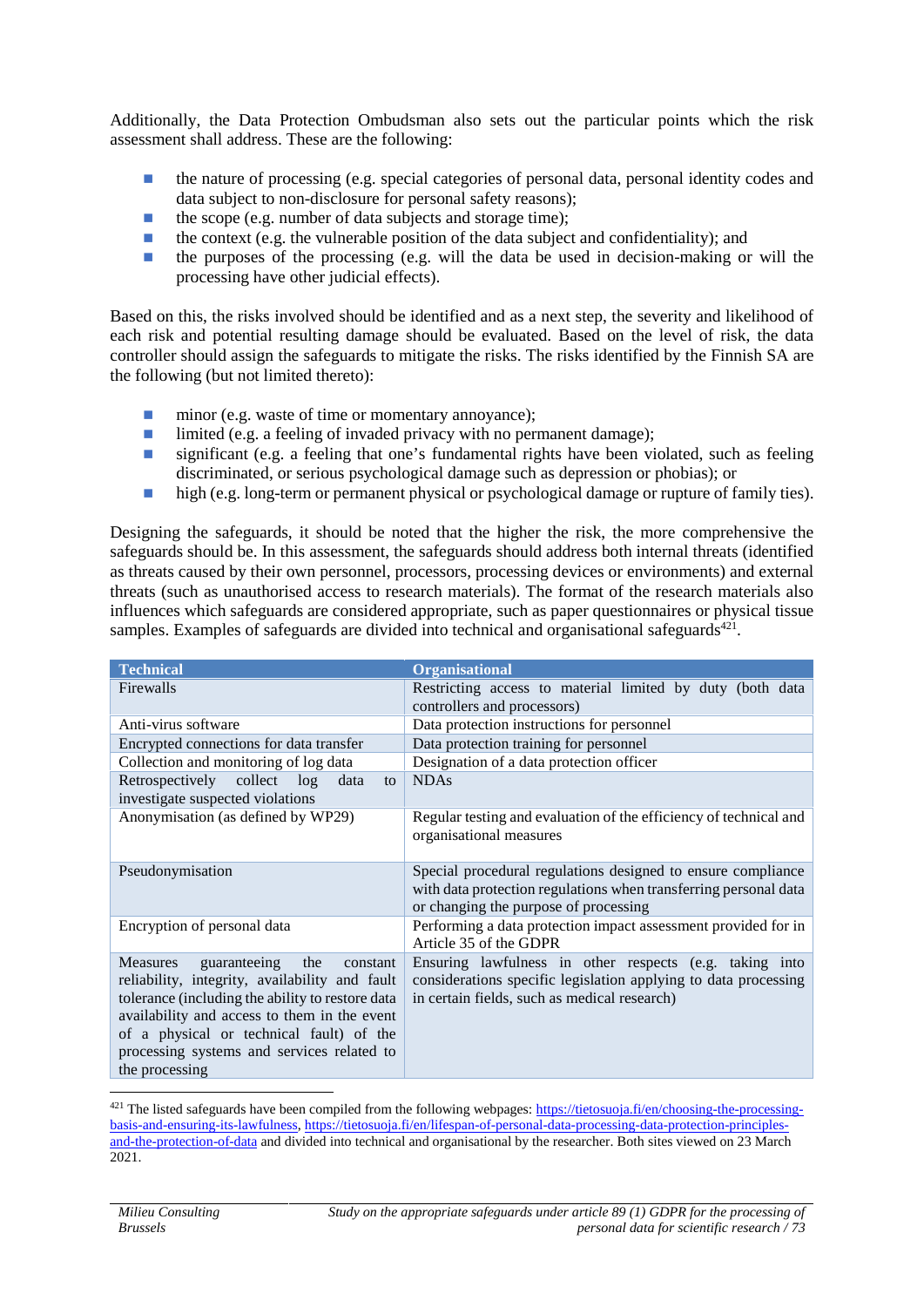Additionally, the Data Protection Ombudsman also sets out the particular points which the risk assessment shall address. These are the following:

- the nature of processing (e.g. special categories of personal data, personal identity codes and data subject to non-disclosure for personal safety reasons);
- the scope (e.g. number of data subjects and storage time);
- the context (e.g. the vulnerable position of the data subject and confidentiality); and
- the purposes of the processing (e.g. will the data be used in decision-making or will the processing have other judicial effects).

Based on this, the risks involved should be identified and as a next step, the severity and likelihood of each risk and potential resulting damage should be evaluated. Based on the level of risk, the data controller should assign the safeguards to mitigate the risks. The risks identified by the Finnish SA are the following (but not limited thereto):

- minor (e.g. waste of time or momentary annoyance);
- limited (e.g. a feeling of invaded privacy with no permanent damage);
- significant (e.g. a feeling that one's fundamental rights have been violated, such as feeling discriminated, or serious psychological damage such as depression or phobias); or
- high (e.g. long-term or permanent physical or psychological damage or rupture of family ties).

Designing the safeguards, it should be noted that the higher the risk, the more comprehensive the safeguards should be. In this assessment, the safeguards should address both internal threats (identified as threats caused by their own personnel, processors, processing devices or environments) and external threats (such as unauthorised access to research materials). The format of the research materials also influences which safeguards are considered appropriate, such as paper questionnaires or physical tissue samples. Examples of safeguards are divided into technical and organisational safeguards[421].

| Technical | Organisational |
|---|---|
| Firewalls | Restricting access to material limited by duty (both data controllers and processors) |
| Anti-virus software | Data protection instructions for personnel |
| Encrypted connections for data transfer | Data protection training for personnel |
| Collection and monitoring of log data | Designation of a data protection officer |
| Retrospectively collect log data to investigate suspected violations | NDAs |
| Anonymisation (as defined by WP29) | Regular testing and evaluation of the efficiency of technical and organisational measures |
| Pseudonymisation | Special procedural regulations designed to ensure compliance with data protection regulations when transferring personal data or changing the purpose of processing |
| Encryption of personal data | Performing a data protection impact assessment provided for in Article 35 of the GDPR |
| Measures guaranteeing the constant reliability, integrity, availability and fault tolerance (including the ability to restore data availability and access to them in the event of a physical or technical fault) of the processing systems and services related to the processing | Ensuring lawfulness in other respects (e.g. taking into considerations specific legislation applying to data processing in certain fields, such as medical research) |

[421] The listed safeguards have been compiled from the following webpages: https://tietosuoja.fi/en/choosing-the-processing-basis-and-ensuring-its-lawfulness, https://tietosuoja.fi/en/lifespan-of-personal-data-processing-data-protection-principles-and-the-protection-of-data and divided into technical and organisational by the researcher. Both sites viewed on 23 March 2021.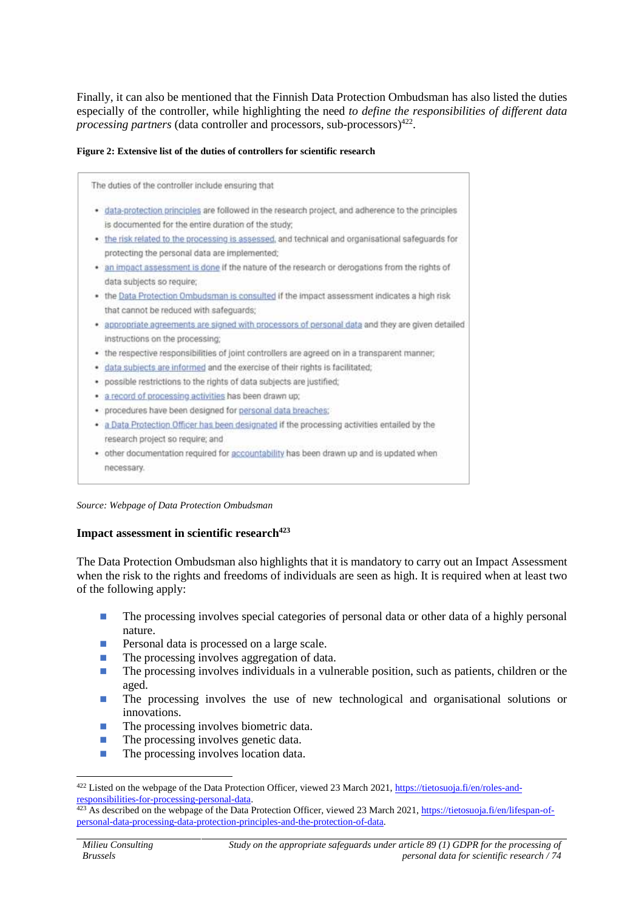Finally, it can also be mentioned that the Finnish Data Protection Ombudsman has also listed the duties especially of the controller, while highlighting the need *to define the responsibilities of different data processing partners* (data controller and processors, sub-processors)[422].

**Figure 2: Extensive list of the duties of controllers for scientific research**

The duties of the controller include ensuring that

- data-protection principles are followed in the research project, and adherence to the principles is documented for the entire duration of the study;
- the risk related to the processing is assessed, and technical and organisational safeguards for protecting the personal data are implemented;
- an impact assessment is done if the nature of the research or derogations from the rights of data subjects so require;
- the Data Protection Ombudsman is consulted if the impact assessment indicates a high risk that cannot be reduced with safeguards;
- appropriate agreements are signed with processors of personal data and they are given detailed instructions on the processing;
- the respective responsibilities of joint controllers are agreed on in a transparent manner;
- data subjects are informed and the exercise of their rights is facilitated;
- possible restrictions to the rights of data subjects are justified;
- a record of processing activities has been drawn up;
- procedures have been designed for personal data breaches;
- a Data Protection Officer has been designated if the processing activities entailed by the research project so require; and
- other documentation required for accountability has been drawn up and is updated when necessary.

*Source: Webpage of Data Protection Ombudsman*

### Impact assessment in scientific research[423]

The Data Protection Ombudsman also highlights that it is mandatory to carry out an Impact Assessment when the risk to the rights and freedoms of individuals are seen as high. It is required when at least two of the following apply:

- The processing involves special categories of personal data or other data of a highly personal nature.
- Personal data is processed on a large scale.
- The processing involves aggregation of data.
- The processing involves individuals in a vulnerable position, such as patients, children or the aged.
- The processing involves the use of new technological and organisational solutions or innovations.
- The processing involves biometric data.
- The processing involves genetic data.
- The processing involves location data.

[422] Listed on the webpage of the Data Protection Officer, viewed 23 March 2021, https://tietosuoja.fi/en/roles-and-responsibilities-for-processing-personal-data.

[423] As described on the webpage of the Data Protection Officer, viewed 23 March 2021, https://tietosuoja.fi/en/lifespan-of-personal-data-processing-data-protection-principles-and-the-protection-of-data.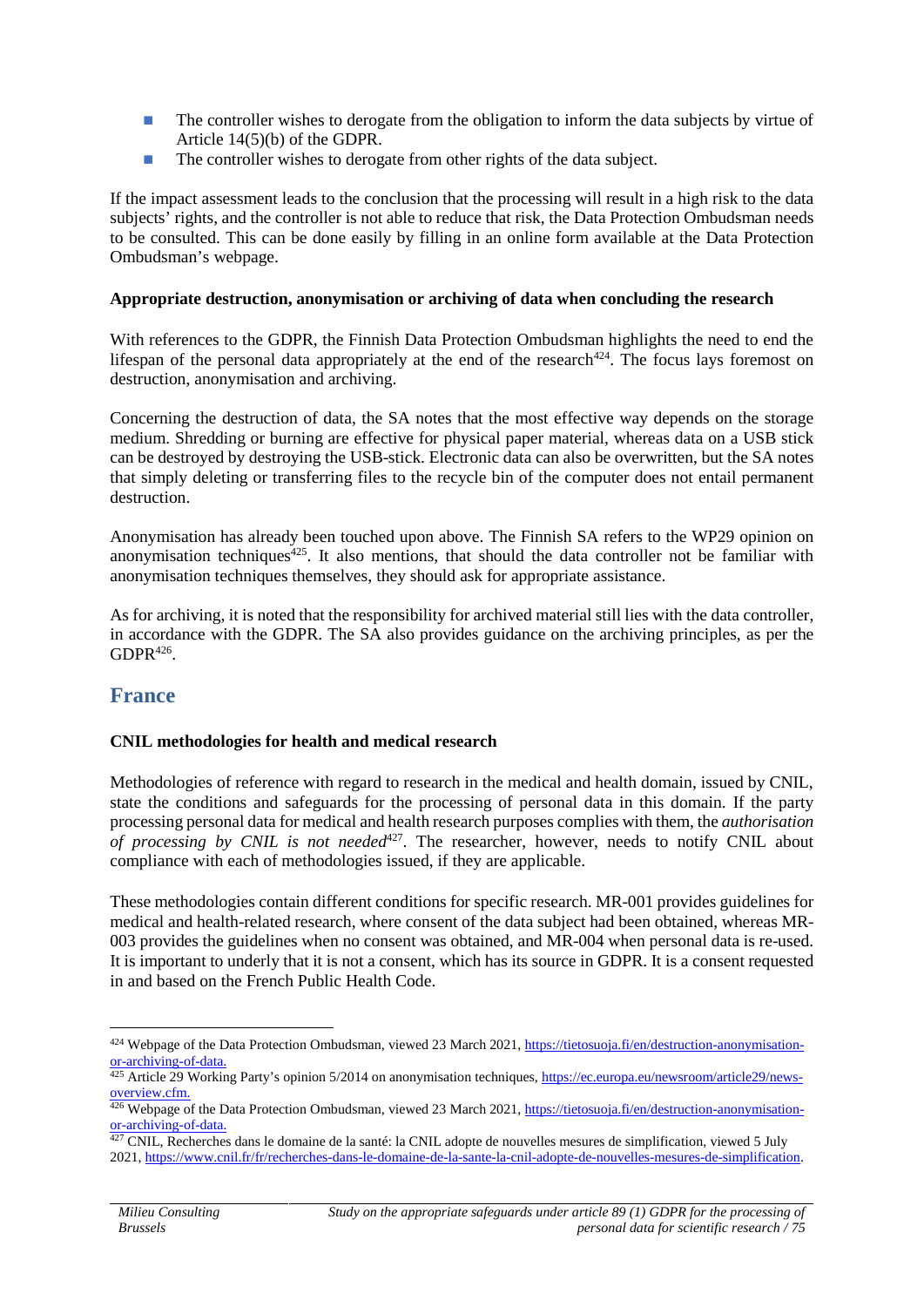- The controller wishes to derogate from the obligation to inform the data subjects by virtue of Article 14(5)(b) of the GDPR.
- The controller wishes to derogate from other rights of the data subject.

If the impact assessment leads to the conclusion that the processing will result in a high risk to the data subjects' rights, and the controller is not able to reduce that risk, the Data Protection Ombudsman needs to be consulted. This can be done easily by filling in an online form available at the Data Protection Ombudsman's webpage.

**Appropriate destruction, anonymisation or archiving of data when concluding the research**

With references to the GDPR, the Finnish Data Protection Ombudsman highlights the need to end the lifespan of the personal data appropriately at the end of the research[424]. The focus lays foremost on destruction, anonymisation and archiving.

Concerning the destruction of data, the SA notes that the most effective way depends on the storage medium. Shredding or burning are effective for physical paper material, whereas data on a USB stick can be destroyed by destroying the USB-stick. Electronic data can also be overwritten, but the SA notes that simply deleting or transferring files to the recycle bin of the computer does not entail permanent destruction.

Anonymisation has already been touched upon above. The Finnish SA refers to the WP29 opinion on anonymisation techniques[425]. It also mentions, that should the data controller not be familiar with anonymisation techniques themselves, they should ask for appropriate assistance.

As for archiving, it is noted that the responsibility for archived material still lies with the data controller, in accordance with the GDPR. The SA also provides guidance on the archiving principles, as per the GDPR[426].

## France

**CNIL methodologies for health and medical research**

Methodologies of reference with regard to research in the medical and health domain, issued by CNIL, state the conditions and safeguards for the processing of personal data in this domain. If the party processing personal data for medical and health research purposes complies with them, the *authorisation of processing by CNIL is not needed*[427]. The researcher, however, needs to notify CNIL about compliance with each of methodologies issued, if they are applicable.

These methodologies contain different conditions for specific research. MR-001 provides guidelines for medical and health-related research, where consent of the data subject had been obtained, whereas MR-003 provides the guidelines when no consent was obtained, and MR-004 when personal data is re-used. It is important to underly that it is not a consent, which has its source in GDPR. It is a consent requested in and based on the French Public Health Code.

---

[424] Webpage of the Data Protection Ombudsman, viewed 23 March 2021, https://tietosuoja.fi/en/destruction-anonymisation-or-archiving-of-data.

[425] Article 29 Working Party's opinion 5/2014 on anonymisation techniques, https://ec.europa.eu/newsroom/article29/news-overview.cfm.

[426] Webpage of the Data Protection Ombudsman, viewed 23 March 2021, https://tietosuoja.fi/en/destruction-anonymisation-or-archiving-of-data.

[427] CNIL, Recherches dans le domaine de la santé: la CNIL adopte de nouvelles mesures de simplification, viewed 5 July 2021, https://www.cnil.fr/fr/recherches-dans-le-domaine-de-la-sante-la-cnil-adopte-de-nouvelles-mesures-de-simplification.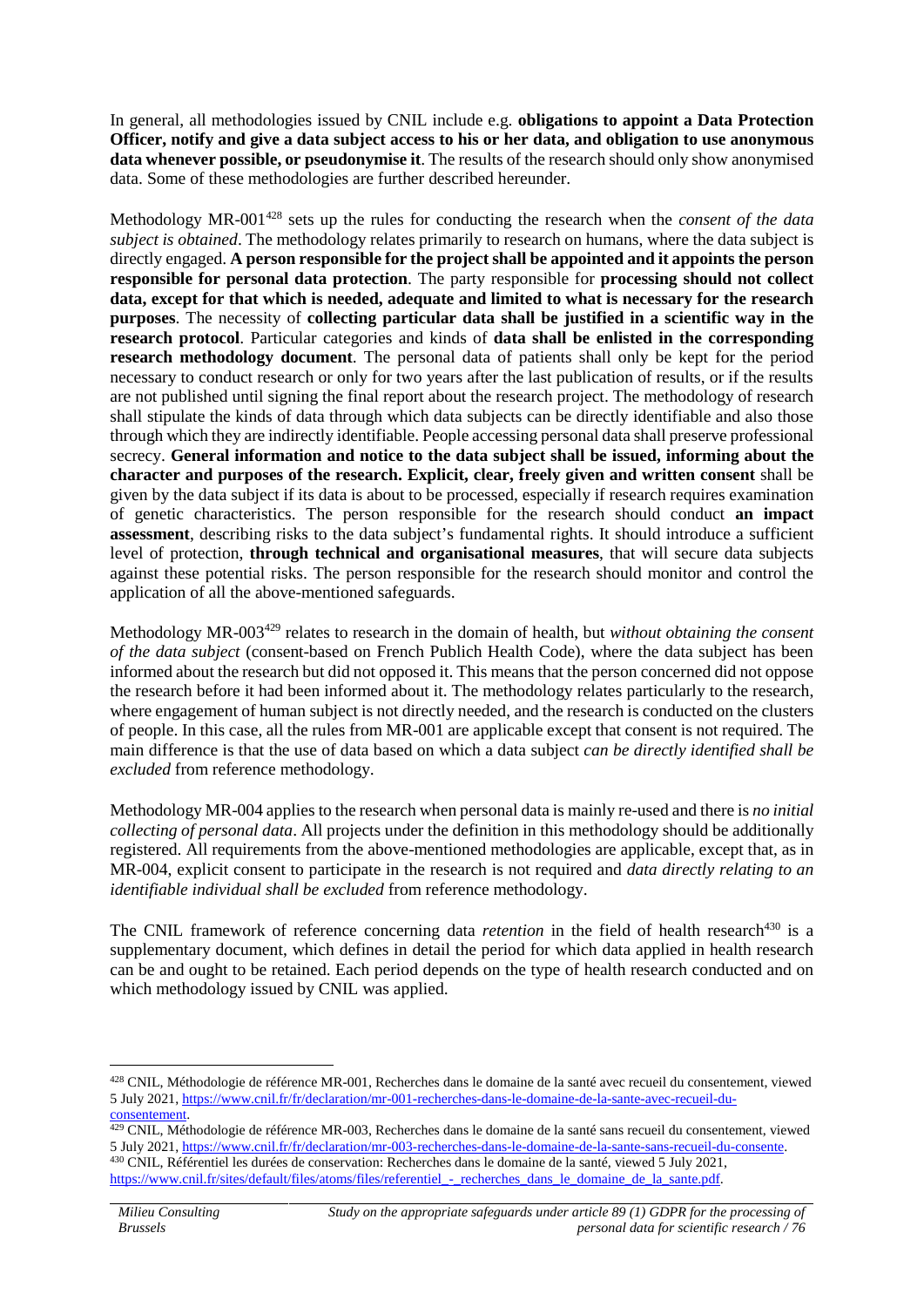In general, all methodologies issued by CNIL include e.g. **obligations to appoint a Data Protection Officer, notify and give a data subject access to his or her data, and obligation to use anonymous data whenever possible, or pseudonymise it**. The results of the research should only show anonymised data. Some of these methodologies are further described hereunder.

Methodology MR-001[428] sets up the rules for conducting the research when the *consent of the data subject is obtained*. The methodology relates primarily to research on humans, where the data subject is directly engaged. **A person responsible for the project shall be appointed and it appoints the person responsible for personal data protection**. The party responsible for **processing should not collect data, except for that which is needed, adequate and limited to what is necessary for the research purposes**. The necessity of **collecting particular data shall be justified in a scientific way in the research protocol**. Particular categories and kinds of **data shall be enlisted in the corresponding research methodology document**. The personal data of patients shall only be kept for the period necessary to conduct research or only for two years after the last publication of results, or if the results are not published until signing the final report about the research project. The methodology of research shall stipulate the kinds of data through which data subjects can be directly identifiable and also those through which they are indirectly identifiable. People accessing personal data shall preserve professional secrecy. **General information and notice to the data subject shall be issued, informing about the character and purposes of the research. Explicit, clear, freely given and written consent** shall be given by the data subject if its data is about to be processed, especially if research requires examination of genetic characteristics. The person responsible for the research should conduct **an impact assessment**, describing risks to the data subject's fundamental rights. It should introduce a sufficient level of protection, **through technical and organisational measures**, that will secure data subjects against these potential risks. The person responsible for the research should monitor and control the application of all the above-mentioned safeguards.

Methodology MR-003[429] relates to research in the domain of health, but *without obtaining the consent of the data subject* (consent-based on French Publich Health Code), where the data subject has been informed about the research but did not opposed it. This means that the person concerned did not oppose the research before it had been informed about it. The methodology relates particularly to the research, where engagement of human subject is not directly needed, and the research is conducted on the clusters of people. In this case, all the rules from MR-001 are applicable except that consent is not required. The main difference is that the use of data based on which a data subject *can be directly identified shall be excluded* from reference methodology.

Methodology MR-004 applies to the research when personal data is mainly re-used and there is *no initial collecting of personal data*. All projects under the definition in this methodology should be additionally registered. All requirements from the above-mentioned methodologies are applicable, except that, as in MR-004, explicit consent to participate in the research is not required and *data directly relating to an identifiable individual shall be excluded* from reference methodology.

The CNIL framework of reference concerning data *retention* in the field of health research[430] is a supplementary document, which defines in detail the period for which data applied in health research can be and ought to be retained. Each period depends on the type of health research conducted and on which methodology issued by CNIL was applied.

---

[428] CNIL, Méthodologie de référence MR-001, Recherches dans le domaine de la santé avec recueil du consentement, viewed 5 July 2021, https://www.cnil.fr/fr/declaration/mr-001-recherches-dans-le-domaine-de-la-sante-avec-recueil-du-consentement.

[429] CNIL, Méthodologie de référence MR-003, Recherches dans le domaine de la santé sans recueil du consentement, viewed 5 July 2021, https://www.cnil.fr/fr/declaration/mr-003-recherches-dans-le-domaine-de-la-sante-sans-recueil-du-consente.

[430] CNIL, Référentiel les durées de conservation: Recherches dans le domaine de la santé, viewed 5 July 2021, https://www.cnil.fr/sites/default/files/atoms/files/referentiel_-_recherches_dans_le_domaine_de_la_sante.pdf.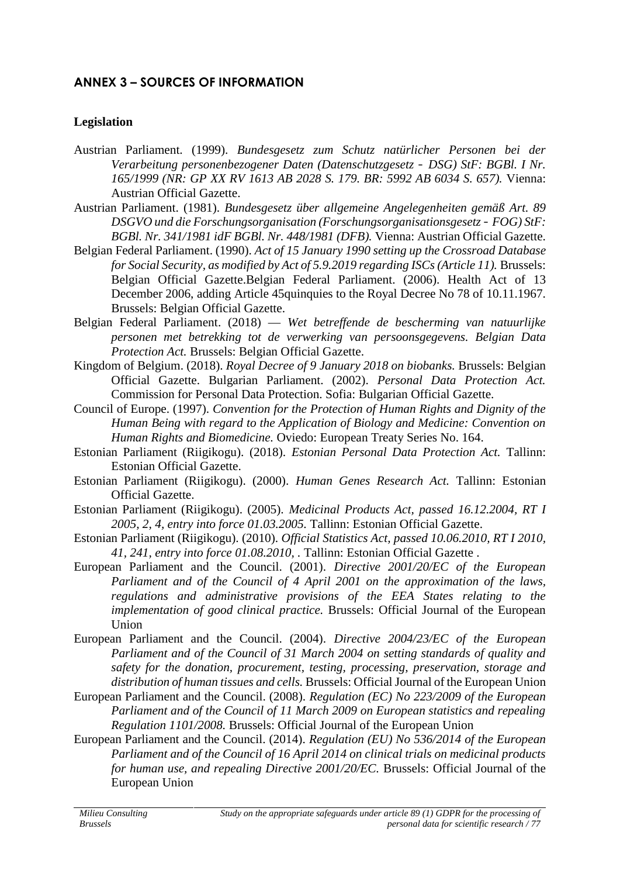## ANNEX 3 – SOURCES OF INFORMATION

### Legislation

Austrian Parliament. (1999). *Bundesgesetz zum Schutz natürlicher Personen bei der Verarbeitung personenbezogener Daten (Datenschutzgesetz ‐ DSG) StF: BGBl. I Nr. 165/1999 (NR: GP XX RV 1613 AB 2028 S. 179. BR: 5992 AB 6034 S. 657).* Vienna: Austrian Official Gazette.

Austrian Parliament. (1981). *Bundesgesetz über allgemeine Angelegenheiten gemäß Art. 89 DSGVO und die Forschungsorganisation (Forschungsorganisationsgesetz ‐ FOG) StF: BGBl. Nr. 341/1981 idF BGBl. Nr. 448/1981 (DFB).* Vienna: Austrian Official Gazette.

Belgian Federal Parliament. (1990). *Act of 15 January 1990 setting up the Crossroad Database for Social Security, as modified by Act of 5.9.2019 regarding ISCs (Article 11).* Brussels: Belgian Official Gazette.Belgian Federal Parliament. (2006). Health Act of 13 December 2006, adding Article 45quinquies to the Royal Decree No 78 of 10.11.1967. Brussels: Belgian Official Gazette.

Belgian Federal Parliament. (2018) — *Wet betreffende de bescherming van natuurlijke personen met betrekking tot de verwerking van persoonsgegevens. Belgian Data Protection Act.* Brussels: Belgian Official Gazette.

Kingdom of Belgium. (2018). *Royal Decree of 9 January 2018 on biobanks.* Brussels: Belgian Official Gazette. Bulgarian Parliament. (2002). *Personal Data Protection Act.* Commission for Personal Data Protection. Sofia: Bulgarian Official Gazette.

Council of Europe. (1997). *Convention for the Protection of Human Rights and Dignity of the Human Being with regard to the Application of Biology and Medicine: Convention on Human Rights and Biomedicine.* Oviedo: European Treaty Series No. 164.

Estonian Parliament (Riigikogu). (2018). *Estonian Personal Data Protection Act.* Tallinn: Estonian Official Gazette.

Estonian Parliament (Riigikogu). (2000). *Human Genes Research Act.* Tallinn: Estonian Official Gazette.

Estonian Parliament (Riigikogu). (2005). *Medicinal Products Act, passed 16.12.2004, RT I 2005, 2, 4, entry into force 01.03.2005.* Tallinn: Estonian Official Gazette.

Estonian Parliament (Riigikogu). (2010). *Official Statistics Act, passed 10.06.2010, RT I 2010, 41, 241, entry into force 01.08.2010, .* Tallinn: Estonian Official Gazette .

European Parliament and the Council. (2001). *Directive 2001/20/EC of the European Parliament and of the Council of 4 April 2001 on the approximation of the laws, regulations and administrative provisions of the EEA States relating to the implementation of good clinical practice.* Brussels: Official Journal of the European Union

European Parliament and the Council. (2004). *Directive 2004/23/EC of the European Parliament and of the Council of 31 March 2004 on setting standards of quality and safety for the donation, procurement, testing, processing, preservation, storage and distribution of human tissues and cells.* Brussels: Official Journal of the European Union

European Parliament and the Council. (2008). *Regulation (EC) No 223/2009 of the European Parliament and of the Council of 11 March 2009 on European statistics and repealing Regulation 1101/2008.* Brussels: Official Journal of the European Union

European Parliament and the Council. (2014). *Regulation (EU) No 536/2014 of the European Parliament and of the Council of 16 April 2014 on clinical trials on medicinal products for human use, and repealing Directive 2001/20/EC.* Brussels: Official Journal of the European Union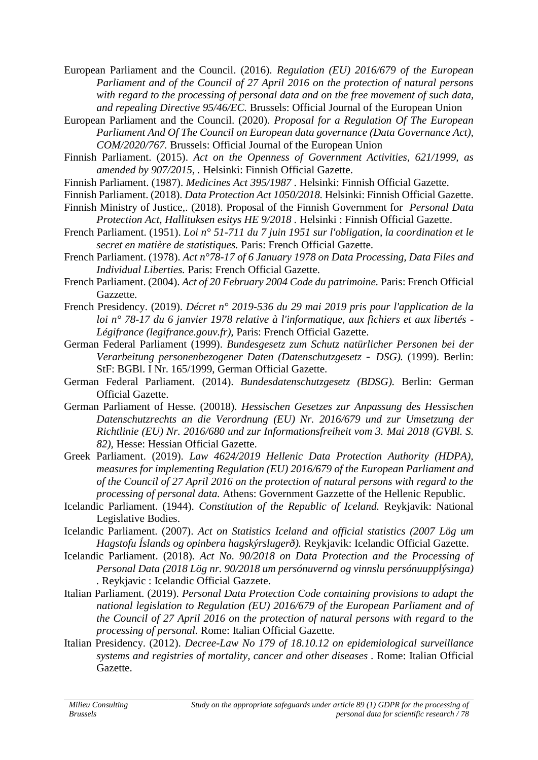European Parliament and the Council. (2016). *Regulation (EU) 2016/679 of the European Parliament and of the Council of 27 April 2016 on the protection of natural persons with regard to the processing of personal data and on the free movement of such data, and repealing Directive 95/46/EC.* Brussels: Official Journal of the European Union

European Parliament and the Council. (2020). *Proposal for a Regulation Of The European Parliament And Of The Council on European data governance (Data Governance Act), COM/2020/767.* Brussels: Official Journal of the European Union

Finnish Parliament. (2015). *Act on the Openness of Government Activities, 621/1999, as amended by 907/2015, .* Helsinki: Finnish Official Gazette.

Finnish Parliament. (1987). *Medicines Act 395/1987 .* Helsinki: Finnish Official Gazette.

Finnish Parliament. (2018). *Data Protection Act 1050/2018.* Helsinki: Finnish Official Gazette.

Finnish Ministry of Justice,. (2018). Proposal of the Finnish Government for *Personal Data Protection Act, Hallituksen esitys HE 9/2018 .* Helsinki : Finnish Official Gazette.

French Parliament. (1951). *Loi n° 51-711 du 7 juin 1951 sur l'obligation, la coordination et le secret en matière de statistiques.* Paris: French Official Gazette.

French Parliament. (1978). *Act n°78-17 of 6 January 1978 on Data Processing, Data Files and Individual Liberties.* Paris: French Official Gazette.

French Parliament. (2004). *Act of 20 February 2004 Code du patrimoine.* Paris: French Official Gazzette.

French Presidency. (2019). *Décret n° 2019-536 du 29 mai 2019 pris pour l'application de la loi n° 78-17 du 6 janvier 1978 relative à l'informatique, aux fichiers et aux libertés - Légifrance (legifrance.gouv.fr),* Paris: French Official Gazette.

German Federal Parliament (1999). *Bundesgesetz zum Schutz natürlicher Personen bei der Verarbeitung personenbezogener Daten (Datenschutzgesetz - DSG).* (1999). Berlin: StF: BGBl. I Nr. 165/1999, German Official Gazette.

German Federal Parliament. (2014). *Bundesdatenschutzgesetz (BDSG).* Berlin: German Official Gazette.

German Parliament of Hesse. (20018). *Hessischen Gesetzes zur Anpassung des Hessischen Datenschutzrechts an die Verordnung (EU) Nr. 2016/679 und zur Umsetzung der Richtlinie (EU) Nr. 2016/680 und zur Informationsfreiheit vom 3. Mai 2018 (GVBl. S. 82),* Hesse: Hessian Official Gazette.

Greek Parliament. (2019). *Law 4624/2019 Hellenic Data Protection Authority (HDPA), measures for implementing Regulation (EU) 2016/679 of the European Parliament and of the Council of 27 April 2016 on the protection of natural persons with regard to the processing of personal data.* Athens: Government Gazzette of the Hellenic Republic.

Icelandic Parliament. (1944). *Constitution of the Republic of Iceland.* Reykjavik: National Legislative Bodies.

Icelandic Parliament. (2007). *Act on Statistics Iceland and official statistics (2007 Lög um Hagstofu Íslands og opinbera hagskýrslugerð).* Reykjavik: Icelandic Official Gazette.

Icelandic Parliament. (2018). *Act No. 90/2018 on Data Protection and the Processing of Personal Data (2018 Lög nr. 90/2018 um persónuvernd og vinnslu persónuupplýsinga)* . Reykjavic : Icelandic Official Gazzete.

Italian Parliament. (2019). *Personal Data Protection Code containing provisions to adapt the national legislation to Regulation (EU) 2016/679 of the European Parliament and of the Council of 27 April 2016 on the protection of natural persons with regard to the processing of personal.* Rome: Italian Official Gazette.

Italian Presidency. (2012). *Decree-Law No 179 of 18.10.12 on epidemiological surveillance systems and registries of mortality, cancer and other diseases .* Rome: Italian Official Gazette.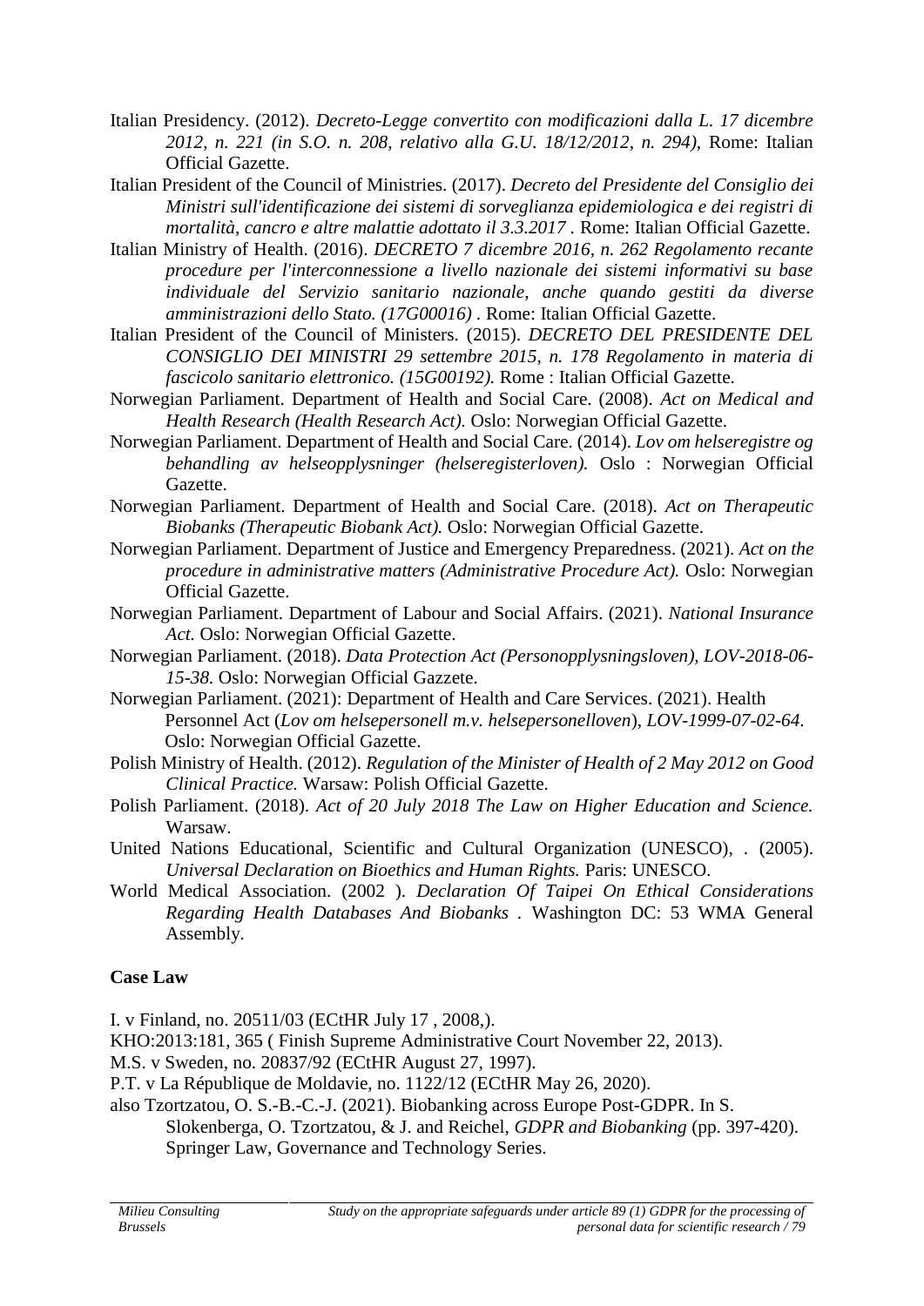Italian Presidency. (2012). *Decreto-Legge convertito con modificazioni dalla L. 17 dicembre 2012, n. 221 (in S.O. n. 208, relativo alla G.U. 18/12/2012, n. 294),* Rome: Italian Official Gazette.

Italian President of the Council of Ministries. (2017). *Decreto del Presidente del Consiglio dei Ministri sull'identificazione dei sistemi di sorveglianza epidemiologica e dei registri di mortalità, cancro e altre malattie adottato il 3.3.2017* . Rome: Italian Official Gazette.

Italian Ministry of Health. (2016). *DECRETO 7 dicembre 2016, n. 262 Regolamento recante procedure per l'interconnessione a livello nazionale dei sistemi informativi su base individuale del Servizio sanitario nazionale, anche quando gestiti da diverse amministrazioni dello Stato. (17G00016)* . Rome: Italian Official Gazette.

Italian President of the Council of Ministers. (2015). *DECRETO DEL PRESIDENTE DEL CONSIGLIO DEI MINISTRI 29 settembre 2015, n. 178 Regolamento in materia di fascicolo sanitario elettronico. (15G00192).* Rome : Italian Official Gazette.

Norwegian Parliament. Department of Health and Social Care. (2008). *Act on Medical and Health Research (Health Research Act).* Oslo: Norwegian Official Gazette.

Norwegian Parliament. Department of Health and Social Care. (2014). *Lov om helseregistre og behandling av helseopplysninger (helseregisterloven).* Oslo : Norwegian Official Gazette.

Norwegian Parliament. Department of Health and Social Care. (2018). *Act on Therapeutic Biobanks (Therapeutic Biobank Act).* Oslo: Norwegian Official Gazette.

Norwegian Parliament. Department of Justice and Emergency Preparedness. (2021). *Act on the procedure in administrative matters (Administrative Procedure Act).* Oslo: Norwegian Official Gazette.

Norwegian Parliament. Department of Labour and Social Affairs. (2021). *National Insurance Act.* Oslo: Norwegian Official Gazette.

Norwegian Parliament. (2018). *Data Protection Act (Personopplysningsloven), LOV-2018-06-15-38.* Oslo: Norwegian Official Gazzete.

Norwegian Parliament. (2021): Department of Health and Care Services. (2021). Health Personnel Act (*Lov om helsepersonell m.v. helsepersonelloven*), *LOV-1999-07-02-64*. Oslo: Norwegian Official Gazette.

Polish Ministry of Health. (2012). *Regulation of the Minister of Health of 2 May 2012 on Good Clinical Practice.* Warsaw: Polish Official Gazette.

Polish Parliament. (2018). *Act of 20 July 2018 The Law on Higher Education and Science.* Warsaw.

United Nations Educational, Scientific and Cultural Organization (UNESCO), . (2005). *Universal Declaration on Bioethics and Human Rights.* Paris: UNESCO.

World Medical Association. (2002 ). *Declaration Of Taipei On Ethical Considerations Regarding Health Databases And Biobanks* . Washington DC: 53 WMA General Assembly.

**Case Law**

I. v Finland, no. 20511/03 (ECtHR July 17 , 2008,).

KHO:2013:181, 365 ( Finish Supreme Administrative Court November 22, 2013).

M.S. v Sweden, no. 20837/92 (ECtHR August 27, 1997).

P.T. v La République de Moldavie, no. 1122/12 (ECtHR May 26, 2020).

also Tzortzatou, O. S.-B.-C.-J. (2021). Biobanking across Europe Post-GDPR. In S. Slokenberga, O. Tzortzatou, & J. and Reichel, *GDPR and Biobanking* (pp. 397-420). Springer Law, Governance and Technology Series.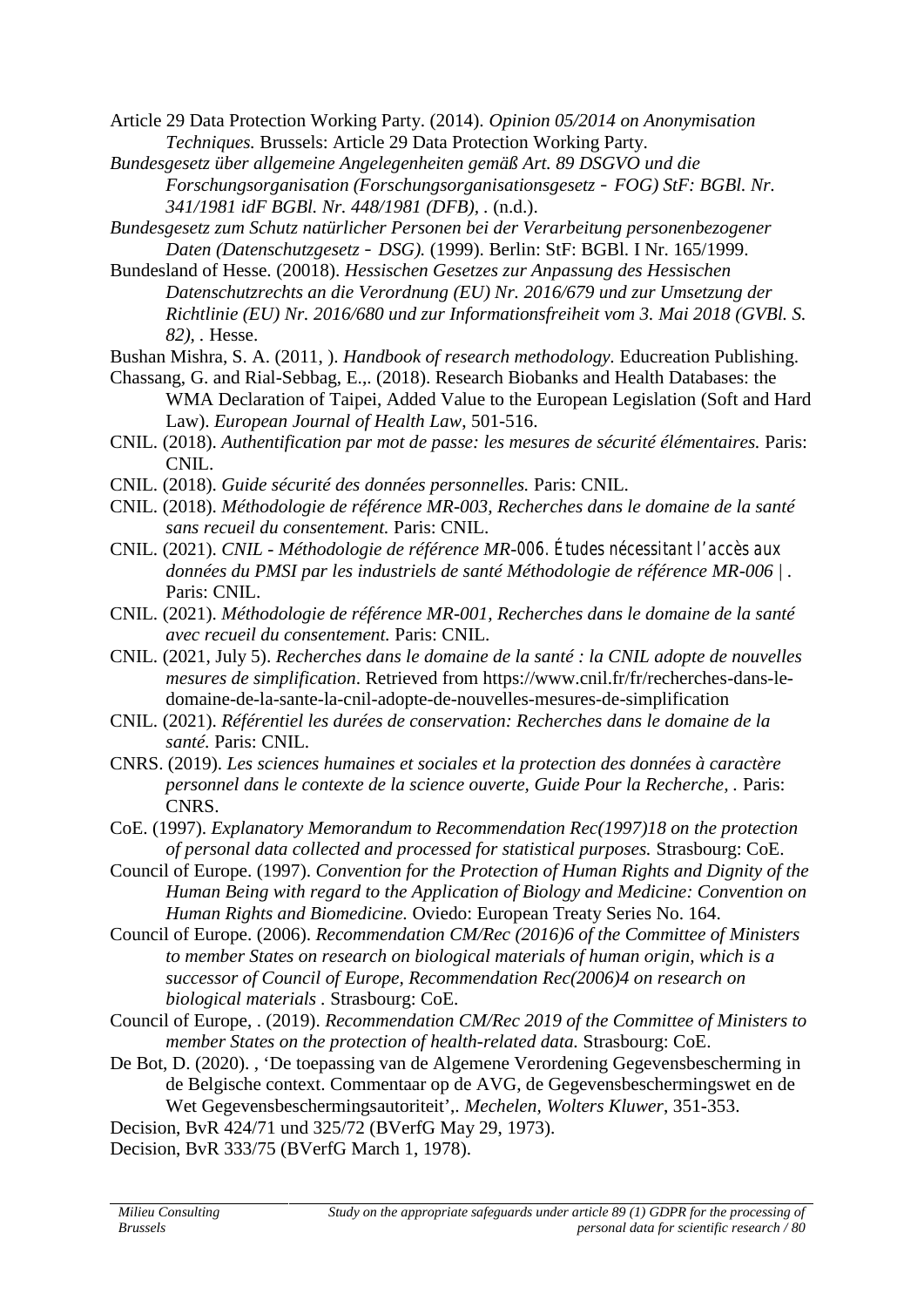Article 29 Data Protection Working Party. (2014). *Opinion 05/2014 on Anonymisation Techniques.* Brussels: Article 29 Data Protection Working Party.

*Bundesgesetz über allgemeine Angelegenheiten gemäß Art. 89 DSGVO und die Forschungsorganisation (Forschungsorganisationsgesetz ‑ FOG) StF: BGBl. Nr. 341/1981 idF BGBl. Nr. 448/1981 (DFB)*, . (n.d.).

*Bundesgesetz zum Schutz natürlicher Personen bei der Verarbeitung personenbezogener Daten (Datenschutzgesetz ‑ DSG).* (1999). Berlin: StF: BGBl. I Nr. 165/1999.

Bundesland of Hesse. (20018). *Hessischen Gesetzes zur Anpassung des Hessischen Datenschutzrechts an die Verordnung (EU) Nr. 2016/679 und zur Umsetzung der Richtlinie (EU) Nr. 2016/680 und zur Informationsfreiheit vom 3. Mai 2018 (GVBl. S. 82)*, . Hesse.

Bushan Mishra, S. A. (2011, ). *Handbook of research methodology.* Educreation Publishing.

Chassang, G. and Rial-Sebbag, E.,. (2018). Research Biobanks and Health Databases: the WMA Declaration of Taipei, Added Value to the European Legislation (Soft and Hard Law). *European Journal of Health Law*, 501-516.

CNIL. (2018). *Authentification par mot de passe: les mesures de sécurité élémentaires.* Paris: CNIL.

CNIL. (2018). *Guide sécurité des données personnelles.* Paris: CNIL.

CNIL. (2018). *Méthodologie de référence MR-003, Recherches dans le domaine de la santé sans recueil du consentement.* Paris: CNIL.

CNIL. (2021). *CNIL - Méthodologie de référence MR-006. Études nécessitant l'accès aux données du PMSI par les industriels de santé Méthodologie de référence MR-006 |* . Paris: CNIL.

CNIL. (2021). *Méthodologie de référence MR-001, Recherches dans le domaine de la santé avec recueil du consentement.* Paris: CNIL.

CNIL. (2021, July 5). *Recherches dans le domaine de la santé : la CNIL adopte de nouvelles mesures de simplification.* Retrieved from https://www.cnil.fr/fr/recherches-dans-le-domaine-de-la-sante-la-cnil-adopte-de-nouvelles-mesures-de-simplification

CNIL. (2021). *Référentiel les durées de conservation: Recherches dans le domaine de la santé.* Paris: CNIL.

CNRS. (2019). *Les sciences humaines et sociales et la protection des données à caractère personnel dans le contexte de la science ouverte, Guide Pour la Recherche,* . Paris: CNRS.

CoE. (1997). *Explanatory Memorandum to Recommendation Rec(1997)18 on the protection of personal data collected and processed for statistical purposes.* Strasbourg: CoE.

Council of Europe. (1997). *Convention for the Protection of Human Rights and Dignity of the Human Being with regard to the Application of Biology and Medicine: Convention on Human Rights and Biomedicine.* Oviedo: European Treaty Series No. 164.

Council of Europe. (2006). *Recommendation CM/Rec (2016)6 of the Committee of Ministers to member States on research on biological materials of human origin, which is a successor of Council of Europe, Recommendation Rec(2006)4 on research on biological materials* . Strasbourg: CoE.

Council of Europe, . (2019). *Recommendation CM/Rec 2019 of the Committee of Ministers to member States on the protection of health-related data.* Strasbourg: CoE.

De Bot, D. (2020). , 'De toepassing van de Algemene Verordening Gegevensbescherming in de Belgische context. Commentaar op de AVG, de Gegevensbeschermingswet en de Wet Gegevensbeschermingsautoriteit',. *Mechelen, Wolters Kluwer*, 351-353.

Decision, BvR 424/71 und 325/72 (BVerfG May 29, 1973).

Decision, BvR 333/75 (BVerfG March 1, 1978).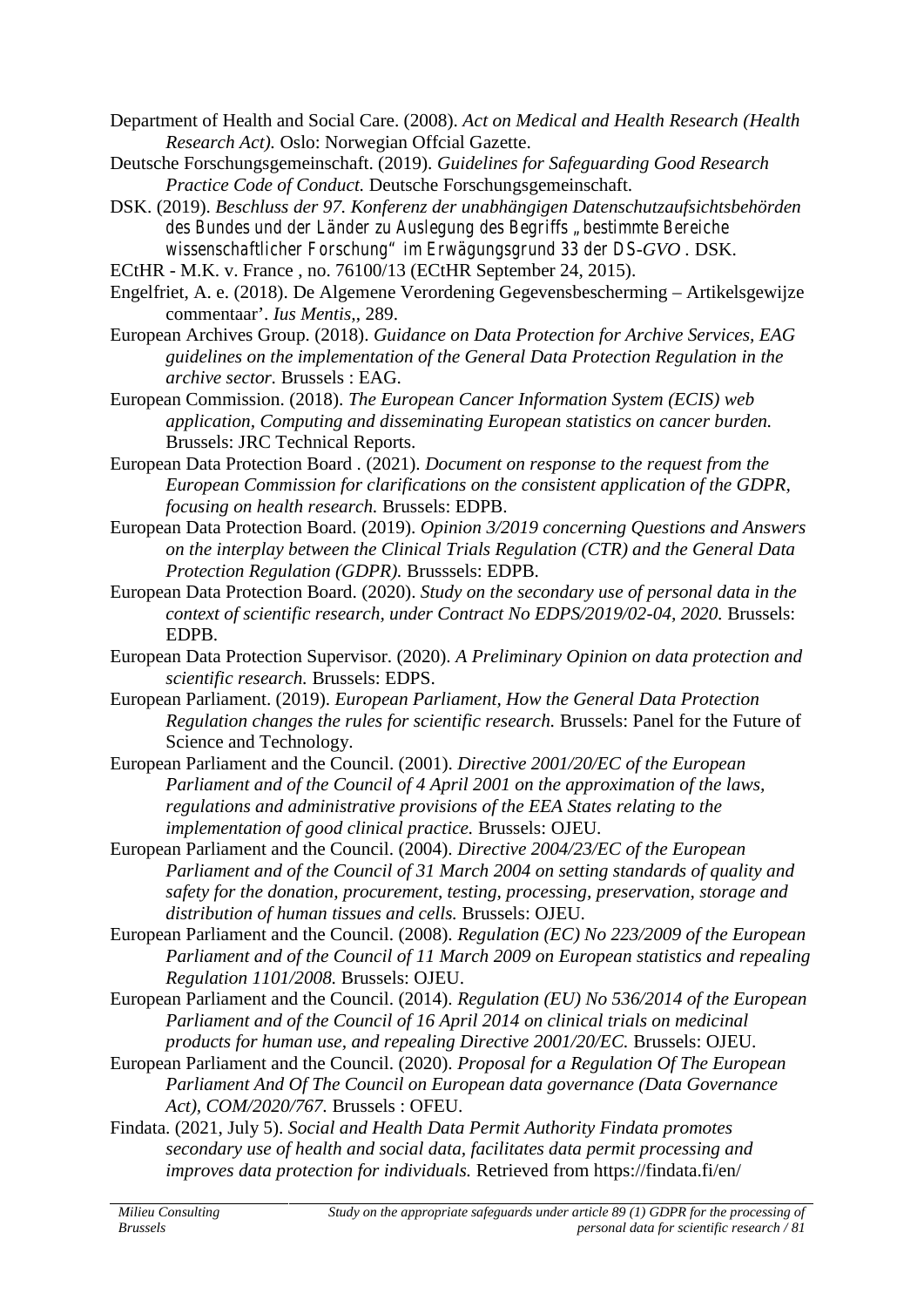Department of Health and Social Care. (2008). *Act on Medical and Health Research (Health Research Act).* Oslo: Norwegian Offcial Gazette.

Deutsche Forschungsgemeinschaft. (2019). *Guidelines for Safeguarding Good Research Practice Code of Conduct.* Deutsche Forschungsgemeinschaft.

DSK. (2019). *Beschluss der 97. Konferenz der unabhängigen Datenschutzaufsichtsbehörden des Bundes und der Länder zu Auslegung des Begriffs „bestimmte Bereiche wissenschaftlicher Forschung" im Erwägungsgrund 33 der DS-GVO*. DSK.

ECtHR - M.K. v. France , no. 76100/13 (ECtHR September 24, 2015).

Engelfriet, A. e. (2018). De Algemene Verordening Gegevensbescherming – Artikelsgewijze commentaar'. *Ius Mentis,*, 289.

European Archives Group. (2018). *Guidance on Data Protection for Archive Services, EAG guidelines on the implementation of the General Data Protection Regulation in the archive sector.* Brussels : EAG.

European Commission. (2018). *The European Cancer Information System (ECIS) web application, Computing and disseminating European statistics on cancer burden.* Brussels: JRC Technical Reports.

European Data Protection Board . (2021). *Document on response to the request from the European Commission for clarifications on the consistent application of the GDPR, focusing on health research.* Brussels: EDPB.

European Data Protection Board. (2019). *Opinion 3/2019 concerning Questions and Answers on the interplay between the Clinical Trials Regulation (CTR) and the General Data Protection Regulation (GDPR).* Brusssels: EDPB.

European Data Protection Board. (2020). *Study on the secondary use of personal data in the context of scientific research, under Contract No EDPS/2019/02-04, 2020.* Brussels: EDPB.

European Data Protection Supervisor. (2020). *A Preliminary Opinion on data protection and scientific research.* Brussels: EDPS.

European Parliament. (2019). *European Parliament, How the General Data Protection Regulation changes the rules for scientific research.* Brussels: Panel for the Future of Science and Technology.

European Parliament and the Council. (2001). *Directive 2001/20/EC of the European Parliament and of the Council of 4 April 2001 on the approximation of the laws, regulations and administrative provisions of the EEA States relating to the implementation of good clinical practice.* Brussels: OJEU.

European Parliament and the Council. (2004). *Directive 2004/23/EC of the European Parliament and of the Council of 31 March 2004 on setting standards of quality and safety for the donation, procurement, testing, processing, preservation, storage and distribution of human tissues and cells.* Brussels: OJEU.

European Parliament and the Council. (2008). *Regulation (EC) No 223/2009 of the European Parliament and of the Council of 11 March 2009 on European statistics and repealing Regulation 1101/2008.* Brussels: OJEU.

European Parliament and the Council. (2014). *Regulation (EU) No 536/2014 of the European Parliament and of the Council of 16 April 2014 on clinical trials on medicinal products for human use, and repealing Directive 2001/20/EC.* Brussels: OJEU.

European Parliament and the Council. (2020). *Proposal for a Regulation Of The European Parliament And Of The Council on European data governance (Data Governance Act), COM/2020/767.* Brussels : OFEU.

Findata. (2021, July 5). *Social and Health Data Permit Authority Findata promotes secondary use of health and social data, facilitates data permit processing and improves data protection for individuals.* Retrieved from https://findata.fi/en/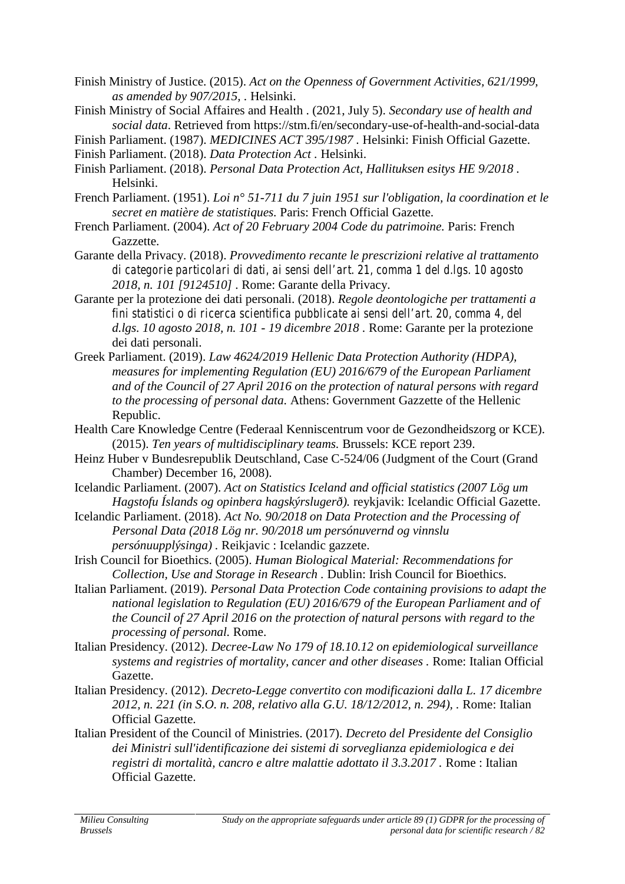Finish Ministry of Justice. (2015). *Act on the Openness of Government Activities, 621/1999, as amended by 907/2015,* . Helsinki.

Finish Ministry of Social Affaires and Health . (2021, July 5). *Secondary use of health and social data*. Retrieved from https://stm.fi/en/secondary-use-of-health-and-social-data

Finish Parliament. (1987). *MEDICINES ACT 395/1987* . Helsinki: Finish Official Gazette.

Finish Parliament. (2018). *Data Protection Act* . Helsinki.

Finish Parliament. (2018). *Personal Data Protection Act, Hallituksen esitys HE 9/2018* . Helsinki.

French Parliament. (1951). *Loi n° 51-711 du 7 juin 1951 sur l'obligation, la coordination et le secret en matière de statistiques.* Paris: French Official Gazette.

French Parliament. (2004). *Act of 20 February 2004 Code du patrimoine.* Paris: French Gazzette.

Garante della Privacy. (2018). *Provvedimento recante le prescrizioni relative al trattamento di categorie particolari di dati, ai sensi dell'art. 21, comma 1 del d.lgs. 10 agosto 2018, n. 101 [9124510]* . Rome: Garante della Privacy.

Garante per la protezione dei dati personali. (2018). *Regole deontologiche per trattamenti a fini statistici o di ricerca scientifica pubblicate ai sensi dell'art. 20, comma 4, del d.lgs. 10 agosto 2018, n. 101 - 19 dicembre 2018* . Rome: Garante per la protezione dei dati personali.

Greek Parliament. (2019). *Law 4624/2019 Hellenic Data Protection Authority (HDPA), measures for implementing Regulation (EU) 2016/679 of the European Parliament and of the Council of 27 April 2016 on the protection of natural persons with regard to the processing of personal data.* Athens: Government Gazzette of the Hellenic Republic.

Health Care Knowledge Centre (Federaal Kenniscentrum voor de Gezondheidszorg or KCE). (2015). *Ten years of multidisciplinary teams.* Brussels: KCE report 239.

Heinz Huber v Bundesrepublik Deutschland, Case C-524/06 (Judgment of the Court (Grand Chamber) December 16, 2008).

Icelandic Parliament. (2007). *Act on Statistics Iceland and official statistics (2007 Lög um Hagstofu Íslands og opinbera hagskýrslugerð).* reykjavik: Icelandic Official Gazette.

Icelandic Parliament. (2018). *Act No. 90/2018 on Data Protection and the Processing of Personal Data (2018 Lög nr. 90/2018 um persónuvernd og vinnslu persónuupplýsinga)* . Reikjavic : Icelandic gazzete.

Irish Council for Bioethics. (2005). *Human Biological Material: Recommendations for Collection, Use and Storage in Research* . Dublin: Irish Council for Bioethics.

Italian Parliament. (2019). *Personal Data Protection Code containing provisions to adapt the national legislation to Regulation (EU) 2016/679 of the European Parliament and of the Council of 27 April 2016 on the protection of natural persons with regard to the processing of personal.* Rome.

Italian Presidency. (2012). *Decree-Law No 179 of 18.10.12 on epidemiological surveillance systems and registries of mortality, cancer and other diseases* . Rome: Italian Official Gazette.

Italian Presidency. (2012). *Decreto-Legge convertito con modificazioni dalla L. 17 dicembre 2012, n. 221 (in S.O. n. 208, relativo alla G.U. 18/12/2012, n. 294),* . Rome: Italian Official Gazette.

Italian President of the Council of Ministries. (2017). *Decreto del Presidente del Consiglio dei Ministri sull'identificazione dei sistemi di sorveglianza epidemiologica e dei registri di mortalità, cancro e altre malattie adottato il 3.3.2017* . Rome : Italian Official Gazette.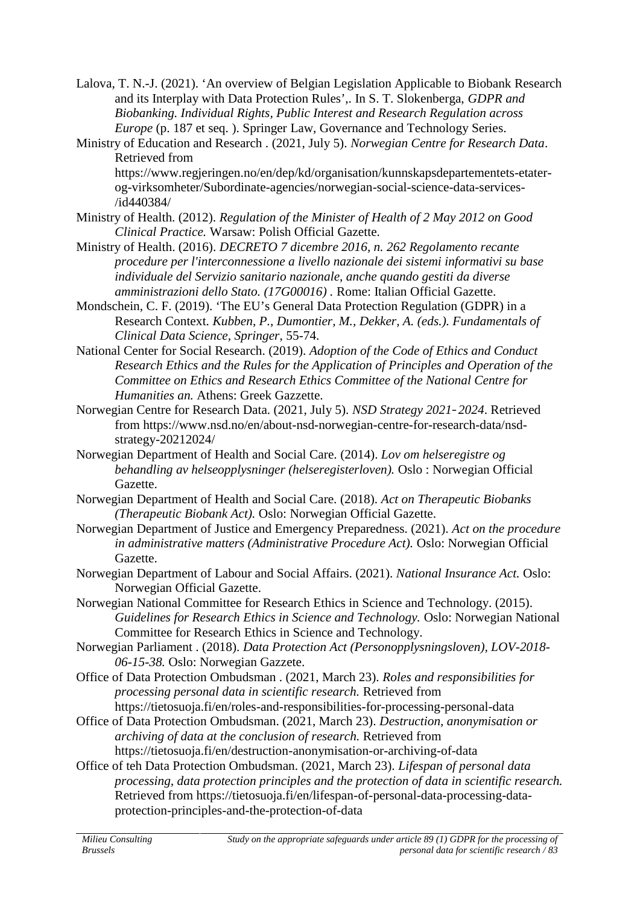Lalova, T. N.-J. (2021). 'An overview of Belgian Legislation Applicable to Biobank Research and its Interplay with Data Protection Rules',. In S. T. Slokenberga, *GDPR and Biobanking. Individual Rights, Public Interest and Research Regulation across Europe* (p. 187 et seq. ). Springer Law, Governance and Technology Series.

Ministry of Education and Research . (2021, July 5). *Norwegian Centre for Research Data*. Retrieved from https://www.regjeringen.no/en/dep/kd/organisation/kunnskapsdepartementets-etater-og-virksomheter/Subordinate-agencies/norwegian-social-science-data-services-/id440384/

Ministry of Health. (2012). *Regulation of the Minister of Health of 2 May 2012 on Good Clinical Practice.* Warsaw: Polish Official Gazette.

Ministry of Health. (2016). *DECRETO 7 dicembre 2016, n. 262 Regolamento recante procedure per l'interconnessione a livello nazionale dei sistemi informativi su base individuale del Servizio sanitario nazionale, anche quando gestiti da diverse amministrazioni dello Stato. (17G00016)* . Rome: Italian Official Gazette.

Mondschein, C. F. (2019). 'The EU's General Data Protection Regulation (GDPR) in a Research Context. *Kubben, P., Dumontier, M., Dekker, A. (eds.). Fundamentals of Clinical Data Science, Springer*, 55-74.

National Center for Social Research. (2019). *Adoption of the Code of Ethics and Conduct Research Ethics and the Rules for the Application of Principles and Operation of the Committee on Ethics and Research Ethics Committee of the National Centre for Humanities an.* Athens: Greek Gazzette.

Norwegian Centre for Research Data. (2021, July 5). *NSD Strategy 2021-2024*. Retrieved from https://www.nsd.no/en/about-nsd-norwegian-centre-for-research-data/nsd-strategy-20212024/

Norwegian Department of Health and Social Care. (2014). *Lov om helseregistre og behandling av helseopplysninger (helseregisterloven).* Oslo : Norwegian Official Gazette.

Norwegian Department of Health and Social Care. (2018). *Act on Therapeutic Biobanks (Therapeutic Biobank Act).* Oslo: Norwegian Official Gazette.

Norwegian Department of Justice and Emergency Preparedness. (2021). *Act on the procedure in administrative matters (Administrative Procedure Act).* Oslo: Norwegian Official Gazette.

Norwegian Department of Labour and Social Affairs. (2021). *National Insurance Act.* Oslo: Norwegian Official Gazette.

Norwegian National Committee for Research Ethics in Science and Technology. (2015). *Guidelines for Research Ethics in Science and Technology.* Oslo: Norwegian National Committee for Research Ethics in Science and Technology.

Norwegian Parliament . (2018). *Data Protection Act (Personopplysningsloven), LOV-2018-06-15-38.* Oslo: Norwegian Gazzete.

Office of Data Protection Ombudsman . (2021, March 23). *Roles and responsibilities for processing personal data in scientific research.* Retrieved from https://tietosuoja.fi/en/roles-and-responsibilities-for-processing-personal-data

Office of Data Protection Ombudsman. (2021, March 23). *Destruction, anonymisation or archiving of data at the conclusion of research.* Retrieved from https://tietosuoja.fi/en/destruction-anonymisation-or-archiving-of-data

Office of teh Data Protection Ombudsman. (2021, March 23). *Lifespan of personal data processing, data protection principles and the protection of data in scientific research.* Retrieved from https://tietosuoja.fi/en/lifespan-of-personal-data-processing-data-protection-principles-and-the-protection-of-data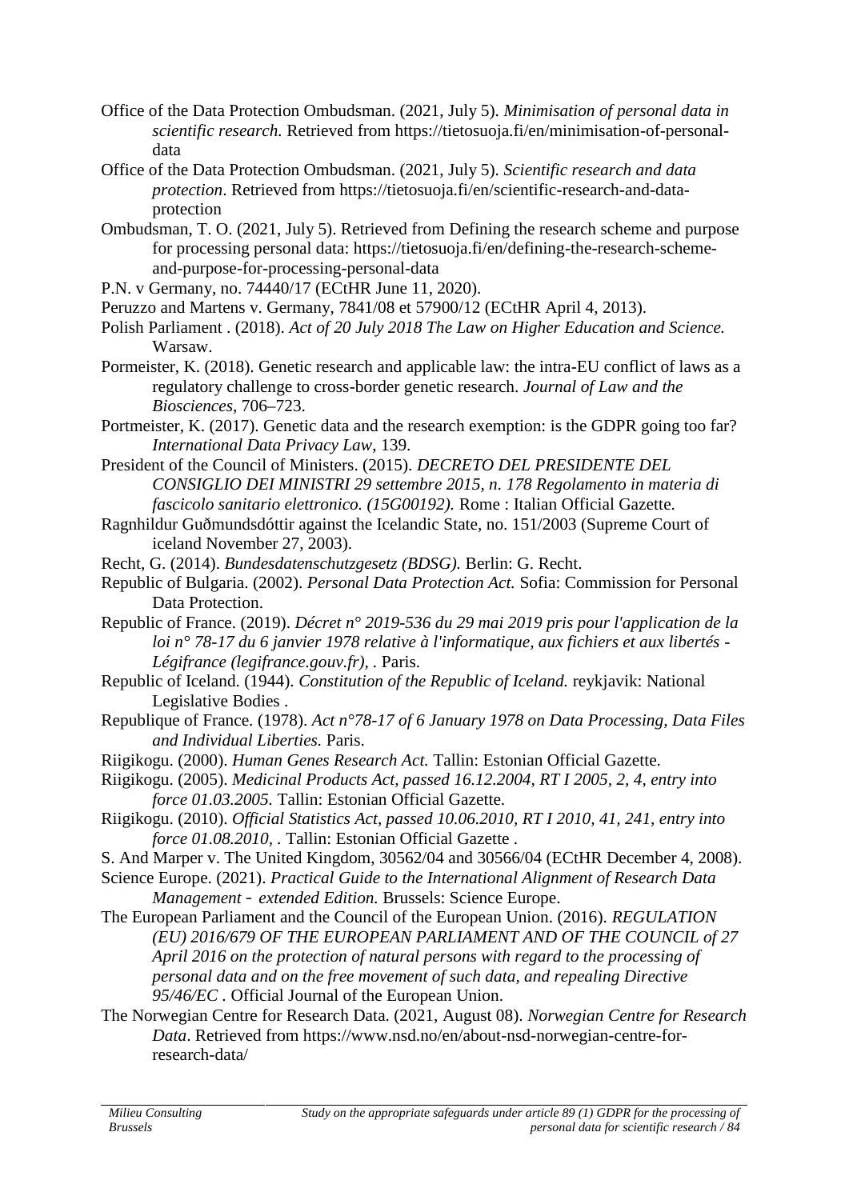Office of the Data Protection Ombudsman. (2021, July 5). *Minimisation of personal data in scientific research.* Retrieved from https://tietosuoja.fi/en/minimisation-of-personal-data

Office of the Data Protection Ombudsman. (2021, July 5). *Scientific research and data protection*. Retrieved from https://tietosuoja.fi/en/scientific-research-and-data-protection

Ombudsman, T. O. (2021, July 5). Retrieved from Defining the research scheme and purpose for processing personal data: https://tietosuoja.fi/en/defining-the-research-scheme-and-purpose-for-processing-personal-data

P.N. v Germany, no. 74440/17 (ECtHR June 11, 2020).

Peruzzo and Martens v. Germany, 7841/08 et 57900/12 (ECtHR April 4, 2013).

Polish Parliament . (2018). *Act of 20 July 2018 The Law on Higher Education and Science.* Warsaw.

Pormeister, K. (2018). Genetic research and applicable law: the intra-EU conflict of laws as a regulatory challenge to cross-border genetic research. *Journal of Law and the Biosciences*, 706–723.

Portmeister, K. (2017). Genetic data and the research exemption: is the GDPR going too far? *International Data Privacy Law*, 139.

President of the Council of Ministers. (2015). *DECRETO DEL PRESIDENTE DEL CONSIGLIO DEI MINISTRI 29 settembre 2015, n. 178 Regolamento in materia di fascicolo sanitario elettronico. (15G00192).* Rome : Italian Official Gazette.

Ragnhildur Guðmundsdóttir against the Icelandic State, no. 151/2003 (Supreme Court of iceland November 27, 2003).

Recht, G. (2014). *Bundesdatenschutzgesetz (BDSG).* Berlin: G. Recht.

Republic of Bulgaria. (2002). *Personal Data Protection Act.* Sofia: Commission for Personal Data Protection.

Republic of France. (2019). *Décret n° 2019-536 du 29 mai 2019 pris pour l'application de la loi n° 78-17 du 6 janvier 1978 relative à l'informatique, aux fichiers et aux libertés - Légifrance (legifrance.gouv.fr)*, . Paris.

Republic of Iceland. (1944). *Constitution of the Republic of Iceland.* reykjavik: National Legislative Bodies .

Republique of France. (1978). *Act n°78-17 of 6 January 1978 on Data Processing, Data Files and Individual Liberties.* Paris.

Riigikogu. (2000). *Human Genes Research Act.* Tallin: Estonian Official Gazette.

Riigikogu. (2005). *Medicinal Products Act, passed 16.12.2004, RT I 2005, 2, 4, entry into force 01.03.2005.* Tallin: Estonian Official Gazette.

Riigikogu. (2010). *Official Statistics Act, passed 10.06.2010, RT I 2010, 41, 241, entry into force 01.08.2010,* . Tallin: Estonian Official Gazette .

S. And Marper v. The United Kingdom, 30562/04 and 30566/04 (ECtHR December 4, 2008).

Science Europe. (2021). *Practical Guide to the International Alignment of Research Data Management - extended Edition.* Brussels: Science Europe.

The European Parliament and the Council of the European Union. (2016). *REGULATION (EU) 2016/679 OF THE EUROPEAN PARLIAMENT AND OF THE COUNCIL of 27 April 2016 on the protection of natural persons with regard to the processing of personal data and on the free movement of such data, and repealing Directive 95/46/EC* . Official Journal of the European Union.

The Norwegian Centre for Research Data. (2021, August 08). *Norwegian Centre for Research Data*. Retrieved from https://www.nsd.no/en/about-nsd-norwegian-centre-for-research-data/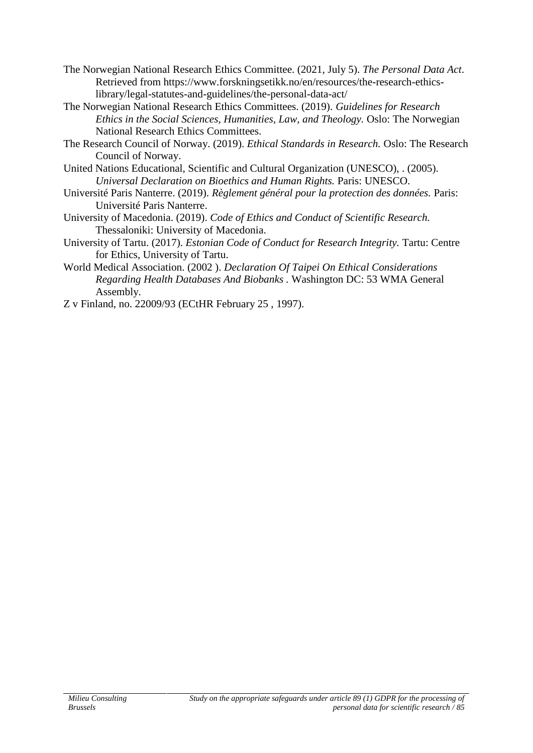The Norwegian National Research Ethics Committee. (2021, July 5). *The Personal Data Act*. Retrieved from https://www.forskningsetikk.no/en/resources/the-research-ethics-library/legal-statutes-and-guidelines/the-personal-data-act/

The Norwegian National Research Ethics Committees. (2019). *Guidelines for Research Ethics in the Social Sciences, Humanities, Law, and Theology.* Oslo: The Norwegian National Research Ethics Committees.

The Research Council of Norway. (2019). *Ethical Standards in Research.* Oslo: The Research Council of Norway.

United Nations Educational, Scientific and Cultural Organization (UNESCO), . (2005). *Universal Declaration on Bioethics and Human Rights.* Paris: UNESCO.

Université Paris Nanterre. (2019). *Règlement général pour la protection des données.* Paris: Université Paris Nanterre.

University of Macedonia. (2019). *Code of Ethics and Conduct of Scientific Research.* Thessaloniki: University of Macedonia.

University of Tartu. (2017). *Estonian Code of Conduct for Research Integrity.* Tartu: Centre for Ethics, University of Tartu.

World Medical Association. (2002 ). *Declaration Of Taipei On Ethical Considerations Regarding Health Databases And Biobanks* . Washington DC: 53 WMA General Assembly.

Z v Finland, no. 22009/93 (ECtHR February 25 , 1997).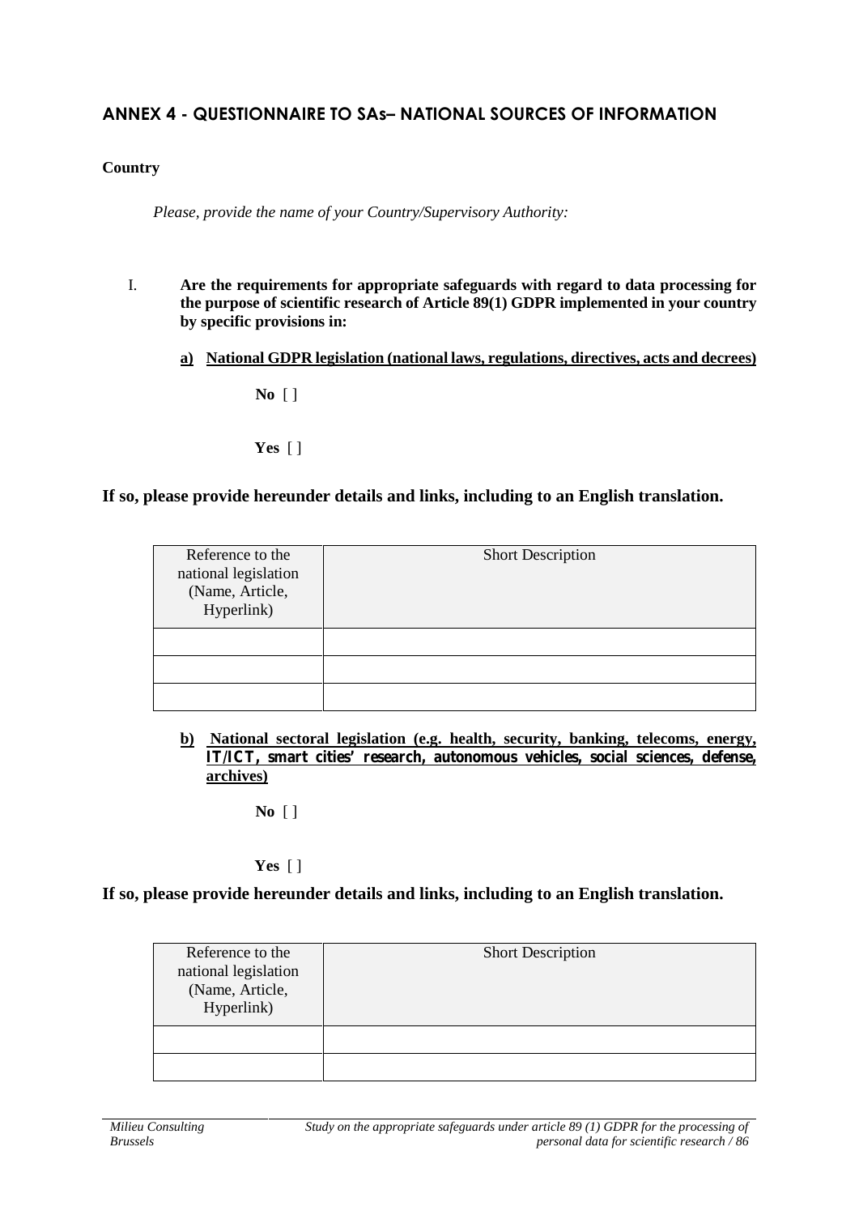## ANNEX 4 - QUESTIONNAIRE TO SAs– NATIONAL SOURCES OF INFORMATION

**Country**

*Please, provide the name of your Country/Supervisory Authority:*

I. **Are the requirements for appropriate safeguards with regard to data processing for the purpose of scientific research of Article 89(1) GDPR implemented in your country by specific provisions in:**

**a) National GDPR legislation (national laws, regulations, directives, acts and decrees)**

**No** [ ]

**Yes** [ ]

**If so, please provide hereunder details and links, including to an English translation.**

| Reference to the national legislation (Name, Article, Hyperlink) | Short Description |
|---|---|
| | |
| | |
| | |

**b) National sectoral legislation (e.g. health, security, banking, telecoms, energy, IT/ICT, smart cities' research, autonomous vehicles, social sciences, defense, archives)**

**No** [ ]

**Yes** [ ]

**If so, please provide hereunder details and links, including to an English translation.**

| Reference to the national legislation (Name, Article, Hyperlink) | Short Description |
|---|---|
| | |
| | |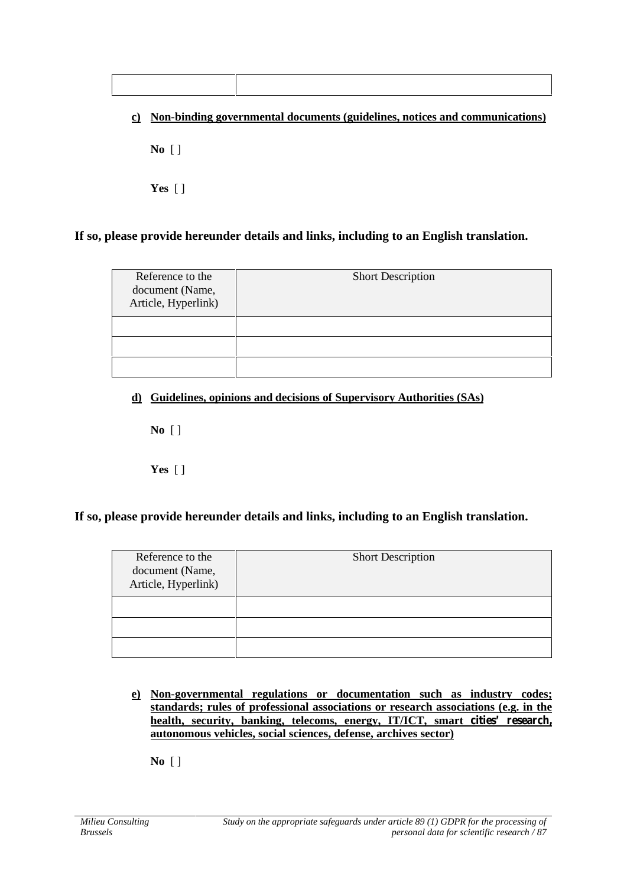| | |
|---|---|
| | |

**c) <u>Non-binding governmental documents (guidelines, notices and communications)</u>**

**No** [ ]

**Yes** [ ]

**If so, please provide hereunder details and links, including to an English translation.**

| Reference to the document (Name, Article, Hyperlink) | Short Description |
|---|---|
| | |
| | |
| | |

**d) <u>Guidelines, opinions and decisions of Supervisory Authorities (SAs)</u>**

**No** [ ]

**Yes** [ ]

**If so, please provide hereunder details and links, including to an English translation.**

| Reference to the document (Name, Article, Hyperlink) | Short Description |
|---|---|
| | |
| | |
| | |

**e) <u>Non-governmental regulations or documentation such as industry codes; standards; rules of professional associations or research associations (e.g. in the health, security, banking, telecoms, energy, IT/ICT, smart cities' research, autonomous vehicles, social sciences, defense, archives sector)</u>**

**No** [ ]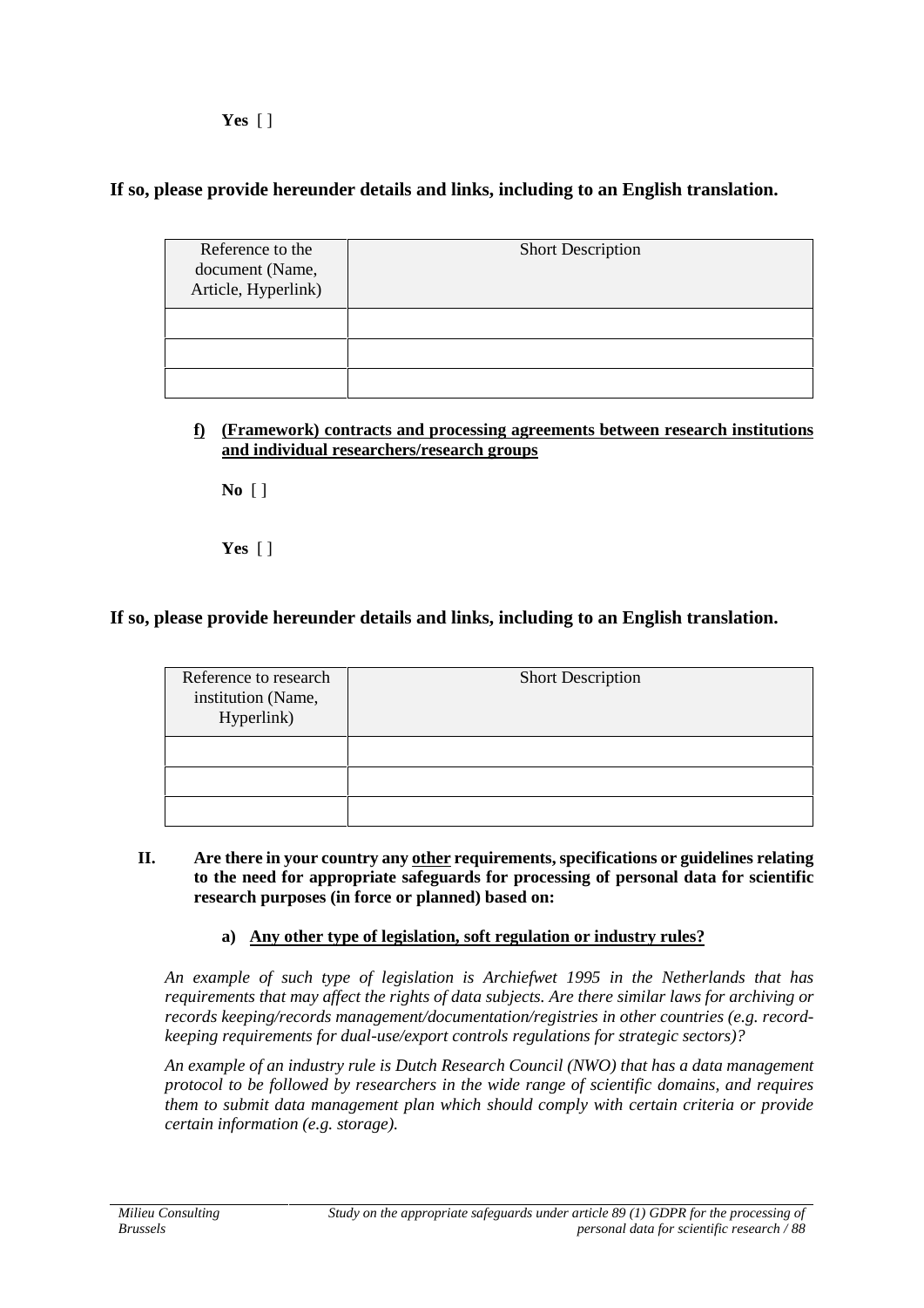**Yes** [ ]

**If so, please provide hereunder details and links, including to an English translation.**

| Reference to the document (Name, Article, Hyperlink) | Short Description |
|---|---|
| | |
| | |
| | |

**f) <u>(Framework) contracts and processing agreements between research institutions and individual researchers/research groups</u>**

**No** [ ]

**Yes** [ ]

**If so, please provide hereunder details and links, including to an English translation.**

| Reference to research institution (Name, Hyperlink) | Short Description |
|---|---|
| | |
| | |
| | |

**II. Are there in your country any <u>other</u> requirements, specifications or guidelines relating to the need for appropriate safeguards for processing of personal data for scientific research purposes (in force or planned) based on:**

**a) <u>Any other type of legislation, soft regulation or industry rules?</u>**

*An example of such type of legislation is Archiefwet 1995 in the Netherlands that has requirements that may affect the rights of data subjects. Are there similar laws for archiving or records keeping/records management/documentation/registries in other countries (e.g. record-keeping requirements for dual-use/export controls regulations for strategic sectors)?*

*An example of an industry rule is Dutch Research Council (NWO) that has a data management protocol to be followed by researchers in the wide range of scientific domains, and requires them to submit data management plan which should comply with certain criteria or provide certain information (e.g. storage).*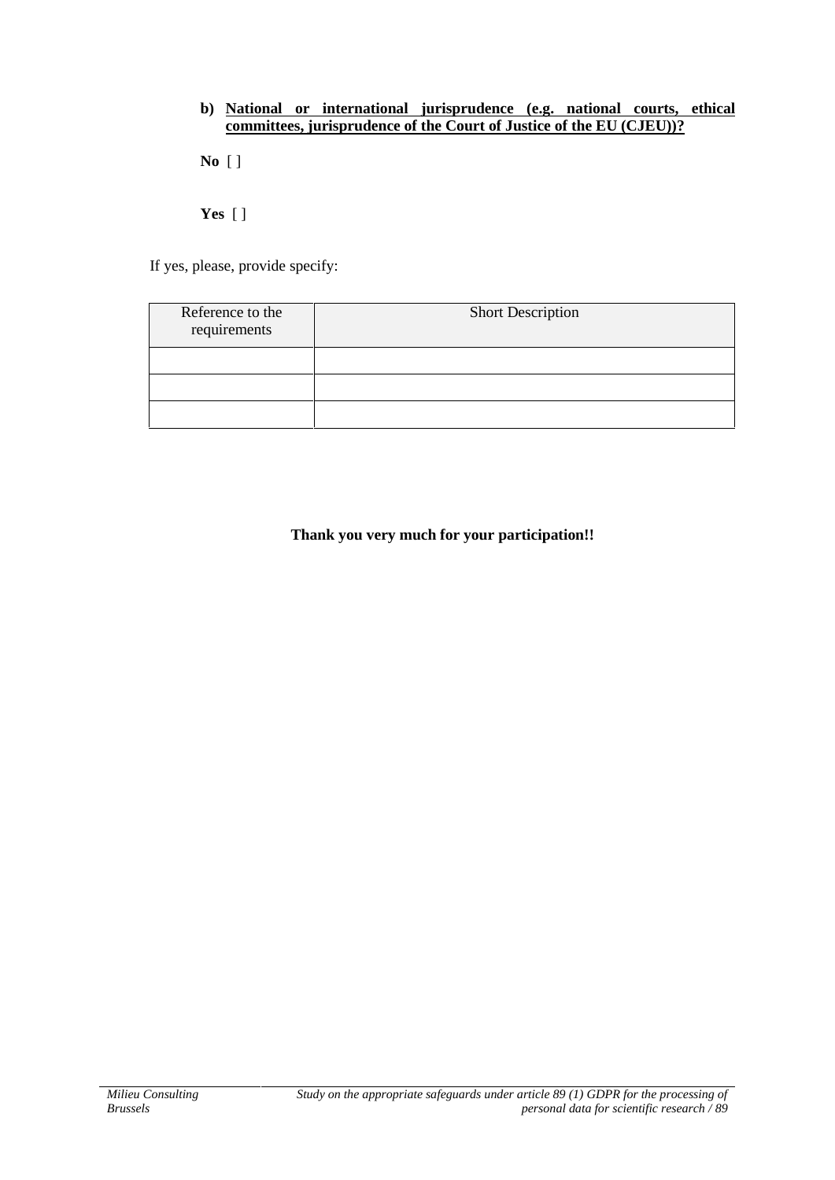**b) <u>National or international jurisprudence (e.g. national courts, ethical committees, jurisprudence of the Court of Justice of the EU (CJEU))?</u>**

**No** [ ]

**Yes** [ ]

If yes, please, provide specify:

| Reference to the requirements | Short Description |
|---|---|
| | |
| | |
| | |

**Thank you very much for your participation!!**